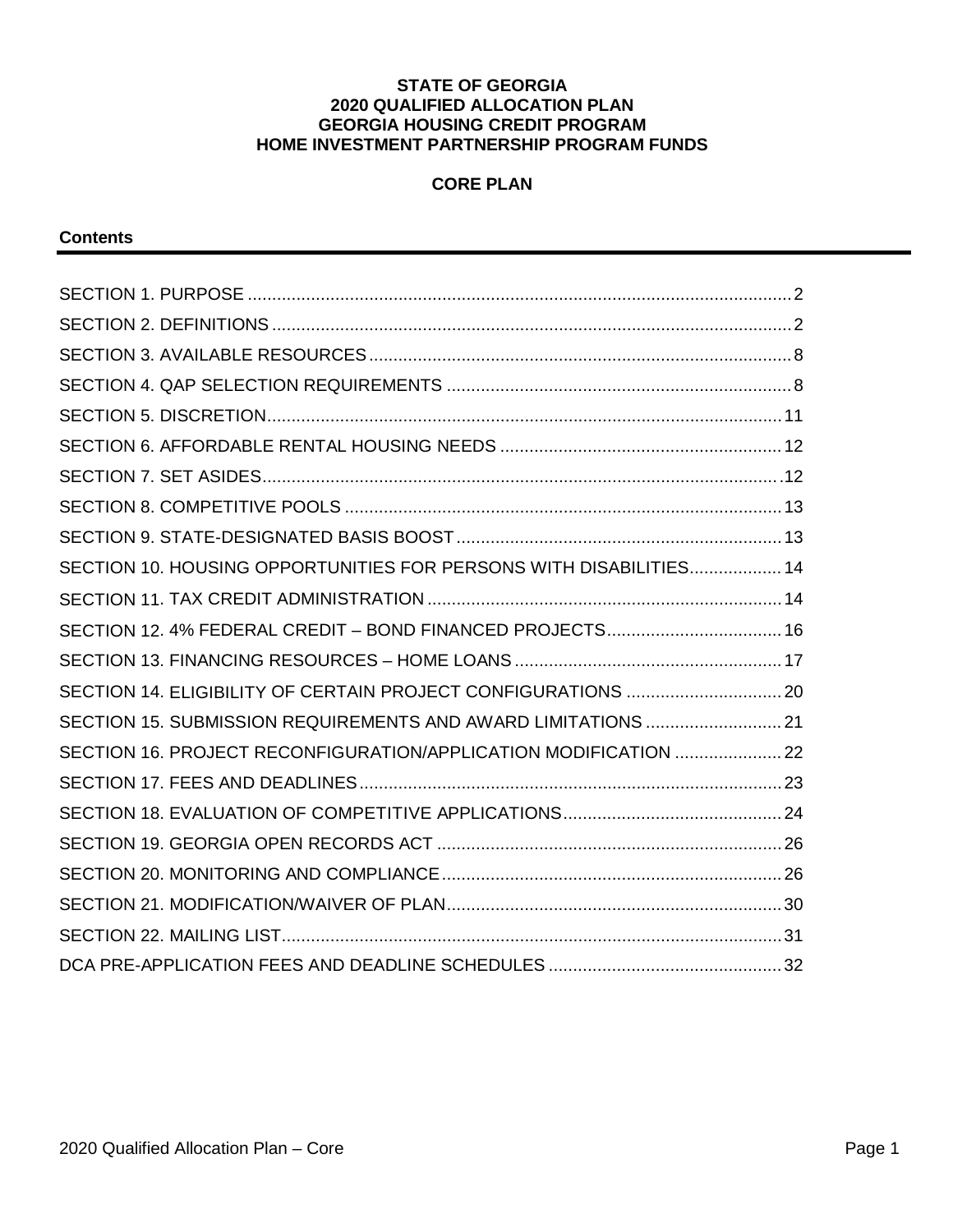**STATE OF GEORGIA**
**2020 QUALIFIED ALLOCATION PLAN**
**GEORGIA HOUSING CREDIT PROGRAM**
**HOME INVESTMENT PARTNERSHIP PROGRAM FUNDS**

**CORE PLAN**

## Contents

SECTION 1. PURPOSE ........ 2
SECTION 2. DEFINITIONS ........ 2
SECTION 3. AVAILABLE RESOURCES ........ 8
SECTION 4. QAP SELECTION REQUIREMENTS ........ 8
SECTION 5. DISCRETION ........ 11
SECTION 6. AFFORDABLE RENTAL HOUSING NEEDS ........ 12
SECTION 7. SET ASIDES ........ 12
SECTION 8. COMPETITIVE POOLS ........ 13
SECTION 9. STATE-DESIGNATED BASIS BOOST ........ 13
SECTION 10. HOUSING OPPORTUNITIES FOR PERSONS WITH DISABILITIES ........ 14
SECTION 11. TAX CREDIT ADMINISTRATION ........ 14
SECTION 12. 4% FEDERAL CREDIT – BOND FINANCED PROJECTS ........ 16
SECTION 13. FINANCING RESOURCES – HOME LOANS ........ 17
SECTION 14. ELIGIBILITY OF CERTAIN PROJECT CONFIGURATIONS ........ 20
SECTION 15. SUBMISSION REQUIREMENTS AND AWARD LIMITATIONS ........ 21
SECTION 16. PROJECT RECONFIGURATION/APPLICATION MODIFICATION ........ 22
SECTION 17. FEES AND DEADLINES ........ 23
SECTION 18. EVALUATION OF COMPETITIVE APPLICATIONS ........ 24
SECTION 19. GEORGIA OPEN RECORDS ACT ........ 26
SECTION 20. MONITORING AND COMPLIANCE ........ 26
SECTION 21. MODIFICATION/WAIVER OF PLAN ........ 30
SECTION 22. MAILING LIST ........ 31
DCA PRE-APPLICATION FEES AND DEADLINE SCHEDULES ........ 32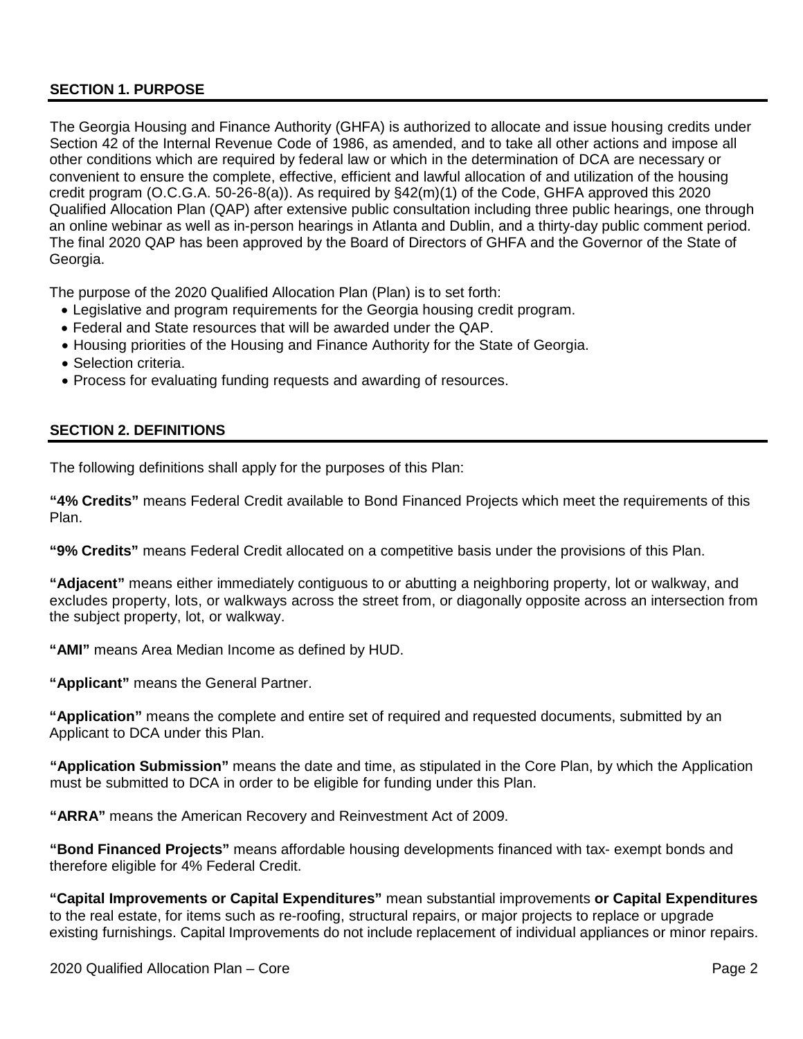## SECTION 1. PURPOSE

The Georgia Housing and Finance Authority (GHFA) is authorized to allocate and issue housing credits under Section 42 of the Internal Revenue Code of 1986, as amended, and to take all other actions and impose all other conditions which are required by federal law or which in the determination of DCA are necessary or convenient to ensure the complete, effective, efficient and lawful allocation of and utilization of the housing credit program (O.C.G.A. 50-26-8(a)). As required by §42(m)(1) of the Code, GHFA approved this 2020 Qualified Allocation Plan (QAP) after extensive public consultation including three public hearings, one through an online webinar as well as in-person hearings in Atlanta and Dublin, and a thirty-day public comment period. The final 2020 QAP has been approved by the Board of Directors of GHFA and the Governor of the State of Georgia.

The purpose of the 2020 Qualified Allocation Plan (Plan) is to set forth:

- Legislative and program requirements for the Georgia housing credit program.
- Federal and State resources that will be awarded under the QAP.
- Housing priorities of the Housing and Finance Authority for the State of Georgia.
- Selection criteria.
- Process for evaluating funding requests and awarding of resources.

## SECTION 2. DEFINITIONS

The following definitions shall apply for the purposes of this Plan:

**"4% Credits"** means Federal Credit available to Bond Financed Projects which meet the requirements of this Plan.

**"9% Credits"** means Federal Credit allocated on a competitive basis under the provisions of this Plan.

**"Adjacent"** means either immediately contiguous to or abutting a neighboring property, lot or walkway, and excludes property, lots, or walkways across the street from, or diagonally opposite across an intersection from the subject property, lot, or walkway.

**"AMI"** means Area Median Income as defined by HUD.

**"Applicant"** means the General Partner.

**"Application"** means the complete and entire set of required and requested documents, submitted by an Applicant to DCA under this Plan.

**"Application Submission"** means the date and time, as stipulated in the Core Plan, by which the Application must be submitted to DCA in order to be eligible for funding under this Plan.

**"ARRA"** means the American Recovery and Reinvestment Act of 2009.

**"Bond Financed Projects"** means affordable housing developments financed with tax- exempt bonds and therefore eligible for 4% Federal Credit.

**"Capital Improvements or Capital Expenditures"** mean substantial improvements **or Capital Expenditures** to the real estate, for items such as re-roofing, structural repairs, or major projects to replace or upgrade existing furnishings. Capital Improvements do not include replacement of individual appliances or minor repairs.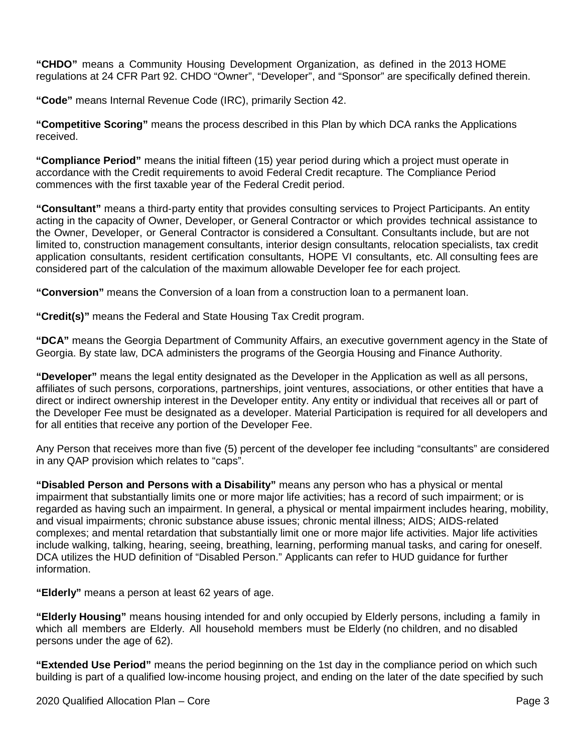**"CHDO"** means a Community Housing Development Organization, as defined in the 2013 HOME regulations at 24 CFR Part 92. CHDO "Owner", "Developer", and "Sponsor" are specifically defined therein.

**"Code"** means Internal Revenue Code (IRC), primarily Section 42.

**"Competitive Scoring"** means the process described in this Plan by which DCA ranks the Applications received.

**"Compliance Period"** means the initial fifteen (15) year period during which a project must operate in accordance with the Credit requirements to avoid Federal Credit recapture. The Compliance Period commences with the first taxable year of the Federal Credit period.

**"Consultant"** means a third-party entity that provides consulting services to Project Participants. An entity acting in the capacity of Owner, Developer, or General Contractor or which provides technical assistance to the Owner, Developer, or General Contractor is considered a Consultant. Consultants include, but are not limited to, construction management consultants, interior design consultants, relocation specialists, tax credit application consultants, resident certification consultants, HOPE VI consultants, etc. All consulting fees are considered part of the calculation of the maximum allowable Developer fee for each project.

**"Conversion"** means the Conversion of a loan from a construction loan to a permanent loan.

**"Credit(s)"** means the Federal and State Housing Tax Credit program.

**"DCA"** means the Georgia Department of Community Affairs, an executive government agency in the State of Georgia. By state law, DCA administers the programs of the Georgia Housing and Finance Authority.

**"Developer"** means the legal entity designated as the Developer in the Application as well as all persons, affiliates of such persons, corporations, partnerships, joint ventures, associations, or other entities that have a direct or indirect ownership interest in the Developer entity. Any entity or individual that receives all or part of the Developer Fee must be designated as a developer. Material Participation is required for all developers and for all entities that receive any portion of the Developer Fee.

Any Person that receives more than five (5) percent of the developer fee including "consultants" are considered in any QAP provision which relates to "caps".

**"Disabled Person and Persons with a Disability"** means any person who has a physical or mental impairment that substantially limits one or more major life activities; has a record of such impairment; or is regarded as having such an impairment. In general, a physical or mental impairment includes hearing, mobility, and visual impairments; chronic substance abuse issues; chronic mental illness; AIDS; AIDS-related complexes; and mental retardation that substantially limit one or more major life activities. Major life activities include walking, talking, hearing, seeing, breathing, learning, performing manual tasks, and caring for oneself. DCA utilizes the HUD definition of "Disabled Person." Applicants can refer to HUD guidance for further information.

**"Elderly"** means a person at least 62 years of age.

**"Elderly Housing"** means housing intended for and only occupied by Elderly persons, including a family in which all members are Elderly. All household members must be Elderly (no children, and no disabled persons under the age of 62).

**"Extended Use Period"** means the period beginning on the 1st day in the compliance period on which such building is part of a qualified low-income housing project, and ending on the later of the date specified by such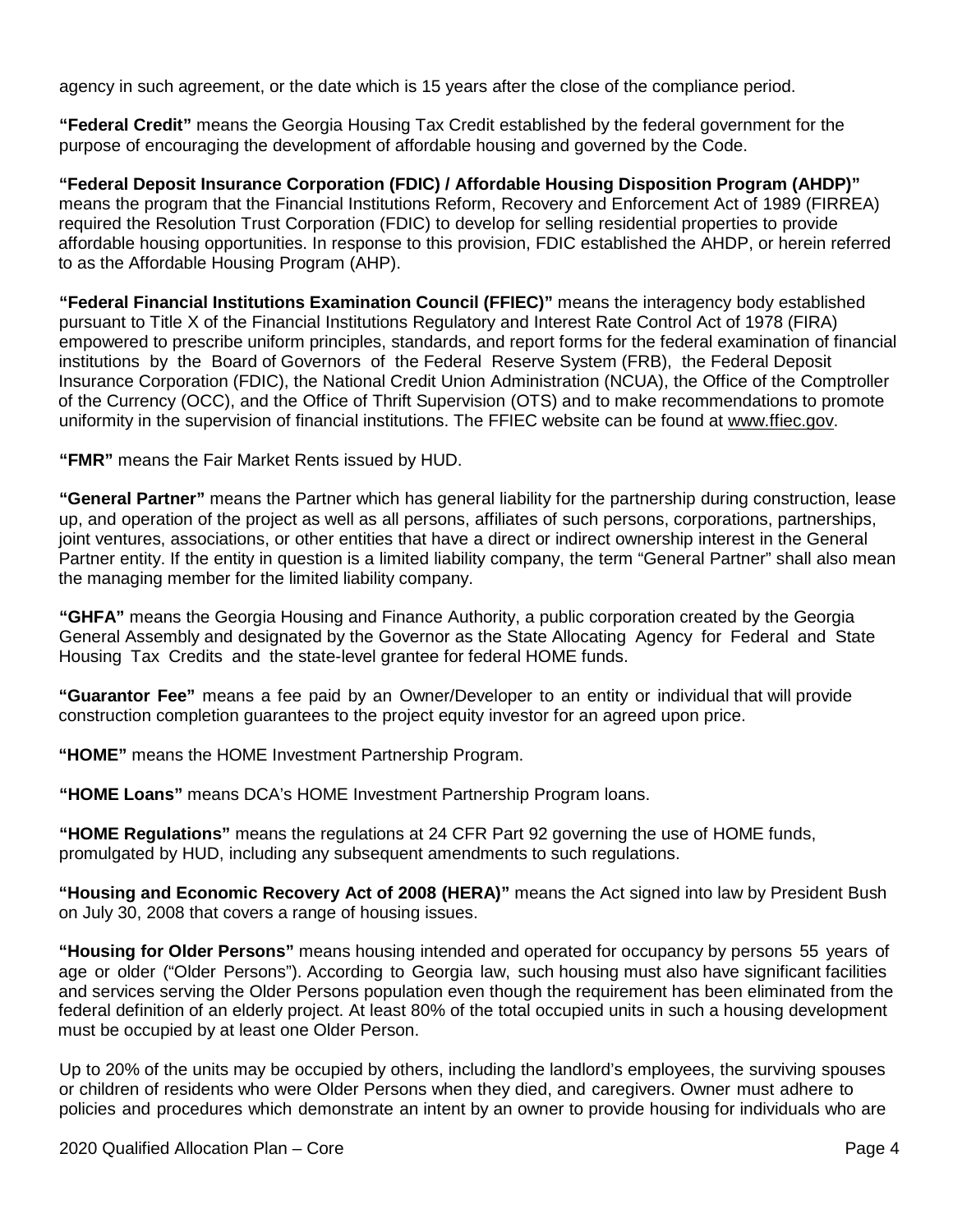agency in such agreement, or the date which is 15 years after the close of the compliance period.

**"Federal Credit"** means the Georgia Housing Tax Credit established by the federal government for the purpose of encouraging the development of affordable housing and governed by the Code.

**"Federal Deposit Insurance Corporation (FDIC) / Affordable Housing Disposition Program (AHDP)"** means the program that the Financial Institutions Reform, Recovery and Enforcement Act of 1989 (FIRREA) required the Resolution Trust Corporation (FDIC) to develop for selling residential properties to provide affordable housing opportunities. In response to this provision, FDIC established the AHDP, or herein referred to as the Affordable Housing Program (AHP).

**"Federal Financial Institutions Examination Council (FFIEC)"** means the interagency body established pursuant to Title X of the Financial Institutions Regulatory and Interest Rate Control Act of 1978 (FIRA) empowered to prescribe uniform principles, standards, and report forms for the federal examination of financial institutions by the Board of Governors of the Federal Reserve System (FRB), the Federal Deposit Insurance Corporation (FDIC), the National Credit Union Administration (NCUA), the Office of the Comptroller of the Currency (OCC), and the Office of Thrift Supervision (OTS) and to make recommendations to promote uniformity in the supervision of financial institutions. The FFIEC website can be found at www.ffiec.gov.

**"FMR"** means the Fair Market Rents issued by HUD.

**"General Partner"** means the Partner which has general liability for the partnership during construction, lease up, and operation of the project as well as all persons, affiliates of such persons, corporations, partnerships, joint ventures, associations, or other entities that have a direct or indirect ownership interest in the General Partner entity. If the entity in question is a limited liability company, the term "General Partner" shall also mean the managing member for the limited liability company.

**"GHFA"** means the Georgia Housing and Finance Authority, a public corporation created by the Georgia General Assembly and designated by the Governor as the State Allocating Agency for Federal and State Housing Tax Credits and the state-level grantee for federal HOME funds.

**"Guarantor Fee"** means a fee paid by an Owner/Developer to an entity or individual that will provide construction completion guarantees to the project equity investor for an agreed upon price.

**"HOME"** means the HOME Investment Partnership Program.

**"HOME Loans"** means DCA's HOME Investment Partnership Program loans.

**"HOME Regulations"** means the regulations at 24 CFR Part 92 governing the use of HOME funds, promulgated by HUD, including any subsequent amendments to such regulations.

**"Housing and Economic Recovery Act of 2008 (HERA)"** means the Act signed into law by President Bush on July 30, 2008 that covers a range of housing issues.

**"Housing for Older Persons"** means housing intended and operated for occupancy by persons 55 years of age or older ("Older Persons"). According to Georgia law, such housing must also have significant facilities and services serving the Older Persons population even though the requirement has been eliminated from the federal definition of an elderly project. At least 80% of the total occupied units in such a housing development must be occupied by at least one Older Person.

Up to 20% of the units may be occupied by others, including the landlord's employees, the surviving spouses or children of residents who were Older Persons when they died, and caregivers. Owner must adhere to policies and procedures which demonstrate an intent by an owner to provide housing for individuals who are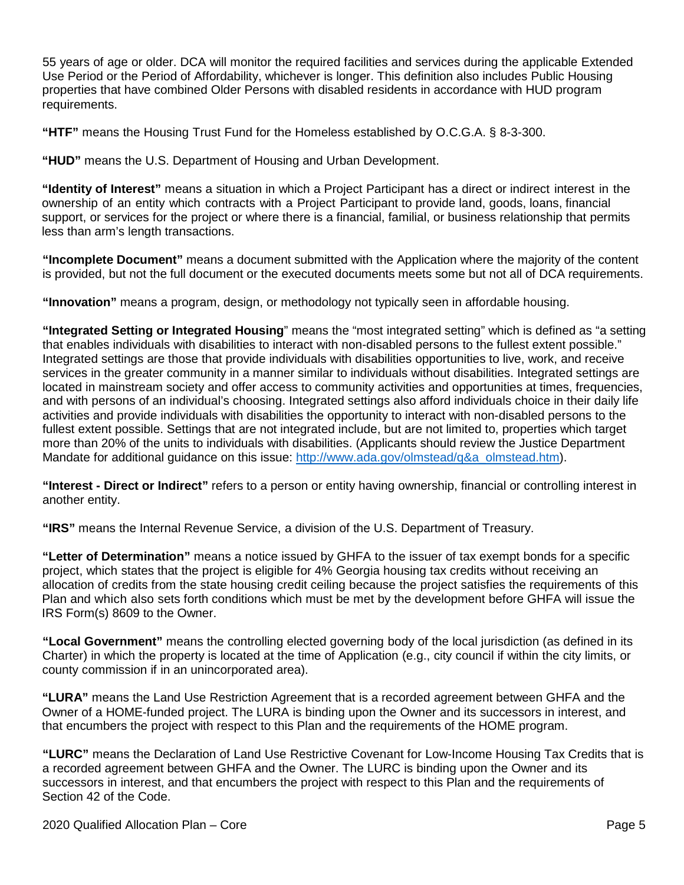55 years of age or older. DCA will monitor the required facilities and services during the applicable Extended Use Period or the Period of Affordability, whichever is longer. This definition also includes Public Housing properties that have combined Older Persons with disabled residents in accordance with HUD program requirements.

**"HTF"** means the Housing Trust Fund for the Homeless established by O.C.G.A. § 8-3-300.

**"HUD"** means the U.S. Department of Housing and Urban Development.

**"Identity of Interest"** means a situation in which a Project Participant has a direct or indirect interest in the ownership of an entity which contracts with a Project Participant to provide land, goods, loans, financial support, or services for the project or where there is a financial, familial, or business relationship that permits less than arm's length transactions.

**"Incomplete Document"** means a document submitted with the Application where the majority of the content is provided, but not the full document or the executed documents meets some but not all of DCA requirements.

**"Innovation"** means a program, design, or methodology not typically seen in affordable housing.

**"Integrated Setting or Integrated Housing"** means the "most integrated setting" which is defined as "a setting that enables individuals with disabilities to interact with non-disabled persons to the fullest extent possible." Integrated settings are those that provide individuals with disabilities opportunities to live, work, and receive services in the greater community in a manner similar to individuals without disabilities. Integrated settings are located in mainstream society and offer access to community activities and opportunities at times, frequencies, and with persons of an individual's choosing. Integrated settings also afford individuals choice in their daily life activities and provide individuals with disabilities the opportunity to interact with non-disabled persons to the fullest extent possible. Settings that are not integrated include, but are not limited to, properties which target more than 20% of the units to individuals with disabilities. (Applicants should review the Justice Department Mandate for additional guidance on this issue: [http://www.ada.gov/olmstead/q&a_olmstead.htm](http://www.ada.gov/olmstead/q&a_olmstead.htm)).

**"Interest - Direct or Indirect"** refers to a person or entity having ownership, financial or controlling interest in another entity.

**"IRS"** means the Internal Revenue Service, a division of the U.S. Department of Treasury.

**"Letter of Determination"** means a notice issued by GHFA to the issuer of tax exempt bonds for a specific project, which states that the project is eligible for 4% Georgia housing tax credits without receiving an allocation of credits from the state housing credit ceiling because the project satisfies the requirements of this Plan and which also sets forth conditions which must be met by the development before GHFA will issue the IRS Form(s) 8609 to the Owner.

**"Local Government"** means the controlling elected governing body of the local jurisdiction (as defined in its Charter) in which the property is located at the time of Application (e.g., city council if within the city limits, or county commission if in an unincorporated area).

**"LURA"** means the Land Use Restriction Agreement that is a recorded agreement between GHFA and the Owner of a HOME-funded project. The LURA is binding upon the Owner and its successors in interest, and that encumbers the project with respect to this Plan and the requirements of the HOME program.

**"LURC"** means the Declaration of Land Use Restrictive Covenant for Low-Income Housing Tax Credits that is a recorded agreement between GHFA and the Owner. The LURC is binding upon the Owner and its successors in interest, and that encumbers the project with respect to this Plan and the requirements of Section 42 of the Code.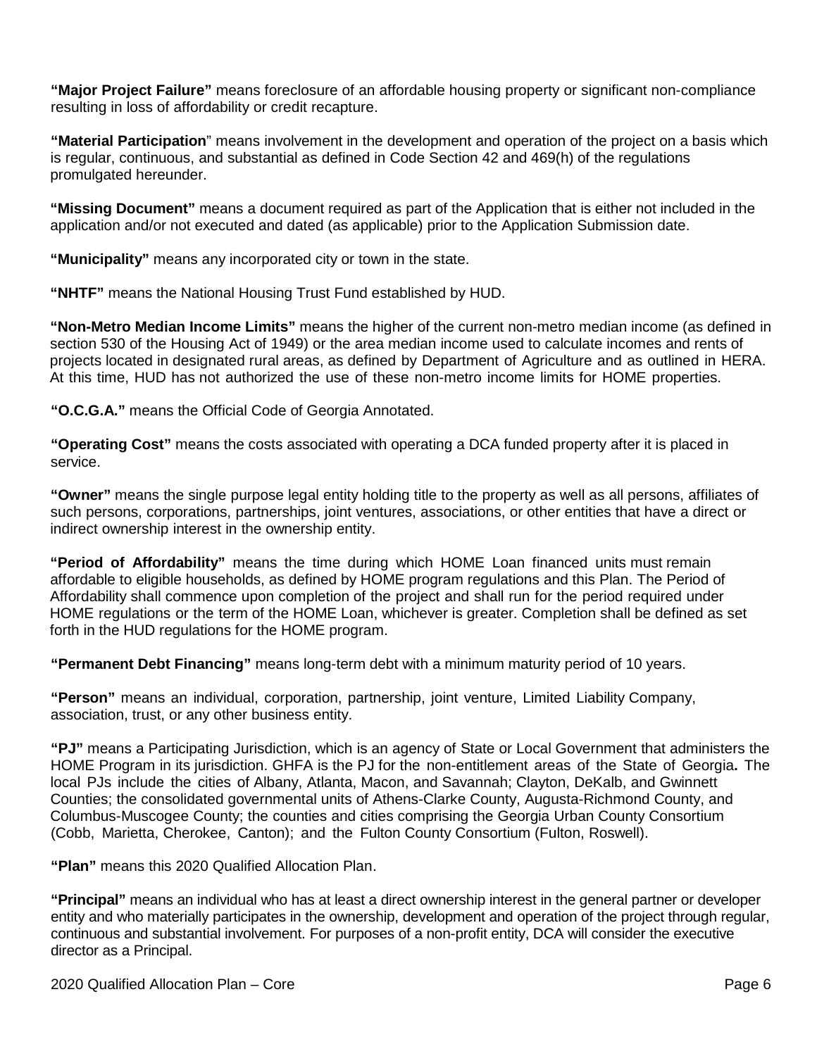**"Major Project Failure"** means foreclosure of an affordable housing property or significant non-compliance resulting in loss of affordability or credit recapture.

**"Material Participation**" means involvement in the development and operation of the project on a basis which is regular, continuous, and substantial as defined in Code Section 42 and 469(h) of the regulations promulgated hereunder.

**"Missing Document"** means a document required as part of the Application that is either not included in the application and/or not executed and dated (as applicable) prior to the Application Submission date.

**"Municipality"** means any incorporated city or town in the state.

**"NHTF"** means the National Housing Trust Fund established by HUD.

**"Non-Metro Median Income Limits"** means the higher of the current non-metro median income (as defined in section 530 of the Housing Act of 1949) or the area median income used to calculate incomes and rents of projects located in designated rural areas, as defined by Department of Agriculture and as outlined in HERA. At this time, HUD has not authorized the use of these non-metro income limits for HOME properties.

**"O.C.G.A."** means the Official Code of Georgia Annotated.

**"Operating Cost"** means the costs associated with operating a DCA funded property after it is placed in service.

**"Owner"** means the single purpose legal entity holding title to the property as well as all persons, affiliates of such persons, corporations, partnerships, joint ventures, associations, or other entities that have a direct or indirect ownership interest in the ownership entity.

**"Period of Affordability"** means the time during which HOME Loan financed units must remain affordable to eligible households, as defined by HOME program regulations and this Plan. The Period of Affordability shall commence upon completion of the project and shall run for the period required under HOME regulations or the term of the HOME Loan, whichever is greater. Completion shall be defined as set forth in the HUD regulations for the HOME program.

**"Permanent Debt Financing"** means long-term debt with a minimum maturity period of 10 years.

**"Person"** means an individual, corporation, partnership, joint venture, Limited Liability Company, association, trust, or any other business entity.

**"PJ"** means a Participating Jurisdiction, which is an agency of State or Local Government that administers the HOME Program in its jurisdiction. GHFA is the PJ for the non-entitlement areas of the State of Georgia**.** The local PJs include the cities of Albany, Atlanta, Macon, and Savannah; Clayton, DeKalb, and Gwinnett Counties; the consolidated governmental units of Athens-Clarke County, Augusta-Richmond County, and Columbus-Muscogee County; the counties and cities comprising the Georgia Urban County Consortium (Cobb, Marietta, Cherokee, Canton); and the Fulton County Consortium (Fulton, Roswell).

**"Plan"** means this 2020 Qualified Allocation Plan.

**"Principal"** means an individual who has at least a direct ownership interest in the general partner or developer entity and who materially participates in the ownership, development and operation of the project through regular, continuous and substantial involvement. For purposes of a non-profit entity, DCA will consider the executive director as a Principal.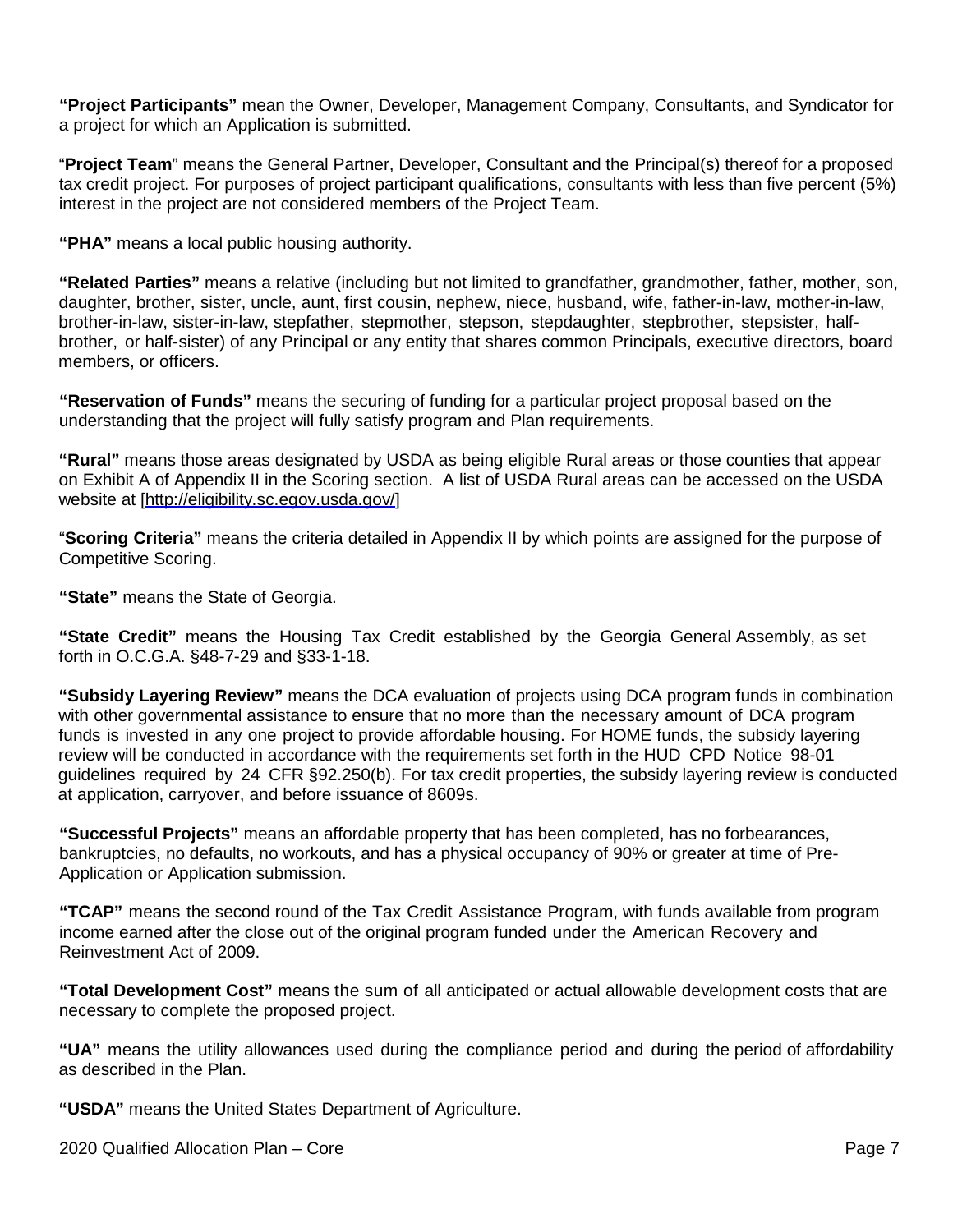**"Project Participants"** mean the Owner, Developer, Management Company, Consultants, and Syndicator for a project for which an Application is submitted.

"**Project Team**" means the General Partner, Developer, Consultant and the Principal(s) thereof for a proposed tax credit project. For purposes of project participant qualifications, consultants with less than five percent (5%) interest in the project are not considered members of the Project Team.

**"PHA"** means a local public housing authority.

**"Related Parties"** means a relative (including but not limited to grandfather, grandmother, father, mother, son, daughter, brother, sister, uncle, aunt, first cousin, nephew, niece, husband, wife, father-in-law, mother-in-law, brother-in-law, sister-in-law, stepfather, stepmother, stepson, stepdaughter, stepbrother, stepsister, half-brother, or half-sister) of any Principal or any entity that shares common Principals, executive directors, board members, or officers.

**"Reservation of Funds"** means the securing of funding for a particular project proposal based on the understanding that the project will fully satisfy program and Plan requirements.

**"Rural"** means those areas designated by USDA as being eligible Rural areas or those counties that appear on Exhibit A of Appendix II in the Scoring section. A list of USDA Rural areas can be accessed on the USDA website at [http://eligibility.sc.egov.usda.gov/]

"**Scoring Criteria"** means the criteria detailed in Appendix II by which points are assigned for the purpose of Competitive Scoring.

**"State"** means the State of Georgia.

**"State Credit"** means the Housing Tax Credit established by the Georgia General Assembly, as set forth in O.C.G.A. §48-7-29 and §33-1-18.

**"Subsidy Layering Review"** means the DCA evaluation of projects using DCA program funds in combination with other governmental assistance to ensure that no more than the necessary amount of DCA program funds is invested in any one project to provide affordable housing. For HOME funds, the subsidy layering review will be conducted in accordance with the requirements set forth in the HUD CPD Notice 98-01 guidelines required by 24 CFR §92.250(b). For tax credit properties, the subsidy layering review is conducted at application, carryover, and before issuance of 8609s.

**"Successful Projects"** means an affordable property that has been completed, has no forbearances, bankruptcies, no defaults, no workouts, and has a physical occupancy of 90% or greater at time of Pre-Application or Application submission.

**"TCAP"** means the second round of the Tax Credit Assistance Program, with funds available from program income earned after the close out of the original program funded under the American Recovery and Reinvestment Act of 2009.

**"Total Development Cost"** means the sum of all anticipated or actual allowable development costs that are necessary to complete the proposed project.

**"UA"** means the utility allowances used during the compliance period and during the period of affordability as described in the Plan.

**"USDA"** means the United States Department of Agriculture.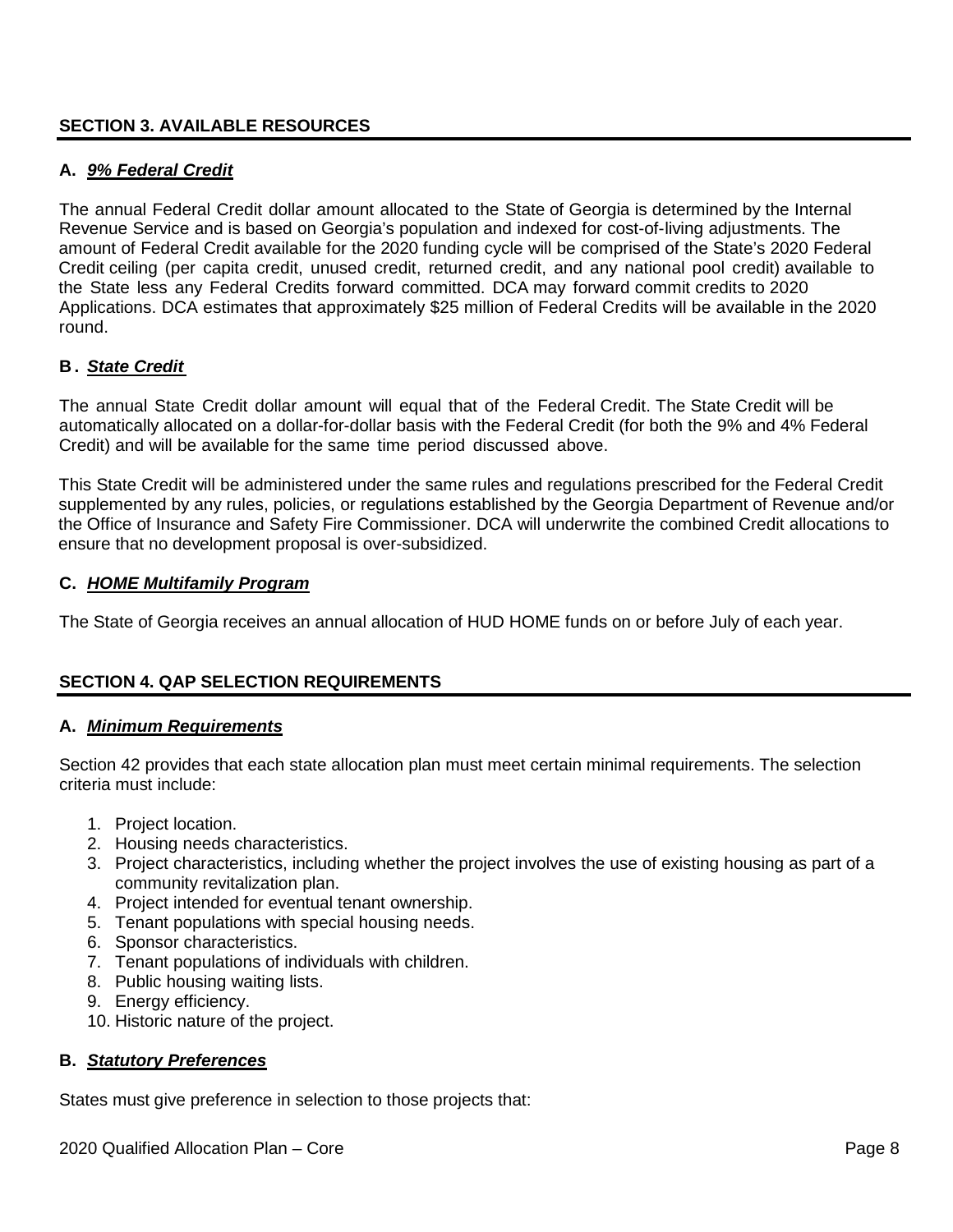## SECTION 3. AVAILABLE RESOURCES

### A. ***9% Federal Credit***

The annual Federal Credit dollar amount allocated to the State of Georgia is determined by the Internal Revenue Service and is based on Georgia's population and indexed for cost-of-living adjustments. The amount of Federal Credit available for the 2020 funding cycle will be comprised of the State's 2020 Federal Credit ceiling (per capita credit, unused credit, returned credit, and any national pool credit) available to the State less any Federal Credits forward committed. DCA may forward commit credits to 2020 Applications. DCA estimates that approximately $25 million of Federal Credits will be available in the 2020 round.

### B. ***State Credit***

The annual State Credit dollar amount will equal that of the Federal Credit. The State Credit will be automatically allocated on a dollar-for-dollar basis with the Federal Credit (for both the 9% and 4% Federal Credit) and will be available for the same time period discussed above.

This State Credit will be administered under the same rules and regulations prescribed for the Federal Credit supplemented by any rules, policies, or regulations established by the Georgia Department of Revenue and/or the Office of Insurance and Safety Fire Commissioner. DCA will underwrite the combined Credit allocations to ensure that no development proposal is over-subsidized.

### C. ***HOME Multifamily Program***

The State of Georgia receives an annual allocation of HUD HOME funds on or before July of each year.

## SECTION 4. QAP SELECTION REQUIREMENTS

### A. ***Minimum Requirements***

Section 42 provides that each state allocation plan must meet certain minimal requirements. The selection criteria must include:

1. Project location.
2. Housing needs characteristics.
3. Project characteristics, including whether the project involves the use of existing housing as part of a community revitalization plan.
4. Project intended for eventual tenant ownership.
5. Tenant populations with special housing needs.
6. Sponsor characteristics.
7. Tenant populations of individuals with children.
8. Public housing waiting lists.
9. Energy efficiency.
10. Historic nature of the project.

### B. ***Statutory Preferences***

States must give preference in selection to those projects that: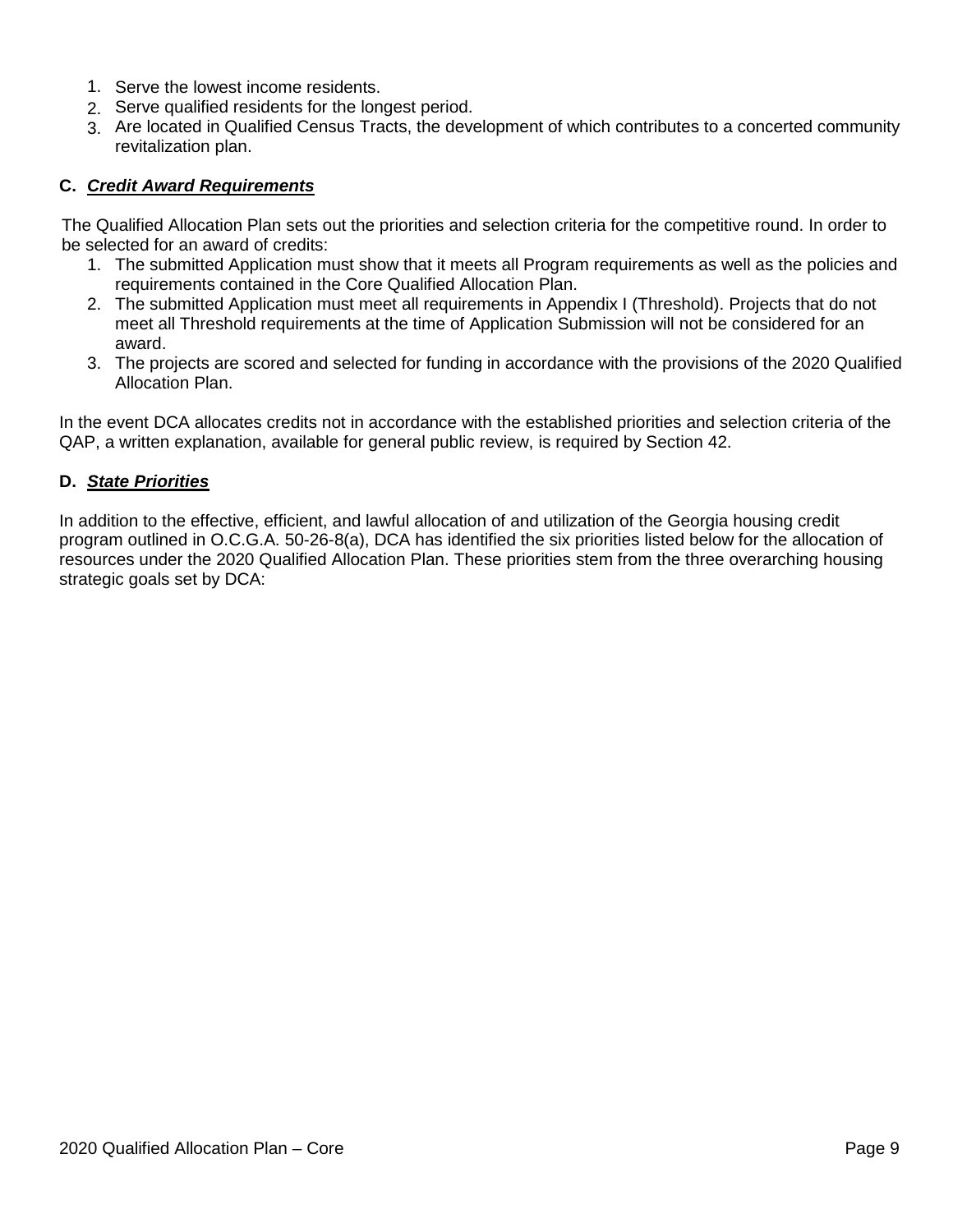1. Serve the lowest income residents.
2. Serve qualified residents for the longest period.
3. Are located in Qualified Census Tracts, the development of which contributes to a concerted community revitalization plan.

**C. *Credit Award Requirements***

The Qualified Allocation Plan sets out the priorities and selection criteria for the competitive round. In order to be selected for an award of credits:

1. The submitted Application must show that it meets all Program requirements as well as the policies and requirements contained in the Core Qualified Allocation Plan.
2. The submitted Application must meet all requirements in Appendix I (Threshold). Projects that do not meet all Threshold requirements at the time of Application Submission will not be considered for an award.
3. The projects are scored and selected for funding in accordance with the provisions of the 2020 Qualified Allocation Plan.

In the event DCA allocates credits not in accordance with the established priorities and selection criteria of the QAP, a written explanation, available for general public review, is required by Section 42.

**D. *State Priorities***

In addition to the effective, efficient, and lawful allocation of and utilization of the Georgia housing credit program outlined in O.C.G.A. 50-26-8(a), DCA has identified the six priorities listed below for the allocation of resources under the 2020 Qualified Allocation Plan. These priorities stem from the three overarching housing strategic goals set by DCA: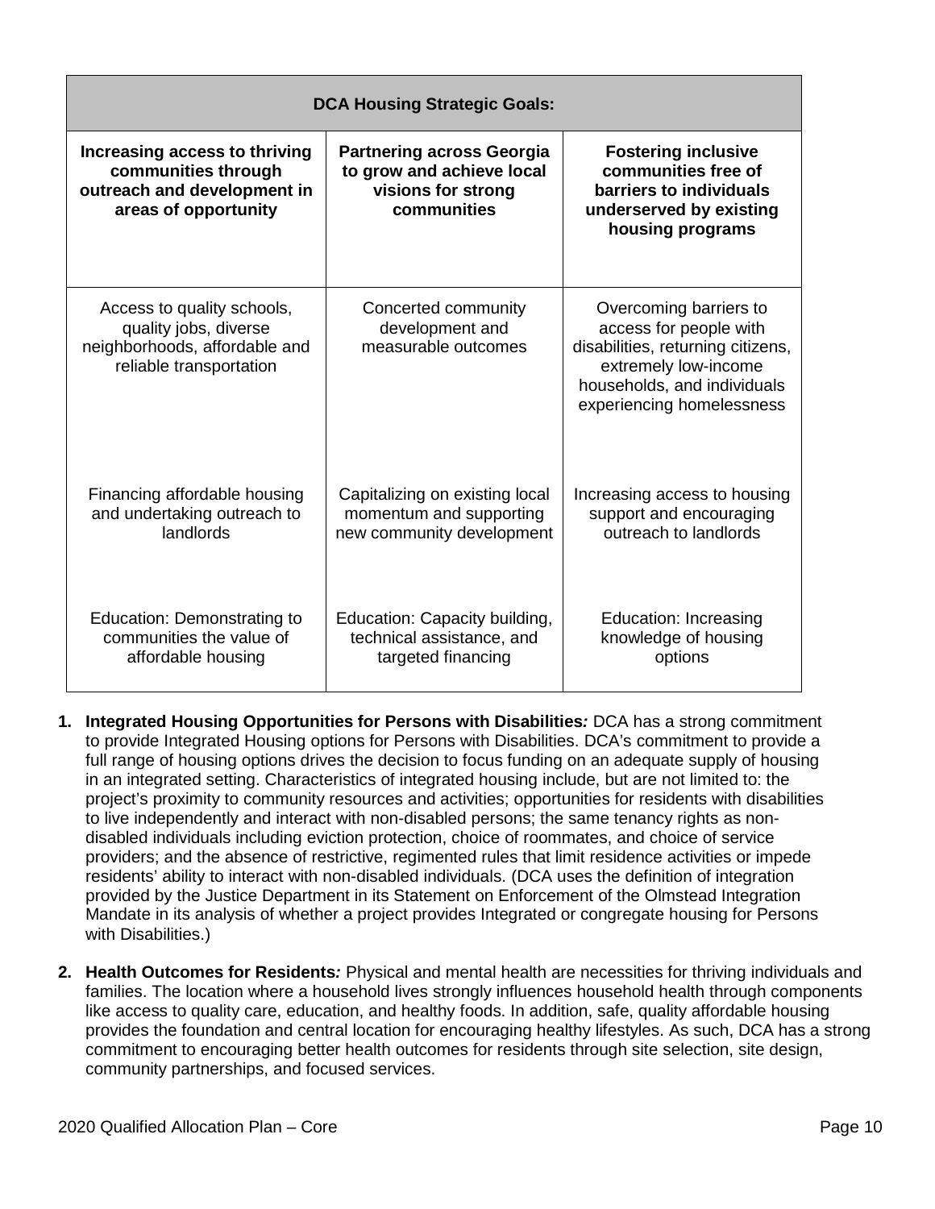| **DCA Housing Strategic Goals:** | | |
|---|---|---|
| **Increasing access to thriving communities through outreach and development in areas of opportunity** | **Partnering across Georgia to grow and achieve local visions for strong communities** | **Fostering inclusive communities free of barriers to individuals underserved by existing housing programs** |
| Access to quality schools, quality jobs, diverse neighborhoods, affordable and reliable transportation | Concerted community development and measurable outcomes | Overcoming barriers to access for people with disabilities, returning citizens, extremely low-income households, and individuals experiencing homelessness |
| Financing affordable housing and undertaking outreach to landlords | Capitalizing on existing local momentum and supporting new community development | Increasing access to housing support and encouraging outreach to landlords |
| Education: Demonstrating to communities the value of affordable housing | Education: Capacity building, technical assistance, and targeted financing | Education: Increasing knowledge of housing options |

1. **Integrated Housing Opportunities for Persons with Disabilities*:*** DCA has a strong commitment to provide Integrated Housing options for Persons with Disabilities. DCA's commitment to provide a full range of housing options drives the decision to focus funding on an adequate supply of housing in an integrated setting. Characteristics of integrated housing include, but are not limited to: the project's proximity to community resources and activities; opportunities for residents with disabilities to live independently and interact with non-disabled persons; the same tenancy rights as non-disabled individuals including eviction protection, choice of roommates, and choice of service providers; and the absence of restrictive, regimented rules that limit residence activities or impede residents' ability to interact with non-disabled individuals. (DCA uses the definition of integration provided by the Justice Department in its Statement on Enforcement of the Olmstead Integration Mandate in its analysis of whether a project provides Integrated or congregate housing for Persons with Disabilities.)

2. **Health Outcomes for Residents*:*** Physical and mental health are necessities for thriving individuals and families. The location where a household lives strongly influences household health through components like access to quality care, education, and healthy foods. In addition, safe, quality affordable housing provides the foundation and central location for encouraging healthy lifestyles. As such, DCA has a strong commitment to encouraging better health outcomes for residents through site selection, site design, community partnerships, and focused services.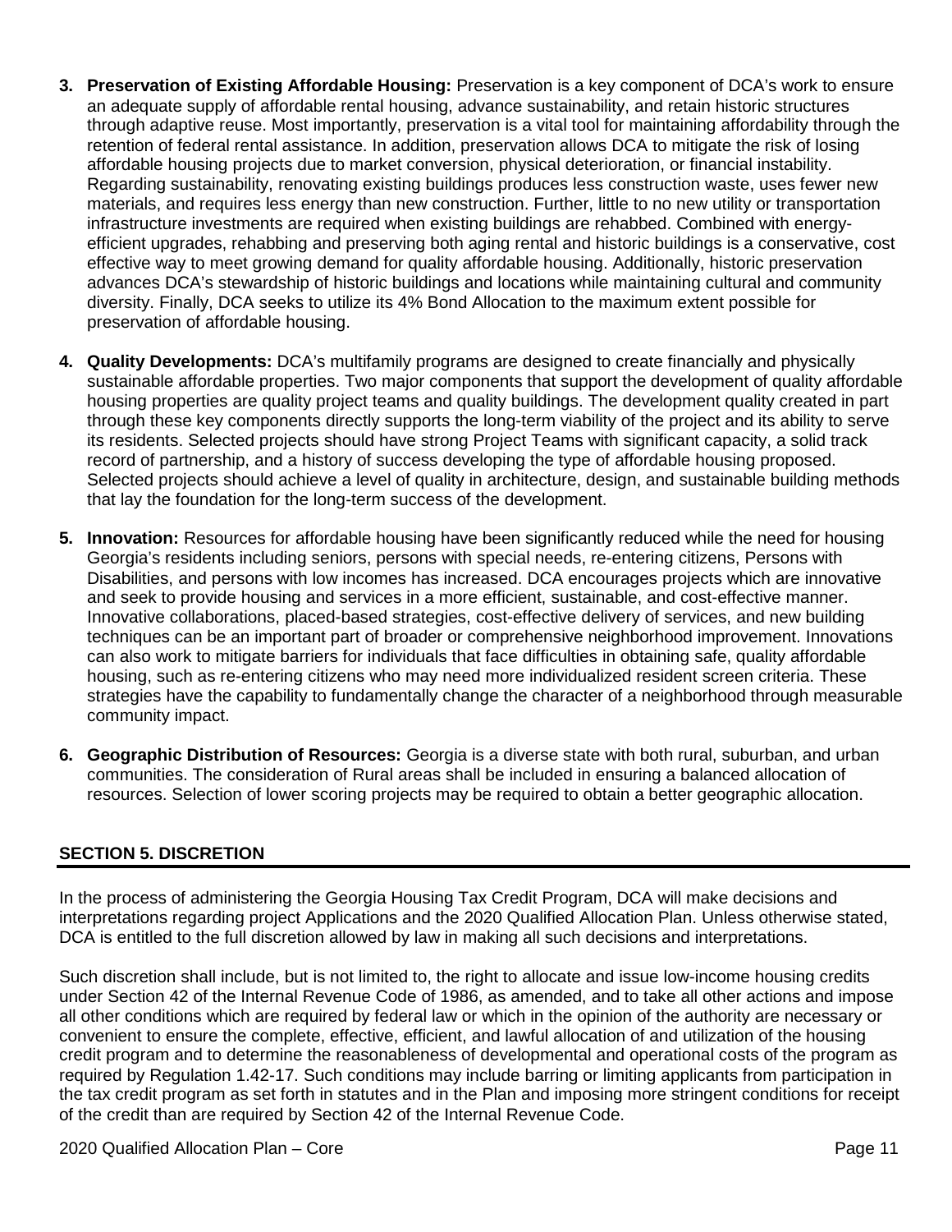3. **Preservation of Existing Affordable Housing:** Preservation is a key component of DCA's work to ensure an adequate supply of affordable rental housing, advance sustainability, and retain historic structures through adaptive reuse. Most importantly, preservation is a vital tool for maintaining affordability through the retention of federal rental assistance. In addition, preservation allows DCA to mitigate the risk of losing affordable housing projects due to market conversion, physical deterioration, or financial instability. Regarding sustainability, renovating existing buildings produces less construction waste, uses fewer new materials, and requires less energy than new construction. Further, little to no new utility or transportation infrastructure investments are required when existing buildings are rehabbed. Combined with energy-efficient upgrades, rehabbing and preserving both aging rental and historic buildings is a conservative, cost effective way to meet growing demand for quality affordable housing. Additionally, historic preservation advances DCA's stewardship of historic buildings and locations while maintaining cultural and community diversity. Finally, DCA seeks to utilize its 4% Bond Allocation to the maximum extent possible for preservation of affordable housing.

4. **Quality Developments:** DCA's multifamily programs are designed to create financially and physically sustainable affordable properties. Two major components that support the development of quality affordable housing properties are quality project teams and quality buildings. The development quality created in part through these key components directly supports the long-term viability of the project and its ability to serve its residents. Selected projects should have strong Project Teams with significant capacity, a solid track record of partnership, and a history of success developing the type of affordable housing proposed. Selected projects should achieve a level of quality in architecture, design, and sustainable building methods that lay the foundation for the long-term success of the development.

5. **Innovation:** Resources for affordable housing have been significantly reduced while the need for housing Georgia's residents including seniors, persons with special needs, re-entering citizens, Persons with Disabilities, and persons with low incomes has increased. DCA encourages projects which are innovative and seek to provide housing and services in a more efficient, sustainable, and cost-effective manner. Innovative collaborations, placed-based strategies, cost-effective delivery of services, and new building techniques can be an important part of broader or comprehensive neighborhood improvement. Innovations can also work to mitigate barriers for individuals that face difficulties in obtaining safe, quality affordable housing, such as re-entering citizens who may need more individualized resident screen criteria. These strategies have the capability to fundamentally change the character of a neighborhood through measurable community impact.

6. **Geographic Distribution of Resources:** Georgia is a diverse state with both rural, suburban, and urban communities. The consideration of Rural areas shall be included in ensuring a balanced allocation of resources. Selection of lower scoring projects may be required to obtain a better geographic allocation.

## SECTION 5. DISCRETION

In the process of administering the Georgia Housing Tax Credit Program, DCA will make decisions and interpretations regarding project Applications and the 2020 Qualified Allocation Plan. Unless otherwise stated, DCA is entitled to the full discretion allowed by law in making all such decisions and interpretations.

Such discretion shall include, but is not limited to, the right to allocate and issue low-income housing credits under Section 42 of the Internal Revenue Code of 1986, as amended, and to take all other actions and impose all other conditions which are required by federal law or which in the opinion of the authority are necessary or convenient to ensure the complete, effective, efficient, and lawful allocation of and utilization of the housing credit program and to determine the reasonableness of developmental and operational costs of the program as required by Regulation 1.42-17. Such conditions may include barring or limiting applicants from participation in the tax credit program as set forth in statutes and in the Plan and imposing more stringent conditions for receipt of the credit than are required by Section 42 of the Internal Revenue Code.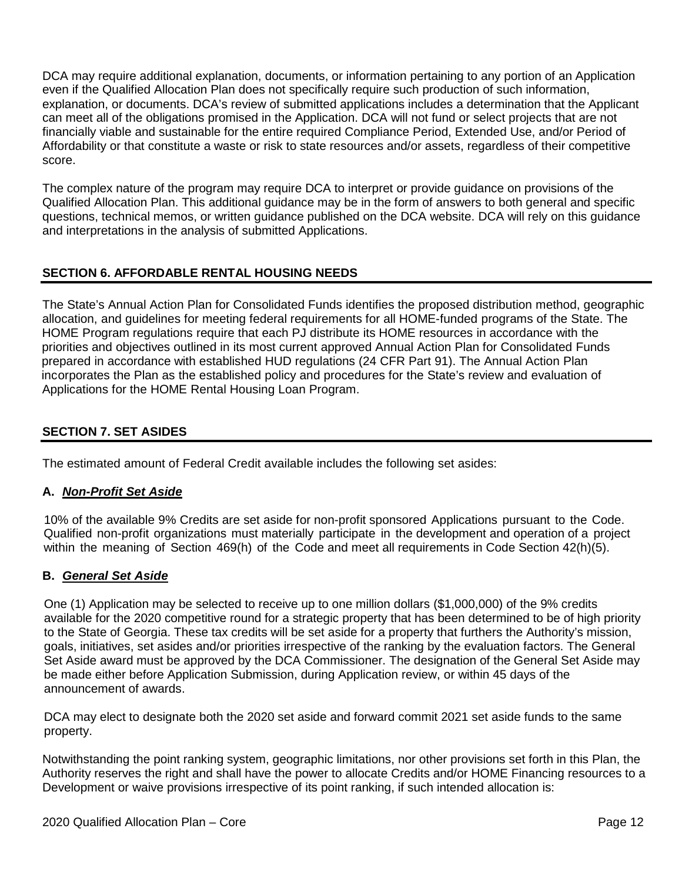DCA may require additional explanation, documents, or information pertaining to any portion of an Application even if the Qualified Allocation Plan does not specifically require such production of such information, explanation, or documents. DCA's review of submitted applications includes a determination that the Applicant can meet all of the obligations promised in the Application. DCA will not fund or select projects that are not financially viable and sustainable for the entire required Compliance Period, Extended Use, and/or Period of Affordability or that constitute a waste or risk to state resources and/or assets, regardless of their competitive score.

The complex nature of the program may require DCA to interpret or provide guidance on provisions of the Qualified Allocation Plan. This additional guidance may be in the form of answers to both general and specific questions, technical memos, or written guidance published on the DCA website. DCA will rely on this guidance and interpretations in the analysis of submitted Applications.

## SECTION 6. AFFORDABLE RENTAL HOUSING NEEDS

The State's Annual Action Plan for Consolidated Funds identifies the proposed distribution method, geographic allocation, and guidelines for meeting federal requirements for all HOME-funded programs of the State. The HOME Program regulations require that each PJ distribute its HOME resources in accordance with the priorities and objectives outlined in its most current approved Annual Action Plan for Consolidated Funds prepared in accordance with established HUD regulations (24 CFR Part 91). The Annual Action Plan incorporates the Plan as the established policy and procedures for the State's review and evaluation of Applications for the HOME Rental Housing Loan Program.

## SECTION 7. SET ASIDES

The estimated amount of Federal Credit available includes the following set asides:

### A. ***Non-Profit Set Aside***

10% of the available 9% Credits are set aside for non-profit sponsored Applications pursuant to the Code. Qualified non-profit organizations must materially participate in the development and operation of a project within the meaning of Section 469(h) of the Code and meet all requirements in Code Section 42(h)(5).

### B. ***General Set Aside***

One (1) Application may be selected to receive up to one million dollars ($1,000,000) of the 9% credits available for the 2020 competitive round for a strategic property that has been determined to be of high priority to the State of Georgia. These tax credits will be set aside for a property that furthers the Authority's mission, goals, initiatives, set asides and/or priorities irrespective of the ranking by the evaluation factors. The General Set Aside award must be approved by the DCA Commissioner. The designation of the General Set Aside may be made either before Application Submission, during Application review, or within 45 days of the announcement of awards.

DCA may elect to designate both the 2020 set aside and forward commit 2021 set aside funds to the same property.

Notwithstanding the point ranking system, geographic limitations, nor other provisions set forth in this Plan, the Authority reserves the right and shall have the power to allocate Credits and/or HOME Financing resources to a Development or waive provisions irrespective of its point ranking, if such intended allocation is: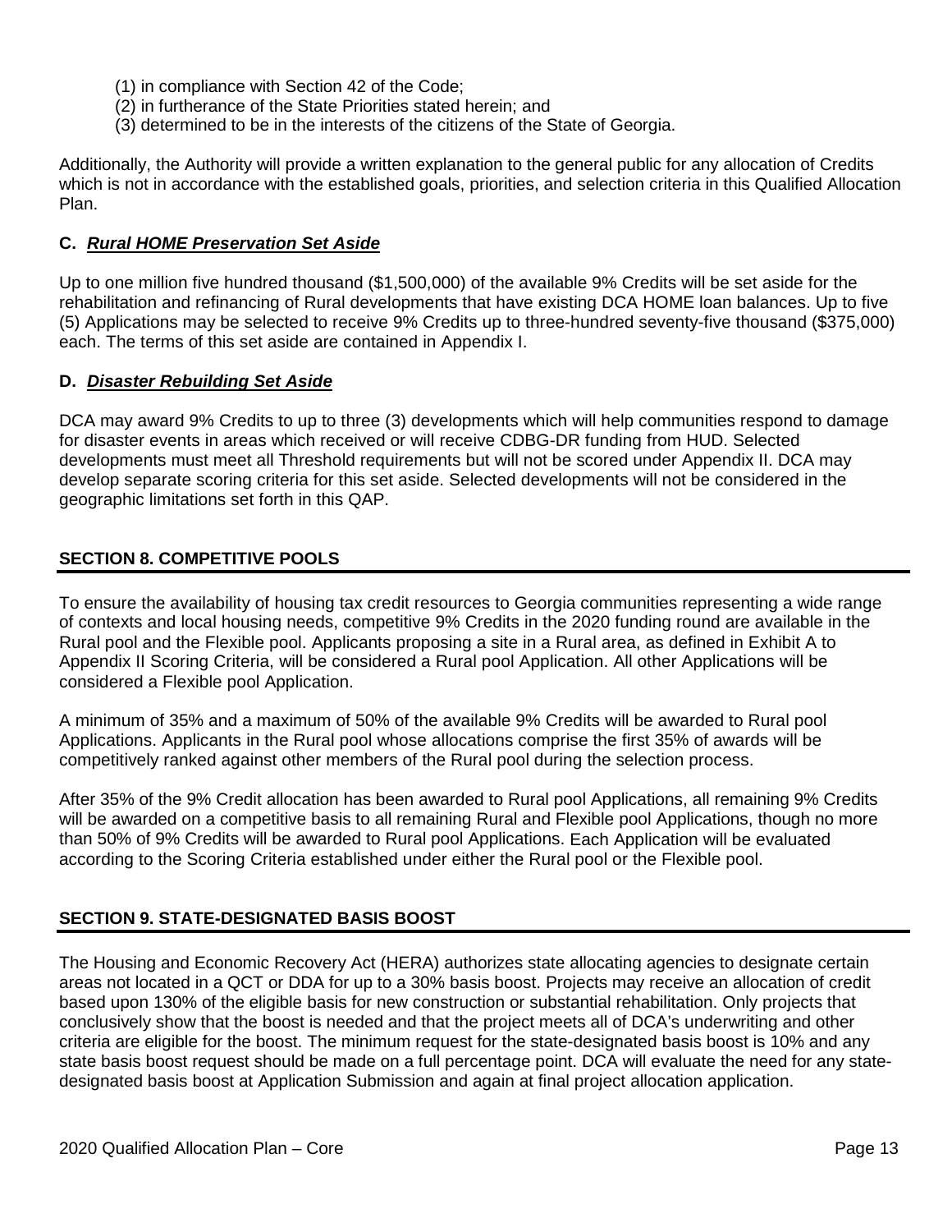(1) in compliance with Section 42 of the Code;
(2) in furtherance of the State Priorities stated herein; and
(3) determined to be in the interests of the citizens of the State of Georgia.

Additionally, the Authority will provide a written explanation to the general public for any allocation of Credits which is not in accordance with the established goals, priorities, and selection criteria in this Qualified Allocation Plan.

### C. ***Rural HOME Preservation Set Aside***

Up to one million five hundred thousand ($1,500,000) of the available 9% Credits will be set aside for the rehabilitation and refinancing of Rural developments that have existing DCA HOME loan balances. Up to five (5) Applications may be selected to receive 9% Credits up to three-hundred seventy-five thousand ($375,000) each. The terms of this set aside are contained in Appendix I.

### D. ***Disaster Rebuilding Set Aside***

DCA may award 9% Credits to up to three (3) developments which will help communities respond to damage for disaster events in areas which received or will receive CDBG-DR funding from HUD. Selected developments must meet all Threshold requirements but will not be scored under Appendix II. DCA may develop separate scoring criteria for this set aside. Selected developments will not be considered in the geographic limitations set forth in this QAP.

## SECTION 8. COMPETITIVE POOLS

To ensure the availability of housing tax credit resources to Georgia communities representing a wide range of contexts and local housing needs, competitive 9% Credits in the 2020 funding round are available in the Rural pool and the Flexible pool. Applicants proposing a site in a Rural area, as defined in Exhibit A to Appendix II Scoring Criteria, will be considered a Rural pool Application. All other Applications will be considered a Flexible pool Application.

A minimum of 35% and a maximum of 50% of the available 9% Credits will be awarded to Rural pool Applications. Applicants in the Rural pool whose allocations comprise the first 35% of awards will be competitively ranked against other members of the Rural pool during the selection process.

After 35% of the 9% Credit allocation has been awarded to Rural pool Applications, all remaining 9% Credits will be awarded on a competitive basis to all remaining Rural and Flexible pool Applications, though no more than 50% of 9% Credits will be awarded to Rural pool Applications. Each Application will be evaluated according to the Scoring Criteria established under either the Rural pool or the Flexible pool.

## SECTION 9. STATE-DESIGNATED BASIS BOOST

The Housing and Economic Recovery Act (HERA) authorizes state allocating agencies to designate certain areas not located in a QCT or DDA for up to a 30% basis boost. Projects may receive an allocation of credit based upon 130% of the eligible basis for new construction or substantial rehabilitation. Only projects that conclusively show that the boost is needed and that the project meets all of DCA's underwriting and other criteria are eligible for the boost. The minimum request for the state-designated basis boost is 10% and any state basis boost request should be made on a full percentage point. DCA will evaluate the need for any state-designated basis boost at Application Submission and again at final project allocation application.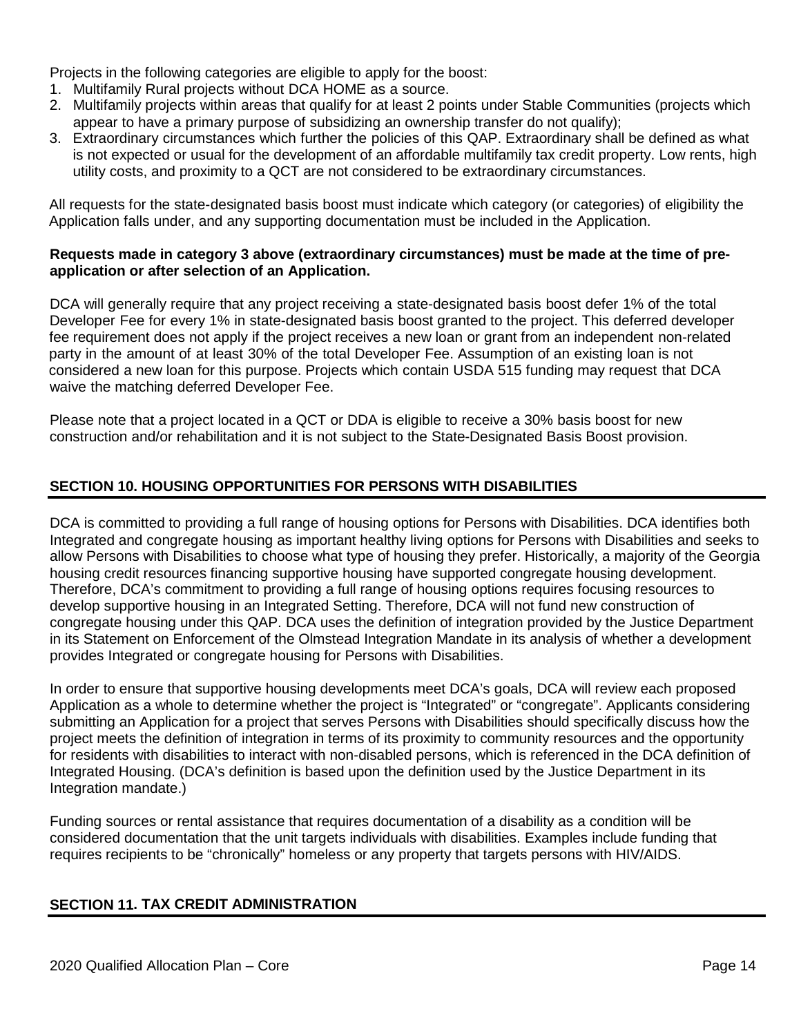Projects in the following categories are eligible to apply for the boost:

1. Multifamily Rural projects without DCA HOME as a source.
2. Multifamily projects within areas that qualify for at least 2 points under Stable Communities (projects which appear to have a primary purpose of subsidizing an ownership transfer do not qualify);
3. Extraordinary circumstances which further the policies of this QAP. Extraordinary shall be defined as what is not expected or usual for the development of an affordable multifamily tax credit property. Low rents, high utility costs, and proximity to a QCT are not considered to be extraordinary circumstances.

All requests for the state-designated basis boost must indicate which category (or categories) of eligibility the Application falls under, and any supporting documentation must be included in the Application.

**Requests made in category 3 above (extraordinary circumstances) must be made at the time of pre-application or after selection of an Application.**

DCA will generally require that any project receiving a state-designated basis boost defer 1% of the total Developer Fee for every 1% in state-designated basis boost granted to the project. This deferred developer fee requirement does not apply if the project receives a new loan or grant from an independent non-related party in the amount of at least 30% of the total Developer Fee. Assumption of an existing loan is not considered a new loan for this purpose. Projects which contain USDA 515 funding may request that DCA waive the matching deferred Developer Fee.

Please note that a project located in a QCT or DDA is eligible to receive a 30% basis boost for new construction and/or rehabilitation and it is not subject to the State-Designated Basis Boost provision.

## SECTION 10. HOUSING OPPORTUNITIES FOR PERSONS WITH DISABILITIES

DCA is committed to providing a full range of housing options for Persons with Disabilities. DCA identifies both Integrated and congregate housing as important healthy living options for Persons with Disabilities and seeks to allow Persons with Disabilities to choose what type of housing they prefer. Historically, a majority of the Georgia housing credit resources financing supportive housing have supported congregate housing development. Therefore, DCA's commitment to providing a full range of housing options requires focusing resources to develop supportive housing in an Integrated Setting. Therefore, DCA will not fund new construction of congregate housing under this QAP. DCA uses the definition of integration provided by the Justice Department in its Statement on Enforcement of the Olmstead Integration Mandate in its analysis of whether a development provides Integrated or congregate housing for Persons with Disabilities.

In order to ensure that supportive housing developments meet DCA's goals, DCA will review each proposed Application as a whole to determine whether the project is "Integrated" or "congregate". Applicants considering submitting an Application for a project that serves Persons with Disabilities should specifically discuss how the project meets the definition of integration in terms of its proximity to community resources and the opportunity for residents with disabilities to interact with non-disabled persons, which is referenced in the DCA definition of Integrated Housing. (DCA's definition is based upon the definition used by the Justice Department in its Integration mandate.)

Funding sources or rental assistance that requires documentation of a disability as a condition will be considered documentation that the unit targets individuals with disabilities. Examples include funding that requires recipients to be "chronically" homeless or any property that targets persons with HIV/AIDS.

## SECTION 11. TAX CREDIT ADMINISTRATION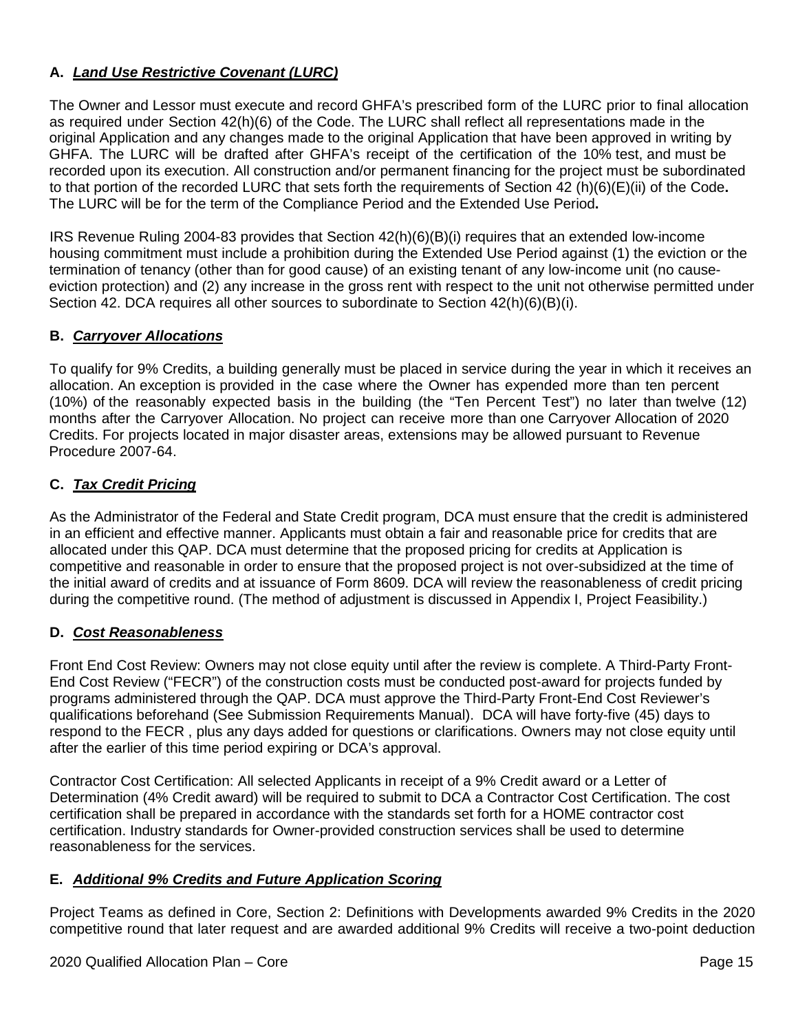### **A. *Land Use Restrictive Covenant (LURC)***

The Owner and Lessor must execute and record GHFA's prescribed form of the LURC prior to final allocation as required under Section 42(h)(6) of the Code. The LURC shall reflect all representations made in the original Application and any changes made to the original Application that have been approved in writing by GHFA. The LURC will be drafted after GHFA's receipt of the certification of the 10% test, and must be recorded upon its execution. All construction and/or permanent financing for the project must be subordinated to that portion of the recorded LURC that sets forth the requirements of Section 42 (h)(6)(E)(ii) of the Code**.** The LURC will be for the term of the Compliance Period and the Extended Use Period**.**

IRS Revenue Ruling 2004-83 provides that Section 42(h)(6)(B)(i) requires that an extended low-income housing commitment must include a prohibition during the Extended Use Period against (1) the eviction or the termination of tenancy (other than for good cause) of an existing tenant of any low-income unit (no cause-eviction protection) and (2) any increase in the gross rent with respect to the unit not otherwise permitted under Section 42. DCA requires all other sources to subordinate to Section 42(h)(6)(B)(i).

### **B. *Carryover Allocations***

To qualify for 9% Credits, a building generally must be placed in service during the year in which it receives an allocation. An exception is provided in the case where the Owner has expended more than ten percent (10%) of the reasonably expected basis in the building (the "Ten Percent Test") no later than twelve (12) months after the Carryover Allocation. No project can receive more than one Carryover Allocation of 2020 Credits. For projects located in major disaster areas, extensions may be allowed pursuant to Revenue Procedure 2007-64.

### **C. *Tax Credit Pricing***

As the Administrator of the Federal and State Credit program, DCA must ensure that the credit is administered in an efficient and effective manner. Applicants must obtain a fair and reasonable price for credits that are allocated under this QAP. DCA must determine that the proposed pricing for credits at Application is competitive and reasonable in order to ensure that the proposed project is not over-subsidized at the time of the initial award of credits and at issuance of Form 8609. DCA will review the reasonableness of credit pricing during the competitive round. (The method of adjustment is discussed in Appendix I, Project Feasibility.)

### **D. *Cost Reasonableness***

Front End Cost Review: Owners may not close equity until after the review is complete. A Third-Party Front-End Cost Review ("FECR") of the construction costs must be conducted post-award for projects funded by programs administered through the QAP. DCA must approve the Third-Party Front-End Cost Reviewer's qualifications beforehand (See Submission Requirements Manual). DCA will have forty-five (45) days to respond to the FECR , plus any days added for questions or clarifications. Owners may not close equity until after the earlier of this time period expiring or DCA's approval.

Contractor Cost Certification: All selected Applicants in receipt of a 9% Credit award or a Letter of Determination (4% Credit award) will be required to submit to DCA a Contractor Cost Certification. The cost certification shall be prepared in accordance with the standards set forth for a HOME contractor cost certification. Industry standards for Owner-provided construction services shall be used to determine reasonableness for the services.

### **E. *Additional 9% Credits and Future Application Scoring***

Project Teams as defined in Core, Section 2: Definitions with Developments awarded 9% Credits in the 2020 competitive round that later request and are awarded additional 9% Credits will receive a two-point deduction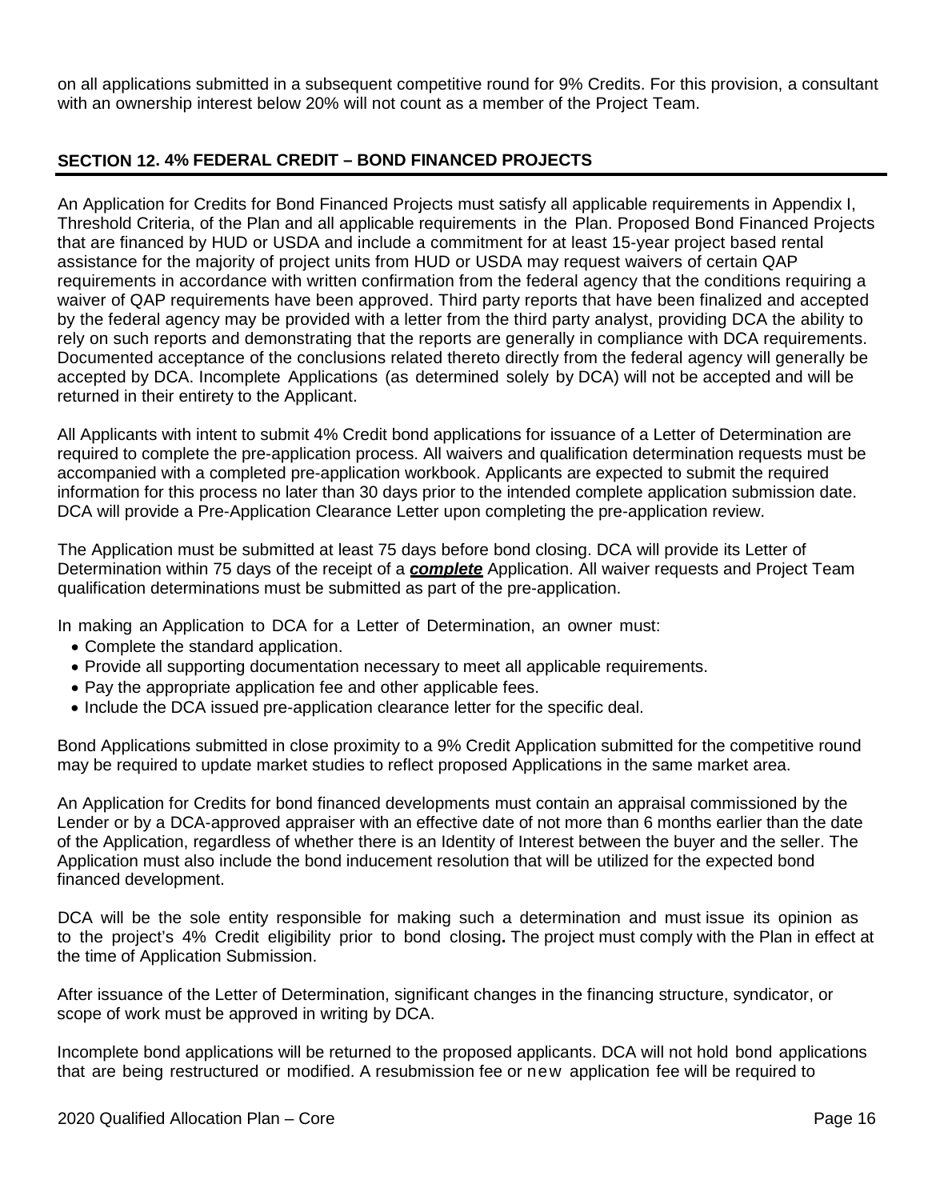on all applications submitted in a subsequent competitive round for 9% Credits. For this provision, a consultant with an ownership interest below 20% will not count as a member of the Project Team.

## SECTION 12. 4% FEDERAL CREDIT – BOND FINANCED PROJECTS

An Application for Credits for Bond Financed Projects must satisfy all applicable requirements in Appendix I, Threshold Criteria, of the Plan and all applicable requirements in the Plan. Proposed Bond Financed Projects that are financed by HUD or USDA and include a commitment for at least 15-year project based rental assistance for the majority of project units from HUD or USDA may request waivers of certain QAP requirements in accordance with written confirmation from the federal agency that the conditions requiring a waiver of QAP requirements have been approved. Third party reports that have been finalized and accepted by the federal agency may be provided with a letter from the third party analyst, providing DCA the ability to rely on such reports and demonstrating that the reports are generally in compliance with DCA requirements. Documented acceptance of the conclusions related thereto directly from the federal agency will generally be accepted by DCA. Incomplete Applications (as determined solely by DCA) will not be accepted and will be returned in their entirety to the Applicant.

All Applicants with intent to submit 4% Credit bond applications for issuance of a Letter of Determination are required to complete the pre-application process. All waivers and qualification determination requests must be accompanied with a completed pre-application workbook. Applicants are expected to submit the required information for this process no later than 30 days prior to the intended complete application submission date. DCA will provide a Pre-Application Clearance Letter upon completing the pre-application review.

The Application must be submitted at least 75 days before bond closing. DCA will provide its Letter of Determination within 75 days of the receipt of a ***complete*** Application. All waiver requests and Project Team qualification determinations must be submitted as part of the pre-application.

In making an Application to DCA for a Letter of Determination, an owner must:

- Complete the standard application.
- Provide all supporting documentation necessary to meet all applicable requirements.
- Pay the appropriate application fee and other applicable fees.
- Include the DCA issued pre-application clearance letter for the specific deal.

Bond Applications submitted in close proximity to a 9% Credit Application submitted for the competitive round may be required to update market studies to reflect proposed Applications in the same market area.

An Application for Credits for bond financed developments must contain an appraisal commissioned by the Lender or by a DCA-approved appraiser with an effective date of not more than 6 months earlier than the date of the Application, regardless of whether there is an Identity of Interest between the buyer and the seller. The Application must also include the bond inducement resolution that will be utilized for the expected bond financed development.

DCA will be the sole entity responsible for making such a determination and must issue its opinion as to the project's 4% Credit eligibility prior to bond closing**.** The project must comply with the Plan in effect at the time of Application Submission.

After issuance of the Letter of Determination, significant changes in the financing structure, syndicator, or scope of work must be approved in writing by DCA.

Incomplete bond applications will be returned to the proposed applicants. DCA will not hold bond applications that are being restructured or modified. A resubmission fee or new application fee will be required to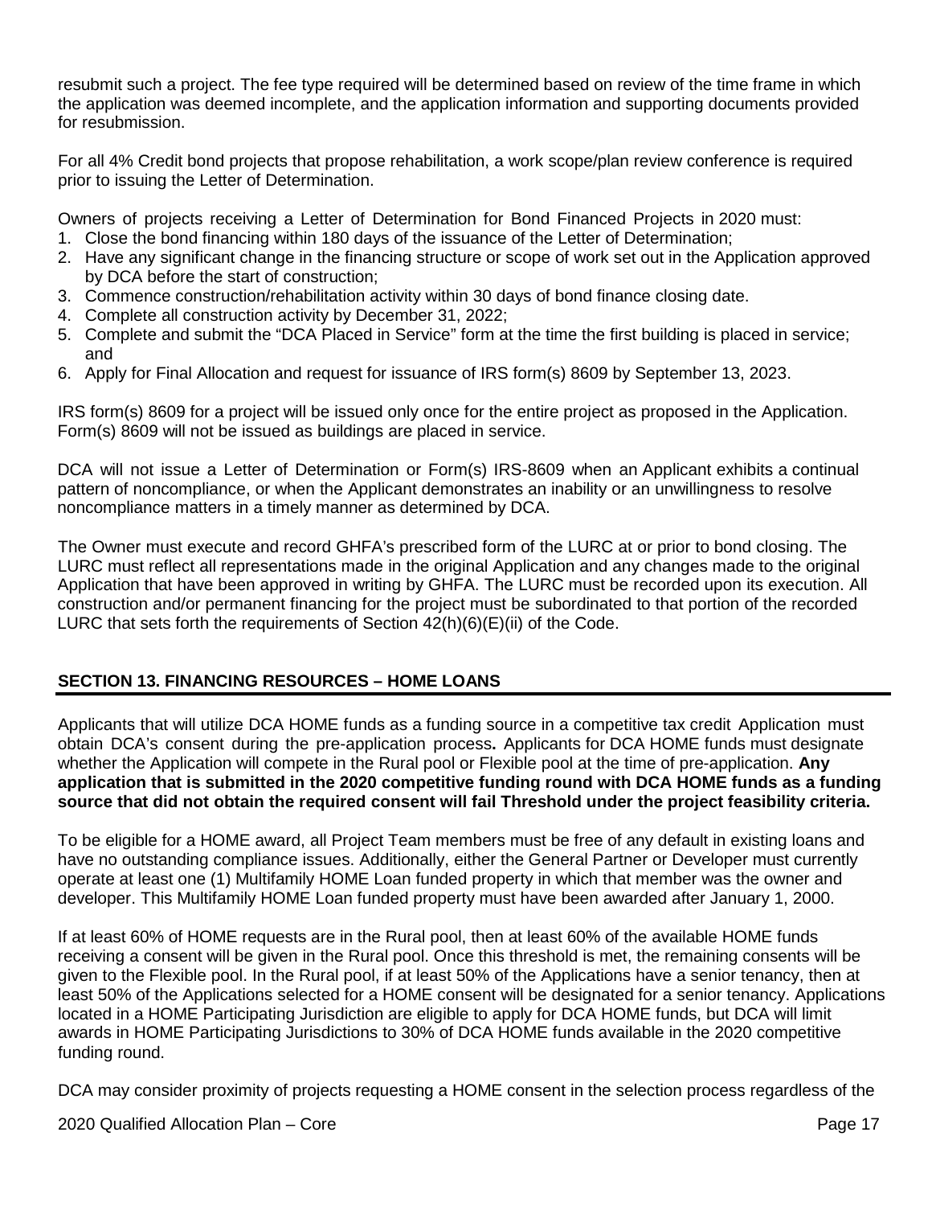resubmit such a project. The fee type required will be determined based on review of the time frame in which the application was deemed incomplete, and the application information and supporting documents provided for resubmission.

For all 4% Credit bond projects that propose rehabilitation, a work scope/plan review conference is required prior to issuing the Letter of Determination.

Owners of projects receiving a Letter of Determination for Bond Financed Projects in 2020 must:

1. Close the bond financing within 180 days of the issuance of the Letter of Determination;
2. Have any significant change in the financing structure or scope of work set out in the Application approved by DCA before the start of construction;
3. Commence construction/rehabilitation activity within 30 days of bond finance closing date.
4. Complete all construction activity by December 31, 2022;
5. Complete and submit the "DCA Placed in Service" form at the time the first building is placed in service; and
6. Apply for Final Allocation and request for issuance of IRS form(s) 8609 by September 13, 2023.

IRS form(s) 8609 for a project will be issued only once for the entire project as proposed in the Application. Form(s) 8609 will not be issued as buildings are placed in service.

DCA will not issue a Letter of Determination or Form(s) IRS-8609 when an Applicant exhibits a continual pattern of noncompliance, or when the Applicant demonstrates an inability or an unwillingness to resolve noncompliance matters in a timely manner as determined by DCA.

The Owner must execute and record GHFA's prescribed form of the LURC at or prior to bond closing. The LURC must reflect all representations made in the original Application and any changes made to the original Application that have been approved in writing by GHFA. The LURC must be recorded upon its execution. All construction and/or permanent financing for the project must be subordinated to that portion of the recorded LURC that sets forth the requirements of Section 42(h)(6)(E)(ii) of the Code.

## SECTION 13. FINANCING RESOURCES – HOME LOANS

Applicants that will utilize DCA HOME funds as a funding source in a competitive tax credit Application must obtain DCA's consent during the pre-application process**.** Applicants for DCA HOME funds must designate whether the Application will compete in the Rural pool or Flexible pool at the time of pre-application. **Any application that is submitted in the 2020 competitive funding round with DCA HOME funds as a funding source that did not obtain the required consent will fail Threshold under the project feasibility criteria.**

To be eligible for a HOME award, all Project Team members must be free of any default in existing loans and have no outstanding compliance issues. Additionally, either the General Partner or Developer must currently operate at least one (1) Multifamily HOME Loan funded property in which that member was the owner and developer. This Multifamily HOME Loan funded property must have been awarded after January 1, 2000.

If at least 60% of HOME requests are in the Rural pool, then at least 60% of the available HOME funds receiving a consent will be given in the Rural pool. Once this threshold is met, the remaining consents will be given to the Flexible pool. In the Rural pool, if at least 50% of the Applications have a senior tenancy, then at least 50% of the Applications selected for a HOME consent will be designated for a senior tenancy. Applications located in a HOME Participating Jurisdiction are eligible to apply for DCA HOME funds, but DCA will limit awards in HOME Participating Jurisdictions to 30% of DCA HOME funds available in the 2020 competitive funding round.

DCA may consider proximity of projects requesting a HOME consent in the selection process regardless of the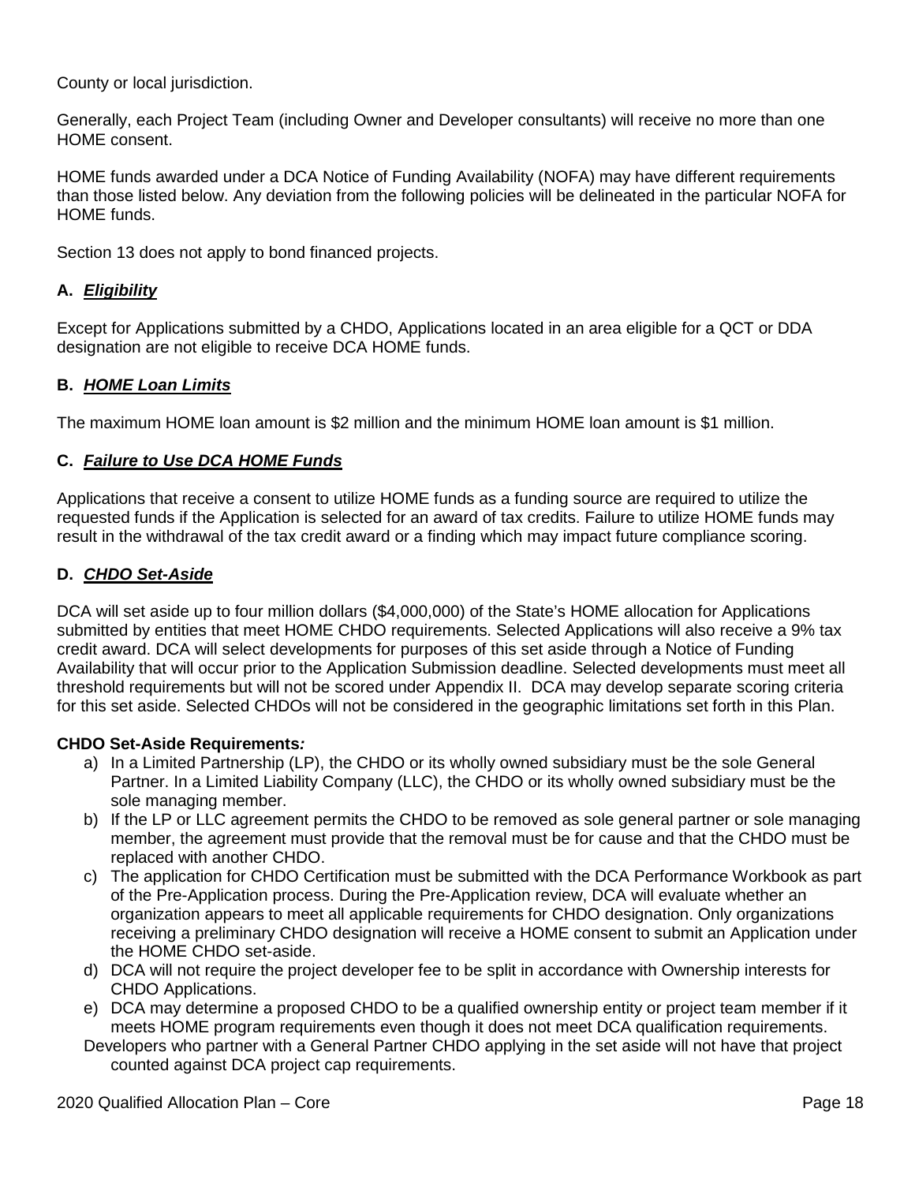County or local jurisdiction.

Generally, each Project Team (including Owner and Developer consultants) will receive no more than one HOME consent.

HOME funds awarded under a DCA Notice of Funding Availability (NOFA) may have different requirements than those listed below. Any deviation from the following policies will be delineated in the particular NOFA for HOME funds.

Section 13 does not apply to bond financed projects.

### A. ***Eligibility***

Except for Applications submitted by a CHDO, Applications located in an area eligible for a QCT or DDA designation are not eligible to receive DCA HOME funds.

### B. ***HOME Loan Limits***

The maximum HOME loan amount is $2 million and the minimum HOME loan amount is $1 million.

### C. ***Failure to Use DCA HOME Funds***

Applications that receive a consent to utilize HOME funds as a funding source are required to utilize the requested funds if the Application is selected for an award of tax credits. Failure to utilize HOME funds may result in the withdrawal of the tax credit award or a finding which may impact future compliance scoring.

### D. ***CHDO Set-Aside***

DCA will set aside up to four million dollars ($4,000,000) of the State's HOME allocation for Applications submitted by entities that meet HOME CHDO requirements. Selected Applications will also receive a 9% tax credit award. DCA will select developments for purposes of this set aside through a Notice of Funding Availability that will occur prior to the Application Submission deadline. Selected developments must meet all threshold requirements but will not be scored under Appendix II. DCA may develop separate scoring criteria for this set aside. Selected CHDOs will not be considered in the geographic limitations set forth in this Plan.

**CHDO Set-Aside Requirements*:***

a) In a Limited Partnership (LP), the CHDO or its wholly owned subsidiary must be the sole General Partner. In a Limited Liability Company (LLC), the CHDO or its wholly owned subsidiary must be the sole managing member.
b) If the LP or LLC agreement permits the CHDO to be removed as sole general partner or sole managing member, the agreement must provide that the removal must be for cause and that the CHDO must be replaced with another CHDO.
c) The application for CHDO Certification must be submitted with the DCA Performance Workbook as part of the Pre-Application process. During the Pre-Application review, DCA will evaluate whether an organization appears to meet all applicable requirements for CHDO designation. Only organizations receiving a preliminary CHDO designation will receive a HOME consent to submit an Application under the HOME CHDO set-aside.
d) DCA will not require the project developer fee to be split in accordance with Ownership interests for CHDO Applications.
e) DCA may determine a proposed CHDO to be a qualified ownership entity or project team member if it meets HOME program requirements even though it does not meet DCA qualification requirements.

Developers who partner with a General Partner CHDO applying in the set aside will not have that project counted against DCA project cap requirements.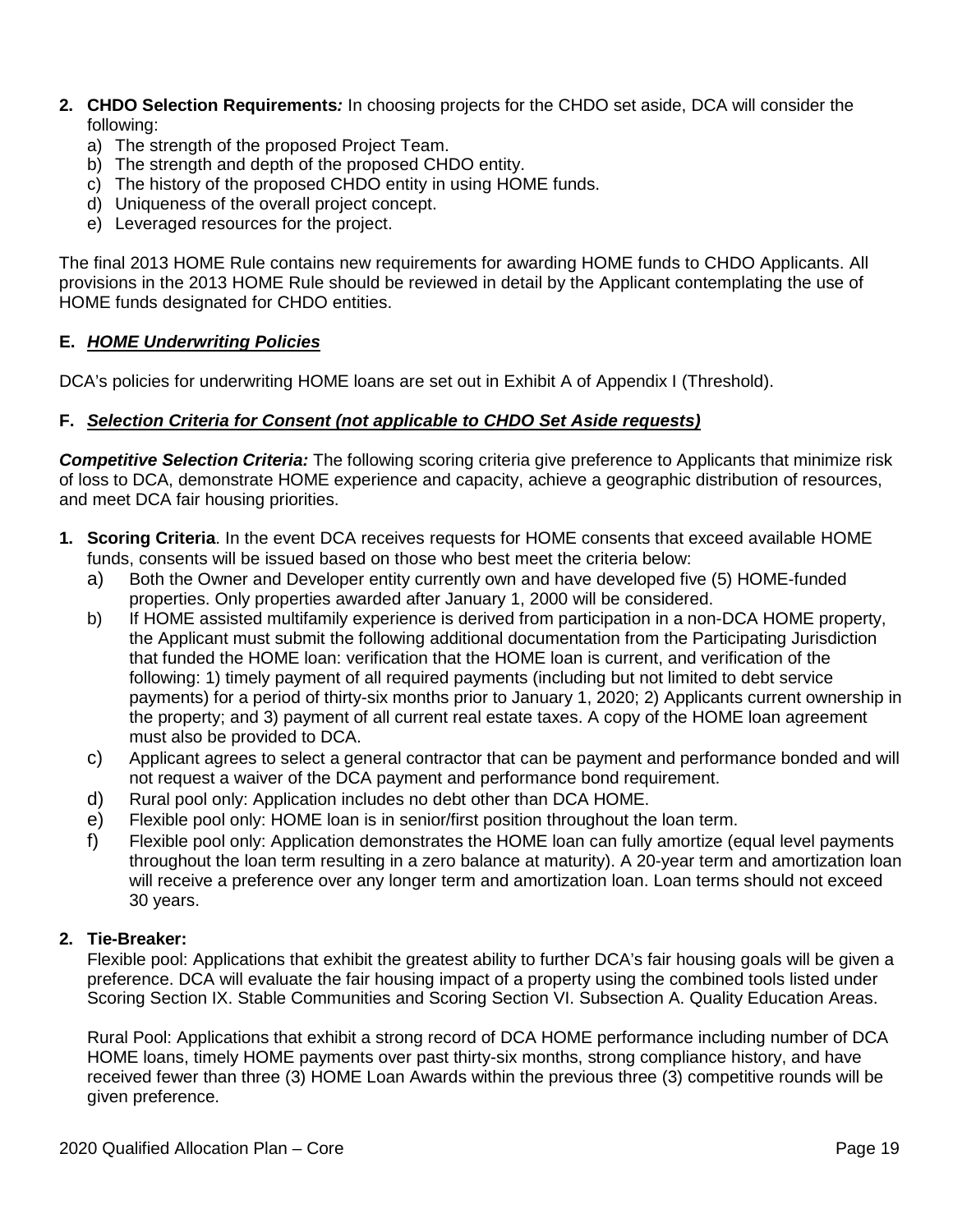2. **CHDO Selection Requirements*:*** In choosing projects for the CHDO set aside, DCA will consider the following:
   a) The strength of the proposed Project Team.
   b) The strength and depth of the proposed CHDO entity.
   c) The history of the proposed CHDO entity in using HOME funds.
   d) Uniqueness of the overall project concept.
   e) Leveraged resources for the project.

The final 2013 HOME Rule contains new requirements for awarding HOME funds to CHDO Applicants. All provisions in the 2013 HOME Rule should be reviewed in detail by the Applicant contemplating the use of HOME funds designated for CHDO entities.

### E. ***HOME Underwriting Policies***

DCA's policies for underwriting HOME loans are set out in Exhibit A of Appendix I (Threshold).

### F. ***Selection Criteria for Consent (not applicable to CHDO Set Aside requests)***

***Competitive Selection Criteria:*** The following scoring criteria give preference to Applicants that minimize risk of loss to DCA, demonstrate HOME experience and capacity, achieve a geographic distribution of resources, and meet DCA fair housing priorities.

1. **Scoring Criteria**. In the event DCA receives requests for HOME consents that exceed available HOME funds, consents will be issued based on those who best meet the criteria below:
   a) Both the Owner and Developer entity currently own and have developed five (5) HOME-funded properties. Only properties awarded after January 1, 2000 will be considered.
   b) If HOME assisted multifamily experience is derived from participation in a non-DCA HOME property, the Applicant must submit the following additional documentation from the Participating Jurisdiction that funded the HOME loan: verification that the HOME loan is current, and verification of the following: 1) timely payment of all required payments (including but not limited to debt service payments) for a period of thirty-six months prior to January 1, 2020; 2) Applicants current ownership in the property; and 3) payment of all current real estate taxes. A copy of the HOME loan agreement must also be provided to DCA.
   c) Applicant agrees to select a general contractor that can be payment and performance bonded and will not request a waiver of the DCA payment and performance bond requirement.
   d) Rural pool only: Application includes no debt other than DCA HOME.
   e) Flexible pool only: HOME loan is in senior/first position throughout the loan term.
   f) Flexible pool only: Application demonstrates the HOME loan can fully amortize (equal level payments throughout the loan term resulting in a zero balance at maturity). A 20-year term and amortization loan will receive a preference over any longer term and amortization loan. Loan terms should not exceed 30 years.

2. **Tie-Breaker:**

   Flexible pool: Applications that exhibit the greatest ability to further DCA's fair housing goals will be given a preference. DCA will evaluate the fair housing impact of a property using the combined tools listed under Scoring Section IX. Stable Communities and Scoring Section VI. Subsection A. Quality Education Areas.

   Rural Pool: Applications that exhibit a strong record of DCA HOME performance including number of DCA HOME loans, timely HOME payments over past thirty-six months, strong compliance history, and have received fewer than three (3) HOME Loan Awards within the previous three (3) competitive rounds will be given preference.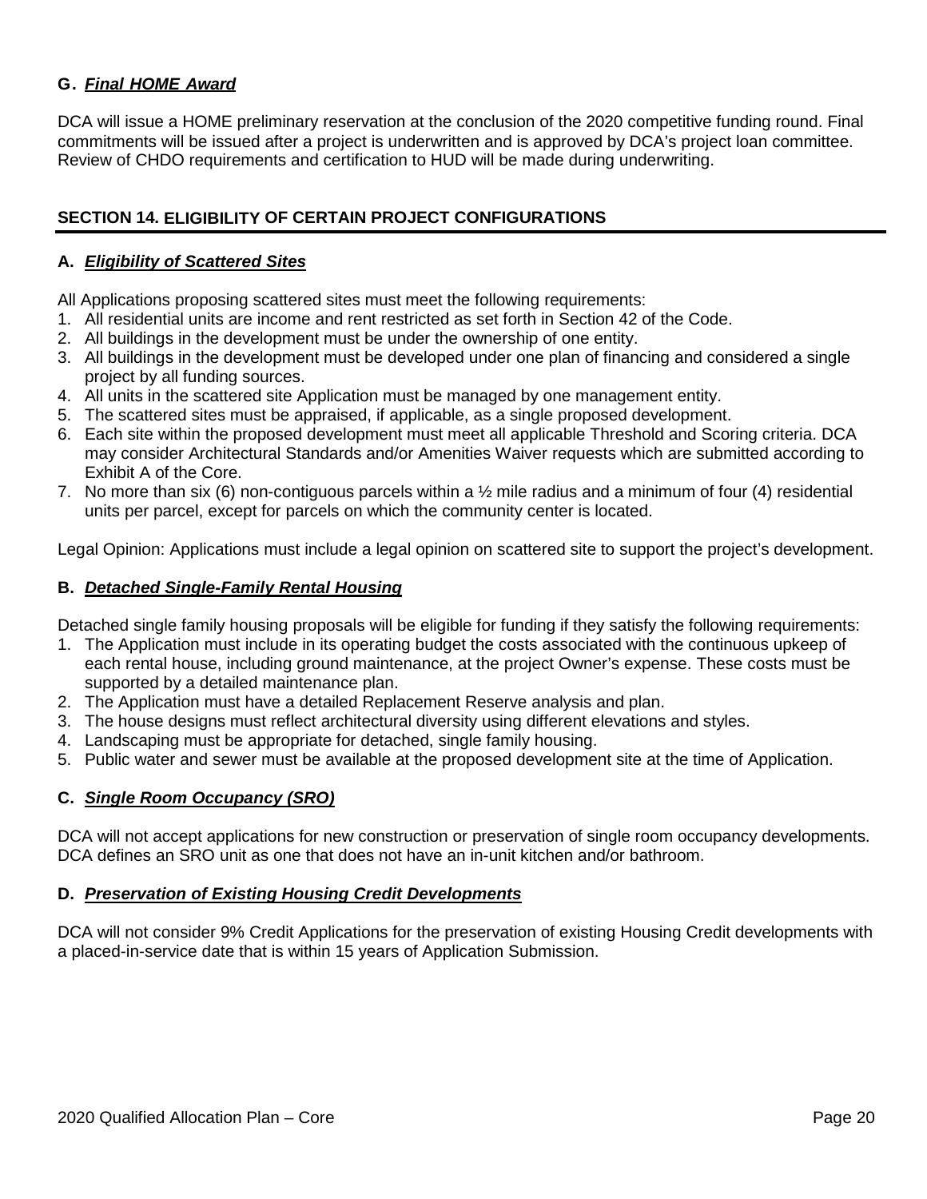### G. ***Final HOME Award***

DCA will issue a HOME preliminary reservation at the conclusion of the 2020 competitive funding round. Final commitments will be issued after a project is underwritten and is approved by DCA's project loan committee. Review of CHDO requirements and certification to HUD will be made during underwriting.

## SECTION 14. ELIGIBILITY OF CERTAIN PROJECT CONFIGURATIONS

### A. ***Eligibility of Scattered Sites***

All Applications proposing scattered sites must meet the following requirements:

1. All residential units are income and rent restricted as set forth in Section 42 of the Code.
2. All buildings in the development must be under the ownership of one entity.
3. All buildings in the development must be developed under one plan of financing and considered a single project by all funding sources.
4. All units in the scattered site Application must be managed by one management entity.
5. The scattered sites must be appraised, if applicable, as a single proposed development.
6. Each site within the proposed development must meet all applicable Threshold and Scoring criteria. DCA may consider Architectural Standards and/or Amenities Waiver requests which are submitted according to Exhibit A of the Core.
7. No more than six (6) non-contiguous parcels within a ½ mile radius and a minimum of four (4) residential units per parcel, except for parcels on which the community center is located.

Legal Opinion: Applications must include a legal opinion on scattered site to support the project's development.

### B. ***Detached Single-Family Rental Housing***

Detached single family housing proposals will be eligible for funding if they satisfy the following requirements:

1. The Application must include in its operating budget the costs associated with the continuous upkeep of each rental house, including ground maintenance, at the project Owner's expense. These costs must be supported by a detailed maintenance plan.
2. The Application must have a detailed Replacement Reserve analysis and plan.
3. The house designs must reflect architectural diversity using different elevations and styles.
4. Landscaping must be appropriate for detached, single family housing.
5. Public water and sewer must be available at the proposed development site at the time of Application.

### C. ***Single Room Occupancy (SRO)***

DCA will not accept applications for new construction or preservation of single room occupancy developments. DCA defines an SRO unit as one that does not have an in-unit kitchen and/or bathroom.

### D. ***Preservation of Existing Housing Credit Developments***

DCA will not consider 9% Credit Applications for the preservation of existing Housing Credit developments with a placed-in-service date that is within 15 years of Application Submission.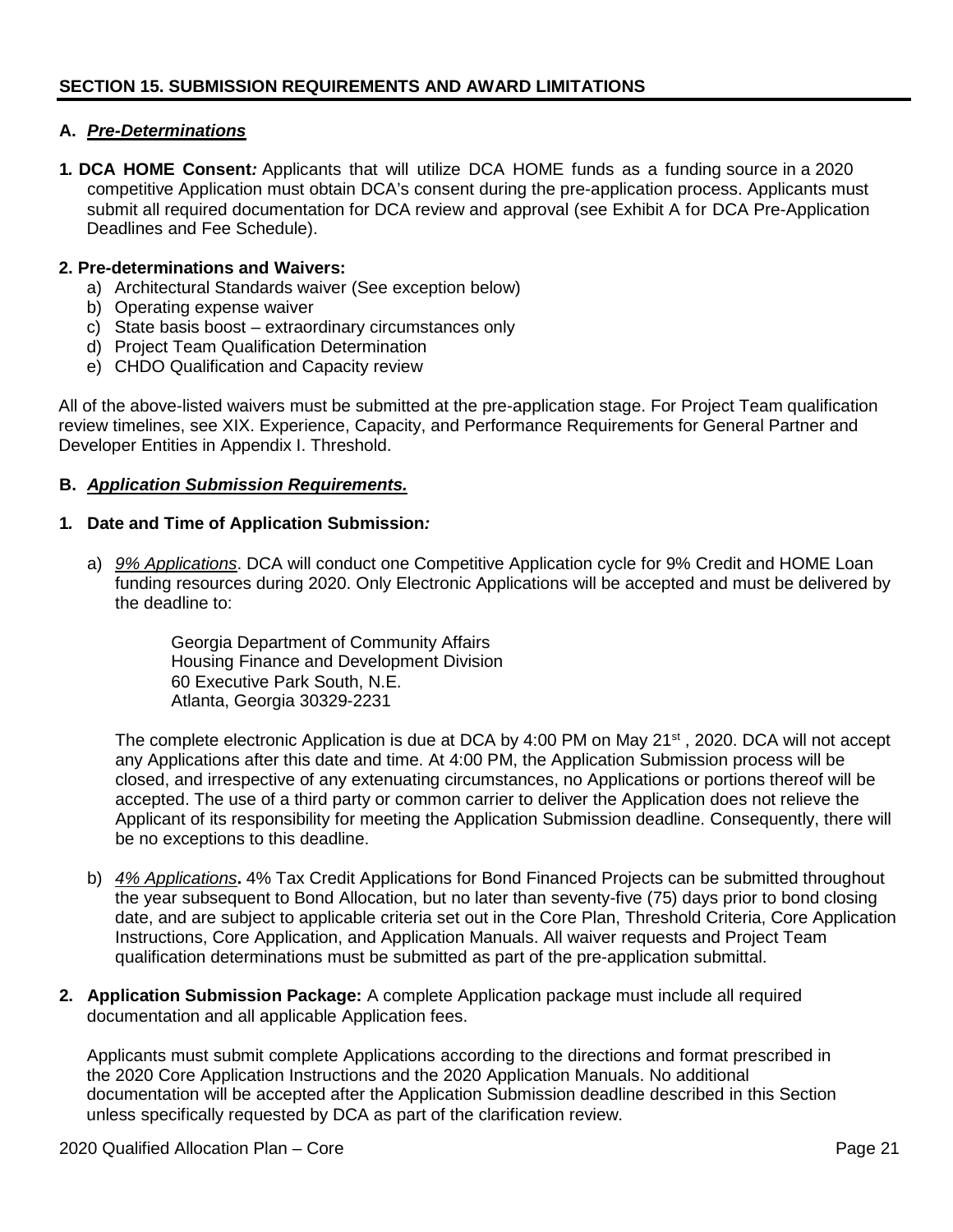## SECTION 15. SUBMISSION REQUIREMENTS AND AWARD LIMITATIONS

### A. ***Pre-Determinations***

**1. DCA HOME Consent*:*** Applicants that will utilize DCA HOME funds as a funding source in a 2020 competitive Application must obtain DCA's consent during the pre-application process. Applicants must submit all required documentation for DCA review and approval (see Exhibit A for DCA Pre-Application Deadlines and Fee Schedule).

**2. Pre-determinations and Waivers:**

a) Architectural Standards waiver (See exception below)
b) Operating expense waiver
c) State basis boost – extraordinary circumstances only
d) Project Team Qualification Determination
e) CHDO Qualification and Capacity review

All of the above-listed waivers must be submitted at the pre-application stage. For Project Team qualification review timelines, see XIX. Experience, Capacity, and Performance Requirements for General Partner and Developer Entities in Appendix I. Threshold.

### B. ***Application Submission Requirements.***

**1. Date and Time of Application Submission*:***

a) *9% Applications*. DCA will conduct one Competitive Application cycle for 9% Credit and HOME Loan funding resources during 2020. Only Electronic Applications will be accepted and must be delivered by the deadline to:

Georgia Department of Community Affairs
Housing Finance and Development Division
60 Executive Park South, N.E.
Atlanta, Georgia 30329-2231

The complete electronic Application is due at DCA by 4:00 PM on May 21st , 2020. DCA will not accept any Applications after this date and time. At 4:00 PM, the Application Submission process will be closed, and irrespective of any extenuating circumstances, no Applications or portions thereof will be accepted. The use of a third party or common carrier to deliver the Application does not relieve the Applicant of its responsibility for meeting the Application Submission deadline. Consequently, there will be no exceptions to this deadline.

b) *4% Applications***.** 4% Tax Credit Applications for Bond Financed Projects can be submitted throughout the year subsequent to Bond Allocation, but no later than seventy-five (75) days prior to bond closing date, and are subject to applicable criteria set out in the Core Plan, Threshold Criteria, Core Application Instructions, Core Application, and Application Manuals. All waiver requests and Project Team qualification determinations must be submitted as part of the pre-application submittal.

**2. Application Submission Package:** A complete Application package must include all required documentation and all applicable Application fees.

Applicants must submit complete Applications according to the directions and format prescribed in the 2020 Core Application Instructions and the 2020 Application Manuals. No additional documentation will be accepted after the Application Submission deadline described in this Section unless specifically requested by DCA as part of the clarification review.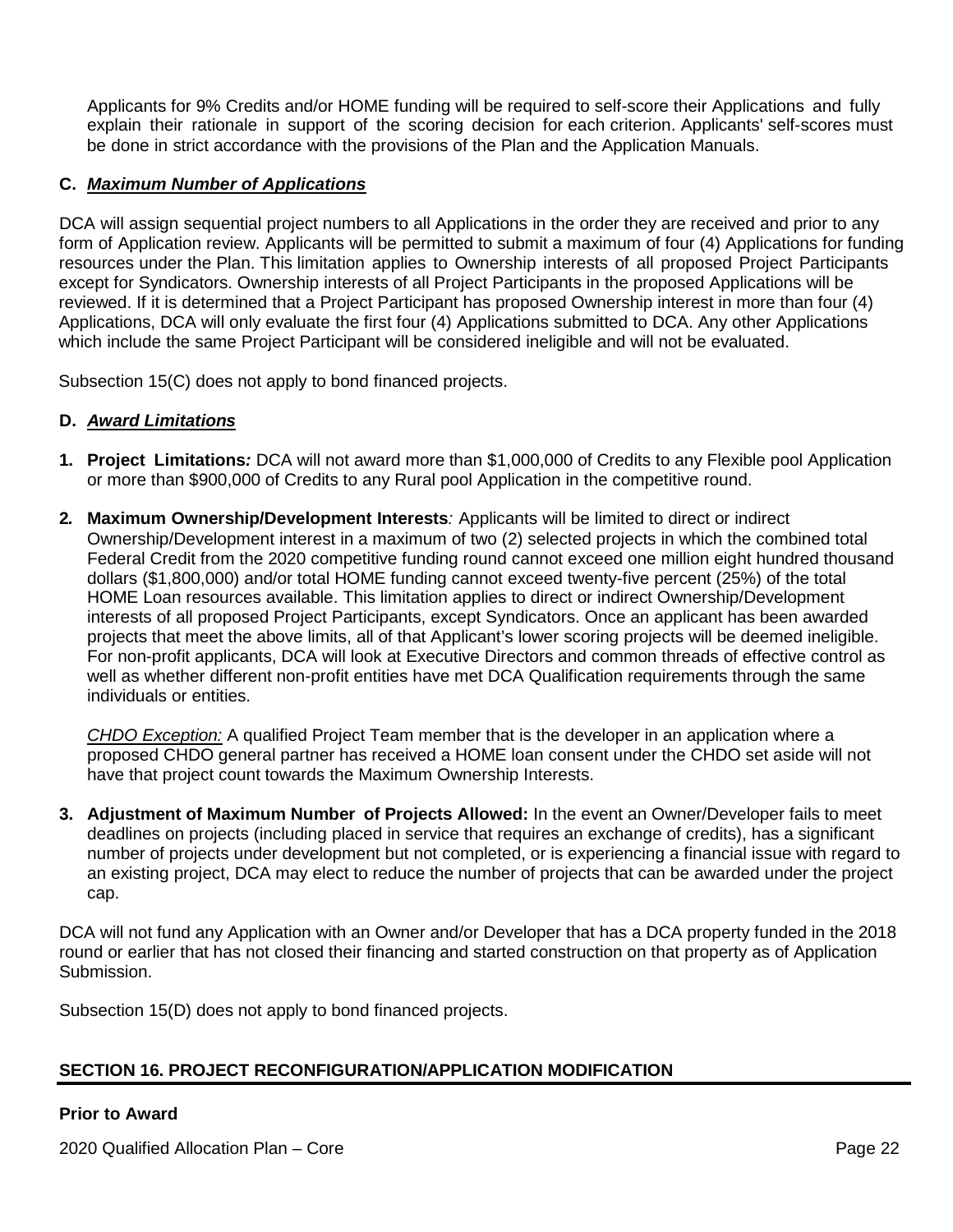Applicants for 9% Credits and/or HOME funding will be required to self-score their Applications and fully explain their rationale in support of the scoring decision for each criterion. Applicants' self-scores must be done in strict accordance with the provisions of the Plan and the Application Manuals.

**C. *Maximum Number of Applications***

DCA will assign sequential project numbers to all Applications in the order they are received and prior to any form of Application review. Applicants will be permitted to submit a maximum of four (4) Applications for funding resources under the Plan. This limitation applies to Ownership interests of all proposed Project Participants except for Syndicators. Ownership interests of all Project Participants in the proposed Applications will be reviewed. If it is determined that a Project Participant has proposed Ownership interest in more than four (4) Applications, DCA will only evaluate the first four (4) Applications submitted to DCA. Any other Applications which include the same Project Participant will be considered ineligible and will not be evaluated.

Subsection 15(C) does not apply to bond financed projects.

**D. *Award Limitations***

1. **Project Limitations*:*** DCA will not award more than $1,000,000 of Credits to any Flexible pool Application or more than $900,000 of Credits to any Rural pool Application in the competitive round.

2. **Maximum Ownership/Development Interests***:* Applicants will be limited to direct or indirect Ownership/Development interest in a maximum of two (2) selected projects in which the combined total Federal Credit from the 2020 competitive funding round cannot exceed one million eight hundred thousand dollars ($1,800,000) and/or total HOME funding cannot exceed twenty-five percent (25%) of the total HOME Loan resources available. This limitation applies to direct or indirect Ownership/Development interests of all proposed Project Participants, except Syndicators. Once an applicant has been awarded projects that meet the above limits, all of that Applicant's lower scoring projects will be deemed ineligible. For non-profit applicants, DCA will look at Executive Directors and common threads of effective control as well as whether different non-profit entities have met DCA Qualification requirements through the same individuals or entities.

   *CHDO Exception:* A qualified Project Team member that is the developer in an application where a proposed CHDO general partner has received a HOME loan consent under the CHDO set aside will not have that project count towards the Maximum Ownership Interests.

3. **Adjustment of Maximum Number of Projects Allowed:** In the event an Owner/Developer fails to meet deadlines on projects (including placed in service that requires an exchange of credits), has a significant number of projects under development but not completed, or is experiencing a financial issue with regard to an existing project, DCA may elect to reduce the number of projects that can be awarded under the project cap.

DCA will not fund any Application with an Owner and/or Developer that has a DCA property funded in the 2018 round or earlier that has not closed their financing and started construction on that property as of Application Submission.

Subsection 15(D) does not apply to bond financed projects.

## SECTION 16. PROJECT RECONFIGURATION/APPLICATION MODIFICATION

**Prior to Award**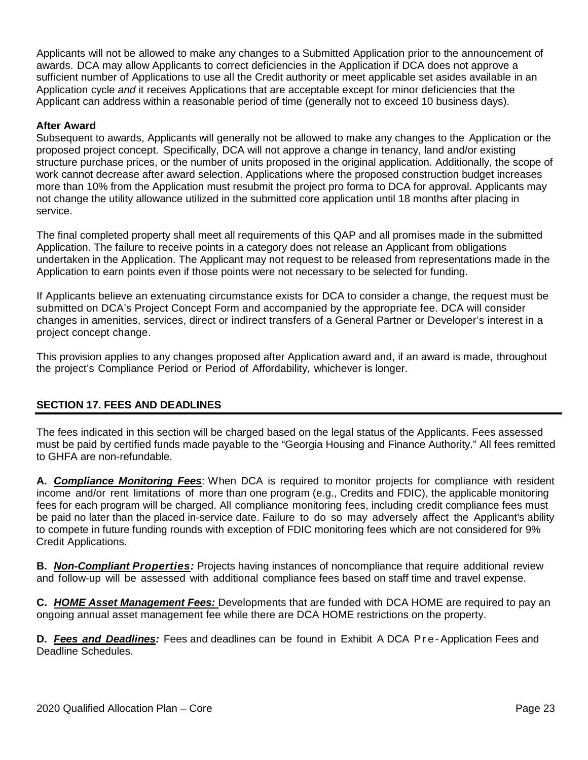Applicants will not be allowed to make any changes to a Submitted Application prior to the announcement of awards. DCA may allow Applicants to correct deficiencies in the Application if DCA does not approve a sufficient number of Applications to use all the Credit authority or meet applicable set asides available in an Application cycle *and* it receives Applications that are acceptable except for minor deficiencies that the Applicant can address within a reasonable period of time (generally not to exceed 10 business days).

**After Award**

Subsequent to awards, Applicants will generally not be allowed to make any changes to the Application or the proposed project concept. Specifically, DCA will not approve a change in tenancy, land and/or existing structure purchase prices, or the number of units proposed in the original application. Additionally, the scope of work cannot decrease after award selection. Applications where the proposed construction budget increases more than 10% from the Application must resubmit the project pro forma to DCA for approval. Applicants may not change the utility allowance utilized in the submitted core application until 18 months after placing in service.

The final completed property shall meet all requirements of this QAP and all promises made in the submitted Application. The failure to receive points in a category does not release an Applicant from obligations undertaken in the Application. The Applicant may not request to be released from representations made in the Application to earn points even if those points were not necessary to be selected for funding.

If Applicants believe an extenuating circumstance exists for DCA to consider a change, the request must be submitted on DCA's Project Concept Form and accompanied by the appropriate fee. DCA will consider changes in amenities, services, direct or indirect transfers of a General Partner or Developer's interest in a project concept change.

This provision applies to any changes proposed after Application award and, if an award is made, throughout the project's Compliance Period or Period of Affordability, whichever is longer.

## SECTION 17. FEES AND DEADLINES

The fees indicated in this section will be charged based on the legal status of the Applicants. Fees assessed must be paid by certified funds made payable to the "Georgia Housing and Finance Authority." All fees remitted to GHFA are non-refundable.

**A.** ***Compliance Monitoring Fees***: When DCA is required to monitor projects for compliance with resident income and/or rent limitations of more than one program (e.g., Credits and FDIC), the applicable monitoring fees for each program will be charged. All compliance monitoring fees, including credit compliance fees must be paid no later than the placed in-service date. Failure to do so may adversely affect the Applicant's ability to compete in future funding rounds with exception of FDIC monitoring fees which are not considered for 9% Credit Applications.

**B.** ***Non-Compliant Properties:*** Projects having instances of noncompliance that require additional review and follow-up will be assessed with additional compliance fees based on staff time and travel expense.

**C.** ***HOME Asset Management Fees:*** Developments that are funded with DCA HOME are required to pay an ongoing annual asset management fee while there are DCA HOME restrictions on the property.

**D.** ***Fees and Deadlines:*** Fees and deadlines can be found in Exhibit A DCA Pre-Application Fees and Deadline Schedules.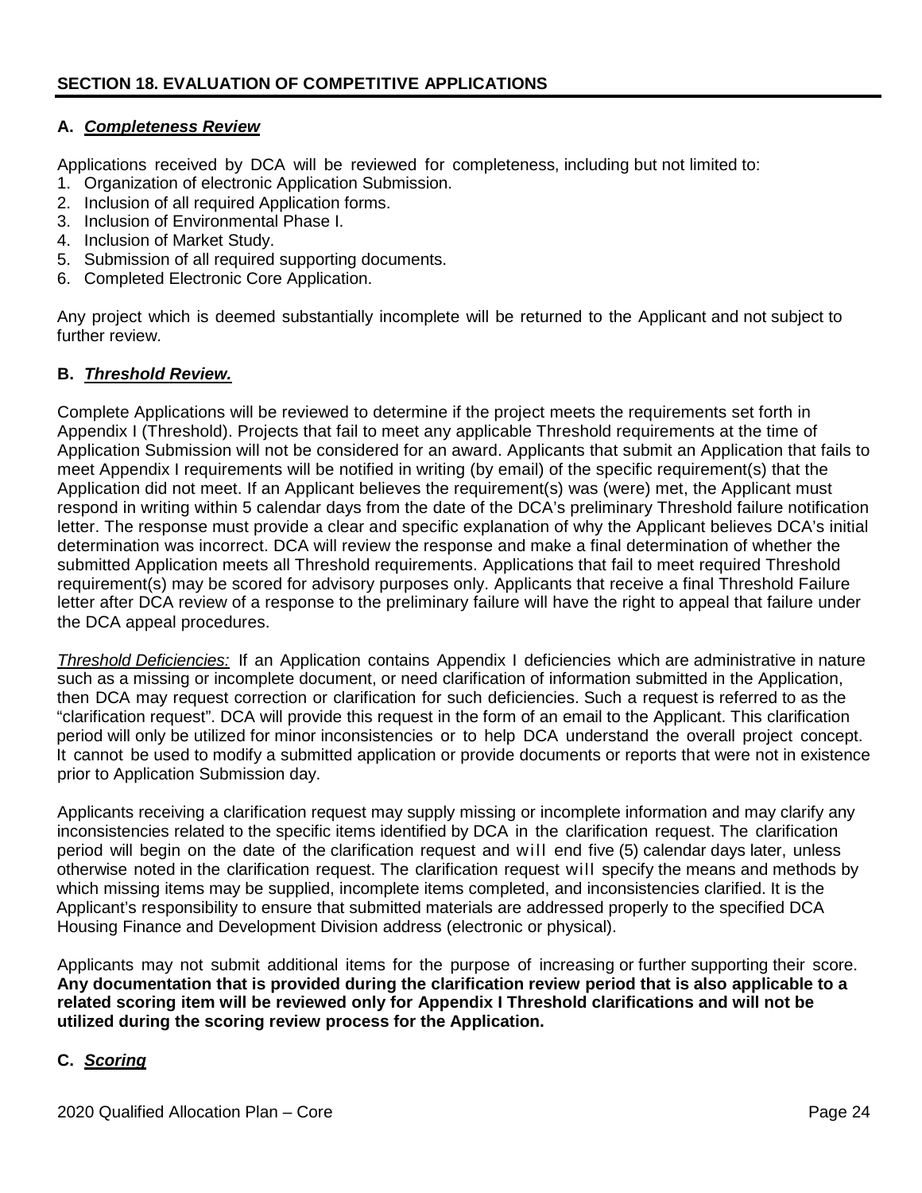## SECTION 18. EVALUATION OF COMPETITIVE APPLICATIONS

### A. ***Completeness Review***

Applications received by DCA will be reviewed for completeness, including but not limited to:

1. Organization of electronic Application Submission.
2. Inclusion of all required Application forms.
3. Inclusion of Environmental Phase I.
4. Inclusion of Market Study.
5. Submission of all required supporting documents.
6. Completed Electronic Core Application.

Any project which is deemed substantially incomplete will be returned to the Applicant and not subject to further review.

### B. ***Threshold Review.***

Complete Applications will be reviewed to determine if the project meets the requirements set forth in Appendix I (Threshold). Projects that fail to meet any applicable Threshold requirements at the time of Application Submission will not be considered for an award. Applicants that submit an Application that fails to meet Appendix I requirements will be notified in writing (by email) of the specific requirement(s) that the Application did not meet. If an Applicant believes the requirement(s) was (were) met, the Applicant must respond in writing within 5 calendar days from the date of the DCA's preliminary Threshold failure notification letter. The response must provide a clear and specific explanation of why the Applicant believes DCA's initial determination was incorrect. DCA will review the response and make a final determination of whether the submitted Application meets all Threshold requirements. Applications that fail to meet required Threshold requirement(s) may be scored for advisory purposes only. Applicants that receive a final Threshold Failure letter after DCA review of a response to the preliminary failure will have the right to appeal that failure under the DCA appeal procedures.

*Threshold Deficiencies:* If an Application contains Appendix I deficiencies which are administrative in nature such as a missing or incomplete document, or need clarification of information submitted in the Application, then DCA may request correction or clarification for such deficiencies. Such a request is referred to as the "clarification request". DCA will provide this request in the form of an email to the Applicant. This clarification period will only be utilized for minor inconsistencies or to help DCA understand the overall project concept. It cannot be used to modify a submitted application or provide documents or reports that were not in existence prior to Application Submission day.

Applicants receiving a clarification request may supply missing or incomplete information and may clarify any inconsistencies related to the specific items identified by DCA in the clarification request. The clarification period will begin on the date of the clarification request and will end five (5) calendar days later, unless otherwise noted in the clarification request. The clarification request will specify the means and methods by which missing items may be supplied, incomplete items completed, and inconsistencies clarified. It is the Applicant's responsibility to ensure that submitted materials are addressed properly to the specified DCA Housing Finance and Development Division address (electronic or physical).

Applicants may not submit additional items for the purpose of increasing or further supporting their score. **Any documentation that is provided during the clarification review period that is also applicable to a related scoring item will be reviewed only for Appendix I Threshold clarifications and will not be utilized during the scoring review process for the Application.**

### C. ***Scoring***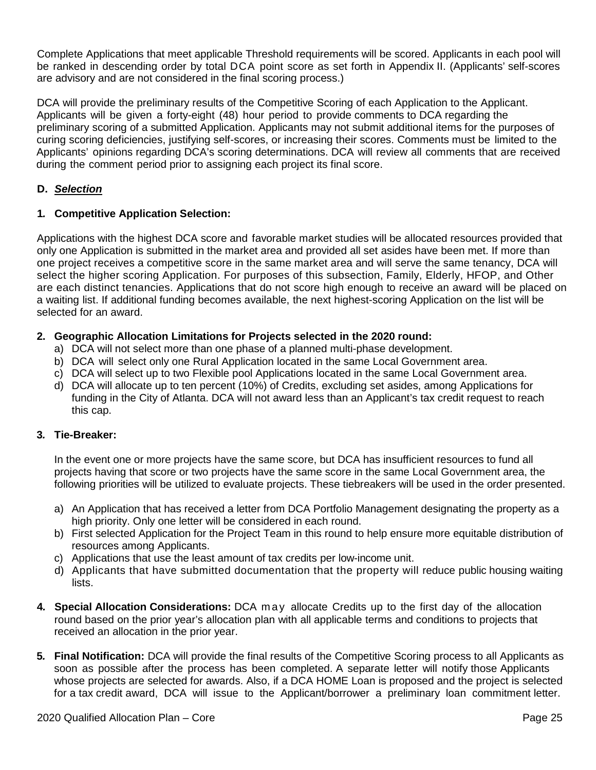Complete Applications that meet applicable Threshold requirements will be scored. Applicants in each pool will be ranked in descending order by total DCA point score as set forth in Appendix II. (Applicants' self-scores are advisory and are not considered in the final scoring process.)

DCA will provide the preliminary results of the Competitive Scoring of each Application to the Applicant. Applicants will be given a forty-eight (48) hour period to provide comments to DCA regarding the preliminary scoring of a submitted Application. Applicants may not submit additional items for the purposes of curing scoring deficiencies, justifying self-scores, or increasing their scores. Comments must be limited to the Applicants' opinions regarding DCA's scoring determinations. DCA will review all comments that are received during the comment period prior to assigning each project its final score.

## D. ***Selection***

### 1. Competitive Application Selection:

Applications with the highest DCA score and favorable market studies will be allocated resources provided that only one Application is submitted in the market area and provided all set asides have been met. If more than one project receives a competitive score in the same market area and will serve the same tenancy, DCA will select the higher scoring Application. For purposes of this subsection, Family, Elderly, HFOP, and Other are each distinct tenancies. Applications that do not score high enough to receive an award will be placed on a waiting list. If additional funding becomes available, the next highest-scoring Application on the list will be selected for an award.

### 2. Geographic Allocation Limitations for Projects selected in the 2020 round:

a) DCA will not select more than one phase of a planned multi-phase development.
b) DCA will select only one Rural Application located in the same Local Government area.
c) DCA will select up to two Flexible pool Applications located in the same Local Government area.
d) DCA will allocate up to ten percent (10%) of Credits, excluding set asides, among Applications for funding in the City of Atlanta. DCA will not award less than an Applicant's tax credit request to reach this cap.

### 3. Tie-Breaker:

In the event one or more projects have the same score, but DCA has insufficient resources to fund all projects having that score or two projects have the same score in the same Local Government area, the following priorities will be utilized to evaluate projects. These tiebreakers will be used in the order presented.

a) An Application that has received a letter from DCA Portfolio Management designating the property as a high priority. Only one letter will be considered in each round.
b) First selected Application for the Project Team in this round to help ensure more equitable distribution of resources among Applicants.
c) Applications that use the least amount of tax credits per low-income unit.
d) Applicants that have submitted documentation that the property will reduce public housing waiting lists.

**4. Special Allocation Considerations:** DCA may allocate Credits up to the first day of the allocation round based on the prior year's allocation plan with all applicable terms and conditions to projects that received an allocation in the prior year.

**5. Final Notification:** DCA will provide the final results of the Competitive Scoring process to all Applicants as soon as possible after the process has been completed. A separate letter will notify those Applicants whose projects are selected for awards. Also, if a DCA HOME Loan is proposed and the project is selected for a tax credit award, DCA will issue to the Applicant/borrower a preliminary loan commitment letter.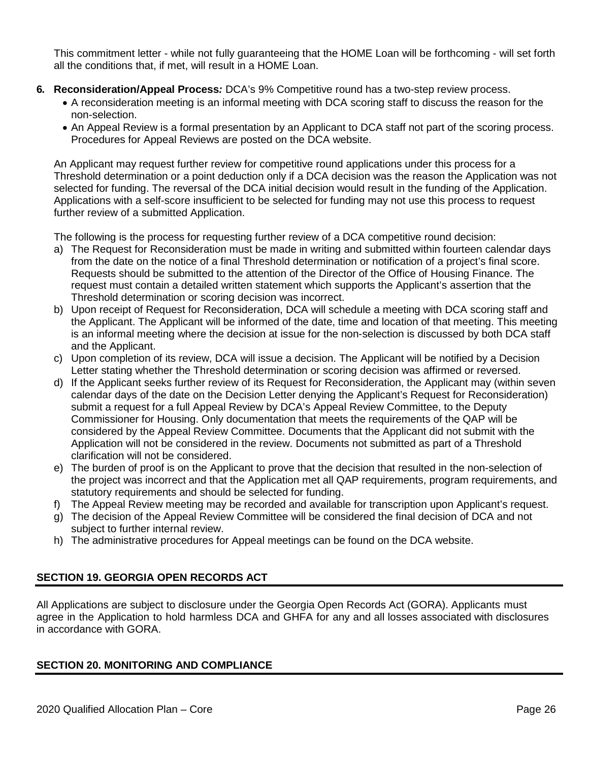This commitment letter - while not fully guaranteeing that the HOME Loan will be forthcoming - will set forth all the conditions that, if met, will result in a HOME Loan.

**6. Reconsideration/Appeal Process:** DCA's 9% Competitive round has a two-step review process.

- A reconsideration meeting is an informal meeting with DCA scoring staff to discuss the reason for the non-selection.
- An Appeal Review is a formal presentation by an Applicant to DCA staff not part of the scoring process. Procedures for Appeal Reviews are posted on the DCA website.

An Applicant may request further review for competitive round applications under this process for a Threshold determination or a point deduction only if a DCA decision was the reason the Application was not selected for funding. The reversal of the DCA initial decision would result in the funding of the Application. Applications with a self-score insufficient to be selected for funding may not use this process to request further review of a submitted Application.

The following is the process for requesting further review of a DCA competitive round decision:

a) The Request for Reconsideration must be made in writing and submitted within fourteen calendar days from the date on the notice of a final Threshold determination or notification of a project's final score. Requests should be submitted to the attention of the Director of the Office of Housing Finance. The request must contain a detailed written statement which supports the Applicant's assertion that the Threshold determination or scoring decision was incorrect.
b) Upon receipt of Request for Reconsideration, DCA will schedule a meeting with DCA scoring staff and the Applicant. The Applicant will be informed of the date, time and location of that meeting. This meeting is an informal meeting where the decision at issue for the non-selection is discussed by both DCA staff and the Applicant.
c) Upon completion of its review, DCA will issue a decision. The Applicant will be notified by a Decision Letter stating whether the Threshold determination or scoring decision was affirmed or reversed.
d) If the Applicant seeks further review of its Request for Reconsideration, the Applicant may (within seven calendar days of the date on the Decision Letter denying the Applicant's Request for Reconsideration) submit a request for a full Appeal Review by DCA's Appeal Review Committee, to the Deputy Commissioner for Housing. Only documentation that meets the requirements of the QAP will be considered by the Appeal Review Committee. Documents that the Applicant did not submit with the Application will not be considered in the review. Documents not submitted as part of a Threshold clarification will not be considered.
e) The burden of proof is on the Applicant to prove that the decision that resulted in the non-selection of the project was incorrect and that the Application met all QAP requirements, program requirements, and statutory requirements and should be selected for funding.
f) The Appeal Review meeting may be recorded and available for transcription upon Applicant's request.
g) The decision of the Appeal Review Committee will be considered the final decision of DCA and not subject to further internal review.
h) The administrative procedures for Appeal meetings can be found on the DCA website.

## SECTION 19. GEORGIA OPEN RECORDS ACT

All Applications are subject to disclosure under the Georgia Open Records Act (GORA). Applicants must agree in the Application to hold harmless DCA and GHFA for any and all losses associated with disclosures in accordance with GORA.

## SECTION 20. MONITORING AND COMPLIANCE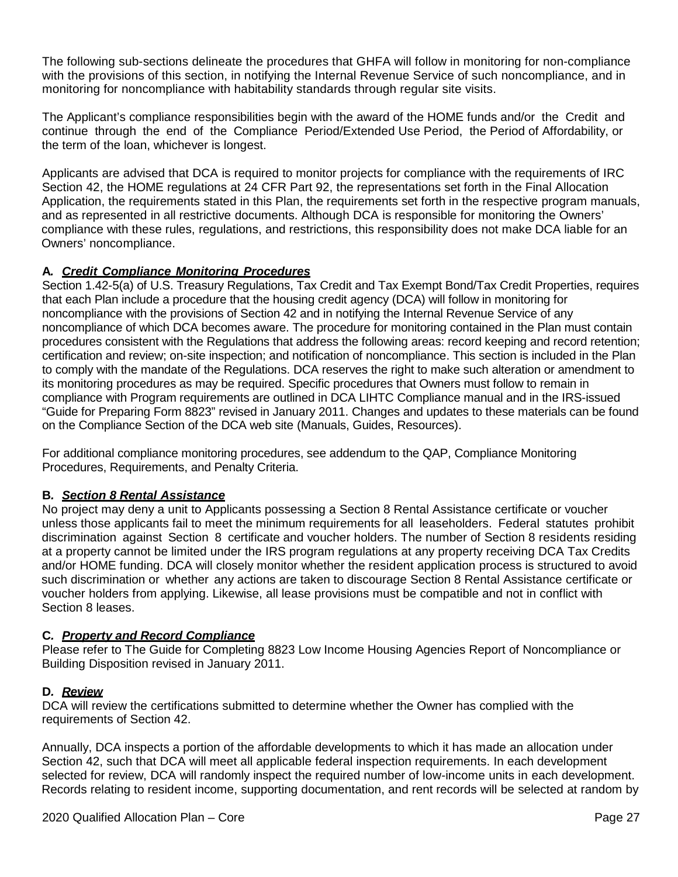The following sub-sections delineate the procedures that GHFA will follow in monitoring for non-compliance with the provisions of this section, in notifying the Internal Revenue Service of such noncompliance, and in monitoring for noncompliance with habitability standards through regular site visits.

The Applicant's compliance responsibilities begin with the award of the HOME funds and/or the Credit and continue through the end of the Compliance Period/Extended Use Period, the Period of Affordability, or the term of the loan, whichever is longest.

Applicants are advised that DCA is required to monitor projects for compliance with the requirements of IRC Section 42, the HOME regulations at 24 CFR Part 92, the representations set forth in the Final Allocation Application, the requirements stated in this Plan, the requirements set forth in the respective program manuals, and as represented in all restrictive documents. Although DCA is responsible for monitoring the Owners' compliance with these rules, regulations, and restrictions, this responsibility does not make DCA liable for an Owners' noncompliance.

**A. *Credit Compliance Monitoring Procedures***

Section 1.42-5(a) of U.S. Treasury Regulations, Tax Credit and Tax Exempt Bond/Tax Credit Properties, requires that each Plan include a procedure that the housing credit agency (DCA) will follow in monitoring for noncompliance with the provisions of Section 42 and in notifying the Internal Revenue Service of any noncompliance of which DCA becomes aware. The procedure for monitoring contained in the Plan must contain procedures consistent with the Regulations that address the following areas: record keeping and record retention; certification and review; on-site inspection; and notification of noncompliance. This section is included in the Plan to comply with the mandate of the Regulations. DCA reserves the right to make such alteration or amendment to its monitoring procedures as may be required. Specific procedures that Owners must follow to remain in compliance with Program requirements are outlined in DCA LIHTC Compliance manual and in the IRS-issued "Guide for Preparing Form 8823" revised in January 2011. Changes and updates to these materials can be found on the Compliance Section of the DCA web site (Manuals, Guides, Resources).

For additional compliance monitoring procedures, see addendum to the QAP, Compliance Monitoring Procedures, Requirements, and Penalty Criteria.

**B. *Section 8 Rental Assistance***

No project may deny a unit to Applicants possessing a Section 8 Rental Assistance certificate or voucher unless those applicants fail to meet the minimum requirements for all leaseholders. Federal statutes prohibit discrimination against Section 8 certificate and voucher holders. The number of Section 8 residents residing at a property cannot be limited under the IRS program regulations at any property receiving DCA Tax Credits and/or HOME funding. DCA will closely monitor whether the resident application process is structured to avoid such discrimination or whether any actions are taken to discourage Section 8 Rental Assistance certificate or voucher holders from applying. Likewise, all lease provisions must be compatible and not in conflict with Section 8 leases.

**C. *Property and Record Compliance***

Please refer to The Guide for Completing 8823 Low Income Housing Agencies Report of Noncompliance or Building Disposition revised in January 2011.

**D. *Review***

DCA will review the certifications submitted to determine whether the Owner has complied with the requirements of Section 42.

Annually, DCA inspects a portion of the affordable developments to which it has made an allocation under Section 42, such that DCA will meet all applicable federal inspection requirements. In each development selected for review, DCA will randomly inspect the required number of low-income units in each development. Records relating to resident income, supporting documentation, and rent records will be selected at random by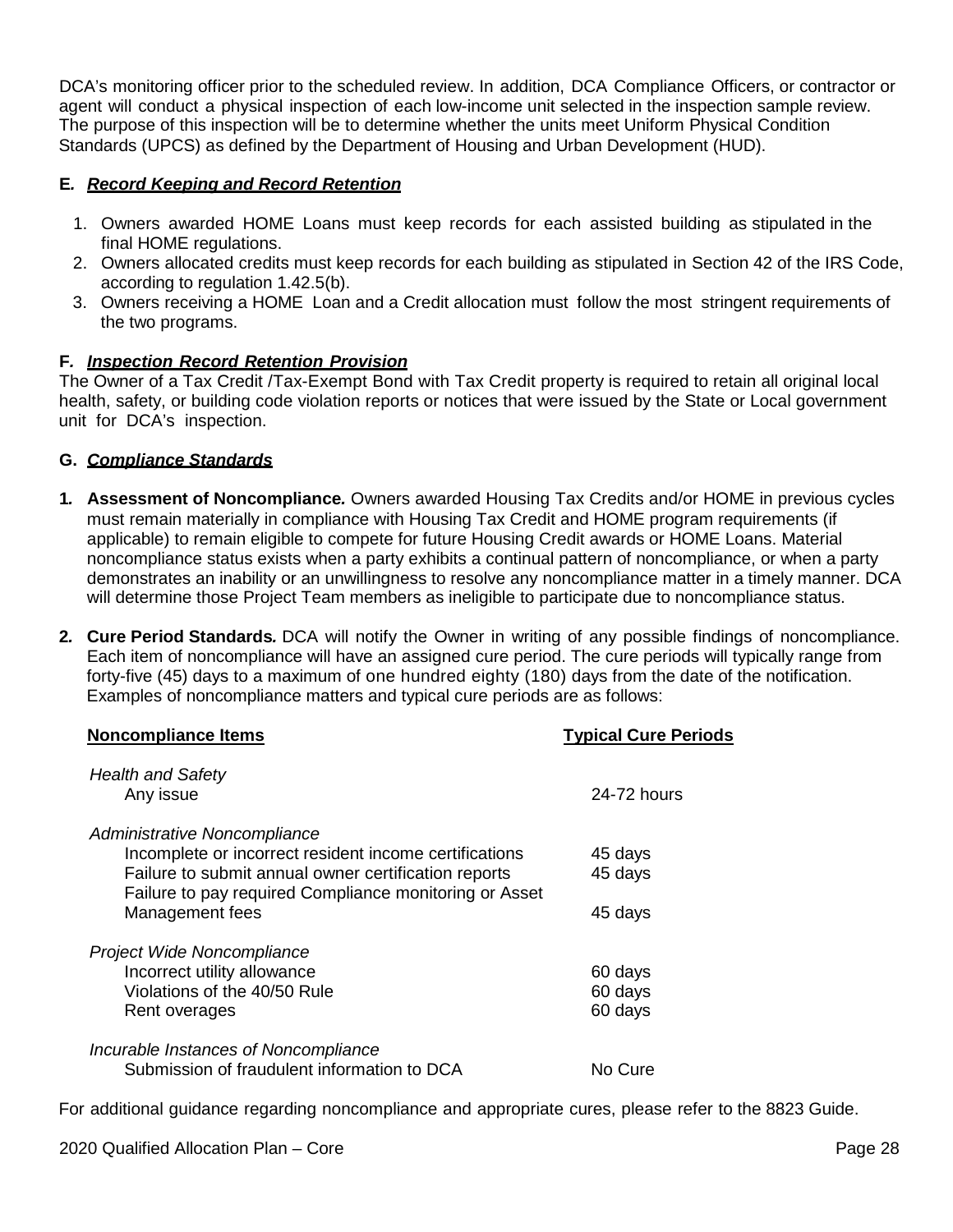DCA's monitoring officer prior to the scheduled review. In addition, DCA Compliance Officers, or contractor or agent will conduct a physical inspection of each low-income unit selected in the inspection sample review. The purpose of this inspection will be to determine whether the units meet Uniform Physical Condition Standards (UPCS) as defined by the Department of Housing and Urban Development (HUD).

**E. *Record Keeping and Record Retention***

1. Owners awarded HOME Loans must keep records for each assisted building as stipulated in the final HOME regulations.
2. Owners allocated credits must keep records for each building as stipulated in Section 42 of the IRS Code, according to regulation 1.42.5(b).
3. Owners receiving a HOME Loan and a Credit allocation must follow the most stringent requirements of the two programs.

**F. *Inspection Record Retention Provision***

The Owner of a Tax Credit /Tax-Exempt Bond with Tax Credit property is required to retain all original local health, safety, or building code violation reports or notices that were issued by the State or Local government unit for DCA's inspection.

**G. *Compliance Standards***

**1. Assessment of Noncompliance.** Owners awarded Housing Tax Credits and/or HOME in previous cycles must remain materially in compliance with Housing Tax Credit and HOME program requirements (if applicable) to remain eligible to compete for future Housing Credit awards or HOME Loans. Material noncompliance status exists when a party exhibits a continual pattern of noncompliance, or when a party demonstrates an inability or an unwillingness to resolve any noncompliance matter in a timely manner. DCA will determine those Project Team members as ineligible to participate due to noncompliance status.

**2. Cure Period Standards.** DCA will notify the Owner in writing of any possible findings of noncompliance. Each item of noncompliance will have an assigned cure period. The cure periods will typically range from forty-five (45) days to a maximum of one hundred eighty (180) days from the date of the notification. Examples of noncompliance matters and typical cure periods are as follows:

| Noncompliance Items | Typical Cure Periods |
|---|---|
| *Health and Safety* | |
| Any issue | 24-72 hours |
| *Administrative Noncompliance* | |
| Incomplete or incorrect resident income certifications | 45 days |
| Failure to submit annual owner certification reports | 45 days |
| Failure to pay required Compliance monitoring or Asset Management fees | 45 days |
| *Project Wide Noncompliance* | |
| Incorrect utility allowance | 60 days |
| Violations of the 40/50 Rule | 60 days |
| Rent overages | 60 days |
| *Incurable Instances of Noncompliance* | |
| Submission of fraudulent information to DCA | No Cure |

For additional guidance regarding noncompliance and appropriate cures, please refer to the 8823 Guide.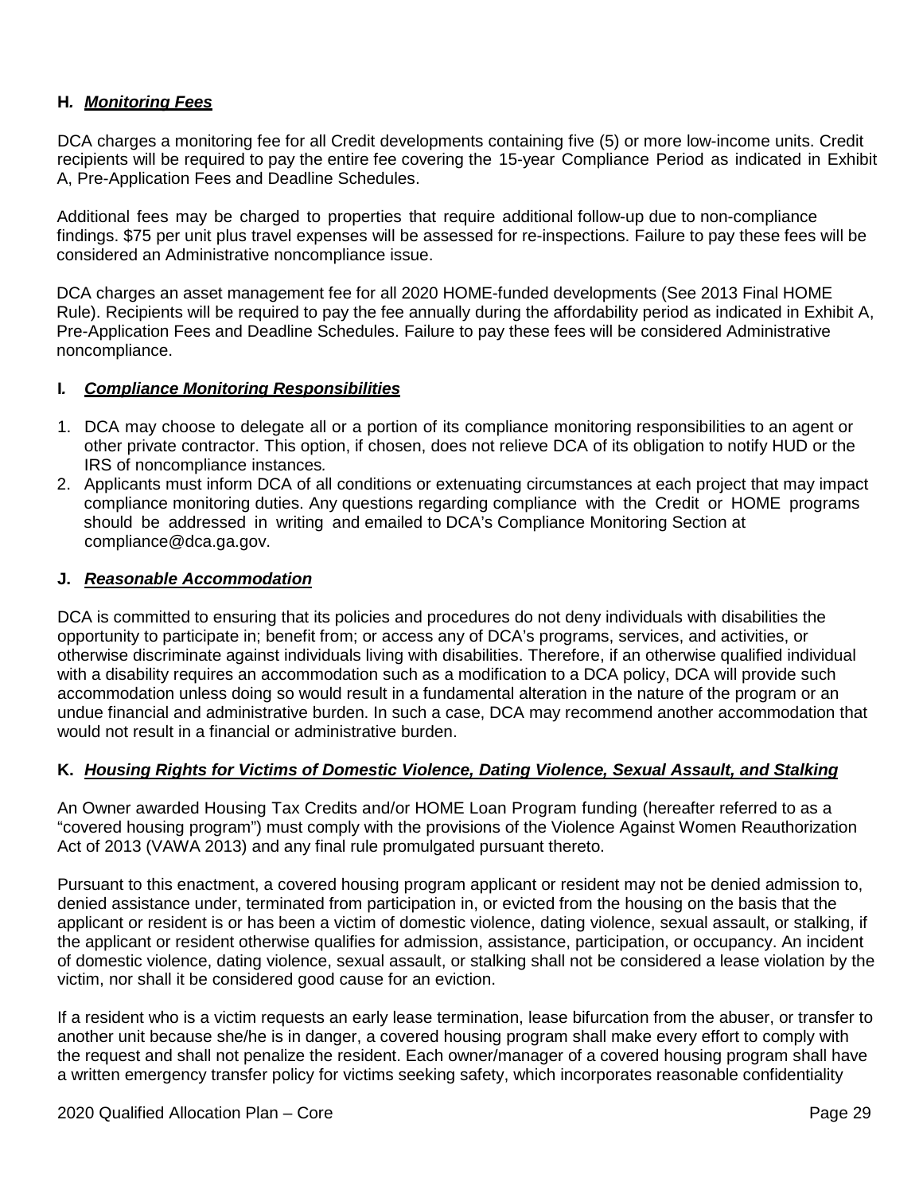**H. *Monitoring Fees***

DCA charges a monitoring fee for all Credit developments containing five (5) or more low-income units. Credit recipients will be required to pay the entire fee covering the 15-year Compliance Period as indicated in Exhibit A, Pre-Application Fees and Deadline Schedules.

Additional fees may be charged to properties that require additional follow-up due to non-compliance findings. $75 per unit plus travel expenses will be assessed for re-inspections. Failure to pay these fees will be considered an Administrative noncompliance issue.

DCA charges an asset management fee for all 2020 HOME-funded developments (See 2013 Final HOME Rule). Recipients will be required to pay the fee annually during the affordability period as indicated in Exhibit A, Pre-Application Fees and Deadline Schedules. Failure to pay these fees will be considered Administrative noncompliance.

**I. *Compliance Monitoring Responsibilities***

1. DCA may choose to delegate all or a portion of its compliance monitoring responsibilities to an agent or other private contractor. This option, if chosen, does not relieve DCA of its obligation to notify HUD or the IRS of noncompliance instances.
2. Applicants must inform DCA of all conditions or extenuating circumstances at each project that may impact compliance monitoring duties. Any questions regarding compliance with the Credit or HOME programs should be addressed in writing and emailed to DCA's Compliance Monitoring Section at compliance@dca.ga.gov.

**J. *Reasonable Accommodation***

DCA is committed to ensuring that its policies and procedures do not deny individuals with disabilities the opportunity to participate in; benefit from; or access any of DCA's programs, services, and activities, or otherwise discriminate against individuals living with disabilities. Therefore, if an otherwise qualified individual with a disability requires an accommodation such as a modification to a DCA policy, DCA will provide such accommodation unless doing so would result in a fundamental alteration in the nature of the program or an undue financial and administrative burden. In such a case, DCA may recommend another accommodation that would not result in a financial or administrative burden.

**K. *Housing Rights for Victims of Domestic Violence, Dating Violence, Sexual Assault, and Stalking***

An Owner awarded Housing Tax Credits and/or HOME Loan Program funding (hereafter referred to as a "covered housing program") must comply with the provisions of the Violence Against Women Reauthorization Act of 2013 (VAWA 2013) and any final rule promulgated pursuant thereto.

Pursuant to this enactment, a covered housing program applicant or resident may not be denied admission to, denied assistance under, terminated from participation in, or evicted from the housing on the basis that the applicant or resident is or has been a victim of domestic violence, dating violence, sexual assault, or stalking, if the applicant or resident otherwise qualifies for admission, assistance, participation, or occupancy. An incident of domestic violence, dating violence, sexual assault, or stalking shall not be considered a lease violation by the victim, nor shall it be considered good cause for an eviction.

If a resident who is a victim requests an early lease termination, lease bifurcation from the abuser, or transfer to another unit because she/he is in danger, a covered housing program shall make every effort to comply with the request and shall not penalize the resident. Each owner/manager of a covered housing program shall have a written emergency transfer policy for victims seeking safety, which incorporates reasonable confidentiality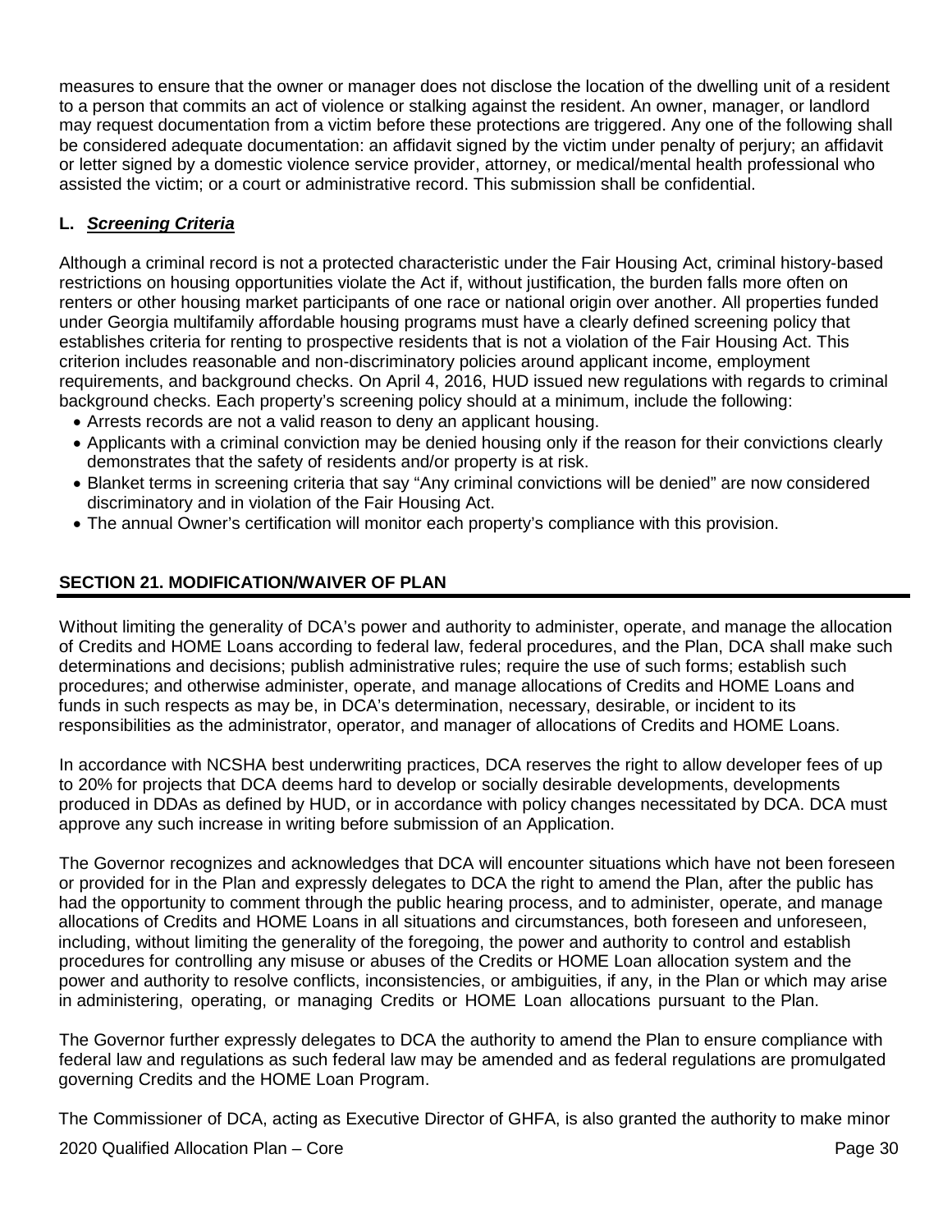measures to ensure that the owner or manager does not disclose the location of the dwelling unit of a resident to a person that commits an act of violence or stalking against the resident. An owner, manager, or landlord may request documentation from a victim before these protections are triggered. Any one of the following shall be considered adequate documentation: an affidavit signed by the victim under penalty of perjury; an affidavit or letter signed by a domestic violence service provider, attorney, or medical/mental health professional who assisted the victim; or a court or administrative record. This submission shall be confidential.

### L. ***Screening Criteria***

Although a criminal record is not a protected characteristic under the Fair Housing Act, criminal history-based restrictions on housing opportunities violate the Act if, without justification, the burden falls more often on renters or other housing market participants of one race or national origin over another. All properties funded under Georgia multifamily affordable housing programs must have a clearly defined screening policy that establishes criteria for renting to prospective residents that is not a violation of the Fair Housing Act. This criterion includes reasonable and non-discriminatory policies around applicant income, employment requirements, and background checks. On April 4, 2016, HUD issued new regulations with regards to criminal background checks. Each property's screening policy should at a minimum, include the following:

- Arrests records are not a valid reason to deny an applicant housing.
- Applicants with a criminal conviction may be denied housing only if the reason for their convictions clearly demonstrates that the safety of residents and/or property is at risk.
- Blanket terms in screening criteria that say "Any criminal convictions will be denied" are now considered discriminatory and in violation of the Fair Housing Act.
- The annual Owner's certification will monitor each property's compliance with this provision.

## SECTION 21. MODIFICATION/WAIVER OF PLAN

Without limiting the generality of DCA's power and authority to administer, operate, and manage the allocation of Credits and HOME Loans according to federal law, federal procedures, and the Plan, DCA shall make such determinations and decisions; publish administrative rules; require the use of such forms; establish such procedures; and otherwise administer, operate, and manage allocations of Credits and HOME Loans and funds in such respects as may be, in DCA's determination, necessary, desirable, or incident to its responsibilities as the administrator, operator, and manager of allocations of Credits and HOME Loans.

In accordance with NCSHA best underwriting practices, DCA reserves the right to allow developer fees of up to 20% for projects that DCA deems hard to develop or socially desirable developments, developments produced in DDAs as defined by HUD, or in accordance with policy changes necessitated by DCA. DCA must approve any such increase in writing before submission of an Application.

The Governor recognizes and acknowledges that DCA will encounter situations which have not been foreseen or provided for in the Plan and expressly delegates to DCA the right to amend the Plan, after the public has had the opportunity to comment through the public hearing process, and to administer, operate, and manage allocations of Credits and HOME Loans in all situations and circumstances, both foreseen and unforeseen, including, without limiting the generality of the foregoing, the power and authority to control and establish procedures for controlling any misuse or abuses of the Credits or HOME Loan allocation system and the power and authority to resolve conflicts, inconsistencies, or ambiguities, if any, in the Plan or which may arise in administering, operating, or managing Credits or HOME Loan allocations pursuant to the Plan.

The Governor further expressly delegates to DCA the authority to amend the Plan to ensure compliance with federal law and regulations as such federal law may be amended and as federal regulations are promulgated governing Credits and the HOME Loan Program.

The Commissioner of DCA, acting as Executive Director of GHFA, is also granted the authority to make minor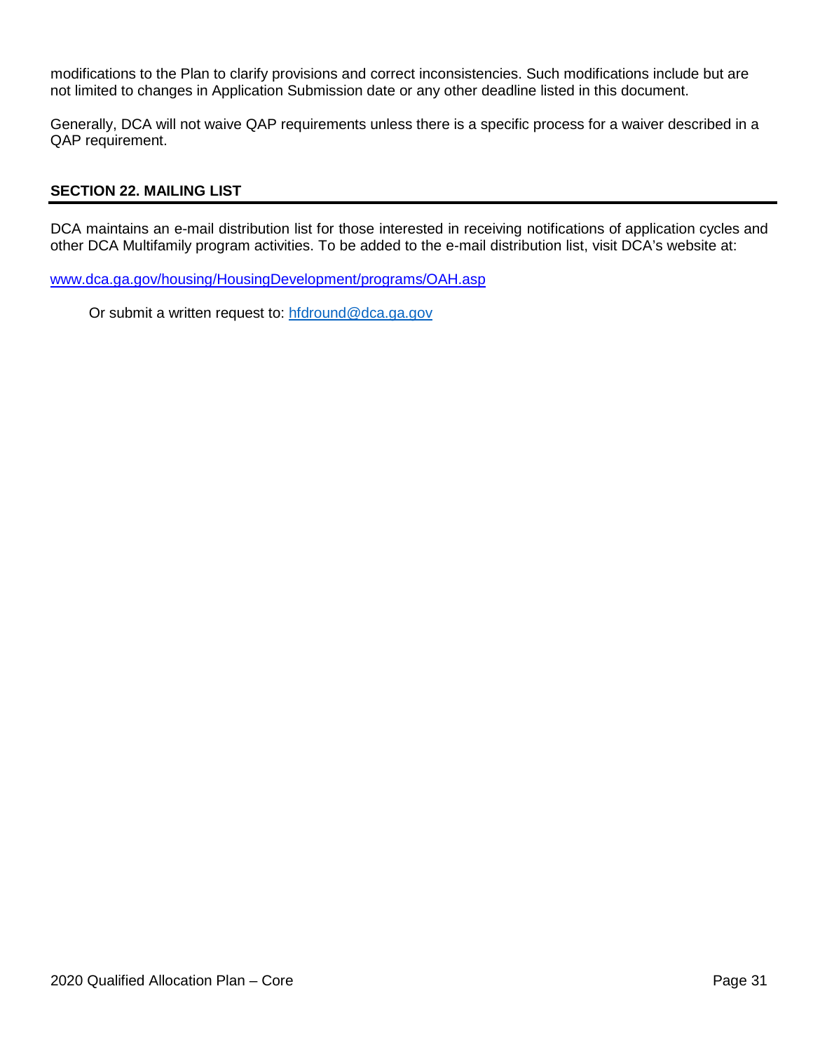modifications to the Plan to clarify provisions and correct inconsistencies. Such modifications include but are not limited to changes in Application Submission date or any other deadline listed in this document.

Generally, DCA will not waive QAP requirements unless there is a specific process for a waiver described in a QAP requirement.

## SECTION 22. MAILING LIST

DCA maintains an e-mail distribution list for those interested in receiving notifications of application cycles and other DCA Multifamily program activities. To be added to the e-mail distribution list, visit DCA's website at:

[www.dca.ga.gov/housing/HousingDevelopment/programs/OAH.asp](http://www.dca.ga.gov/housing/HousingDevelopment/programs/OAH.asp)

Or submit a written request to: [hfdround@dca.ga.gov](mailto:hfdround@dca.ga.gov)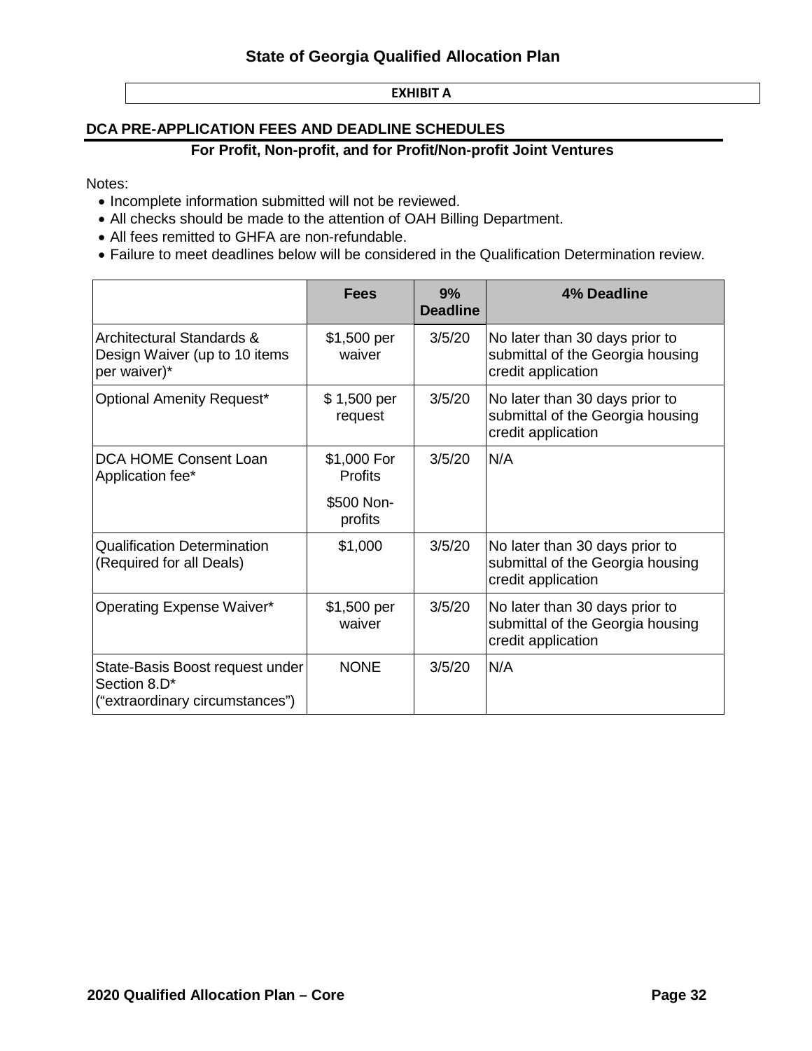## EXHIBIT A

### DCA PRE-APPLICATION FEES AND DEADLINE SCHEDULES

**For Profit, Non-profit, and for Profit/Non-profit Joint Ventures**

Notes:

- Incomplete information submitted will not be reviewed.
- All checks should be made to the attention of OAH Billing Department.
- All fees remitted to GHFA are non-refundable.
- Failure to meet deadlines below will be considered in the Qualification Determination review.

| | Fees | 9% Deadline | 4% Deadline |
|---|---|---|---|
| Architectural Standards & Design Waiver (up to 10 items per waiver)* | $1,500 per waiver | 3/5/20 | No later than 30 days prior to submittal of the Georgia housing credit application |
| Optional Amenity Request* | $ 1,500 per request | 3/5/20 | No later than 30 days prior to submittal of the Georgia housing credit application |
| DCA HOME Consent Loan Application fee* | $1,000 For Profits<br>$500 Non-profits | 3/5/20 | N/A |
| Qualification Determination (Required for all Deals) | $1,000 | 3/5/20 | No later than 30 days prior to submittal of the Georgia housing credit application |
| Operating Expense Waiver* | $1,500 per waiver | 3/5/20 | No later than 30 days prior to submittal of the Georgia housing credit application |
| State-Basis Boost request under Section 8.D* ("extraordinary circumstances") | NONE | 3/5/20 | N/A |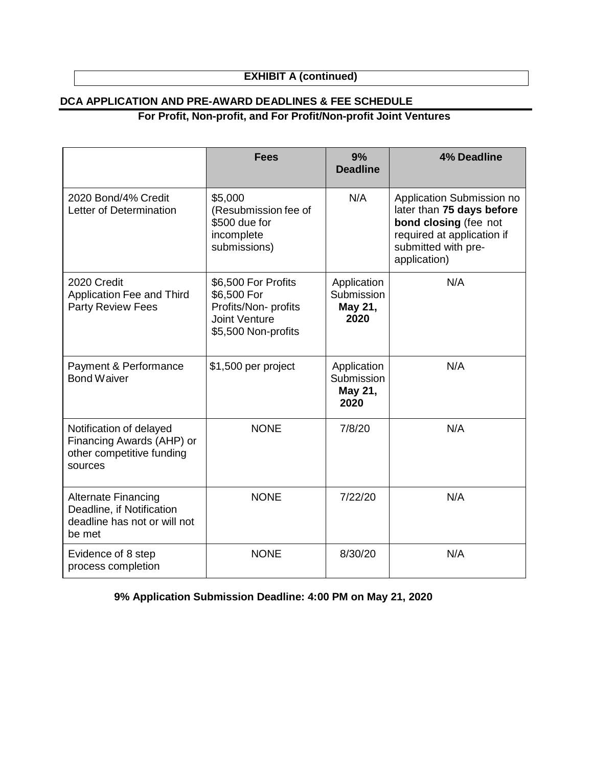**EXHIBIT A (continued)**

## DCA APPLICATION AND PRE-AWARD DEADLINES & FEE SCHEDULE

### For Profit, Non-profit, and For Profit/Non-profit Joint Ventures

| | Fees | 9% Deadline | 4% Deadline |
|---|---|---|---|
| 2020 Bond/4% Credit Letter of Determination | \$5,000 (Resubmission fee of \$500 due for incomplete submissions) | N/A | Application Submission no later than **75 days before bond closing** (fee not required at application if submitted with pre-application) |
| 2020 Credit Application Fee and Third Party Review Fees | \$6,500 For Profits<br>\$6,500 For Profits/Non- profits Joint Venture<br>\$5,500 Non-profits | Application Submission **May 21, 2020** | N/A |
| Payment & Performance Bond Waiver | \$1,500 per project | Application Submission **May 21, 2020** | N/A |
| Notification of delayed Financing Awards (AHP) or other competitive funding sources | NONE | 7/8/20 | N/A |
| Alternate Financing Deadline, if Notification deadline has not or will not be met | NONE | 7/22/20 | N/A |
| Evidence of 8 step process completion | NONE | 8/30/20 | N/A |

**9% Application Submission Deadline: 4:00 PM on May 21, 2020**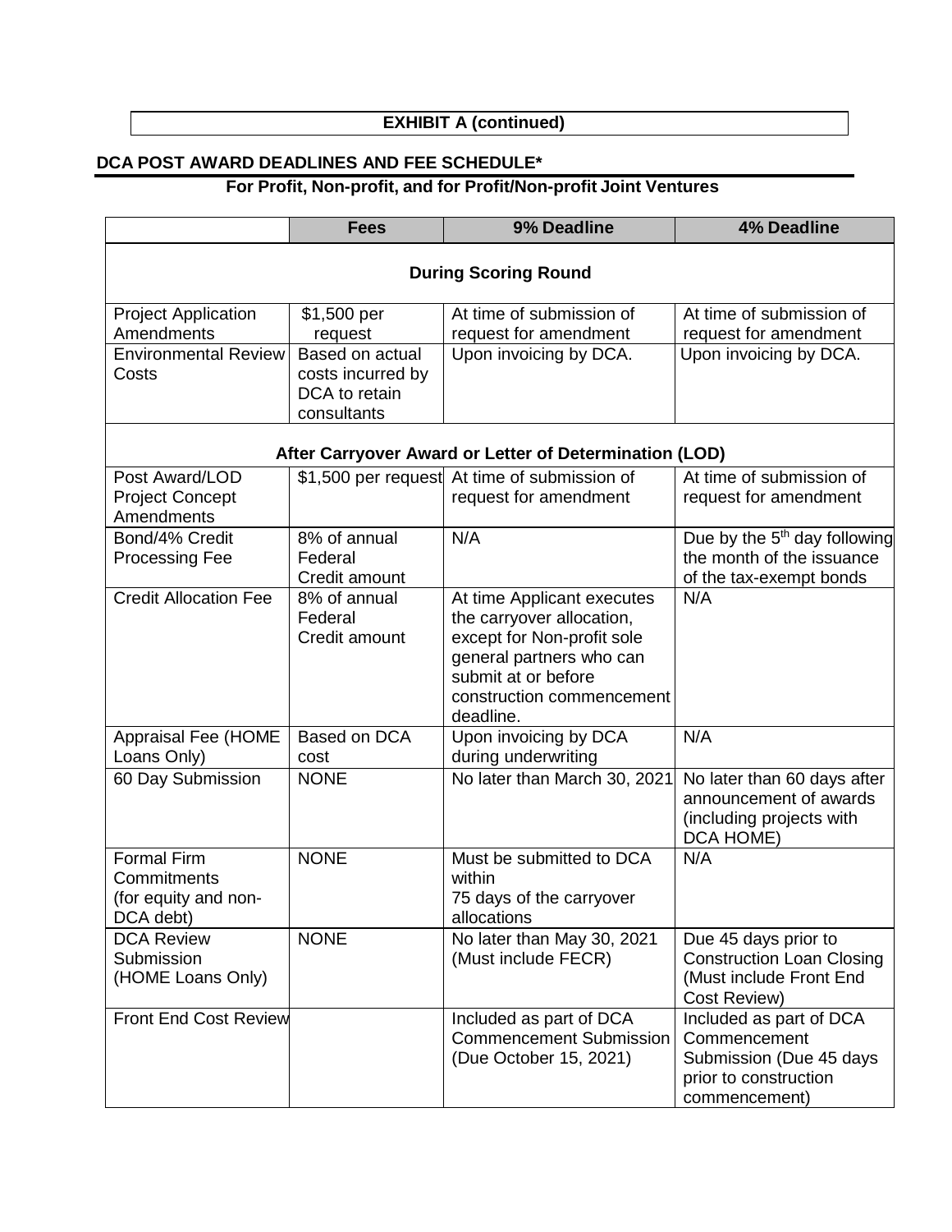**EXHIBIT A (continued)**

## DCA POST AWARD DEADLINES AND FEE SCHEDULE*

**For Profit, Non-profit, and for Profit/Non-profit Joint Ventures**

| | Fees | 9% Deadline | 4% Deadline |
|---|---|---|---|
| **During Scoring Round** | | | |
| Project Application Amendments | $1,500 per request | At time of submission of request for amendment | At time of submission of request for amendment |
| Environmental Review Costs | Based on actual costs incurred by DCA to retain consultants | Upon invoicing by DCA. | Upon invoicing by DCA. |
| **After Carryover Award or Letter of Determination (LOD)** | | | |
| Post Award/LOD Project Concept Amendments | $1,500 per request | At time of submission of request for amendment | At time of submission of request for amendment |
| Bond/4% Credit Processing Fee | 8% of annual Federal Credit amount | N/A | Due by the 5th day following the month of the issuance of the tax-exempt bonds |
| Credit Allocation Fee | 8% of annual Federal Credit amount | At time Applicant executes the carryover allocation, except for Non-profit sole general partners who can submit at or before construction commencement deadline. | N/A |
| Appraisal Fee (HOME Loans Only) | Based on DCA cost | Upon invoicing by DCA during underwriting | N/A |
| 60 Day Submission | NONE | No later than March 30, 2021 | No later than 60 days after announcement of awards (including projects with DCA HOME) |
| Formal Firm Commitments (for equity and non-DCA debt) | NONE | Must be submitted to DCA within 75 days of the carryover allocations | N/A |
| DCA Review Submission (HOME Loans Only) | NONE | No later than May 30, 2021 (Must include FECR) | Due 45 days prior to Construction Loan Closing (Must include Front End Cost Review) |
| Front End Cost Review | | Included as part of DCA Commencement Submission (Due October 15, 2021) | Included as part of DCA Commencement Submission (Due 45 days prior to construction commencement) |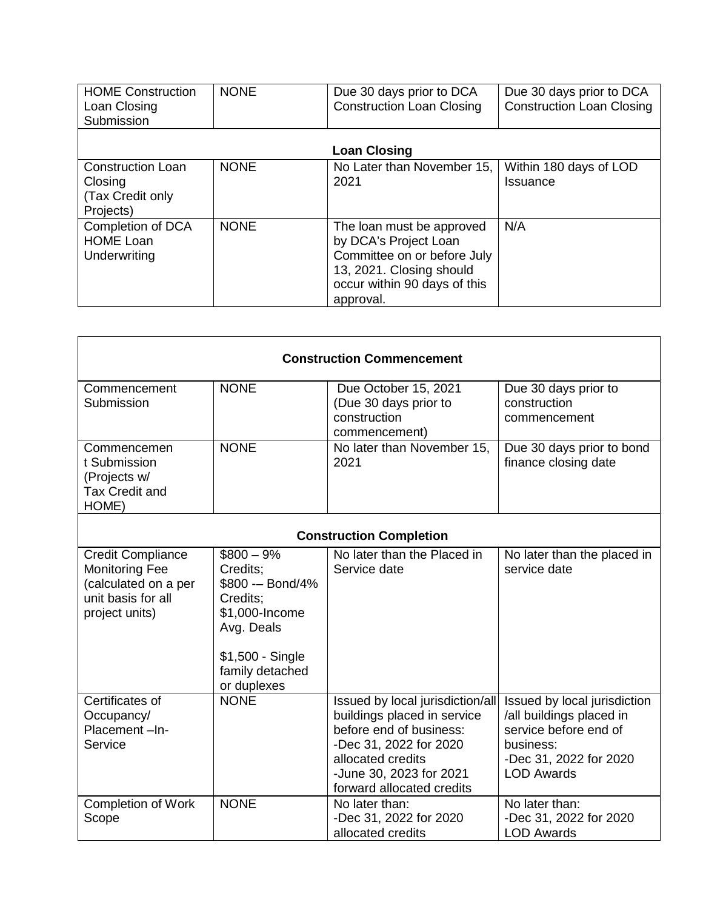| HOME Construction Loan Closing Submission | NONE | Due 30 days prior to DCA Construction Loan Closing | Due 30 days prior to DCA Construction Loan Closing |
|---|---|---|---|
| **Loan Closing** | | | |
| Construction Loan Closing (Tax Credit only Projects) | NONE | No Later than November 15, 2021 | Within 180 days of LOD Issuance |
| Completion of DCA HOME Loan Underwriting | NONE | The loan must be approved by DCA's Project Loan Committee on or before July 13, 2021. Closing should occur within 90 days of this approval. | N/A |

| **Construction Commencement** | | | |
|---|---|---|---|
| Commencement Submission | NONE | Due October 15, 2021 (Due 30 days prior to construction commencement) | Due 30 days prior to construction commencement |
| Commencement Submission (Projects w/ Tax Credit and HOME) | NONE | No later than November 15, 2021 | Due 30 days prior to bond finance closing date |
| **Construction Completion** | | | |
| Credit Compliance Monitoring Fee (calculated on a per unit basis for all project units) | $800 – 9% Credits; $800 -– Bond/4% Credits; $1,000-Income Avg. Deals<br><br>$1,500 - Single family detached or duplexes | No later than the Placed in Service date | No later than the placed in service date |
| Certificates of Occupancy/ Placement –In-Service | NONE | Issued by local jurisdiction/all buildings placed in service before end of business:<br>-Dec 31, 2022 for 2020 allocated credits<br>-June 30, 2023 for 2021 forward allocated credits | Issued by local jurisdiction /all buildings placed in service before end of business:<br>-Dec 31, 2022 for 2020 LOD Awards |
| Completion of Work Scope | NONE | No later than:<br>-Dec 31, 2022 for 2020 allocated credits | No later than:<br>-Dec 31, 2022 for 2020 LOD Awards |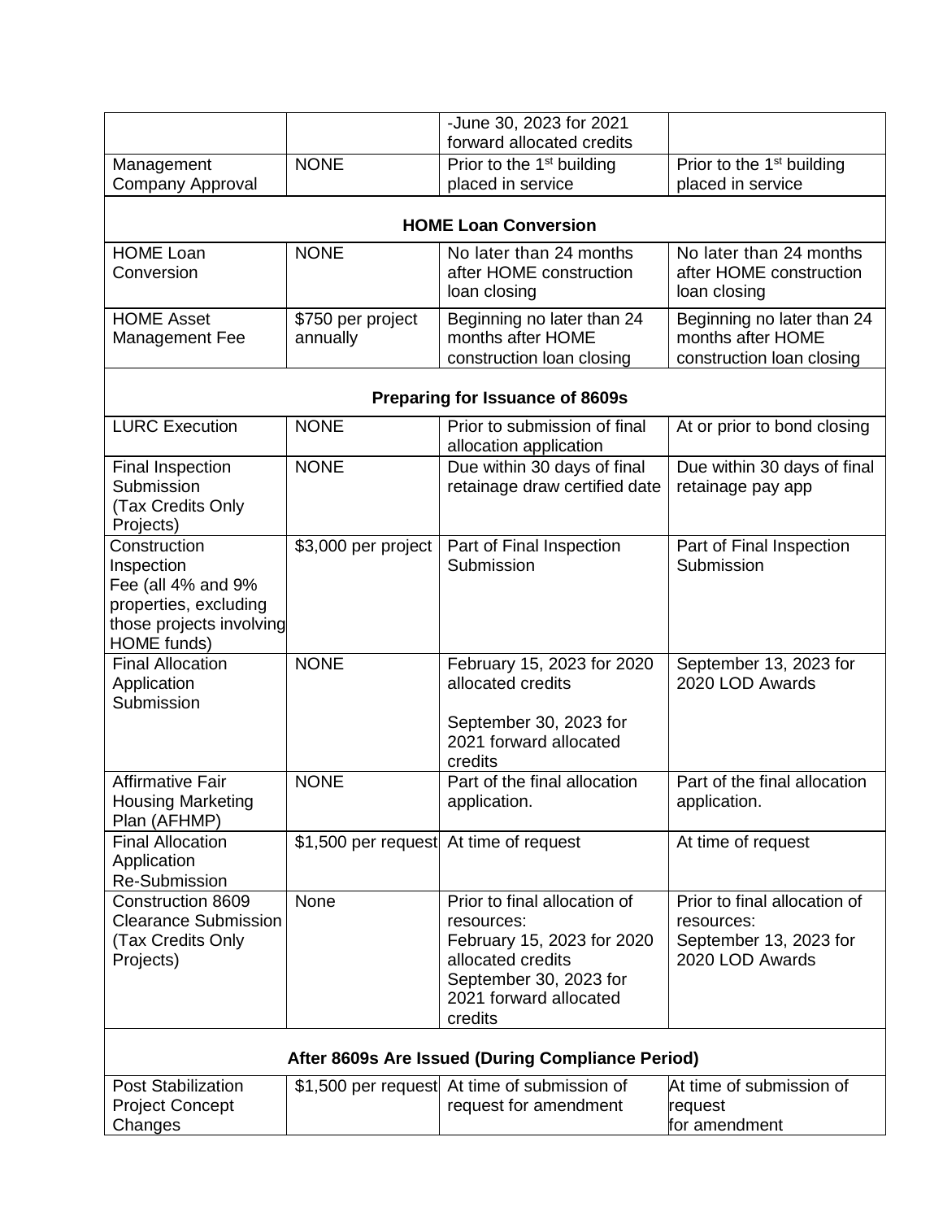| | | | |
|---|---|---|---|
| | | -June 30, 2023 for 2021 forward allocated credits | |
| Management Company Approval | NONE | Prior to the 1st building placed in service | Prior to the 1st building placed in service |
| **HOME Loan Conversion** | | | |
| HOME Loan Conversion | NONE | No later than 24 months after HOME construction loan closing | No later than 24 months after HOME construction loan closing |
| HOME Asset Management Fee | $750 per project annually | Beginning no later than 24 months after HOME construction loan closing | Beginning no later than 24 months after HOME construction loan closing |
| **Preparing for Issuance of 8609s** | | | |
| LURC Execution | NONE | Prior to submission of final allocation application | At or prior to bond closing |
| Final Inspection Submission (Tax Credits Only Projects) | NONE | Due within 30 days of final retainage draw certified date | Due within 30 days of final retainage pay app |
| Construction Inspection Fee (all 4% and 9% properties, excluding those projects involving HOME funds) | $3,000 per project | Part of Final Inspection Submission | Part of Final Inspection Submission |
| Final Allocation Application Submission | NONE | February 15, 2023 for 2020 allocated credits<br><br>September 30, 2023 for 2021 forward allocated credits | September 13, 2023 for 2020 LOD Awards |
| Affirmative Fair Housing Marketing Plan (AFHMP) | NONE | Part of the final allocation application. | Part of the final allocation application. |
| Final Allocation Application Re-Submission | $1,500 per request | At time of request | At time of request |
| Construction 8609 Clearance Submission (Tax Credits Only Projects) | None | Prior to final allocation of resources:<br>February 15, 2023 for 2020 allocated credits<br>September 30, 2023 for 2021 forward allocated credits | Prior to final allocation of resources:<br>September 13, 2023 for 2020 LOD Awards |
| **After 8609s Are Issued (During Compliance Period)** | | | |
| Post Stabilization Project Concept Changes | $1,500 per request | At time of submission of request for amendment | At time of submission of request for amendment |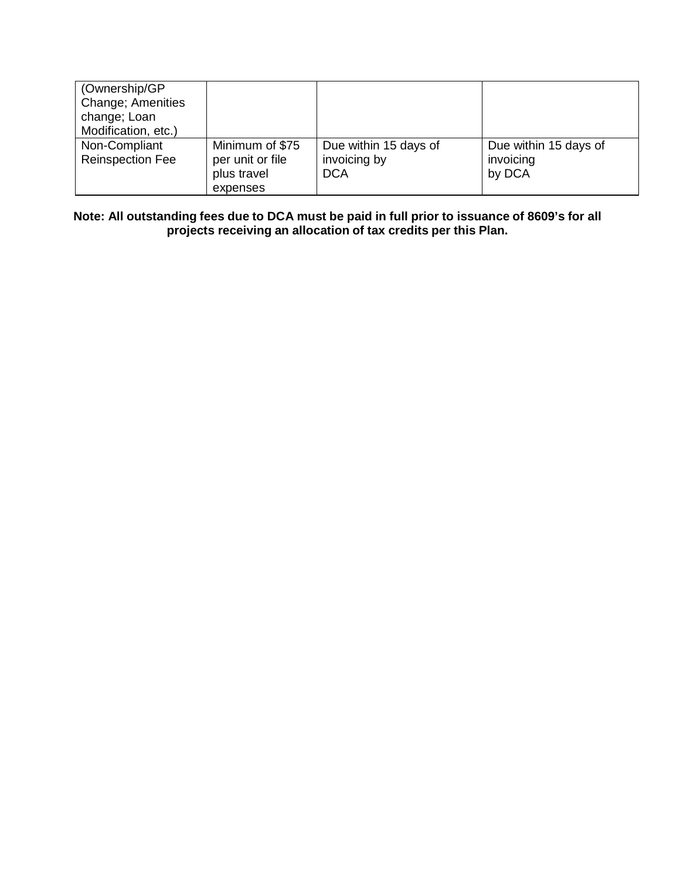| | | | |
|---|---|---|---|
| (Ownership/GP Change; Amenities change; Loan Modification, etc.) | | | |
| Non-Compliant Reinspection Fee | Minimum of $75 per unit or file plus travel expenses | Due within 15 days of invoicing by DCA | Due within 15 days of invoicing by DCA |

**Note: All outstanding fees due to DCA must be paid in full prior to issuance of 8609's for all projects receiving an allocation of tax credits per this Plan.**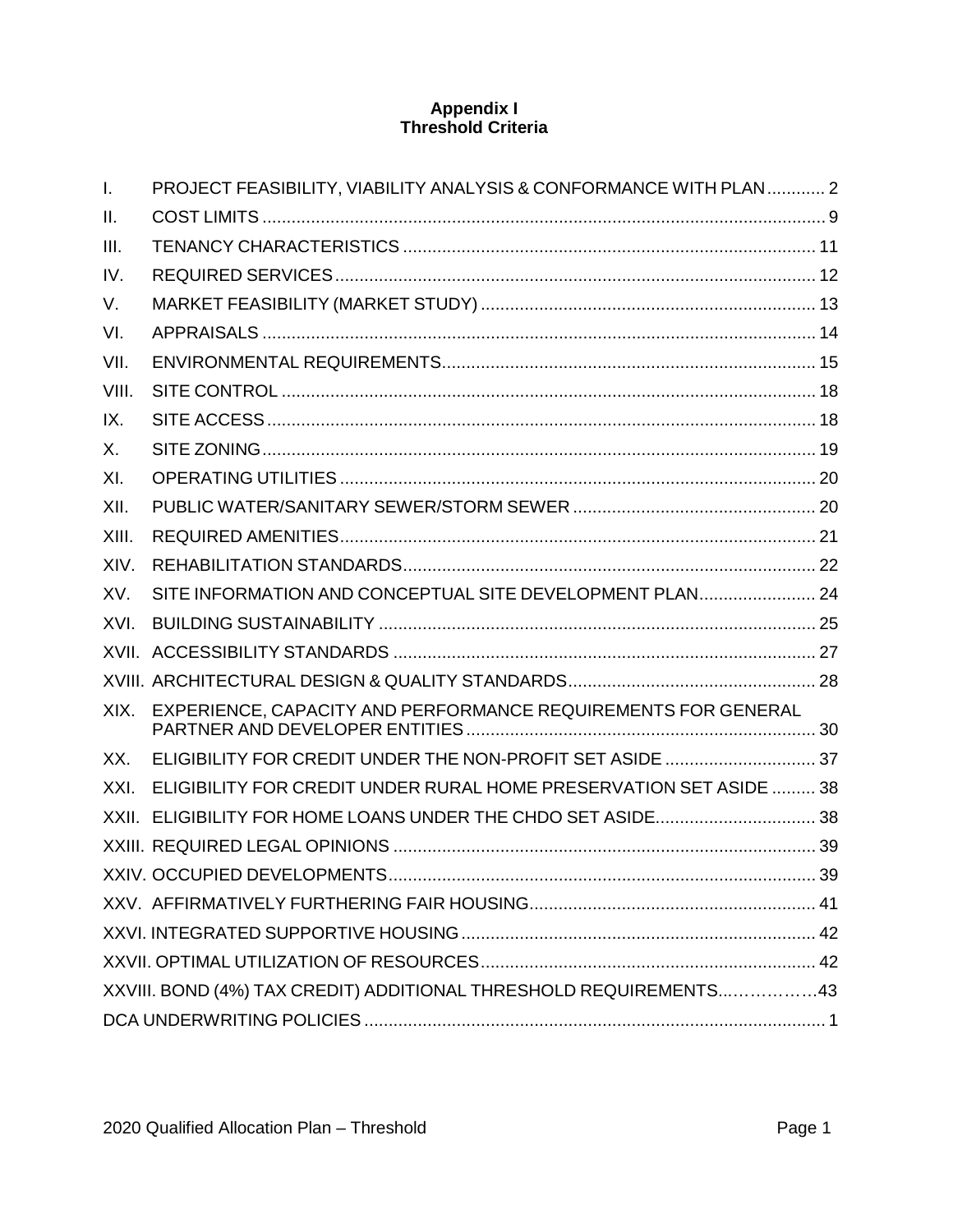# Appendix I
# Threshold Criteria

| | | |
|---|---|---|
| I. | PROJECT FEASIBILITY, VIABILITY ANALYSIS & CONFORMANCE WITH PLAN | 2 |
| II. | COST LIMITS | 9 |
| III. | TENANCY CHARACTERISTICS | 11 |
| IV. | REQUIRED SERVICES | 12 |
| V. | MARKET FEASIBILITY (MARKET STUDY) | 13 |
| VI. | APPRAISALS | 14 |
| VII. | ENVIRONMENTAL REQUIREMENTS | 15 |
| VIII. | SITE CONTROL | 18 |
| IX. | SITE ACCESS | 18 |
| X. | SITE ZONING | 19 |
| XI. | OPERATING UTILITIES | 20 |
| XII. | PUBLIC WATER/SANITARY SEWER/STORM SEWER | 20 |
| XIII. | REQUIRED AMENITIES | 21 |
| XIV. | REHABILITATION STANDARDS | 22 |
| XV. | SITE INFORMATION AND CONCEPTUAL SITE DEVELOPMENT PLAN | 24 |
| XVI. | BUILDING SUSTAINABILITY | 25 |
| XVII. | ACCESSIBILITY STANDARDS | 27 |
| XVIII. | ARCHITECTURAL DESIGN & QUALITY STANDARDS | 28 |
| XIX. | EXPERIENCE, CAPACITY AND PERFORMANCE REQUIREMENTS FOR GENERAL PARTNER AND DEVELOPER ENTITIES | 30 |
| XX. | ELIGIBILITY FOR CREDIT UNDER THE NON-PROFIT SET ASIDE | 37 |
| XXI. | ELIGIBILITY FOR CREDIT UNDER RURAL HOME PRESERVATION SET ASIDE | 38 |
| XXII. | ELIGIBILITY FOR HOME LOANS UNDER THE CHDO SET ASIDE | 38 |
| XXIII. | REQUIRED LEGAL OPINIONS | 39 |
| XXIV. | OCCUPIED DEVELOPMENTS | 39 |
| XXV. | AFFIRMATIVELY FURTHERING FAIR HOUSING | 41 |
| XXVI. | INTEGRATED SUPPORTIVE HOUSING | 42 |
| XXVII. | OPTIMAL UTILIZATION OF RESOURCES | 42 |
| XXVIII. | BOND (4%) TAX CREDIT) ADDITIONAL THRESHOLD REQUIREMENTS | 43 |
| | DCA UNDERWRITING POLICIES | 1 |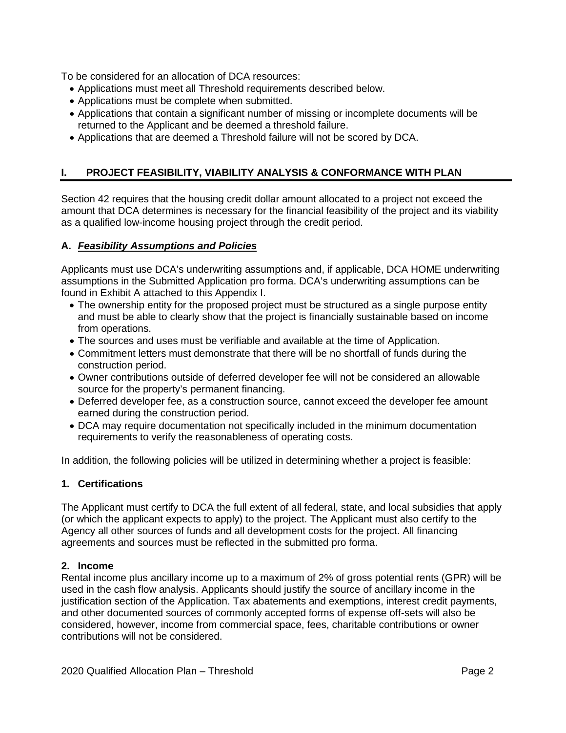To be considered for an allocation of DCA resources:

- Applications must meet all Threshold requirements described below.
- Applications must be complete when submitted.
- Applications that contain a significant number of missing or incomplete documents will be returned to the Applicant and be deemed a threshold failure.
- Applications that are deemed a Threshold failure will not be scored by DCA.

## I. PROJECT FEASIBILITY, VIABILITY ANALYSIS & CONFORMANCE WITH PLAN

Section 42 requires that the housing credit dollar amount allocated to a project not exceed the amount that DCA determines is necessary for the financial feasibility of the project and its viability as a qualified low-income housing project through the credit period.

### A. ***Feasibility Assumptions and Policies***

Applicants must use DCA's underwriting assumptions and, if applicable, DCA HOME underwriting assumptions in the Submitted Application pro forma. DCA's underwriting assumptions can be found in Exhibit A attached to this Appendix I.

- The ownership entity for the proposed project must be structured as a single purpose entity and must be able to clearly show that the project is financially sustainable based on income from operations.
- The sources and uses must be verifiable and available at the time of Application.
- Commitment letters must demonstrate that there will be no shortfall of funds during the construction period.
- Owner contributions outside of deferred developer fee will not be considered an allowable source for the property's permanent financing.
- Deferred developer fee, as a construction source, cannot exceed the developer fee amount earned during the construction period.
- DCA may require documentation not specifically included in the minimum documentation requirements to verify the reasonableness of operating costs.

In addition, the following policies will be utilized in determining whether a project is feasible:

#### 1. Certifications

The Applicant must certify to DCA the full extent of all federal, state, and local subsidies that apply (or which the applicant expects to apply) to the project. The Applicant must also certify to the Agency all other sources of funds and all development costs for the project. All financing agreements and sources must be reflected in the submitted pro forma.

#### 2. Income

Rental income plus ancillary income up to a maximum of 2% of gross potential rents (GPR) will be used in the cash flow analysis. Applicants should justify the source of ancillary income in the justification section of the Application. Tax abatements and exemptions, interest credit payments, and other documented sources of commonly accepted forms of expense off-sets will also be considered, however, income from commercial space, fees, charitable contributions or owner contributions will not be considered.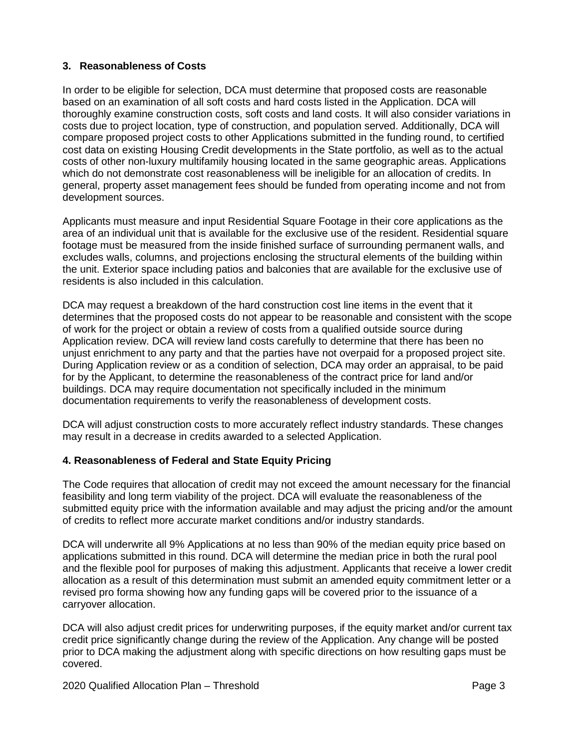### 3. Reasonableness of Costs

In order to be eligible for selection, DCA must determine that proposed costs are reasonable based on an examination of all soft costs and hard costs listed in the Application. DCA will thoroughly examine construction costs, soft costs and land costs. It will also consider variations in costs due to project location, type of construction, and population served. Additionally, DCA will compare proposed project costs to other Applications submitted in the funding round, to certified cost data on existing Housing Credit developments in the State portfolio, as well as to the actual costs of other non-luxury multifamily housing located in the same geographic areas. Applications which do not demonstrate cost reasonableness will be ineligible for an allocation of credits. In general, property asset management fees should be funded from operating income and not from development sources.

Applicants must measure and input Residential Square Footage in their core applications as the area of an individual unit that is available for the exclusive use of the resident. Residential square footage must be measured from the inside finished surface of surrounding permanent walls, and excludes walls, columns, and projections enclosing the structural elements of the building within the unit. Exterior space including patios and balconies that are available for the exclusive use of residents is also included in this calculation.

DCA may request a breakdown of the hard construction cost line items in the event that it determines that the proposed costs do not appear to be reasonable and consistent with the scope of work for the project or obtain a review of costs from a qualified outside source during Application review. DCA will review land costs carefully to determine that there has been no unjust enrichment to any party and that the parties have not overpaid for a proposed project site. During Application review or as a condition of selection, DCA may order an appraisal, to be paid for by the Applicant, to determine the reasonableness of the contract price for land and/or buildings. DCA may require documentation not specifically included in the minimum documentation requirements to verify the reasonableness of development costs.

DCA will adjust construction costs to more accurately reflect industry standards. These changes may result in a decrease in credits awarded to a selected Application.

### 4. Reasonableness of Federal and State Equity Pricing

The Code requires that allocation of credit may not exceed the amount necessary for the financial feasibility and long term viability of the project. DCA will evaluate the reasonableness of the submitted equity price with the information available and may adjust the pricing and/or the amount of credits to reflect more accurate market conditions and/or industry standards.

DCA will underwrite all 9% Applications at no less than 90% of the median equity price based on applications submitted in this round. DCA will determine the median price in both the rural pool and the flexible pool for purposes of making this adjustment. Applicants that receive a lower credit allocation as a result of this determination must submit an amended equity commitment letter or a revised pro forma showing how any funding gaps will be covered prior to the issuance of a carryover allocation.

DCA will also adjust credit prices for underwriting purposes, if the equity market and/or current tax credit price significantly change during the review of the Application. Any change will be posted prior to DCA making the adjustment along with specific directions on how resulting gaps must be covered.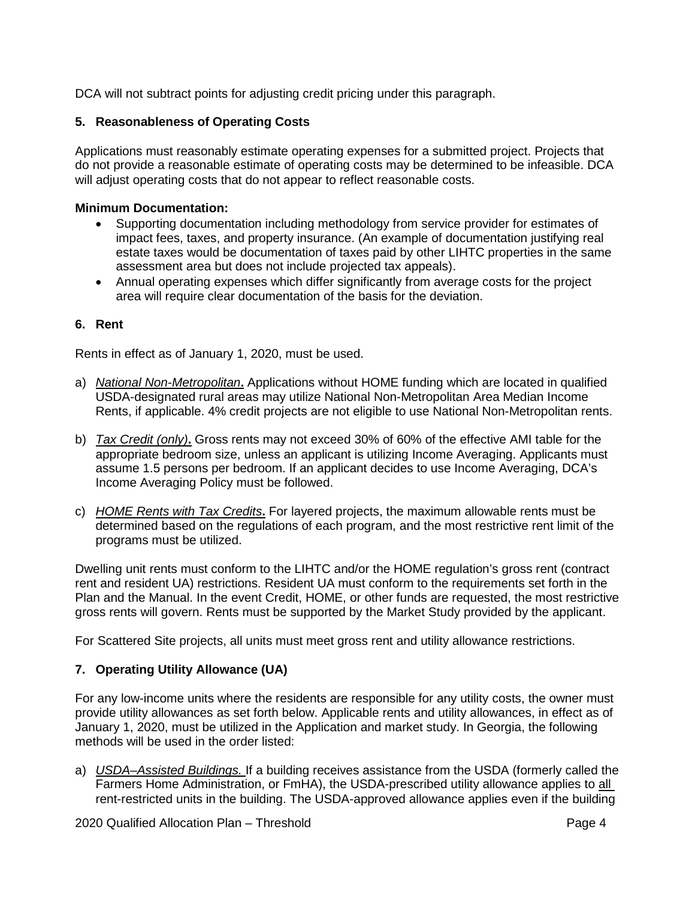DCA will not subtract points for adjusting credit pricing under this paragraph.

## 5. Reasonableness of Operating Costs

Applications must reasonably estimate operating expenses for a submitted project. Projects that do not provide a reasonable estimate of operating costs may be determined to be infeasible. DCA will adjust operating costs that do not appear to reflect reasonable costs.

**Minimum Documentation:**

- Supporting documentation including methodology from service provider for estimates of impact fees, taxes, and property insurance. (An example of documentation justifying real estate taxes would be documentation of taxes paid by other LIHTC properties in the same assessment area but does not include projected tax appeals).
- Annual operating expenses which differ significantly from average costs for the project area will require clear documentation of the basis for the deviation.

## 6. Rent

Rents in effect as of January 1, 2020, must be used.

a) *National Non-Metropolitan***.** Applications without HOME funding which are located in qualified USDA-designated rural areas may utilize National Non-Metropolitan Area Median Income Rents, if applicable. 4% credit projects are not eligible to use National Non-Metropolitan rents.

b) *Tax Credit (only)***.** Gross rents may not exceed 30% of 60% of the effective AMI table for the appropriate bedroom size, unless an applicant is utilizing Income Averaging. Applicants must assume 1.5 persons per bedroom. If an applicant decides to use Income Averaging, DCA's Income Averaging Policy must be followed.

c) *HOME Rents with Tax Credits***.** For layered projects, the maximum allowable rents must be determined based on the regulations of each program, and the most restrictive rent limit of the programs must be utilized.

Dwelling unit rents must conform to the LIHTC and/or the HOME regulation's gross rent (contract rent and resident UA) restrictions. Resident UA must conform to the requirements set forth in the Plan and the Manual. In the event Credit, HOME, or other funds are requested, the most restrictive gross rents will govern. Rents must be supported by the Market Study provided by the applicant.

For Scattered Site projects, all units must meet gross rent and utility allowance restrictions.

## 7. Operating Utility Allowance (UA)

For any low-income units where the residents are responsible for any utility costs, the owner must provide utility allowances as set forth below. Applicable rents and utility allowances, in effect as of January 1, 2020, must be utilized in the Application and market study. In Georgia, the following methods will be used in the order listed:

a) *USDA–Assisted Buildings.* If a building receives assistance from the USDA (formerly called the Farmers Home Administration, or FmHA), the USDA-prescribed utility allowance applies to all rent-restricted units in the building. The USDA-approved allowance applies even if the building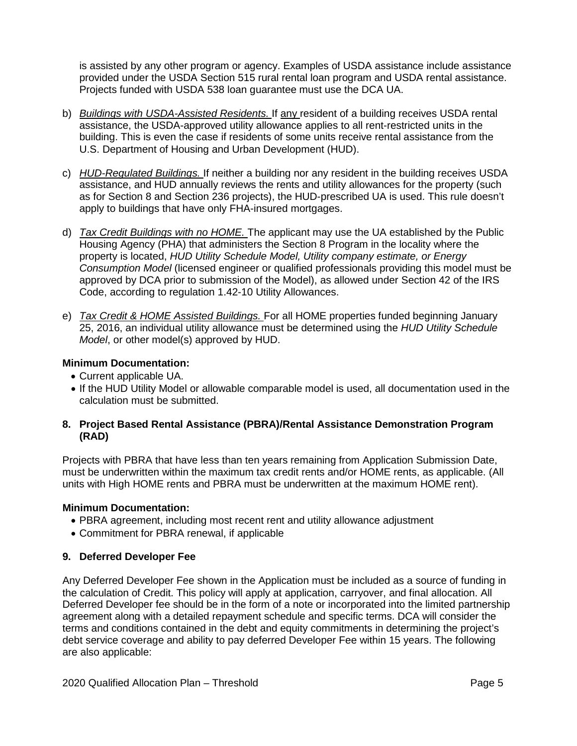is assisted by any other program or agency. Examples of USDA assistance include assistance provided under the USDA Section 515 rural rental loan program and USDA rental assistance. Projects funded with USDA 538 loan guarantee must use the DCA UA.

b) *Buildings with USDA-Assisted Residents.* If any resident of a building receives USDA rental assistance, the USDA-approved utility allowance applies to all rent-restricted units in the building. This is even the case if residents of some units receive rental assistance from the U.S. Department of Housing and Urban Development (HUD).

c) *HUD-Regulated Buildings.* If neither a building nor any resident in the building receives USDA assistance, and HUD annually reviews the rents and utility allowances for the property (such as for Section 8 and Section 236 projects), the HUD-prescribed UA is used. This rule doesn't apply to buildings that have only FHA-insured mortgages.

d) *Tax Credit Buildings with no HOME.* The applicant may use the UA established by the Public Housing Agency (PHA) that administers the Section 8 Program in the locality where the property is located, *HUD Utility Schedule Model, Utility company estimate, or Energy Consumption Model* (licensed engineer or qualified professionals providing this model must be approved by DCA prior to submission of the Model), as allowed under Section 42 of the IRS Code, according to regulation 1.42-10 Utility Allowances.

e) *Tax Credit & HOME Assisted Buildings.* For all HOME properties funded beginning January 25, 2016, an individual utility allowance must be determined using the *HUD Utility Schedule Model*, or other model(s) approved by HUD.

**Minimum Documentation:**

- Current applicable UA.
- If the HUD Utility Model or allowable comparable model is used, all documentation used in the calculation must be submitted.

### 8. Project Based Rental Assistance (PBRA)/Rental Assistance Demonstration Program (RAD)

Projects with PBRA that have less than ten years remaining from Application Submission Date, must be underwritten within the maximum tax credit rents and/or HOME rents, as applicable. (All units with High HOME rents and PBRA must be underwritten at the maximum HOME rent).

**Minimum Documentation:**

- PBRA agreement, including most recent rent and utility allowance adjustment
- Commitment for PBRA renewal, if applicable

### 9. Deferred Developer Fee

Any Deferred Developer Fee shown in the Application must be included as a source of funding in the calculation of Credit. This policy will apply at application, carryover, and final allocation. All Deferred Developer fee should be in the form of a note or incorporated into the limited partnership agreement along with a detailed repayment schedule and specific terms. DCA will consider the terms and conditions contained in the debt and equity commitments in determining the project's debt service coverage and ability to pay deferred Developer Fee within 15 years. The following are also applicable: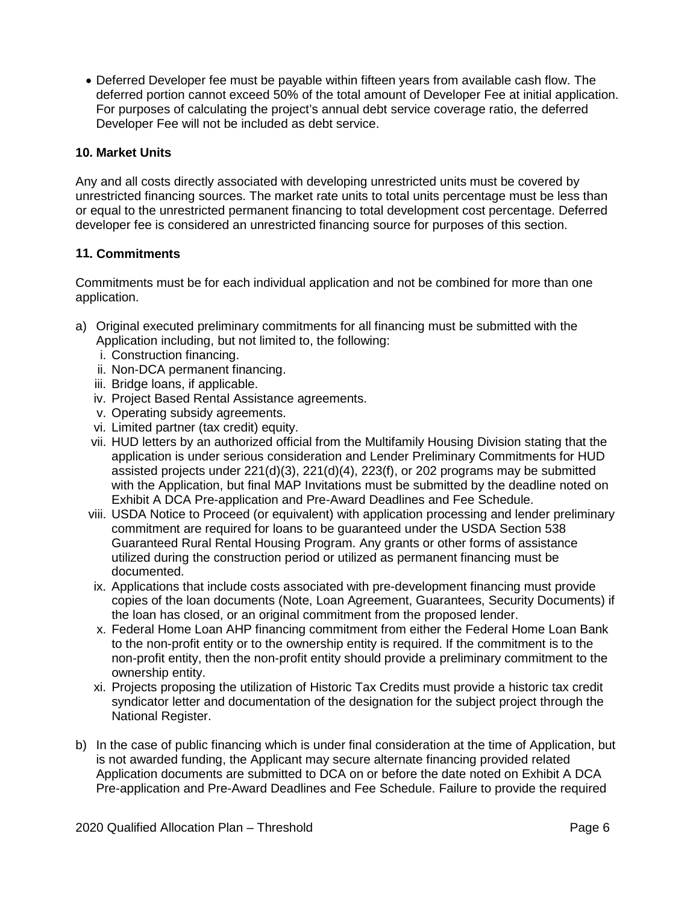- Deferred Developer fee must be payable within fifteen years from available cash flow. The deferred portion cannot exceed 50% of the total amount of Developer Fee at initial application. For purposes of calculating the project's annual debt service coverage ratio, the deferred Developer Fee will not be included as debt service.

### 10. Market Units

Any and all costs directly associated with developing unrestricted units must be covered by unrestricted financing sources. The market rate units to total units percentage must be less than or equal to the unrestricted permanent financing to total development cost percentage. Deferred developer fee is considered an unrestricted financing source for purposes of this section.

### 11. Commitments

Commitments must be for each individual application and not be combined for more than one application.

a) Original executed preliminary commitments for all financing must be submitted with the Application including, but not limited to, the following:
   i. Construction financing.
   ii. Non-DCA permanent financing.
   iii. Bridge loans, if applicable.
   iv. Project Based Rental Assistance agreements.
   v. Operating subsidy agreements.
   vi. Limited partner (tax credit) equity.
   vii. HUD letters by an authorized official from the Multifamily Housing Division stating that the application is under serious consideration and Lender Preliminary Commitments for HUD assisted projects under 221(d)(3), 221(d)(4), 223(f), or 202 programs may be submitted with the Application, but final MAP Invitations must be submitted by the deadline noted on Exhibit A DCA Pre-application and Pre-Award Deadlines and Fee Schedule.
   viii. USDA Notice to Proceed (or equivalent) with application processing and lender preliminary commitment are required for loans to be guaranteed under the USDA Section 538 Guaranteed Rural Rental Housing Program. Any grants or other forms of assistance utilized during the construction period or utilized as permanent financing must be documented.
   ix. Applications that include costs associated with pre-development financing must provide copies of the loan documents (Note, Loan Agreement, Guarantees, Security Documents) if the loan has closed, or an original commitment from the proposed lender.
   x. Federal Home Loan AHP financing commitment from either the Federal Home Loan Bank to the non-profit entity or to the ownership entity is required. If the commitment is to the non-profit entity, then the non-profit entity should provide a preliminary commitment to the ownership entity.
   xi. Projects proposing the utilization of Historic Tax Credits must provide a historic tax credit syndicator letter and documentation of the designation for the subject project through the National Register.

b) In the case of public financing which is under final consideration at the time of Application, but is not awarded funding, the Applicant may secure alternate financing provided related Application documents are submitted to DCA on or before the date noted on Exhibit A DCA Pre-application and Pre-Award Deadlines and Fee Schedule. Failure to provide the required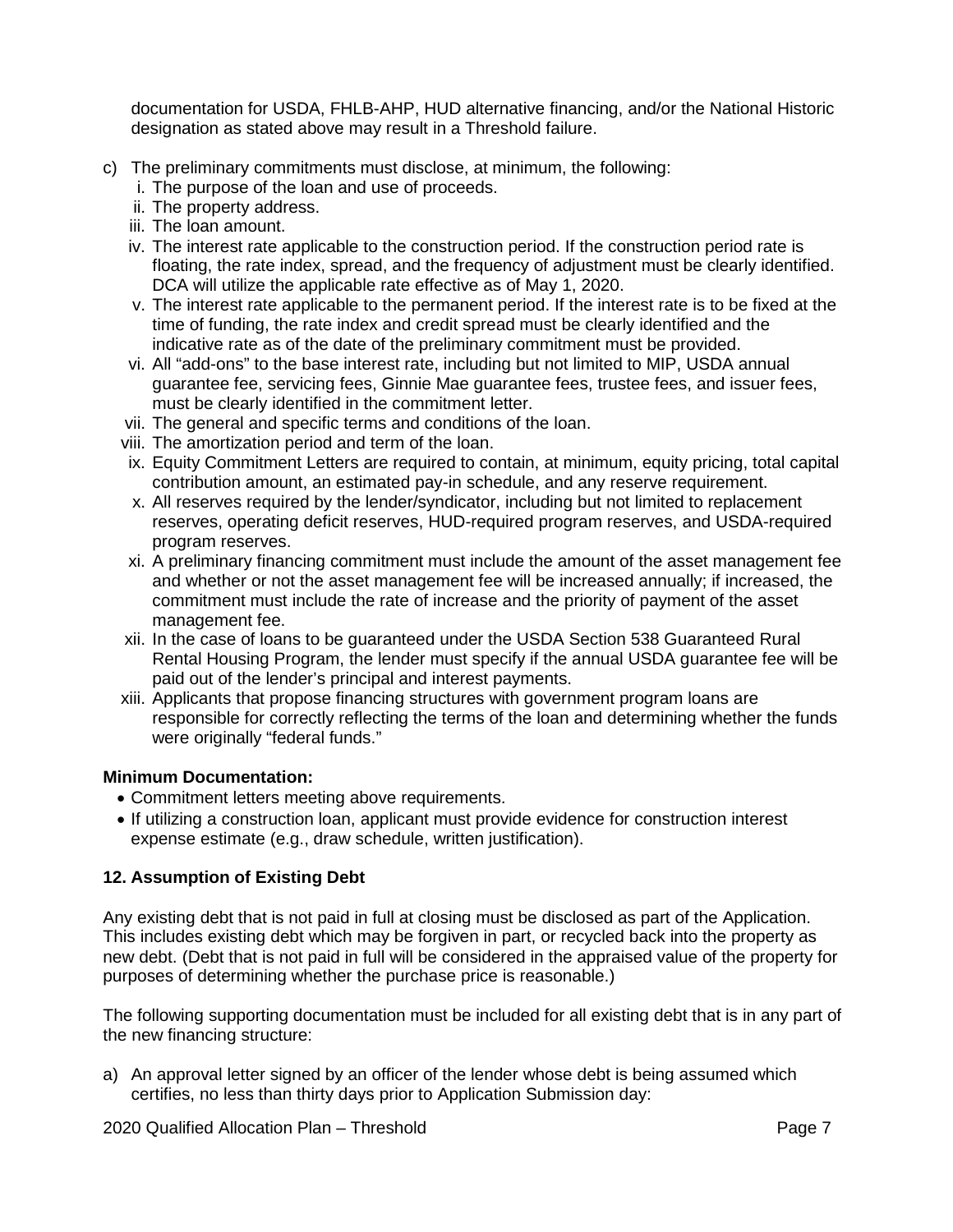documentation for USDA, FHLB-AHP, HUD alternative financing, and/or the National Historic designation as stated above may result in a Threshold failure.

c) The preliminary commitments must disclose, at minimum, the following:
   i. The purpose of the loan and use of proceeds.
   ii. The property address.
   iii. The loan amount.
   iv. The interest rate applicable to the construction period. If the construction period rate is floating, the rate index, spread, and the frequency of adjustment must be clearly identified. DCA will utilize the applicable rate effective as of May 1, 2020.
   v. The interest rate applicable to the permanent period. If the interest rate is to be fixed at the time of funding, the rate index and credit spread must be clearly identified and the indicative rate as of the date of the preliminary commitment must be provided.
   vi. All "add-ons" to the base interest rate, including but not limited to MIP, USDA annual guarantee fee, servicing fees, Ginnie Mae guarantee fees, trustee fees, and issuer fees, must be clearly identified in the commitment letter.
   vii. The general and specific terms and conditions of the loan.
   viii. The amortization period and term of the loan.
   ix. Equity Commitment Letters are required to contain, at minimum, equity pricing, total capital contribution amount, an estimated pay-in schedule, and any reserve requirement.
   x. All reserves required by the lender/syndicator, including but not limited to replacement reserves, operating deficit reserves, HUD-required program reserves, and USDA-required program reserves.
   xi. A preliminary financing commitment must include the amount of the asset management fee and whether or not the asset management fee will be increased annually; if increased, the commitment must include the rate of increase and the priority of payment of the asset management fee.
   xii. In the case of loans to be guaranteed under the USDA Section 538 Guaranteed Rural Rental Housing Program, the lender must specify if the annual USDA guarantee fee will be paid out of the lender's principal and interest payments.
   xiii. Applicants that propose financing structures with government program loans are responsible for correctly reflecting the terms of the loan and determining whether the funds were originally "federal funds."

**Minimum Documentation:**

- Commitment letters meeting above requirements.
- If utilizing a construction loan, applicant must provide evidence for construction interest expense estimate (e.g., draw schedule, written justification).

**12. Assumption of Existing Debt**

Any existing debt that is not paid in full at closing must be disclosed as part of the Application. This includes existing debt which may be forgiven in part, or recycled back into the property as new debt. (Debt that is not paid in full will be considered in the appraised value of the property for purposes of determining whether the purchase price is reasonable.)

The following supporting documentation must be included for all existing debt that is in any part of the new financing structure:

a) An approval letter signed by an officer of the lender whose debt is being assumed which certifies, no less than thirty days prior to Application Submission day: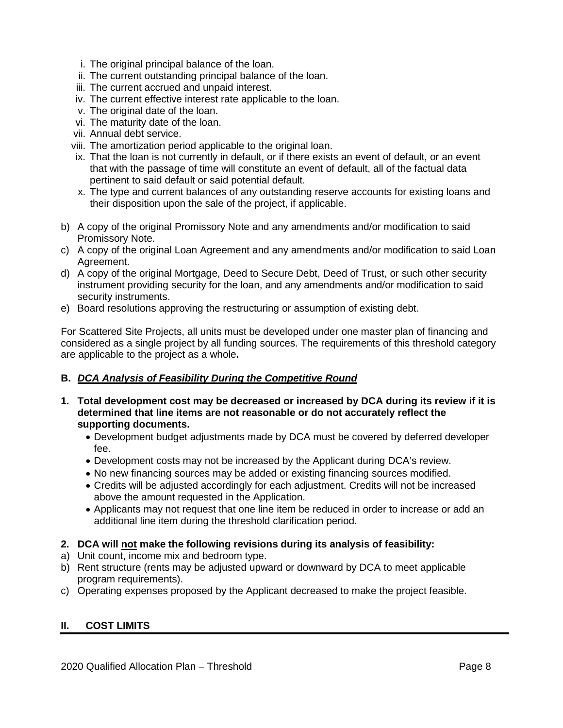i. The original principal balance of the loan.
ii. The current outstanding principal balance of the loan.
iii. The current accrued and unpaid interest.
iv. The current effective interest rate applicable to the loan.
v. The original date of the loan.
vi. The maturity date of the loan.
vii. Annual debt service.
viii. The amortization period applicable to the original loan.
ix. That the loan is not currently in default, or if there exists an event of default, or an event that with the passage of time will constitute an event of default, all of the factual data pertinent to said default or said potential default.
x. The type and current balances of any outstanding reserve accounts for existing loans and their disposition upon the sale of the project, if applicable.

b) A copy of the original Promissory Note and any amendments and/or modification to said Promissory Note.
c) A copy of the original Loan Agreement and any amendments and/or modification to said Loan Agreement.
d) A copy of the original Mortgage, Deed to Secure Debt, Deed of Trust, or such other security instrument providing security for the loan, and any amendments and/or modification to said security instruments.
e) Board resolutions approving the restructuring or assumption of existing debt.

For Scattered Site Projects, all units must be developed under one master plan of financing and considered as a single project by all funding sources. The requirements of this threshold category are applicable to the project as a whole**.**

### B. *DCA Analysis of Feasibility During the Competitive Round*

**1. Total development cost may be decreased or increased by DCA during its review if it is determined that line items are not reasonable or do not accurately reflect the supporting documents.**

- Development budget adjustments made by DCA must be covered by deferred developer fee.
- Development costs may not be increased by the Applicant during DCA's review.
- No new financing sources may be added or existing financing sources modified.
- Credits will be adjusted accordingly for each adjustment. Credits will not be increased above the amount requested in the Application.
- Applicants may not request that one line item be reduced in order to increase or add an additional line item during the threshold clarification period.

**2. DCA will <u>not</u> make the following revisions during its analysis of feasibility:**

a) Unit count, income mix and bedroom type.
b) Rent structure (rents may be adjusted upward or downward by DCA to meet applicable program requirements).
c) Operating expenses proposed by the Applicant decreased to make the project feasible.

## II. COST LIMITS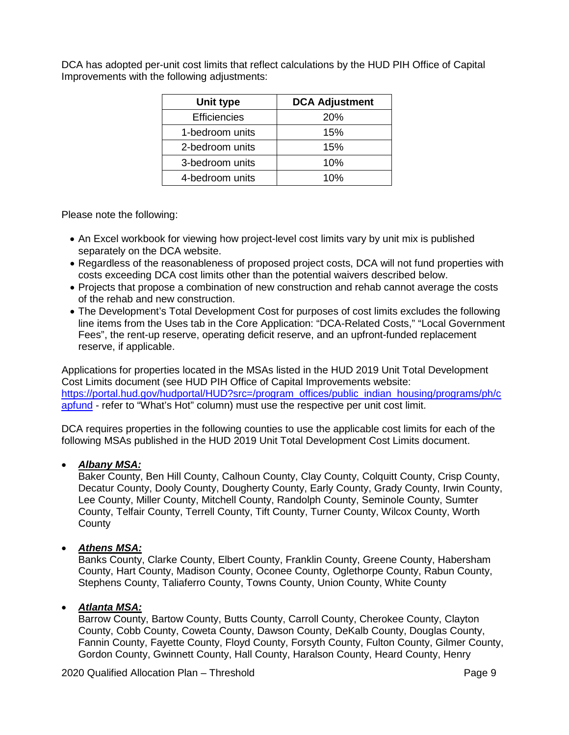DCA has adopted per-unit cost limits that reflect calculations by the HUD PIH Office of Capital Improvements with the following adjustments:

| Unit type | DCA Adjustment |
|---|---|
| Efficiencies | 20% |
| 1-bedroom units | 15% |
| 2-bedroom units | 15% |
| 3-bedroom units | 10% |
| 4-bedroom units | 10% |

Please note the following:

- An Excel workbook for viewing how project-level cost limits vary by unit mix is published separately on the DCA website.
- Regardless of the reasonableness of proposed project costs, DCA will not fund properties with costs exceeding DCA cost limits other than the potential waivers described below.
- Projects that propose a combination of new construction and rehab cannot average the costs of the rehab and new construction.
- The Development's Total Development Cost for purposes of cost limits excludes the following line items from the Uses tab in the Core Application: "DCA-Related Costs," "Local Government Fees", the rent-up reserve, operating deficit reserve, and an upfront-funded replacement reserve, if applicable.

Applications for properties located in the MSAs listed in the HUD 2019 Unit Total Development Cost Limits document (see HUD PIH Office of Capital Improvements website: [https://portal.hud.gov/hudportal/HUD?src=/program_offices/public_indian_housing/programs/ph/capfund](https://portal.hud.gov/hudportal/HUD?src=/program_offices/public_indian_housing/programs/ph/capfund) - refer to "What's Hot" column) must use the respective per unit cost limit.

DCA requires properties in the following counties to use the applicable cost limits for each of the following MSAs published in the HUD 2019 Unit Total Development Cost Limits document.

- ***Albany MSA:***
  Baker County, Ben Hill County, Calhoun County, Clay County, Colquitt County, Crisp County, Decatur County, Dooly County, Dougherty County, Early County, Grady County, Irwin County, Lee County, Miller County, Mitchell County, Randolph County, Seminole County, Sumter County, Telfair County, Terrell County, Tift County, Turner County, Wilcox County, Worth County

- ***Athens MSA:***
  Banks County, Clarke County, Elbert County, Franklin County, Greene County, Habersham County, Hart County, Madison County, Oconee County, Oglethorpe County, Rabun County, Stephens County, Taliaferro County, Towns County, Union County, White County

- ***Atlanta MSA:***
  Barrow County, Bartow County, Butts County, Carroll County, Cherokee County, Clayton County, Cobb County, Coweta County, Dawson County, DeKalb County, Douglas County, Fannin County, Fayette County, Floyd County, Forsyth County, Fulton County, Gilmer County, Gordon County, Gwinnett County, Hall County, Haralson County, Heard County, Henry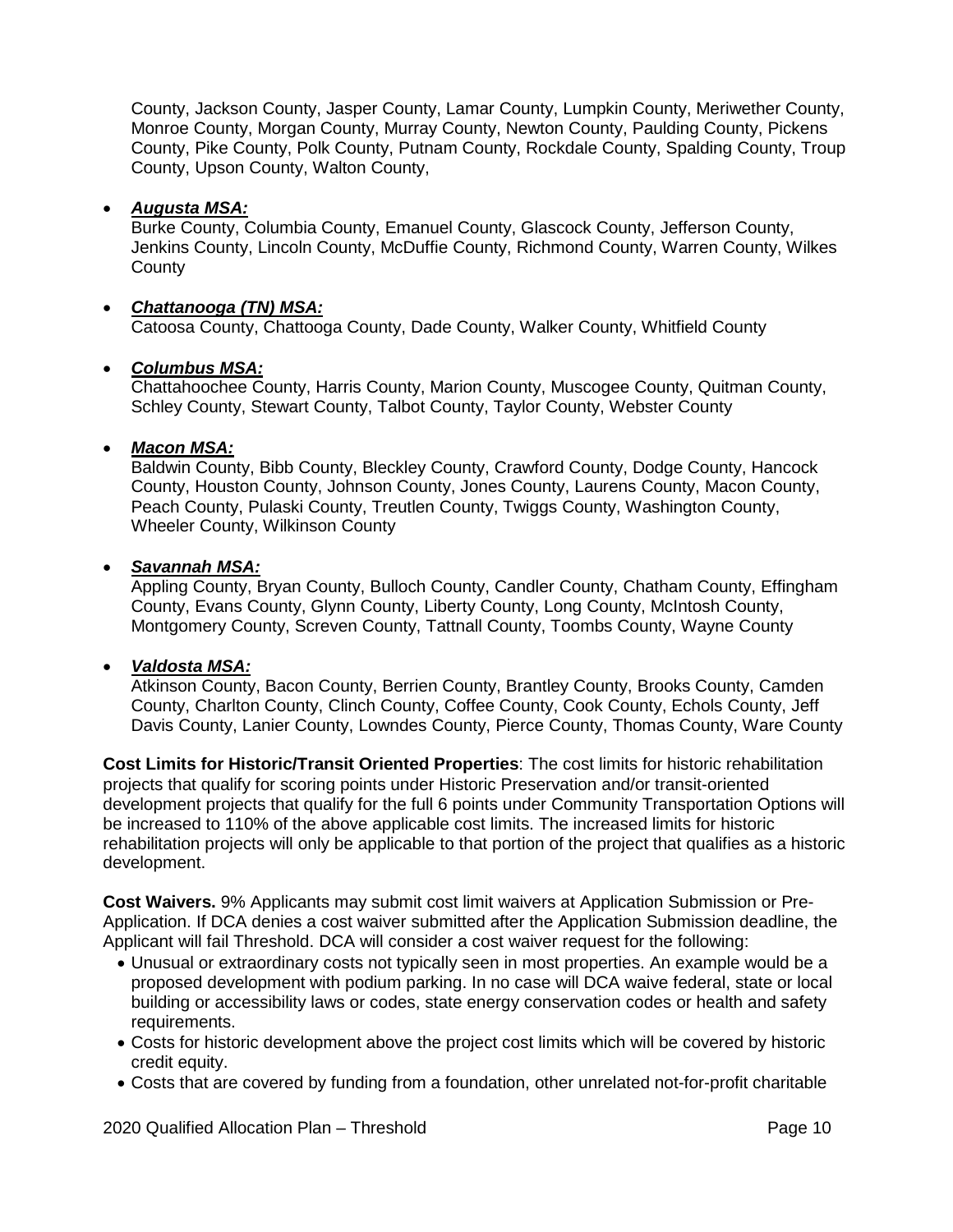County, Jackson County, Jasper County, Lamar County, Lumpkin County, Meriwether County, Monroe County, Morgan County, Murray County, Newton County, Paulding County, Pickens County, Pike County, Polk County, Putnam County, Rockdale County, Spalding County, Troup County, Upson County, Walton County,

- ***Augusta MSA:***
  Burke County, Columbia County, Emanuel County, Glascock County, Jefferson County, Jenkins County, Lincoln County, McDuffie County, Richmond County, Warren County, Wilkes County

- ***Chattanooga (TN) MSA:***
  Catoosa County, Chattooga County, Dade County, Walker County, Whitfield County

- ***Columbus MSA:***
  Chattahoochee County, Harris County, Marion County, Muscogee County, Quitman County, Schley County, Stewart County, Talbot County, Taylor County, Webster County

- ***Macon MSA:***
  Baldwin County, Bibb County, Bleckley County, Crawford County, Dodge County, Hancock County, Houston County, Johnson County, Jones County, Laurens County, Macon County, Peach County, Pulaski County, Treutlen County, Twiggs County, Washington County, Wheeler County, Wilkinson County

- ***Savannah MSA:***
  Appling County, Bryan County, Bulloch County, Candler County, Chatham County, Effingham County, Evans County, Glynn County, Liberty County, Long County, McIntosh County, Montgomery County, Screven County, Tattnall County, Toombs County, Wayne County

- ***Valdosta MSA:***
  Atkinson County, Bacon County, Berrien County, Brantley County, Brooks County, Camden County, Charlton County, Clinch County, Coffee County, Cook County, Echols County, Jeff Davis County, Lanier County, Lowndes County, Pierce County, Thomas County, Ware County

**Cost Limits for Historic/Transit Oriented Properties**: The cost limits for historic rehabilitation projects that qualify for scoring points under Historic Preservation and/or transit-oriented development projects that qualify for the full 6 points under Community Transportation Options will be increased to 110% of the above applicable cost limits. The increased limits for historic rehabilitation projects will only be applicable to that portion of the project that qualifies as a historic development.

**Cost Waivers.** 9% Applicants may submit cost limit waivers at Application Submission or Pre-Application. If DCA denies a cost waiver submitted after the Application Submission deadline, the Applicant will fail Threshold. DCA will consider a cost waiver request for the following:

- Unusual or extraordinary costs not typically seen in most properties. An example would be a proposed development with podium parking. In no case will DCA waive federal, state or local building or accessibility laws or codes, state energy conservation codes or health and safety requirements.
- Costs for historic development above the project cost limits which will be covered by historic credit equity.
- Costs that are covered by funding from a foundation, other unrelated not-for-profit charitable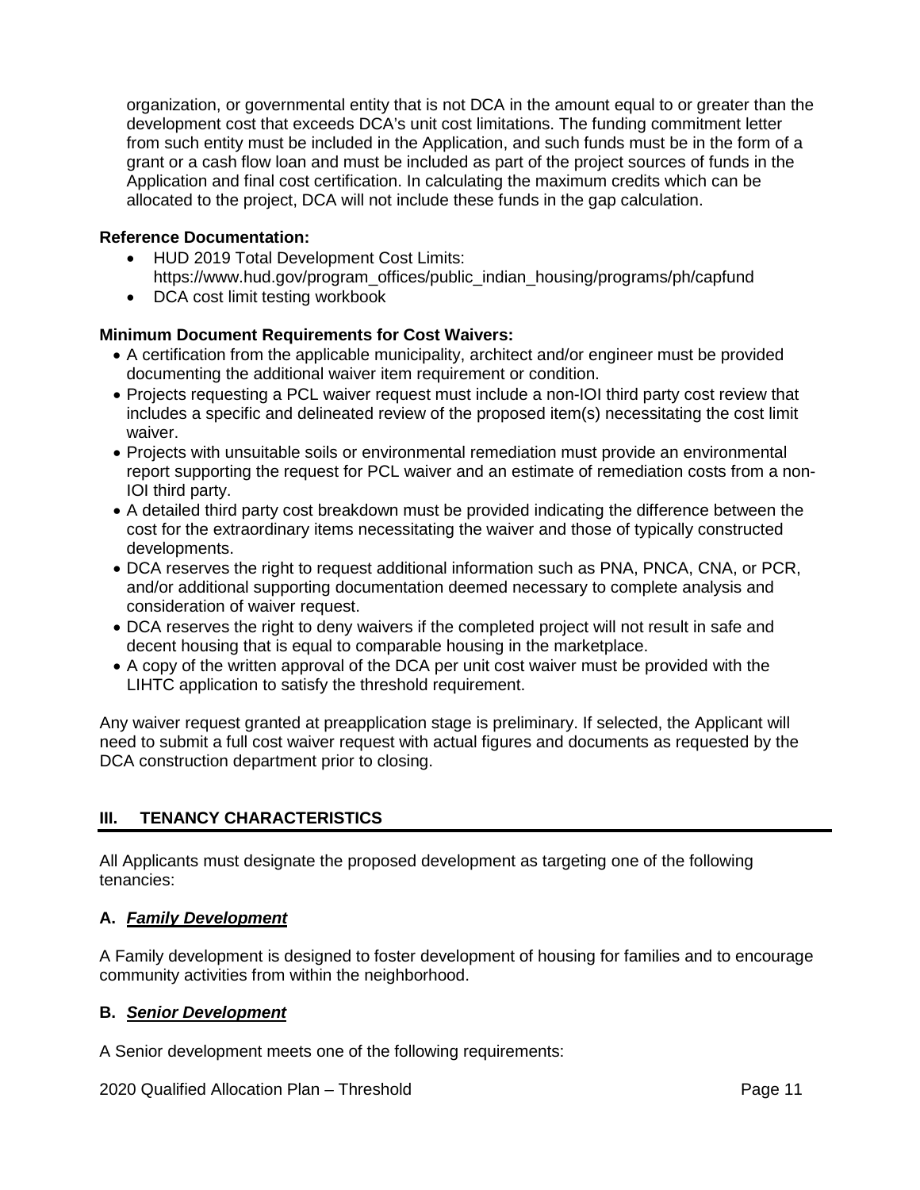organization, or governmental entity that is not DCA in the amount equal to or greater than the development cost that exceeds DCA's unit cost limitations. The funding commitment letter from such entity must be included in the Application, and such funds must be in the form of a grant or a cash flow loan and must be included as part of the project sources of funds in the Application and final cost certification. In calculating the maximum credits which can be allocated to the project, DCA will not include these funds in the gap calculation.

**Reference Documentation:**

- HUD 2019 Total Development Cost Limits: https://www.hud.gov/program_offices/public_indian_housing/programs/ph/capfund
- DCA cost limit testing workbook

**Minimum Document Requirements for Cost Waivers:**

- A certification from the applicable municipality, architect and/or engineer must be provided documenting the additional waiver item requirement or condition.
- Projects requesting a PCL waiver request must include a non-IOI third party cost review that includes a specific and delineated review of the proposed item(s) necessitating the cost limit waiver.
- Projects with unsuitable soils or environmental remediation must provide an environmental report supporting the request for PCL waiver and an estimate of remediation costs from a non-IOI third party.
- A detailed third party cost breakdown must be provided indicating the difference between the cost for the extraordinary items necessitating the waiver and those of typically constructed developments.
- DCA reserves the right to request additional information such as PNA, PNCA, CNA, or PCR, and/or additional supporting documentation deemed necessary to complete analysis and consideration of waiver request.
- DCA reserves the right to deny waivers if the completed project will not result in safe and decent housing that is equal to comparable housing in the marketplace.
- A copy of the written approval of the DCA per unit cost waiver must be provided with the LIHTC application to satisfy the threshold requirement.

Any waiver request granted at preapplication stage is preliminary. If selected, the Applicant will need to submit a full cost waiver request with actual figures and documents as requested by the DCA construction department prior to closing.

## III. TENANCY CHARACTERISTICS

All Applicants must designate the proposed development as targeting one of the following tenancies:

### A. ***Family Development***

A Family development is designed to foster development of housing for families and to encourage community activities from within the neighborhood.

### B. ***Senior Development***

A Senior development meets one of the following requirements: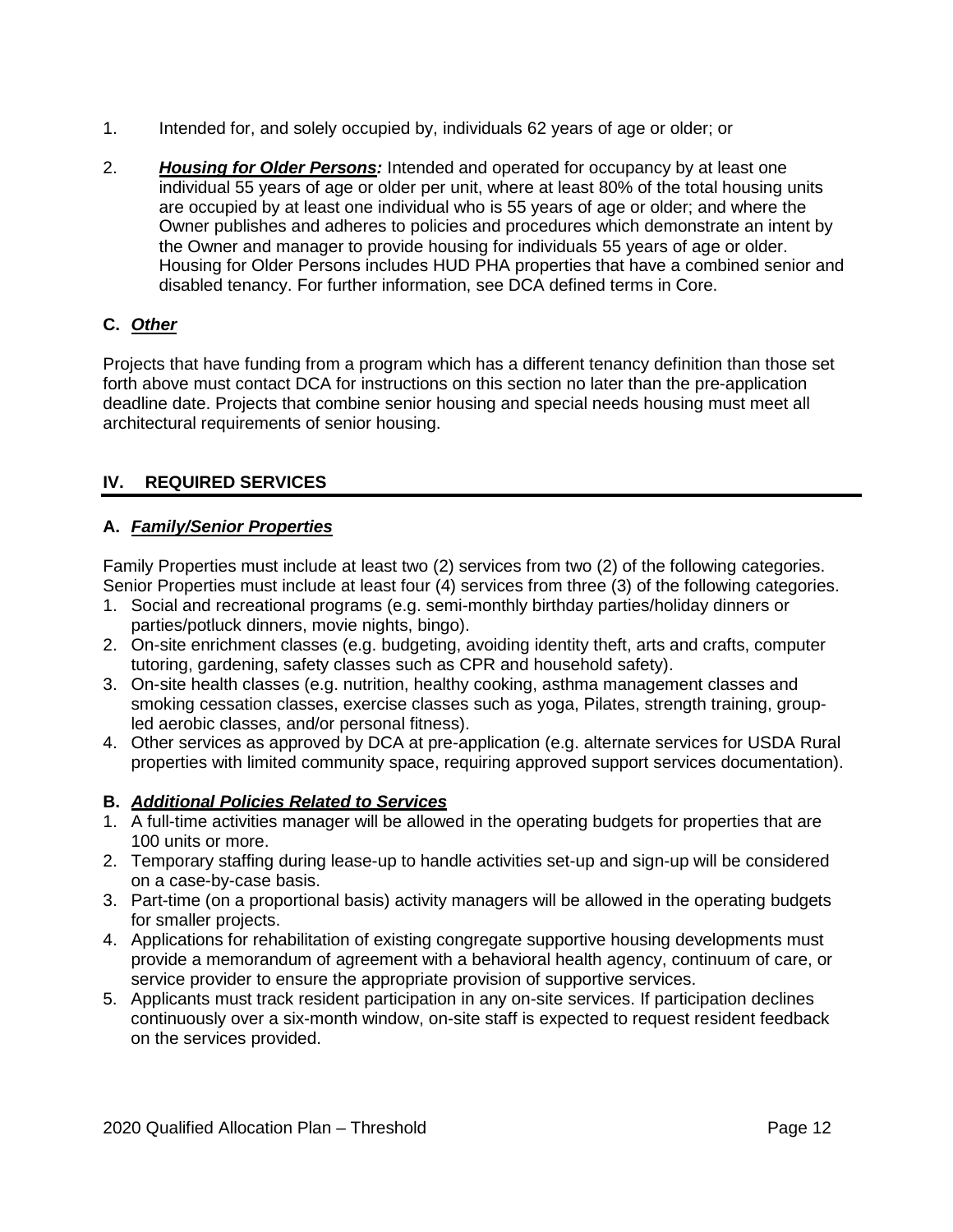1. Intended for, and solely occupied by, individuals 62 years of age or older; or

2. ***Housing for Older Persons:*** Intended and operated for occupancy by at least one individual 55 years of age or older per unit, where at least 80% of the total housing units are occupied by at least one individual who is 55 years of age or older; and where the Owner publishes and adheres to policies and procedures which demonstrate an intent by the Owner and manager to provide housing for individuals 55 years of age or older. Housing for Older Persons includes HUD PHA properties that have a combined senior and disabled tenancy. For further information, see DCA defined terms in Core.

### C. *Other*

Projects that have funding from a program which has a different tenancy definition than those set forth above must contact DCA for instructions on this section no later than the pre-application deadline date. Projects that combine senior housing and special needs housing must meet all architectural requirements of senior housing.

## IV. REQUIRED SERVICES

### A. *Family/Senior Properties*

Family Properties must include at least two (2) services from two (2) of the following categories. Senior Properties must include at least four (4) services from three (3) of the following categories.

1. Social and recreational programs (e.g. semi-monthly birthday parties/holiday dinners or parties/potluck dinners, movie nights, bingo).
2. On-site enrichment classes (e.g. budgeting, avoiding identity theft, arts and crafts, computer tutoring, gardening, safety classes such as CPR and household safety).
3. On-site health classes (e.g. nutrition, healthy cooking, asthma management classes and smoking cessation classes, exercise classes such as yoga, Pilates, strength training, group-led aerobic classes, and/or personal fitness).
4. Other services as approved by DCA at pre-application (e.g. alternate services for USDA Rural properties with limited community space, requiring approved support services documentation).

### B. *Additional Policies Related to Services*

1. A full-time activities manager will be allowed in the operating budgets for properties that are 100 units or more.
2. Temporary staffing during lease-up to handle activities set-up and sign-up will be considered on a case-by-case basis.
3. Part-time (on a proportional basis) activity managers will be allowed in the operating budgets for smaller projects.
4. Applications for rehabilitation of existing congregate supportive housing developments must provide a memorandum of agreement with a behavioral health agency, continuum of care, or service provider to ensure the appropriate provision of supportive services.
5. Applicants must track resident participation in any on-site services. If participation declines continuously over a six-month window, on-site staff is expected to request resident feedback on the services provided.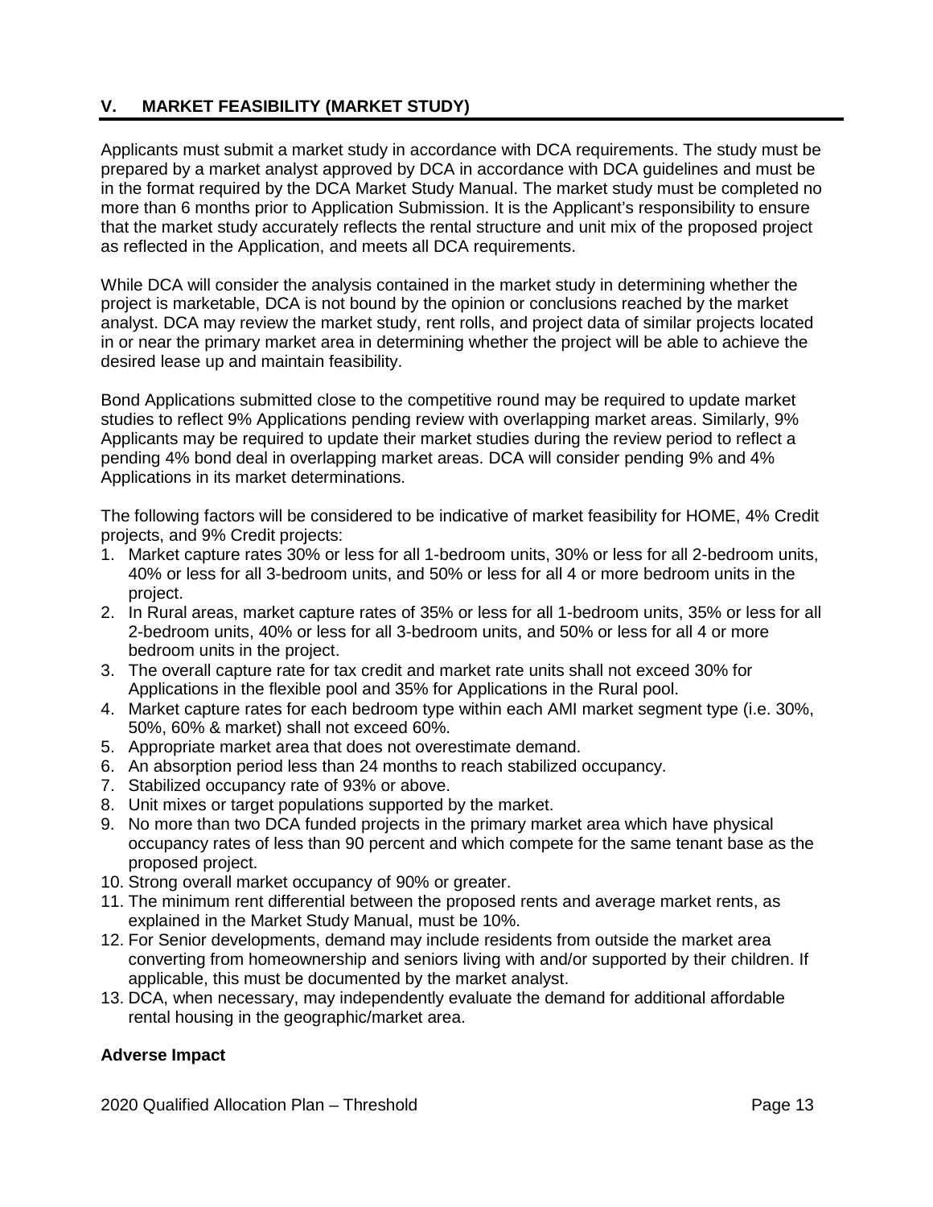## V. MARKET FEASIBILITY (MARKET STUDY)

Applicants must submit a market study in accordance with DCA requirements. The study must be prepared by a market analyst approved by DCA in accordance with DCA guidelines and must be in the format required by the DCA Market Study Manual. The market study must be completed no more than 6 months prior to Application Submission. It is the Applicant's responsibility to ensure that the market study accurately reflects the rental structure and unit mix of the proposed project as reflected in the Application, and meets all DCA requirements.

While DCA will consider the analysis contained in the market study in determining whether the project is marketable, DCA is not bound by the opinion or conclusions reached by the market analyst. DCA may review the market study, rent rolls, and project data of similar projects located in or near the primary market area in determining whether the project will be able to achieve the desired lease up and maintain feasibility.

Bond Applications submitted close to the competitive round may be required to update market studies to reflect 9% Applications pending review with overlapping market areas. Similarly, 9% Applicants may be required to update their market studies during the review period to reflect a pending 4% bond deal in overlapping market areas. DCA will consider pending 9% and 4% Applications in its market determinations.

The following factors will be considered to be indicative of market feasibility for HOME, 4% Credit projects, and 9% Credit projects:

1. Market capture rates 30% or less for all 1-bedroom units, 30% or less for all 2-bedroom units, 40% or less for all 3-bedroom units, and 50% or less for all 4 or more bedroom units in the project.
2. In Rural areas, market capture rates of 35% or less for all 1-bedroom units, 35% or less for all 2-bedroom units, 40% or less for all 3-bedroom units, and 50% or less for all 4 or more bedroom units in the project.
3. The overall capture rate for tax credit and market rate units shall not exceed 30% for Applications in the flexible pool and 35% for Applications in the Rural pool.
4. Market capture rates for each bedroom type within each AMI market segment type (i.e. 30%, 50%, 60% & market) shall not exceed 60%.
5. Appropriate market area that does not overestimate demand.
6. An absorption period less than 24 months to reach stabilized occupancy.
7. Stabilized occupancy rate of 93% or above.
8. Unit mixes or target populations supported by the market.
9. No more than two DCA funded projects in the primary market area which have physical occupancy rates of less than 90 percent and which compete for the same tenant base as the proposed project.
10. Strong overall market occupancy of 90% or greater.
11. The minimum rent differential between the proposed rents and average market rents, as explained in the Market Study Manual, must be 10%.
12. For Senior developments, demand may include residents from outside the market area converting from homeownership and seniors living with and/or supported by their children. If applicable, this must be documented by the market analyst.
13. DCA, when necessary, may independently evaluate the demand for additional affordable rental housing in the geographic/market area.

**Adverse Impact**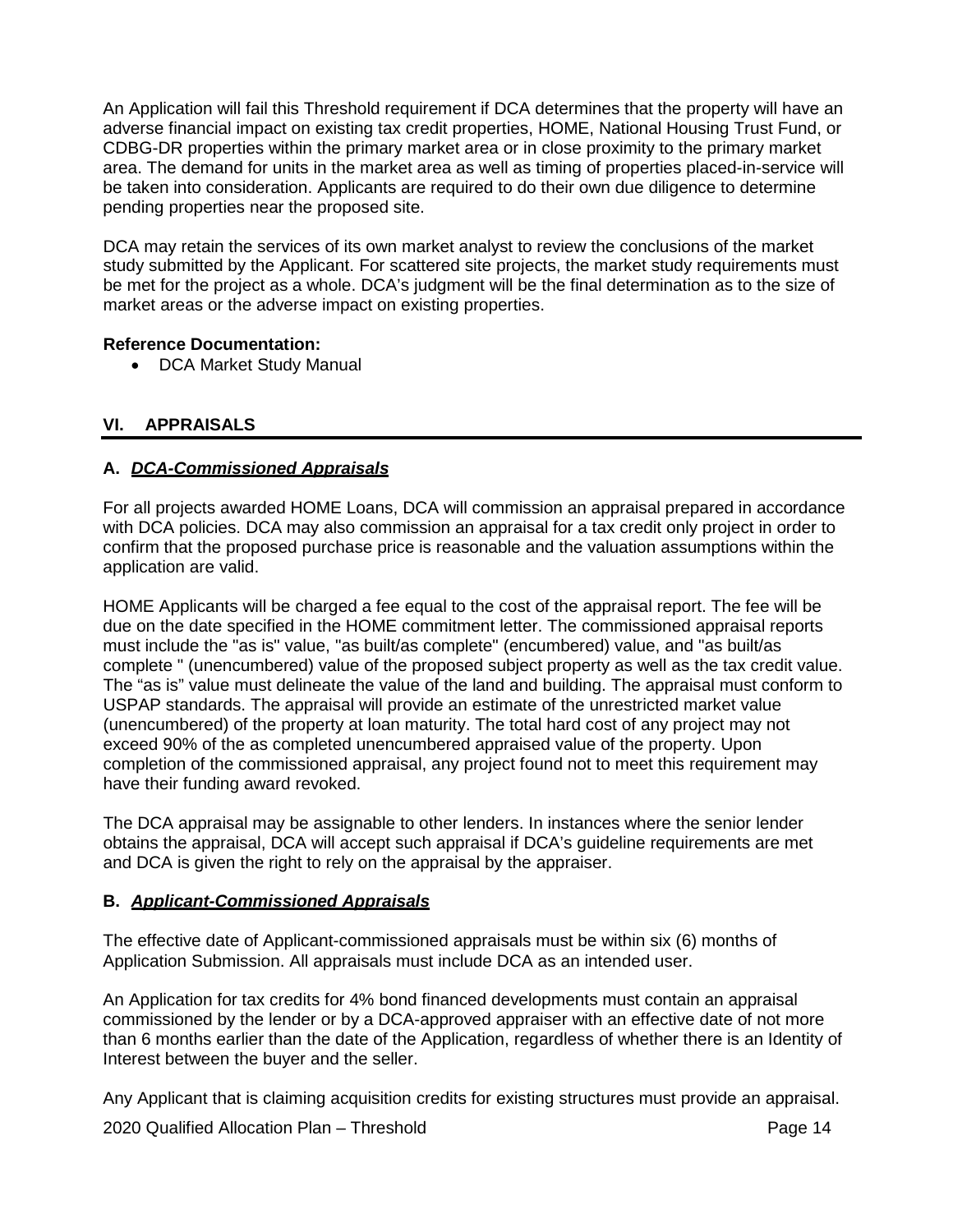An Application will fail this Threshold requirement if DCA determines that the property will have an adverse financial impact on existing tax credit properties, HOME, National Housing Trust Fund, or CDBG-DR properties within the primary market area or in close proximity to the primary market area. The demand for units in the market area as well as timing of properties placed-in-service will be taken into consideration. Applicants are required to do their own due diligence to determine pending properties near the proposed site.

DCA may retain the services of its own market analyst to review the conclusions of the market study submitted by the Applicant. For scattered site projects, the market study requirements must be met for the project as a whole. DCA's judgment will be the final determination as to the size of market areas or the adverse impact on existing properties.

**Reference Documentation:**

- DCA Market Study Manual

## VI. APPRAISALS

### A. ***DCA-Commissioned Appraisals***

For all projects awarded HOME Loans, DCA will commission an appraisal prepared in accordance with DCA policies. DCA may also commission an appraisal for a tax credit only project in order to confirm that the proposed purchase price is reasonable and the valuation assumptions within the application are valid.

HOME Applicants will be charged a fee equal to the cost of the appraisal report. The fee will be due on the date specified in the HOME commitment letter. The commissioned appraisal reports must include the "as is" value, "as built/as complete" (encumbered) value, and "as built/as complete " (unencumbered) value of the proposed subject property as well as the tax credit value. The "as is" value must delineate the value of the land and building. The appraisal must conform to USPAP standards. The appraisal will provide an estimate of the unrestricted market value (unencumbered) of the property at loan maturity. The total hard cost of any project may not exceed 90% of the as completed unencumbered appraised value of the property. Upon completion of the commissioned appraisal, any project found not to meet this requirement may have their funding award revoked.

The DCA appraisal may be assignable to other lenders. In instances where the senior lender obtains the appraisal, DCA will accept such appraisal if DCA's guideline requirements are met and DCA is given the right to rely on the appraisal by the appraiser.

### B. ***Applicant-Commissioned Appraisals***

The effective date of Applicant-commissioned appraisals must be within six (6) months of Application Submission. All appraisals must include DCA as an intended user.

An Application for tax credits for 4% bond financed developments must contain an appraisal commissioned by the lender or by a DCA-approved appraiser with an effective date of not more than 6 months earlier than the date of the Application, regardless of whether there is an Identity of Interest between the buyer and the seller.

Any Applicant that is claiming acquisition credits for existing structures must provide an appraisal.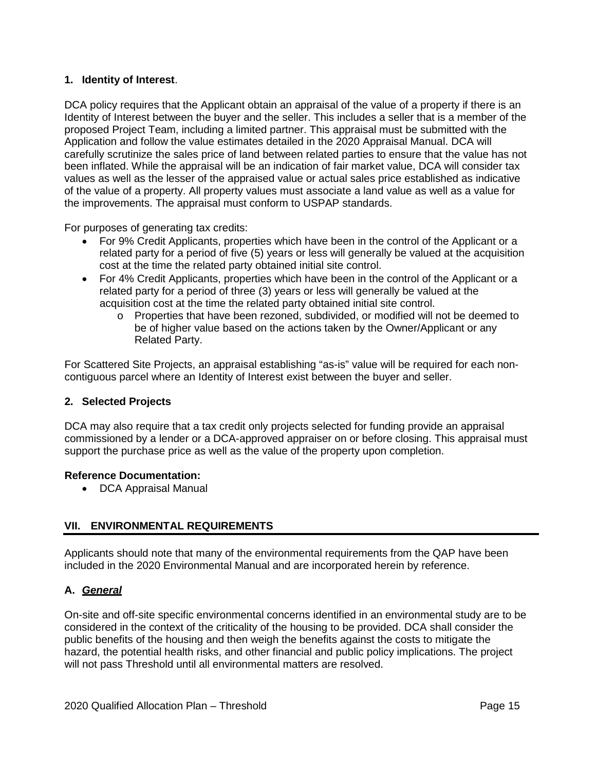**1. Identity of Interest**.

DCA policy requires that the Applicant obtain an appraisal of the value of a property if there is an Identity of Interest between the buyer and the seller. This includes a seller that is a member of the proposed Project Team, including a limited partner. This appraisal must be submitted with the Application and follow the value estimates detailed in the 2020 Appraisal Manual. DCA will carefully scrutinize the sales price of land between related parties to ensure that the value has not been inflated. While the appraisal will be an indication of fair market value, DCA will consider tax values as well as the lesser of the appraised value or actual sales price established as indicative of the value of a property. All property values must associate a land value as well as a value for the improvements. The appraisal must conform to USPAP standards.

For purposes of generating tax credits:

- For 9% Credit Applicants, properties which have been in the control of the Applicant or a related party for a period of five (5) years or less will generally be valued at the acquisition cost at the time the related party obtained initial site control.
- For 4% Credit Applicants, properties which have been in the control of the Applicant or a related party for a period of three (3) years or less will generally be valued at the acquisition cost at the time the related party obtained initial site control.
    - Properties that have been rezoned, subdivided, or modified will not be deemed to be of higher value based on the actions taken by the Owner/Applicant or any Related Party.

For Scattered Site Projects, an appraisal establishing "as-is" value will be required for each non-contiguous parcel where an Identity of Interest exist between the buyer and seller.

**2. Selected Projects**

DCA may also require that a tax credit only projects selected for funding provide an appraisal commissioned by a lender or a DCA-approved appraiser on or before closing. This appraisal must support the purchase price as well as the value of the property upon completion.

**Reference Documentation:**

- DCA Appraisal Manual

## VII. ENVIRONMENTAL REQUIREMENTS

Applicants should note that many of the environmental requirements from the QAP have been included in the 2020 Environmental Manual and are incorporated herein by reference.

### A. ***General***

On-site and off-site specific environmental concerns identified in an environmental study are to be considered in the context of the criticality of the housing to be provided. DCA shall consider the public benefits of the housing and then weigh the benefits against the costs to mitigate the hazard, the potential health risks, and other financial and public policy implications. The project will not pass Threshold until all environmental matters are resolved.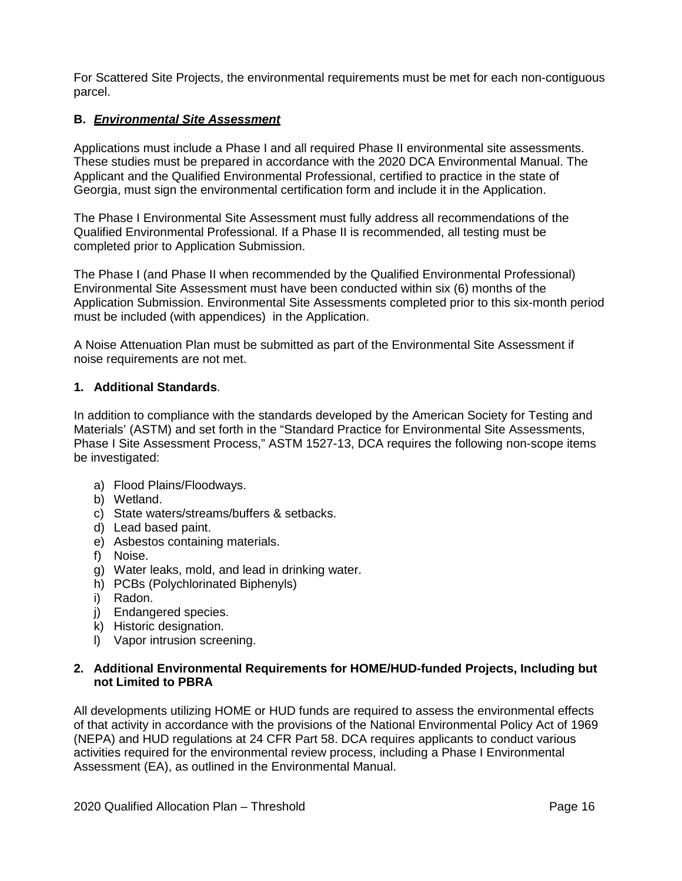For Scattered Site Projects, the environmental requirements must be met for each non-contiguous parcel.

### B. ***Environmental Site Assessment***

Applications must include a Phase I and all required Phase II environmental site assessments. These studies must be prepared in accordance with the 2020 DCA Environmental Manual. The Applicant and the Qualified Environmental Professional, certified to practice in the state of Georgia, must sign the environmental certification form and include it in the Application.

The Phase I Environmental Site Assessment must fully address all recommendations of the Qualified Environmental Professional. If a Phase II is recommended, all testing must be completed prior to Application Submission.

The Phase I (and Phase II when recommended by the Qualified Environmental Professional) Environmental Site Assessment must have been conducted within six (6) months of the Application Submission. Environmental Site Assessments completed prior to this six-month period must be included (with appendices) in the Application.

A Noise Attenuation Plan must be submitted as part of the Environmental Site Assessment if noise requirements are not met.

#### 1. Additional Standards.

In addition to compliance with the standards developed by the American Society for Testing and Materials' (ASTM) and set forth in the "Standard Practice for Environmental Site Assessments, Phase I Site Assessment Process," ASTM 1527-13, DCA requires the following non-scope items be investigated:

a) Flood Plains/Floodways.
b) Wetland.
c) State waters/streams/buffers & setbacks.
d) Lead based paint.
e) Asbestos containing materials.
f) Noise.
g) Water leaks, mold, and lead in drinking water.
h) PCBs (Polychlorinated Biphenyls)
i) Radon.
j) Endangered species.
k) Historic designation.
l) Vapor intrusion screening.

#### 2. Additional Environmental Requirements for HOME/HUD-funded Projects, Including but not Limited to PBRA

All developments utilizing HOME or HUD funds are required to assess the environmental effects of that activity in accordance with the provisions of the National Environmental Policy Act of 1969 (NEPA) and HUD regulations at 24 CFR Part 58. DCA requires applicants to conduct various activities required for the environmental review process, including a Phase I Environmental Assessment (EA), as outlined in the Environmental Manual.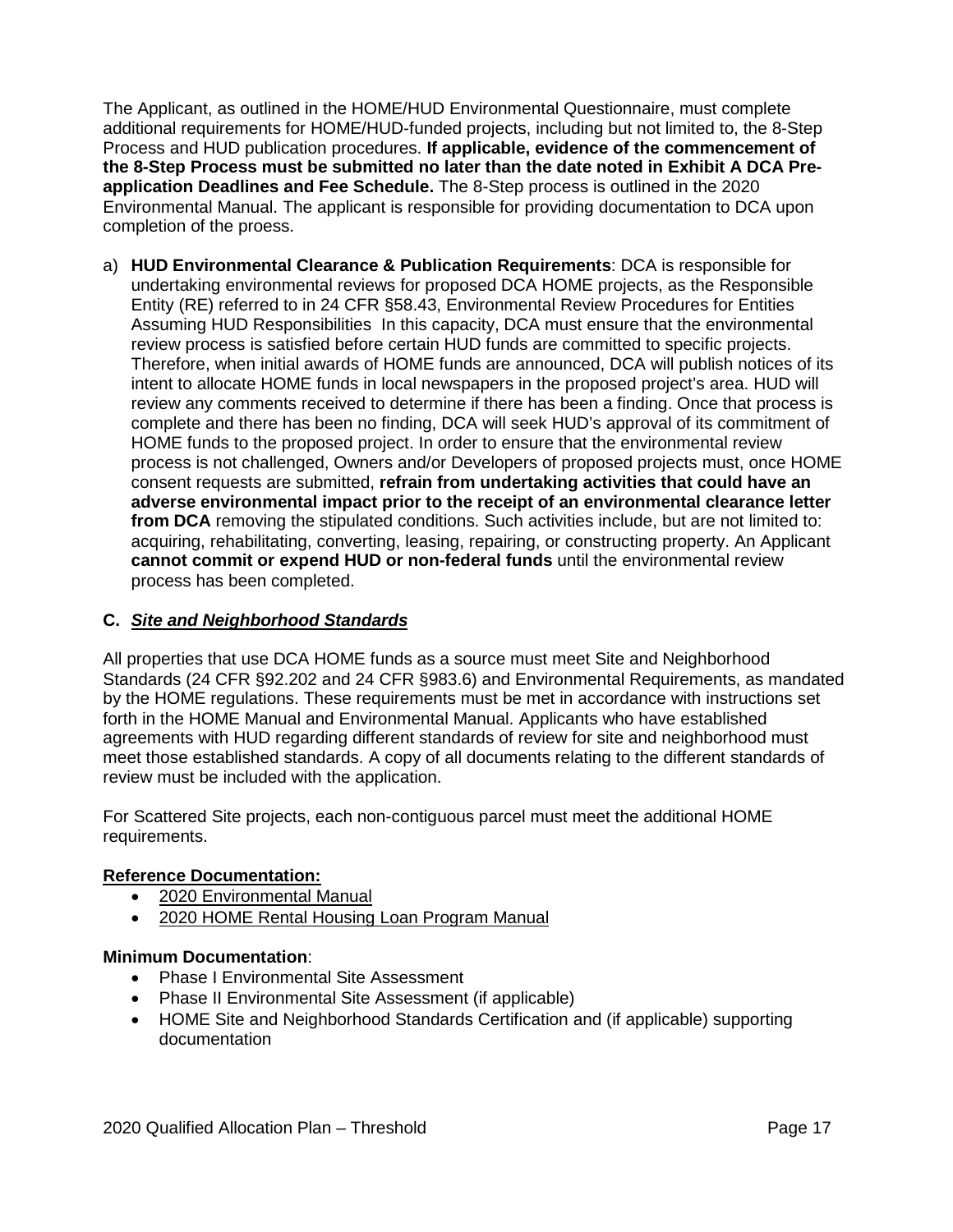The Applicant, as outlined in the HOME/HUD Environmental Questionnaire, must complete additional requirements for HOME/HUD-funded projects, including but not limited to, the 8-Step Process and HUD publication procedures. **If applicable, evidence of the commencement of the 8-Step Process must be submitted no later than the date noted in Exhibit A DCA Pre-application Deadlines and Fee Schedule.** The 8-Step process is outlined in the 2020 Environmental Manual. The applicant is responsible for providing documentation to DCA upon completion of the proess.

a) **HUD Environmental Clearance & Publication Requirements**: DCA is responsible for undertaking environmental reviews for proposed DCA HOME projects, as the Responsible Entity (RE) referred to in 24 CFR §58.43, Environmental Review Procedures for Entities Assuming HUD Responsibilities  In this capacity, DCA must ensure that the environmental review process is satisfied before certain HUD funds are committed to specific projects. Therefore, when initial awards of HOME funds are announced, DCA will publish notices of its intent to allocate HOME funds in local newspapers in the proposed project's area. HUD will review any comments received to determine if there has been a finding. Once that process is complete and there has been no finding, DCA will seek HUD's approval of its commitment of HOME funds to the proposed project. In order to ensure that the environmental review process is not challenged, Owners and/or Developers of proposed projects must, once HOME consent requests are submitted, **refrain from undertaking activities that could have an adverse environmental impact prior to the receipt of an environmental clearance letter from DCA** removing the stipulated conditions. Such activities include, but are not limited to: acquiring, rehabilitating, converting, leasing, repairing, or constructing property. An Applicant **cannot commit or expend HUD or non-federal funds** until the environmental review process has been completed.

### C. ***Site and Neighborhood Standards***

All properties that use DCA HOME funds as a source must meet Site and Neighborhood Standards (24 CFR §92.202 and 24 CFR §983.6) and Environmental Requirements, as mandated by the HOME regulations. These requirements must be met in accordance with instructions set forth in the HOME Manual and Environmental Manual. Applicants who have established agreements with HUD regarding different standards of review for site and neighborhood must meet those established standards. A copy of all documents relating to the different standards of review must be included with the application.

For Scattered Site projects, each non-contiguous parcel must meet the additional HOME requirements.

**Reference Documentation:**

- 2020 Environmental Manual
- 2020 HOME Rental Housing Loan Program Manual

**Minimum Documentation**:

- Phase I Environmental Site Assessment
- Phase II Environmental Site Assessment (if applicable)
- HOME Site and Neighborhood Standards Certification and (if applicable) supporting documentation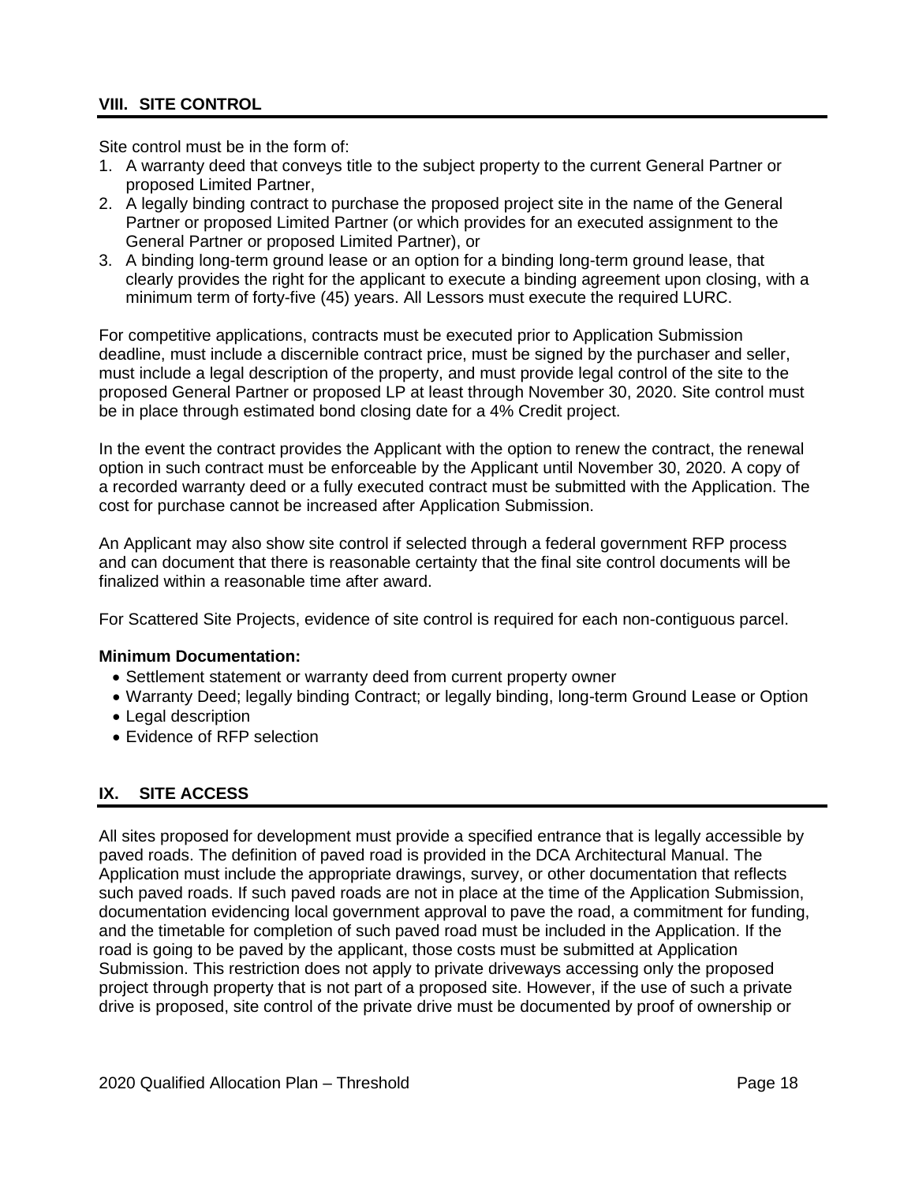## VIII. SITE CONTROL

Site control must be in the form of:

1. A warranty deed that conveys title to the subject property to the current General Partner or proposed Limited Partner,
2. A legally binding contract to purchase the proposed project site in the name of the General Partner or proposed Limited Partner (or which provides for an executed assignment to the General Partner or proposed Limited Partner), or
3. A binding long-term ground lease or an option for a binding long-term ground lease, that clearly provides the right for the applicant to execute a binding agreement upon closing, with a minimum term of forty-five (45) years. All Lessors must execute the required LURC.

For competitive applications, contracts must be executed prior to Application Submission deadline, must include a discernible contract price, must be signed by the purchaser and seller, must include a legal description of the property, and must provide legal control of the site to the proposed General Partner or proposed LP at least through November 30, 2020. Site control must be in place through estimated bond closing date for a 4% Credit project.

In the event the contract provides the Applicant with the option to renew the contract, the renewal option in such contract must be enforceable by the Applicant until November 30, 2020. A copy of a recorded warranty deed or a fully executed contract must be submitted with the Application. The cost for purchase cannot be increased after Application Submission.

An Applicant may also show site control if selected through a federal government RFP process and can document that there is reasonable certainty that the final site control documents will be finalized within a reasonable time after award.

For Scattered Site Projects, evidence of site control is required for each non-contiguous parcel.

**Minimum Documentation:**

- Settlement statement or warranty deed from current property owner
- Warranty Deed; legally binding Contract; or legally binding, long-term Ground Lease or Option
- Legal description
- Evidence of RFP selection

## IX. SITE ACCESS

All sites proposed for development must provide a specified entrance that is legally accessible by paved roads. The definition of paved road is provided in the DCA Architectural Manual. The Application must include the appropriate drawings, survey, or other documentation that reflects such paved roads. If such paved roads are not in place at the time of the Application Submission, documentation evidencing local government approval to pave the road, a commitment for funding, and the timetable for completion of such paved road must be included in the Application. If the road is going to be paved by the applicant, those costs must be submitted at Application Submission. This restriction does not apply to private driveways accessing only the proposed project through property that is not part of a proposed site. However, if the use of such a private drive is proposed, site control of the private drive must be documented by proof of ownership or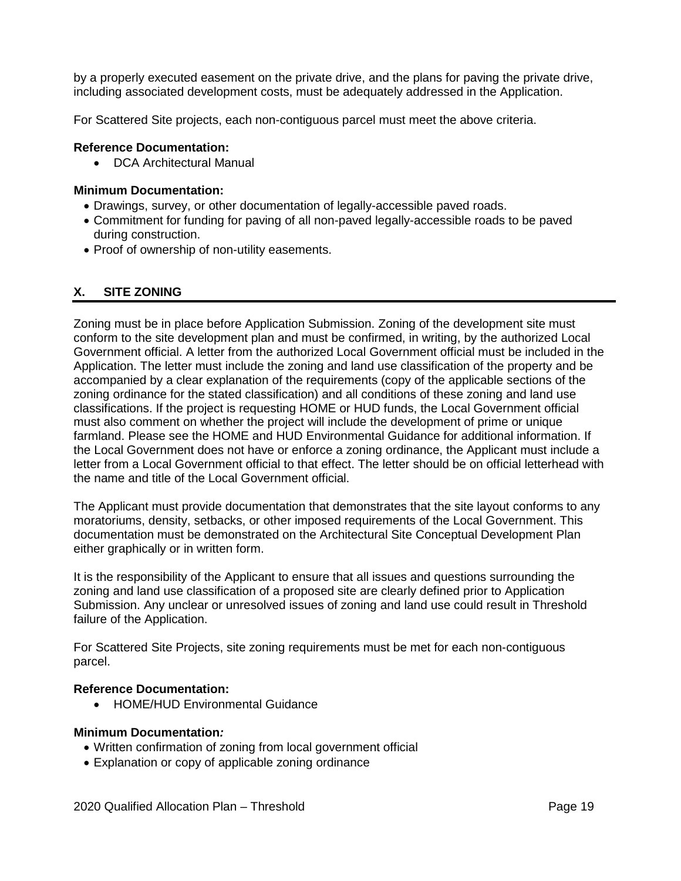by a properly executed easement on the private drive, and the plans for paving the private drive, including associated development costs, must be adequately addressed in the Application.

For Scattered Site projects, each non-contiguous parcel must meet the above criteria.

**Reference Documentation:**

- DCA Architectural Manual

**Minimum Documentation:**

- Drawings, survey, or other documentation of legally-accessible paved roads.
- Commitment for funding for paving of all non-paved legally-accessible roads to be paved during construction.
- Proof of ownership of non-utility easements.

## X. SITE ZONING

Zoning must be in place before Application Submission. Zoning of the development site must conform to the site development plan and must be confirmed, in writing, by the authorized Local Government official. A letter from the authorized Local Government official must be included in the Application. The letter must include the zoning and land use classification of the property and be accompanied by a clear explanation of the requirements (copy of the applicable sections of the zoning ordinance for the stated classification) and all conditions of these zoning and land use classifications. If the project is requesting HOME or HUD funds, the Local Government official must also comment on whether the project will include the development of prime or unique farmland. Please see the HOME and HUD Environmental Guidance for additional information. If the Local Government does not have or enforce a zoning ordinance, the Applicant must include a letter from a Local Government official to that effect. The letter should be on official letterhead with the name and title of the Local Government official.

The Applicant must provide documentation that demonstrates that the site layout conforms to any moratoriums, density, setbacks, or other imposed requirements of the Local Government. This documentation must be demonstrated on the Architectural Site Conceptual Development Plan either graphically or in written form.

It is the responsibility of the Applicant to ensure that all issues and questions surrounding the zoning and land use classification of a proposed site are clearly defined prior to Application Submission. Any unclear or unresolved issues of zoning and land use could result in Threshold failure of the Application.

For Scattered Site Projects, site zoning requirements must be met for each non-contiguous parcel.

**Reference Documentation:**

- HOME/HUD Environmental Guidance

**Minimum Documentation*:***

- Written confirmation of zoning from local government official
- Explanation or copy of applicable zoning ordinance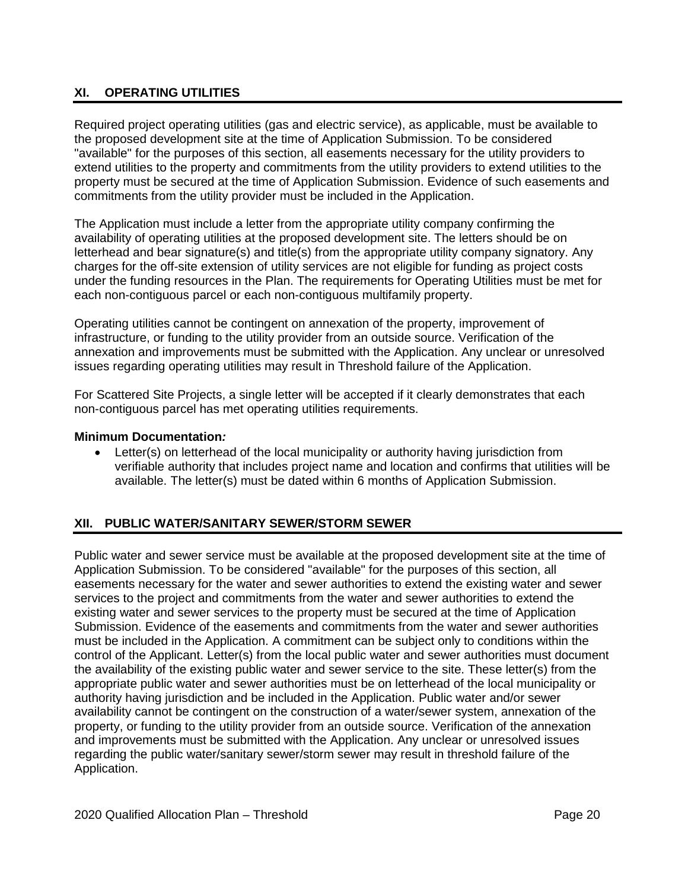## XI. OPERATING UTILITIES

Required project operating utilities (gas and electric service), as applicable, must be available to the proposed development site at the time of Application Submission. To be considered "available" for the purposes of this section, all easements necessary for the utility providers to extend utilities to the property and commitments from the utility providers to extend utilities to the property must be secured at the time of Application Submission. Evidence of such easements and commitments from the utility provider must be included in the Application.

The Application must include a letter from the appropriate utility company confirming the availability of operating utilities at the proposed development site. The letters should be on letterhead and bear signature(s) and title(s) from the appropriate utility company signatory. Any charges for the off-site extension of utility services are not eligible for funding as project costs under the funding resources in the Plan. The requirements for Operating Utilities must be met for each non-contiguous parcel or each non-contiguous multifamily property.

Operating utilities cannot be contingent on annexation of the property, improvement of infrastructure, or funding to the utility provider from an outside source. Verification of the annexation and improvements must be submitted with the Application. Any unclear or unresolved issues regarding operating utilities may result in Threshold failure of the Application.

For Scattered Site Projects, a single letter will be accepted if it clearly demonstrates that each non-contiguous parcel has met operating utilities requirements.

**Minimum Documentation*:***

- Letter(s) on letterhead of the local municipality or authority having jurisdiction from verifiable authority that includes project name and location and confirms that utilities will be available. The letter(s) must be dated within 6 months of Application Submission.

## XII. PUBLIC WATER/SANITARY SEWER/STORM SEWER

Public water and sewer service must be available at the proposed development site at the time of Application Submission. To be considered "available" for the purposes of this section, all easements necessary for the water and sewer authorities to extend the existing water and sewer services to the project and commitments from the water and sewer authorities to extend the existing water and sewer services to the property must be secured at the time of Application Submission. Evidence of the easements and commitments from the water and sewer authorities must be included in the Application. A commitment can be subject only to conditions within the control of the Applicant. Letter(s) from the local public water and sewer authorities must document the availability of the existing public water and sewer service to the site. These letter(s) from the appropriate public water and sewer authorities must be on letterhead of the local municipality or authority having jurisdiction and be included in the Application. Public water and/or sewer availability cannot be contingent on the construction of a water/sewer system, annexation of the property, or funding to the utility provider from an outside source. Verification of the annexation and improvements must be submitted with the Application. Any unclear or unresolved issues regarding the public water/sanitary sewer/storm sewer may result in threshold failure of the Application.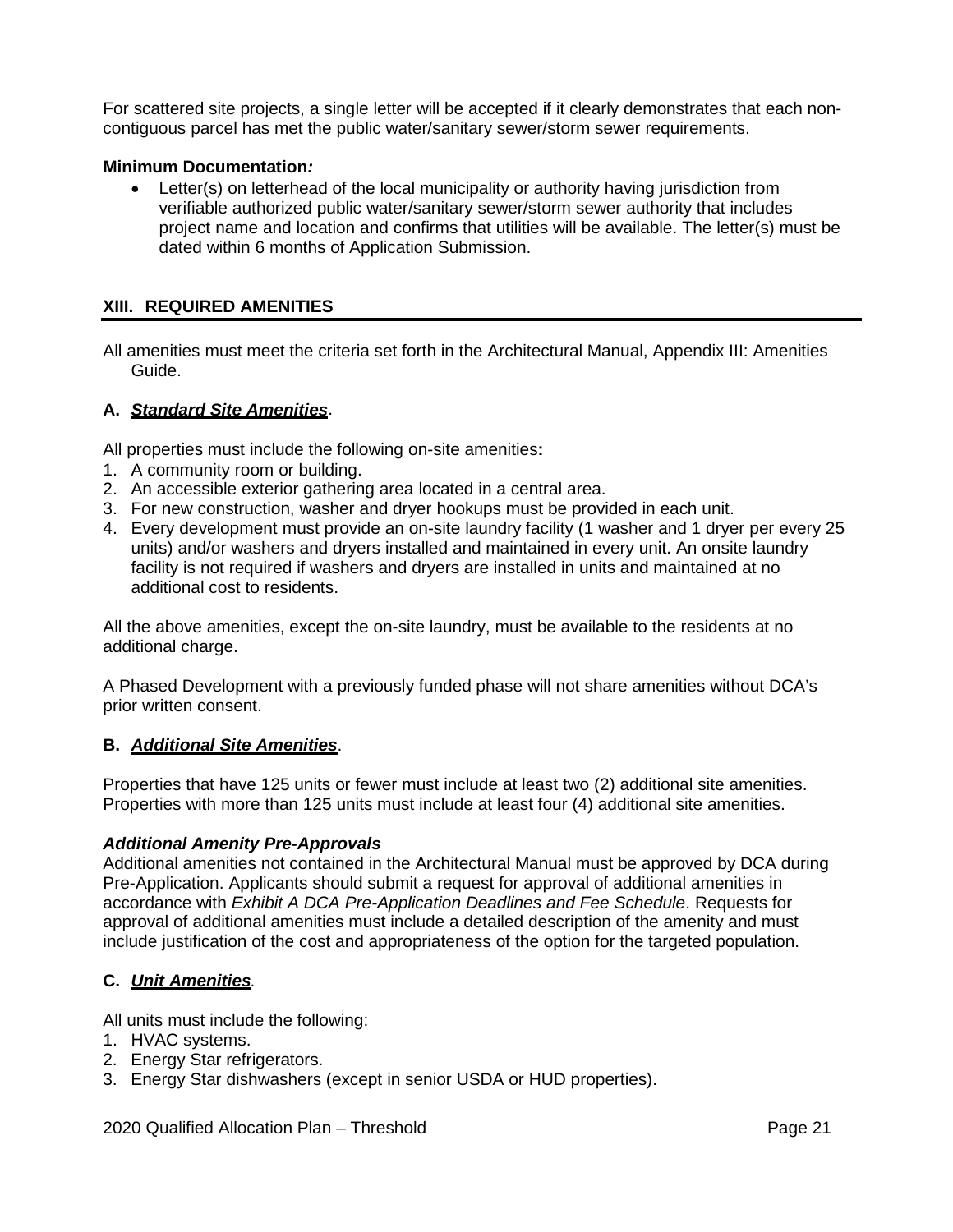For scattered site projects, a single letter will be accepted if it clearly demonstrates that each non-contiguous parcel has met the public water/sanitary sewer/storm sewer requirements.

**Minimum Documentation*:***

- Letter(s) on letterhead of the local municipality or authority having jurisdiction from verifiable authorized public water/sanitary sewer/storm sewer authority that includes project name and location and confirms that utilities will be available. The letter(s) must be dated within 6 months of Application Submission.

## XIII. REQUIRED AMENITIES

All amenities must meet the criteria set forth in the Architectural Manual, Appendix III: Amenities Guide.

### A. ***Standard Site Amenities***.

All properties must include the following on-site amenities**:**

1. A community room or building.
2. An accessible exterior gathering area located in a central area.
3. For new construction, washer and dryer hookups must be provided in each unit.
4. Every development must provide an on-site laundry facility (1 washer and 1 dryer per every 25 units) and/or washers and dryers installed and maintained in every unit. An onsite laundry facility is not required if washers and dryers are installed in units and maintained at no additional cost to residents.

All the above amenities, except the on-site laundry, must be available to the residents at no additional charge.

A Phased Development with a previously funded phase will not share amenities without DCA's prior written consent.

### B. ***Additional Site Amenities***.

Properties that have 125 units or fewer must include at least two (2) additional site amenities. Properties with more than 125 units must include at least four (4) additional site amenities.

***Additional Amenity Pre-Approvals***

Additional amenities not contained in the Architectural Manual must be approved by DCA during Pre-Application. Applicants should submit a request for approval of additional amenities in accordance with *Exhibit A DCA Pre-Application Deadlines and Fee Schedule*. Requests for approval of additional amenities must include a detailed description of the amenity and must include justification of the cost and appropriateness of the option for the targeted population.

### C. ***Unit Amenities****.*

All units must include the following:

1. HVAC systems.
2. Energy Star refrigerators.
3. Energy Star dishwashers (except in senior USDA or HUD properties).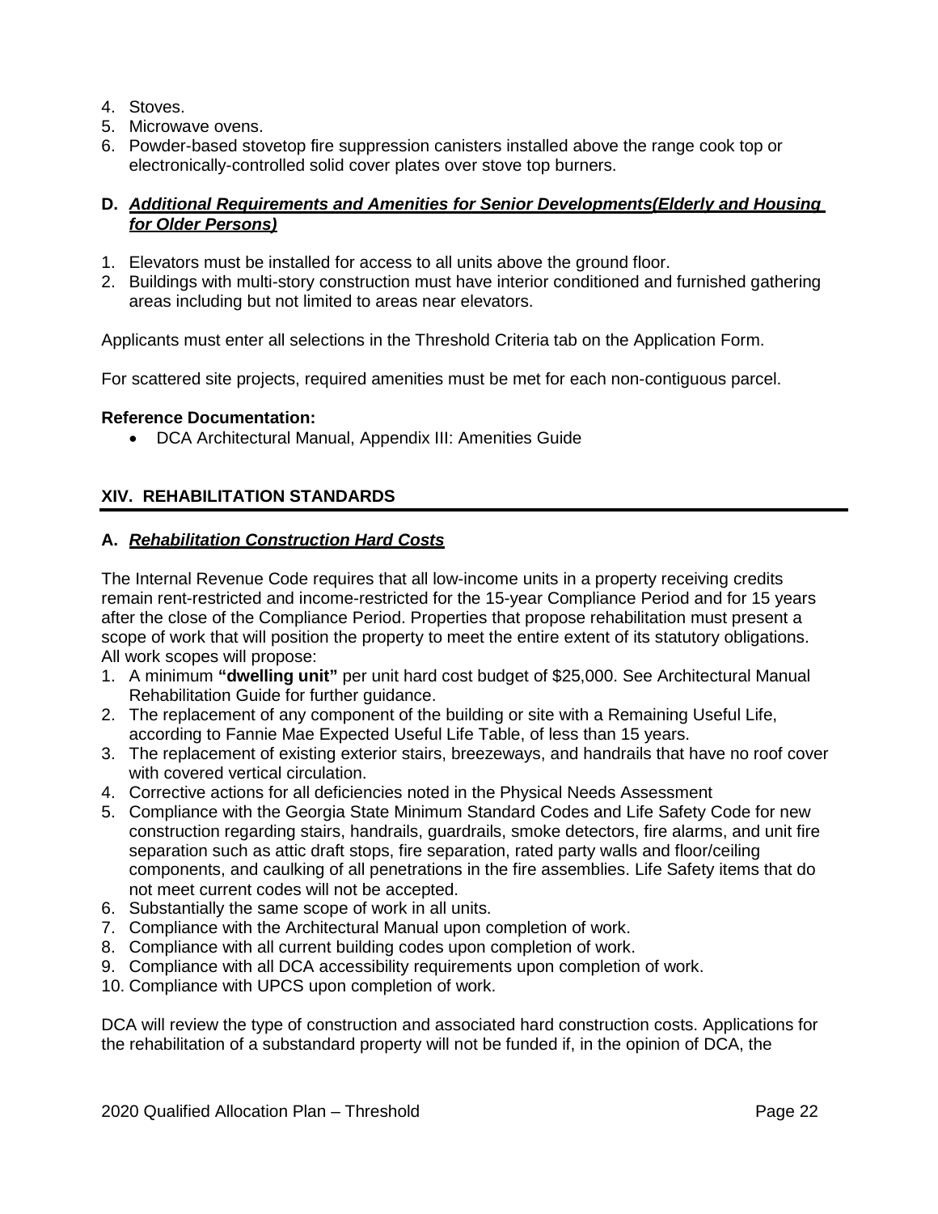4. Stoves.
5. Microwave ovens.
6. Powder-based stovetop fire suppression canisters installed above the range cook top or electronically-controlled solid cover plates over stove top burners.

**D. *Additional Requirements and Amenities for Senior Developments(Elderly and Housing for Older Persons)***

1. Elevators must be installed for access to all units above the ground floor.
2. Buildings with multi-story construction must have interior conditioned and furnished gathering areas including but not limited to areas near elevators.

Applicants must enter all selections in the Threshold Criteria tab on the Application Form.

For scattered site projects, required amenities must be met for each non-contiguous parcel.

**Reference Documentation:**

- DCA Architectural Manual, Appendix III: Amenities Guide

## XIV. REHABILITATION STANDARDS

**A. *Rehabilitation Construction Hard Costs***

The Internal Revenue Code requires that all low-income units in a property receiving credits remain rent-restricted and income-restricted for the 15-year Compliance Period and for 15 years after the close of the Compliance Period. Properties that propose rehabilitation must present a scope of work that will position the property to meet the entire extent of its statutory obligations. All work scopes will propose:

1. A minimum **"dwelling unit"** per unit hard cost budget of $25,000. See Architectural Manual Rehabilitation Guide for further guidance.
2. The replacement of any component of the building or site with a Remaining Useful Life, according to Fannie Mae Expected Useful Life Table, of less than 15 years.
3. The replacement of existing exterior stairs, breezeways, and handrails that have no roof cover with covered vertical circulation.
4. Corrective actions for all deficiencies noted in the Physical Needs Assessment
5. Compliance with the Georgia State Minimum Standard Codes and Life Safety Code for new construction regarding stairs, handrails, guardrails, smoke detectors, fire alarms, and unit fire separation such as attic draft stops, fire separation, rated party walls and floor/ceiling components, and caulking of all penetrations in the fire assemblies. Life Safety items that do not meet current codes will not be accepted.
6. Substantially the same scope of work in all units.
7. Compliance with the Architectural Manual upon completion of work.
8. Compliance with all current building codes upon completion of work.
9. Compliance with all DCA accessibility requirements upon completion of work.
10. Compliance with UPCS upon completion of work.

DCA will review the type of construction and associated hard construction costs. Applications for the rehabilitation of a substandard property will not be funded if, in the opinion of DCA, the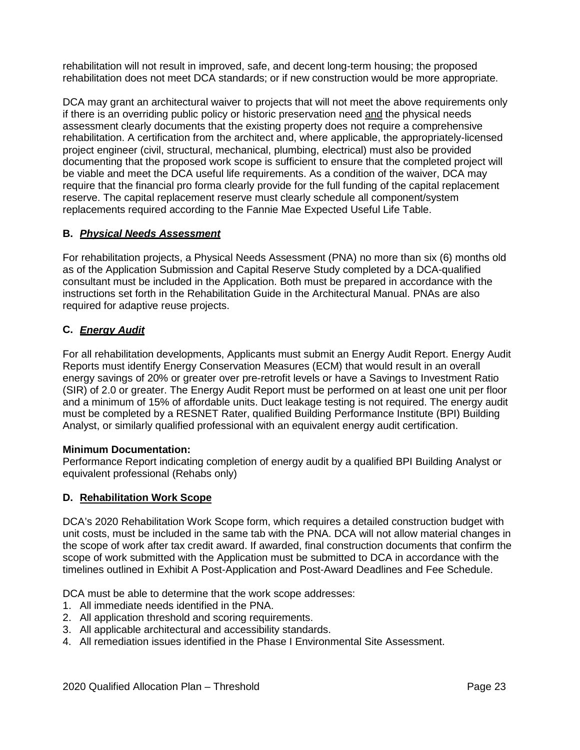rehabilitation will not result in improved, safe, and decent long-term housing; the proposed rehabilitation does not meet DCA standards; or if new construction would be more appropriate.

DCA may grant an architectural waiver to projects that will not meet the above requirements only if there is an overriding public policy or historic preservation need <u>and</u> the physical needs assessment clearly documents that the existing property does not require a comprehensive rehabilitation. A certification from the architect and, where applicable, the appropriately-licensed project engineer (civil, structural, mechanical, plumbing, electrical) must also be provided documenting that the proposed work scope is sufficient to ensure that the completed project will be viable and meet the DCA useful life requirements. As a condition of the waiver, DCA may require that the financial pro forma clearly provide for the full funding of the capital replacement reserve. The capital replacement reserve must clearly schedule all component/system replacements required according to the Fannie Mae Expected Useful Life Table.

### B. ***Physical Needs Assessment***

For rehabilitation projects, a Physical Needs Assessment (PNA) no more than six (6) months old as of the Application Submission and Capital Reserve Study completed by a DCA-qualified consultant must be included in the Application. Both must be prepared in accordance with the instructions set forth in the Rehabilitation Guide in the Architectural Manual. PNAs are also required for adaptive reuse projects.

### C. ***Energy Audit***

For all rehabilitation developments, Applicants must submit an Energy Audit Report. Energy Audit Reports must identify Energy Conservation Measures (ECM) that would result in an overall energy savings of 20% or greater over pre-retrofit levels or have a Savings to Investment Ratio (SIR) of 2.0 or greater. The Energy Audit Report must be performed on at least one unit per floor and a minimum of 15% of affordable units. Duct leakage testing is not required. The energy audit must be completed by a RESNET Rater, qualified Building Performance Institute (BPI) Building Analyst, or similarly qualified professional with an equivalent energy audit certification.

**Minimum Documentation:**
Performance Report indicating completion of energy audit by a qualified BPI Building Analyst or equivalent professional (Rehabs only)

### D. **Rehabilitation Work Scope**

DCA's 2020 Rehabilitation Work Scope form, which requires a detailed construction budget with unit costs, must be included in the same tab with the PNA. DCA will not allow material changes in the scope of work after tax credit award. If awarded, final construction documents that confirm the scope of work submitted with the Application must be submitted to DCA in accordance with the timelines outlined in Exhibit A Post-Application and Post-Award Deadlines and Fee Schedule.

DCA must be able to determine that the work scope addresses:

1. All immediate needs identified in the PNA.
2. All application threshold and scoring requirements.
3. All applicable architectural and accessibility standards.
4. All remediation issues identified in the Phase I Environmental Site Assessment.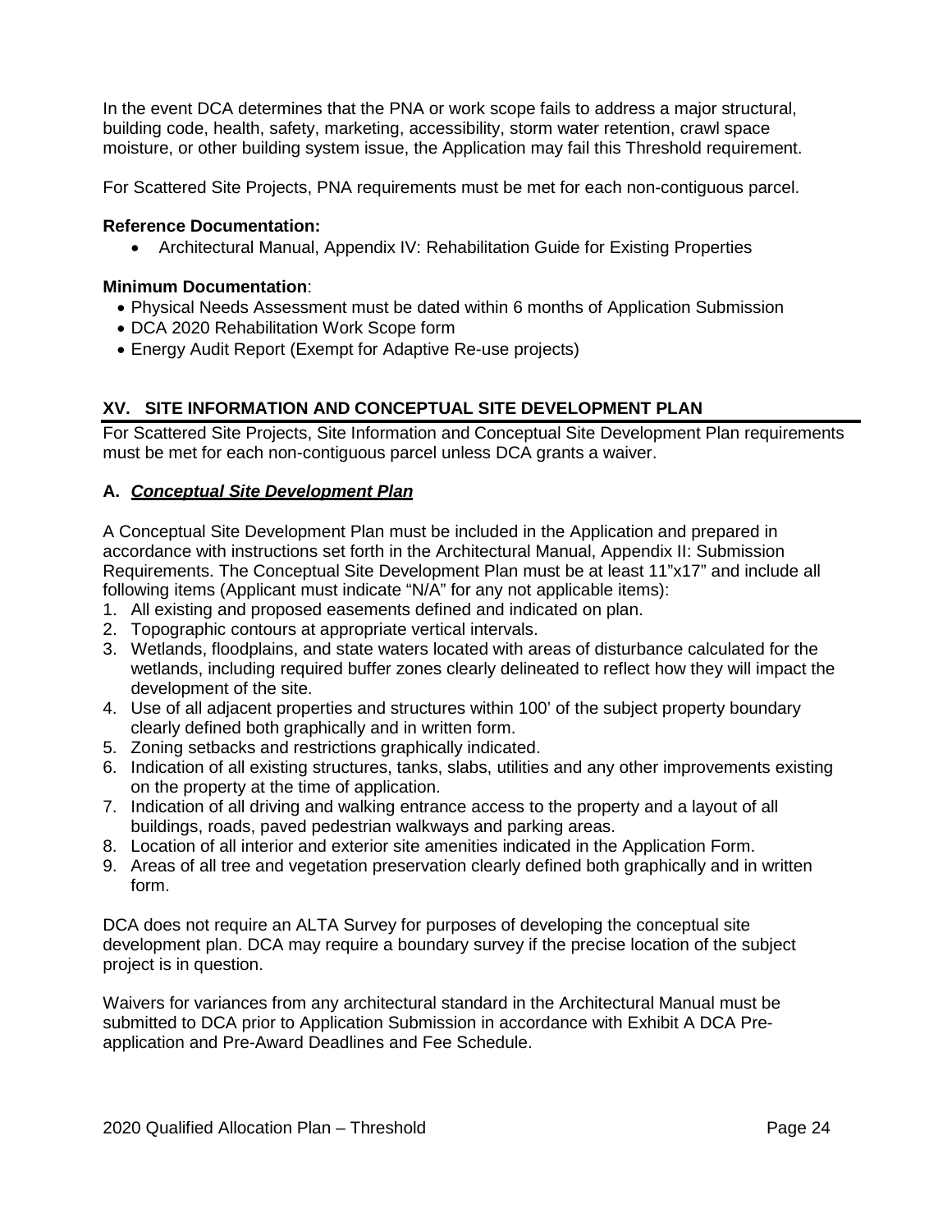In the event DCA determines that the PNA or work scope fails to address a major structural, building code, health, safety, marketing, accessibility, storm water retention, crawl space moisture, or other building system issue, the Application may fail this Threshold requirement.

For Scattered Site Projects, PNA requirements must be met for each non-contiguous parcel.

**Reference Documentation:**

- Architectural Manual, Appendix IV: Rehabilitation Guide for Existing Properties

**Minimum Documentation**:

- Physical Needs Assessment must be dated within 6 months of Application Submission
- DCA 2020 Rehabilitation Work Scope form
- Energy Audit Report (Exempt for Adaptive Re-use projects)

## XV. SITE INFORMATION AND CONCEPTUAL SITE DEVELOPMENT PLAN

For Scattered Site Projects, Site Information and Conceptual Site Development Plan requirements must be met for each non-contiguous parcel unless DCA grants a waiver.

### A. ***Conceptual Site Development Plan***

A Conceptual Site Development Plan must be included in the Application and prepared in accordance with instructions set forth in the Architectural Manual, Appendix II: Submission Requirements. The Conceptual Site Development Plan must be at least 11"x17" and include all following items (Applicant must indicate "N/A" for any not applicable items):

1. All existing and proposed easements defined and indicated on plan.
2. Topographic contours at appropriate vertical intervals.
3. Wetlands, floodplains, and state waters located with areas of disturbance calculated for the wetlands, including required buffer zones clearly delineated to reflect how they will impact the development of the site.
4. Use of all adjacent properties and structures within 100' of the subject property boundary clearly defined both graphically and in written form.
5. Zoning setbacks and restrictions graphically indicated.
6. Indication of all existing structures, tanks, slabs, utilities and any other improvements existing on the property at the time of application.
7. Indication of all driving and walking entrance access to the property and a layout of all buildings, roads, paved pedestrian walkways and parking areas.
8. Location of all interior and exterior site amenities indicated in the Application Form.
9. Areas of all tree and vegetation preservation clearly defined both graphically and in written form.

DCA does not require an ALTA Survey for purposes of developing the conceptual site development plan. DCA may require a boundary survey if the precise location of the subject project is in question.

Waivers for variances from any architectural standard in the Architectural Manual must be submitted to DCA prior to Application Submission in accordance with Exhibit A DCA Pre-application and Pre-Award Deadlines and Fee Schedule.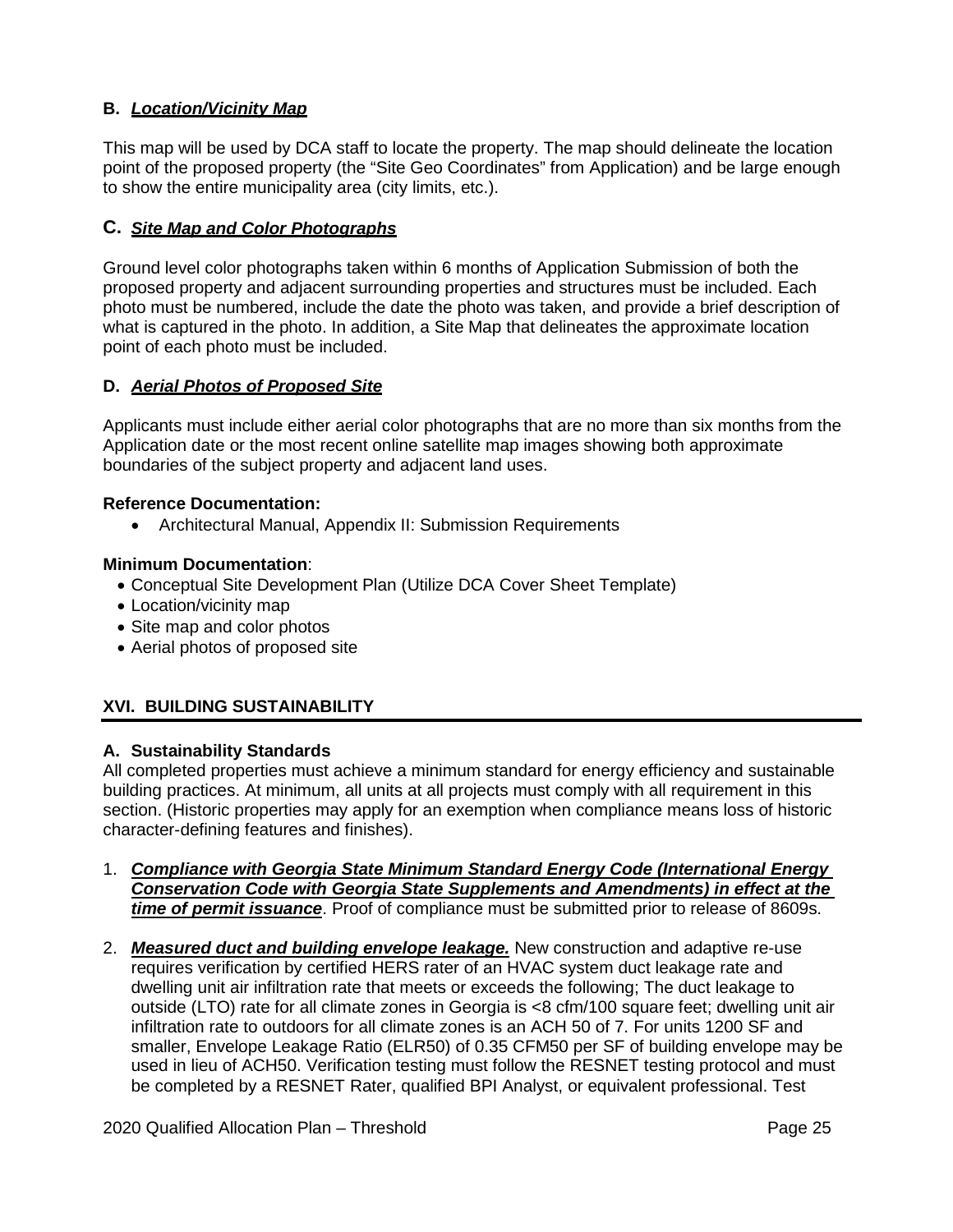### B. ***Location/Vicinity Map***

This map will be used by DCA staff to locate the property. The map should delineate the location point of the proposed property (the "Site Geo Coordinates" from Application) and be large enough to show the entire municipality area (city limits, etc.).

### C. ***Site Map and Color Photographs***

Ground level color photographs taken within 6 months of Application Submission of both the proposed property and adjacent surrounding properties and structures must be included. Each photo must be numbered, include the date the photo was taken, and provide a brief description of what is captured in the photo. In addition, a Site Map that delineates the approximate location point of each photo must be included.

### D. ***Aerial Photos of Proposed Site***

Applicants must include either aerial color photographs that are no more than six months from the Application date or the most recent online satellite map images showing both approximate boundaries of the subject property and adjacent land uses.

**Reference Documentation:**

- Architectural Manual, Appendix II: Submission Requirements

**Minimum Documentation**:

- Conceptual Site Development Plan (Utilize DCA Cover Sheet Template)
- Location/vicinity map
- Site map and color photos
- Aerial photos of proposed site

## XVI. BUILDING SUSTAINABILITY

### A. Sustainability Standards

All completed properties must achieve a minimum standard for energy efficiency and sustainable building practices. At minimum, all units at all projects must comply with all requirement in this section. (Historic properties may apply for an exemption when compliance means loss of historic character-defining features and finishes).

1. ***Compliance with Georgia State Minimum Standard Energy Code (International Energy Conservation Code with Georgia State Supplements and Amendments) in effect at the time of permit issuance***. Proof of compliance must be submitted prior to release of 8609s.

2. ***Measured duct and building envelope leakage.*** New construction and adaptive re-use requires verification by certified HERS rater of an HVAC system duct leakage rate and dwelling unit air infiltration rate that meets or exceeds the following; The duct leakage to outside (LTO) rate for all climate zones in Georgia is <8 cfm/100 square feet; dwelling unit air infiltration rate to outdoors for all climate zones is an ACH 50 of 7. For units 1200 SF and smaller, Envelope Leakage Ratio (ELR50) of 0.35 CFM50 per SF of building envelope may be used in lieu of ACH50. Verification testing must follow the RESNET testing protocol and must be completed by a RESNET Rater, qualified BPI Analyst, or equivalent professional. Test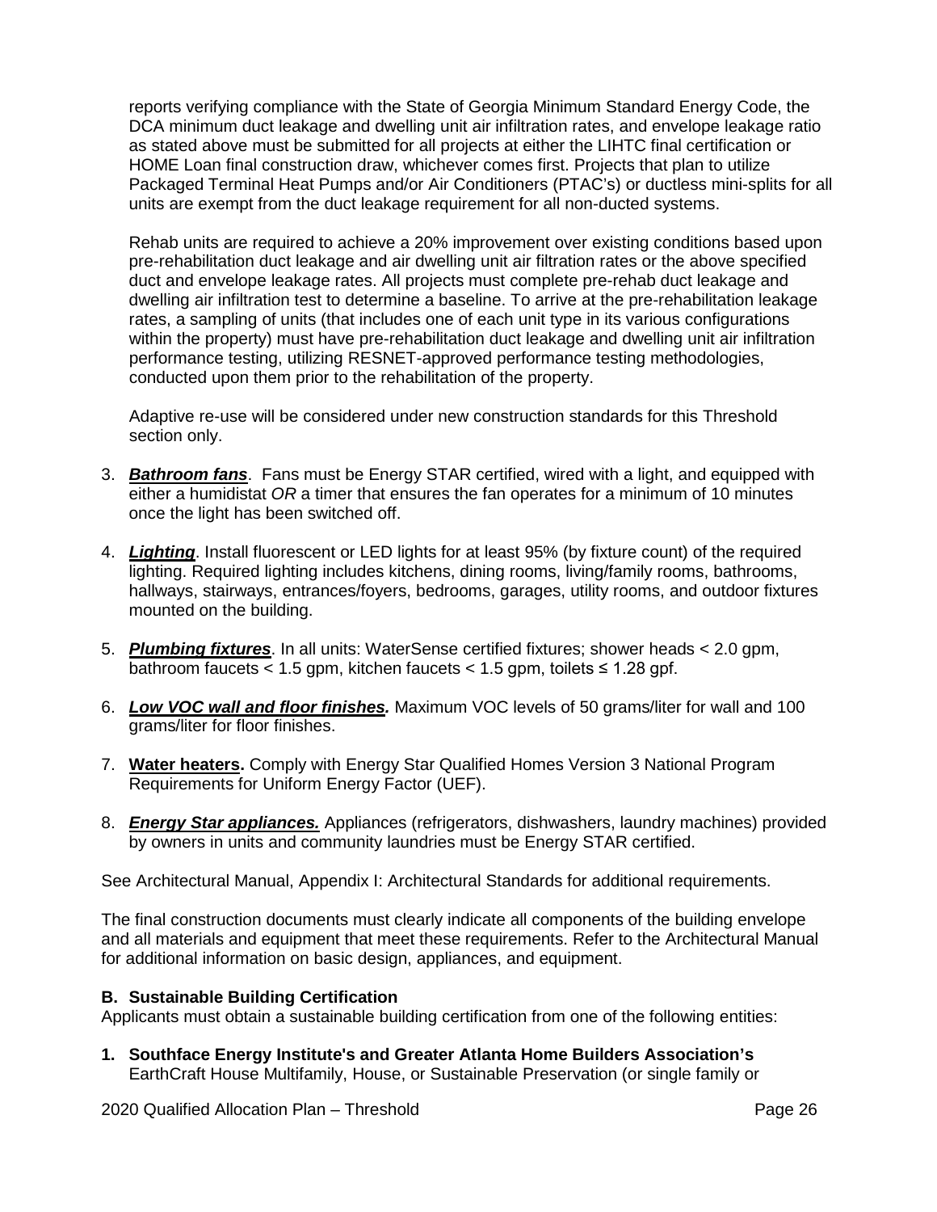reports verifying compliance with the State of Georgia Minimum Standard Energy Code, the DCA minimum duct leakage and dwelling unit air infiltration rates, and envelope leakage ratio as stated above must be submitted for all projects at either the LIHTC final certification or HOME Loan final construction draw, whichever comes first. Projects that plan to utilize Packaged Terminal Heat Pumps and/or Air Conditioners (PTAC's) or ductless mini-splits for all units are exempt from the duct leakage requirement for all non-ducted systems.

Rehab units are required to achieve a 20% improvement over existing conditions based upon pre-rehabilitation duct leakage and air dwelling unit air filtration rates or the above specified duct and envelope leakage rates. All projects must complete pre-rehab duct leakage and dwelling air infiltration test to determine a baseline. To arrive at the pre-rehabilitation leakage rates, a sampling of units (that includes one of each unit type in its various configurations within the property) must have pre-rehabilitation duct leakage and dwelling unit air infiltration performance testing, utilizing RESNET-approved performance testing methodologies, conducted upon them prior to the rehabilitation of the property.

Adaptive re-use will be considered under new construction standards for this Threshold section only.

3. ***Bathroom fans***. Fans must be Energy STAR certified, wired with a light, and equipped with either a humidistat *OR* a timer that ensures the fan operates for a minimum of 10 minutes once the light has been switched off.

4. ***Lighting***. Install fluorescent or LED lights for at least 95% (by fixture count) of the required lighting. Required lighting includes kitchens, dining rooms, living/family rooms, bathrooms, hallways, stairways, entrances/foyers, bedrooms, garages, utility rooms, and outdoor fixtures mounted on the building.

5. ***Plumbing fixtures***. In all units: WaterSense certified fixtures; shower heads < 2.0 gpm, bathroom faucets < 1.5 gpm, kitchen faucets < 1.5 gpm, toilets ≤ 1.28 gpf.

6. ***Low VOC wall and floor finishes.*** Maximum VOC levels of 50 grams/liter for wall and 100 grams/liter for floor finishes.

7. **Water heaters.** Comply with Energy Star Qualified Homes Version 3 National Program Requirements for Uniform Energy Factor (UEF).

8. ***Energy Star appliances.*** Appliances (refrigerators, dishwashers, laundry machines) provided by owners in units and community laundries must be Energy STAR certified.

See Architectural Manual, Appendix I: Architectural Standards for additional requirements.

The final construction documents must clearly indicate all components of the building envelope and all materials and equipment that meet these requirements. Refer to the Architectural Manual for additional information on basic design, appliances, and equipment.

### B. Sustainable Building Certification

Applicants must obtain a sustainable building certification from one of the following entities:

1. **Southface Energy Institute's and Greater Atlanta Home Builders Association's** EarthCraft House Multifamily, House, or Sustainable Preservation (or single family or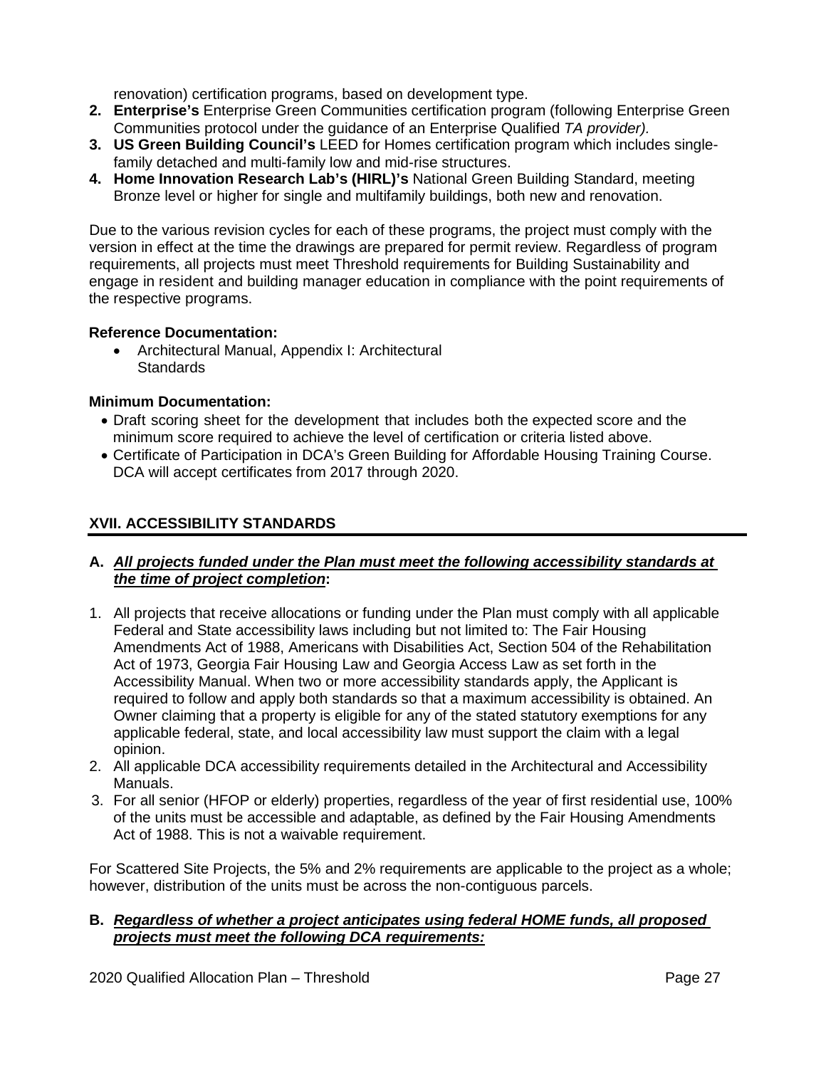renovation) certification programs, based on development type.

2. **Enterprise's** Enterprise Green Communities certification program (following Enterprise Green Communities protocol under the guidance of an Enterprise Qualified *TA provider).*
3. **US Green Building Council's** LEED for Homes certification program which includes single-family detached and multi-family low and mid-rise structures.
4. **Home Innovation Research Lab's (HIRL)'s** National Green Building Standard, meeting Bronze level or higher for single and multifamily buildings, both new and renovation.

Due to the various revision cycles for each of these programs, the project must comply with the version in effect at the time the drawings are prepared for permit review. Regardless of program requirements, all projects must meet Threshold requirements for Building Sustainability and engage in resident and building manager education in compliance with the point requirements of the respective programs.

**Reference Documentation:**

- Architectural Manual, Appendix I: Architectural Standards

**Minimum Documentation:**

- Draft scoring sheet for the development that includes both the expected score and the minimum score required to achieve the level of certification or criteria listed above.
- Certificate of Participation in DCA's Green Building for Affordable Housing Training Course. DCA will accept certificates from 2017 through 2020.

## XVII. ACCESSIBILITY STANDARDS

**A. *All projects funded under the Plan must meet the following accessibility standards at the time of project completion*:**

1. All projects that receive allocations or funding under the Plan must comply with all applicable Federal and State accessibility laws including but not limited to: The Fair Housing Amendments Act of 1988, Americans with Disabilities Act, Section 504 of the Rehabilitation Act of 1973, Georgia Fair Housing Law and Georgia Access Law as set forth in the Accessibility Manual. When two or more accessibility standards apply, the Applicant is required to follow and apply both standards so that a maximum accessibility is obtained. An Owner claiming that a property is eligible for any of the stated statutory exemptions for any applicable federal, state, and local accessibility law must support the claim with a legal opinion.
2. All applicable DCA accessibility requirements detailed in the Architectural and Accessibility Manuals.
3. For all senior (HFOP or elderly) properties, regardless of the year of first residential use, 100% of the units must be accessible and adaptable, as defined by the Fair Housing Amendments Act of 1988. This is not a waivable requirement.

For Scattered Site Projects, the 5% and 2% requirements are applicable to the project as a whole; however, distribution of the units must be across the non-contiguous parcels.

**B. *Regardless of whether a project anticipates using federal HOME funds, all proposed projects must meet the following DCA requirements:***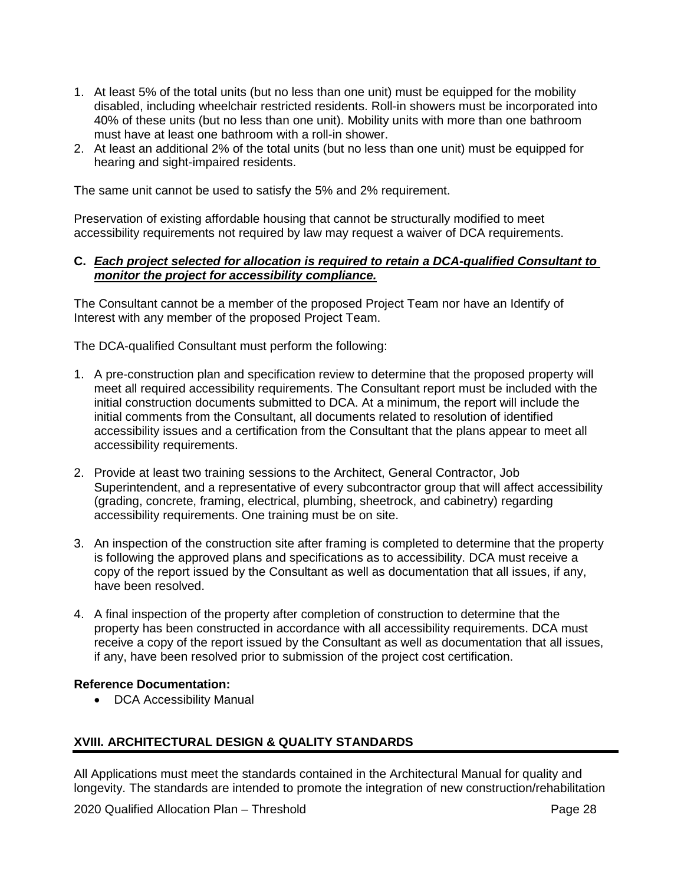1. At least 5% of the total units (but no less than one unit) must be equipped for the mobility disabled, including wheelchair restricted residents. Roll-in showers must be incorporated into 40% of these units (but no less than one unit). Mobility units with more than one bathroom must have at least one bathroom with a roll-in shower.
2. At least an additional 2% of the total units (but no less than one unit) must be equipped for hearing and sight-impaired residents.

The same unit cannot be used to satisfy the 5% and 2% requirement.

Preservation of existing affordable housing that cannot be structurally modified to meet accessibility requirements not required by law may request a waiver of DCA requirements.

**C. *Each project selected for allocation is required to retain a DCA-qualified Consultant to monitor the project for accessibility compliance.***

The Consultant cannot be a member of the proposed Project Team nor have an Identify of Interest with any member of the proposed Project Team.

The DCA-qualified Consultant must perform the following:

1. A pre-construction plan and specification review to determine that the proposed property will meet all required accessibility requirements. The Consultant report must be included with the initial construction documents submitted to DCA. At a minimum, the report will include the initial comments from the Consultant, all documents related to resolution of identified accessibility issues and a certification from the Consultant that the plans appear to meet all accessibility requirements.

2. Provide at least two training sessions to the Architect, General Contractor, Job Superintendent, and a representative of every subcontractor group that will affect accessibility (grading, concrete, framing, electrical, plumbing, sheetrock, and cabinetry) regarding accessibility requirements. One training must be on site.

3. An inspection of the construction site after framing is completed to determine that the property is following the approved plans and specifications as to accessibility. DCA must receive a copy of the report issued by the Consultant as well as documentation that all issues, if any, have been resolved.

4. A final inspection of the property after completion of construction to determine that the property has been constructed in accordance with all accessibility requirements. DCA must receive a copy of the report issued by the Consultant as well as documentation that all issues, if any, have been resolved prior to submission of the project cost certification.

**Reference Documentation:**

- DCA Accessibility Manual

## XVIII. ARCHITECTURAL DESIGN & QUALITY STANDARDS

All Applications must meet the standards contained in the Architectural Manual for quality and longevity. The standards are intended to promote the integration of new construction/rehabilitation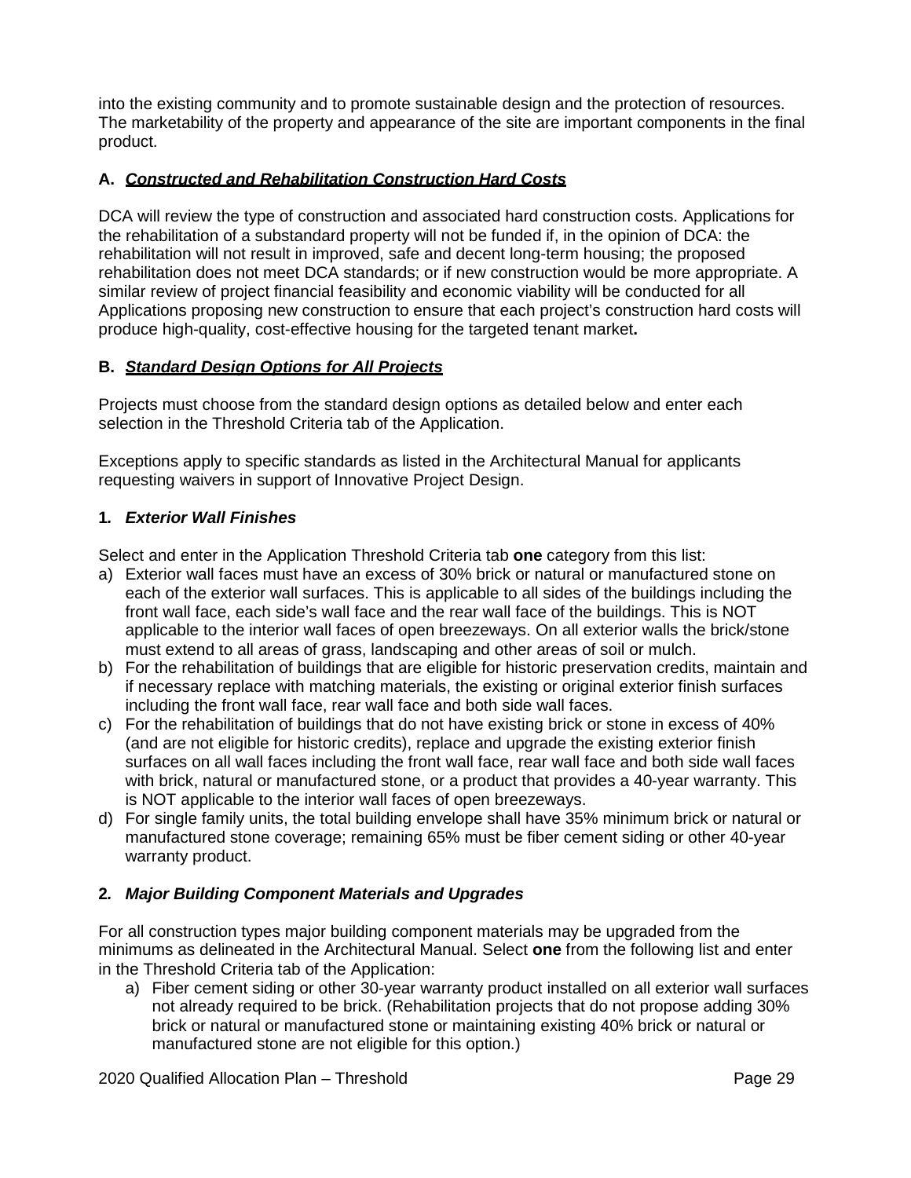into the existing community and to promote sustainable design and the protection of resources. The marketability of the property and appearance of the site are important components in the final product.

### A. ***Constructed and Rehabilitation Construction Hard Costs***

DCA will review the type of construction and associated hard construction costs. Applications for the rehabilitation of a substandard property will not be funded if, in the opinion of DCA: the rehabilitation will not result in improved, safe and decent long-term housing; the proposed rehabilitation does not meet DCA standards; or if new construction would be more appropriate. A similar review of project financial feasibility and economic viability will be conducted for all Applications proposing new construction to ensure that each project's construction hard costs will produce high-quality, cost-effective housing for the targeted tenant market**.**

### B. ***Standard Design Options for All Projects***

Projects must choose from the standard design options as detailed below and enter each selection in the Threshold Criteria tab of the Application.

Exceptions apply to specific standards as listed in the Architectural Manual for applicants requesting waivers in support of Innovative Project Design.

#### 1. *Exterior Wall Finishes*

Select and enter in the Application Threshold Criteria tab **one** category from this list:

a) Exterior wall faces must have an excess of 30% brick or natural or manufactured stone on each of the exterior wall surfaces. This is applicable to all sides of the buildings including the front wall face, each side's wall face and the rear wall face of the buildings. This is NOT applicable to the interior wall faces of open breezeways. On all exterior walls the brick/stone must extend to all areas of grass, landscaping and other areas of soil or mulch.
b) For the rehabilitation of buildings that are eligible for historic preservation credits, maintain and if necessary replace with matching materials, the existing or original exterior finish surfaces including the front wall face, rear wall face and both side wall faces.
c) For the rehabilitation of buildings that do not have existing brick or stone in excess of 40% (and are not eligible for historic credits), replace and upgrade the existing exterior finish surfaces on all wall faces including the front wall face, rear wall face and both side wall faces with brick, natural or manufactured stone, or a product that provides a 40-year warranty. This is NOT applicable to the interior wall faces of open breezeways.
d) For single family units, the total building envelope shall have 35% minimum brick or natural or manufactured stone coverage; remaining 65% must be fiber cement siding or other 40-year warranty product.

#### 2. *Major Building Component Materials and Upgrades*

For all construction types major building component materials may be upgraded from the minimums as delineated in the Architectural Manual. Select **one** from the following list and enter in the Threshold Criteria tab of the Application:

a) Fiber cement siding or other 30-year warranty product installed on all exterior wall surfaces not already required to be brick. (Rehabilitation projects that do not propose adding 30% brick or natural or manufactured stone or maintaining existing 40% brick or natural or manufactured stone are not eligible for this option.)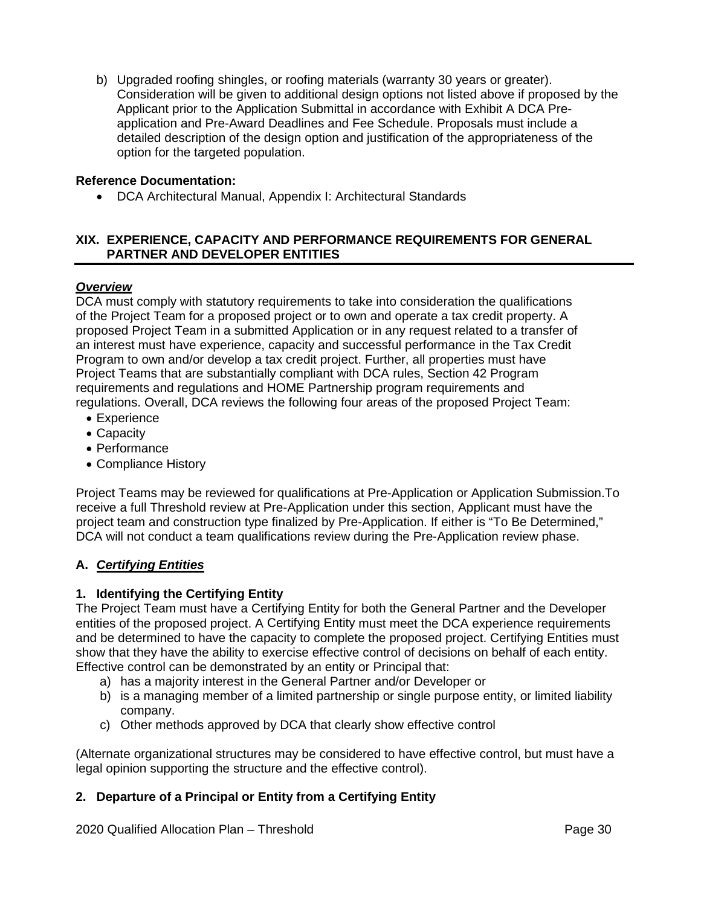b) Upgraded roofing shingles, or roofing materials (warranty 30 years or greater). Consideration will be given to additional design options not listed above if proposed by the Applicant prior to the Application Submittal in accordance with Exhibit A DCA Pre-application and Pre-Award Deadlines and Fee Schedule. Proposals must include a detailed description of the design option and justification of the appropriateness of the option for the targeted population.

**Reference Documentation:**

- DCA Architectural Manual, Appendix I: Architectural Standards

## XIX. EXPERIENCE, CAPACITY AND PERFORMANCE REQUIREMENTS FOR GENERAL PARTNER AND DEVELOPER ENTITIES

***Overview***

DCA must comply with statutory requirements to take into consideration the qualifications of the Project Team for a proposed project or to own and operate a tax credit property. A proposed Project Team in a submitted Application or in any request related to a transfer of an interest must have experience, capacity and successful performance in the Tax Credit Program to own and/or develop a tax credit project. Further, all properties must have Project Teams that are substantially compliant with DCA rules, Section 42 Program requirements and regulations and HOME Partnership program requirements and regulations. Overall, DCA reviews the following four areas of the proposed Project Team:

- Experience
- Capacity
- Performance
- Compliance History

Project Teams may be reviewed for qualifications at Pre-Application or Application Submission.To receive a full Threshold review at Pre-Application under this section, Applicant must have the project team and construction type finalized by Pre-Application. If either is "To Be Determined," DCA will not conduct a team qualifications review during the Pre-Application review phase.

### A. *Certifying Entities*

#### 1. Identifying the Certifying Entity

The Project Team must have a Certifying Entity for both the General Partner and the Developer entities of the proposed project. A Certifying Entity must meet the DCA experience requirements and be determined to have the capacity to complete the proposed project. Certifying Entities must show that they have the ability to exercise effective control of decisions on behalf of each entity. Effective control can be demonstrated by an entity or Principal that:

a) has a majority interest in the General Partner and/or Developer or
b) is a managing member of a limited partnership or single purpose entity, or limited liability company.
c) Other methods approved by DCA that clearly show effective control

(Alternate organizational structures may be considered to have effective control, but must have a legal opinion supporting the structure and the effective control).

#### 2. Departure of a Principal or Entity from a Certifying Entity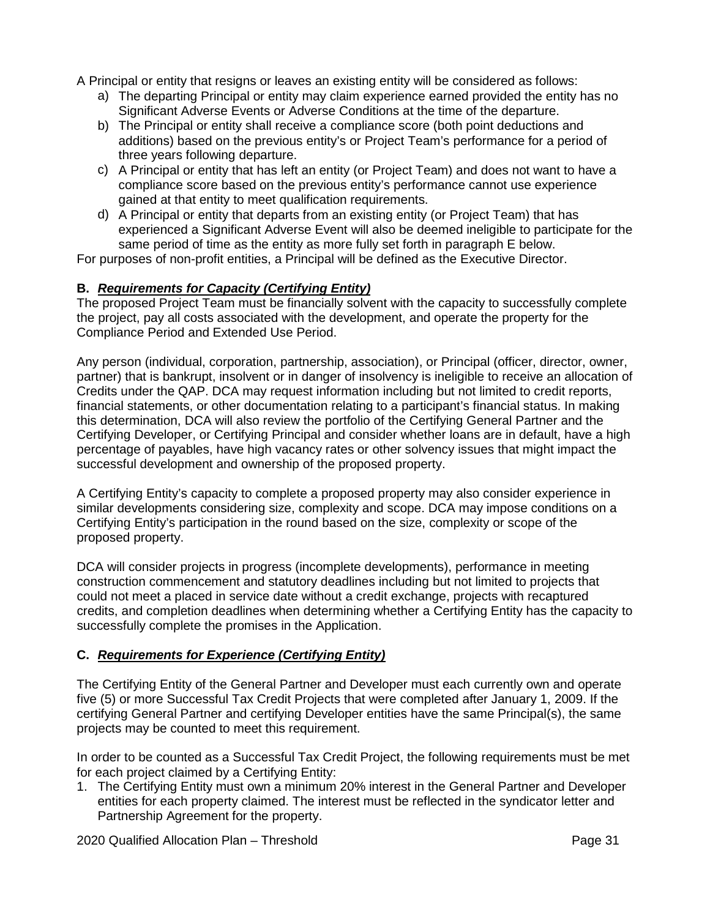A Principal or entity that resigns or leaves an existing entity will be considered as follows:

a) The departing Principal or entity may claim experience earned provided the entity has no Significant Adverse Events or Adverse Conditions at the time of the departure.
b) The Principal or entity shall receive a compliance score (both point deductions and additions) based on the previous entity's or Project Team's performance for a period of three years following departure.
c) A Principal or entity that has left an entity (or Project Team) and does not want to have a compliance score based on the previous entity's performance cannot use experience gained at that entity to meet qualification requirements.
d) A Principal or entity that departs from an existing entity (or Project Team) that has experienced a Significant Adverse Event will also be deemed ineligible to participate for the same period of time as the entity as more fully set forth in paragraph E below.

For purposes of non-profit entities, a Principal will be defined as the Executive Director.

**B. *Requirements for Capacity (Certifying Entity)***

The proposed Project Team must be financially solvent with the capacity to successfully complete the project, pay all costs associated with the development, and operate the property for the Compliance Period and Extended Use Period.

Any person (individual, corporation, partnership, association), or Principal (officer, director, owner, partner) that is bankrupt, insolvent or in danger of insolvency is ineligible to receive an allocation of Credits under the QAP. DCA may request information including but not limited to credit reports, financial statements, or other documentation relating to a participant's financial status. In making this determination, DCA will also review the portfolio of the Certifying General Partner and the Certifying Developer, or Certifying Principal and consider whether loans are in default, have a high percentage of payables, have high vacancy rates or other solvency issues that might impact the successful development and ownership of the proposed property.

A Certifying Entity's capacity to complete a proposed property may also consider experience in similar developments considering size, complexity and scope. DCA may impose conditions on a Certifying Entity's participation in the round based on the size, complexity or scope of the proposed property.

DCA will consider projects in progress (incomplete developments), performance in meeting construction commencement and statutory deadlines including but not limited to projects that could not meet a placed in service date without a credit exchange, projects with recaptured credits, and completion deadlines when determining whether a Certifying Entity has the capacity to successfully complete the promises in the Application.

**C. *Requirements for Experience (Certifying Entity)***

The Certifying Entity of the General Partner and Developer must each currently own and operate five (5) or more Successful Tax Credit Projects that were completed after January 1, 2009. If the certifying General Partner and certifying Developer entities have the same Principal(s), the same projects may be counted to meet this requirement.

In order to be counted as a Successful Tax Credit Project, the following requirements must be met for each project claimed by a Certifying Entity:

1. The Certifying Entity must own a minimum 20% interest in the General Partner and Developer entities for each property claimed. The interest must be reflected in the syndicator letter and Partnership Agreement for the property.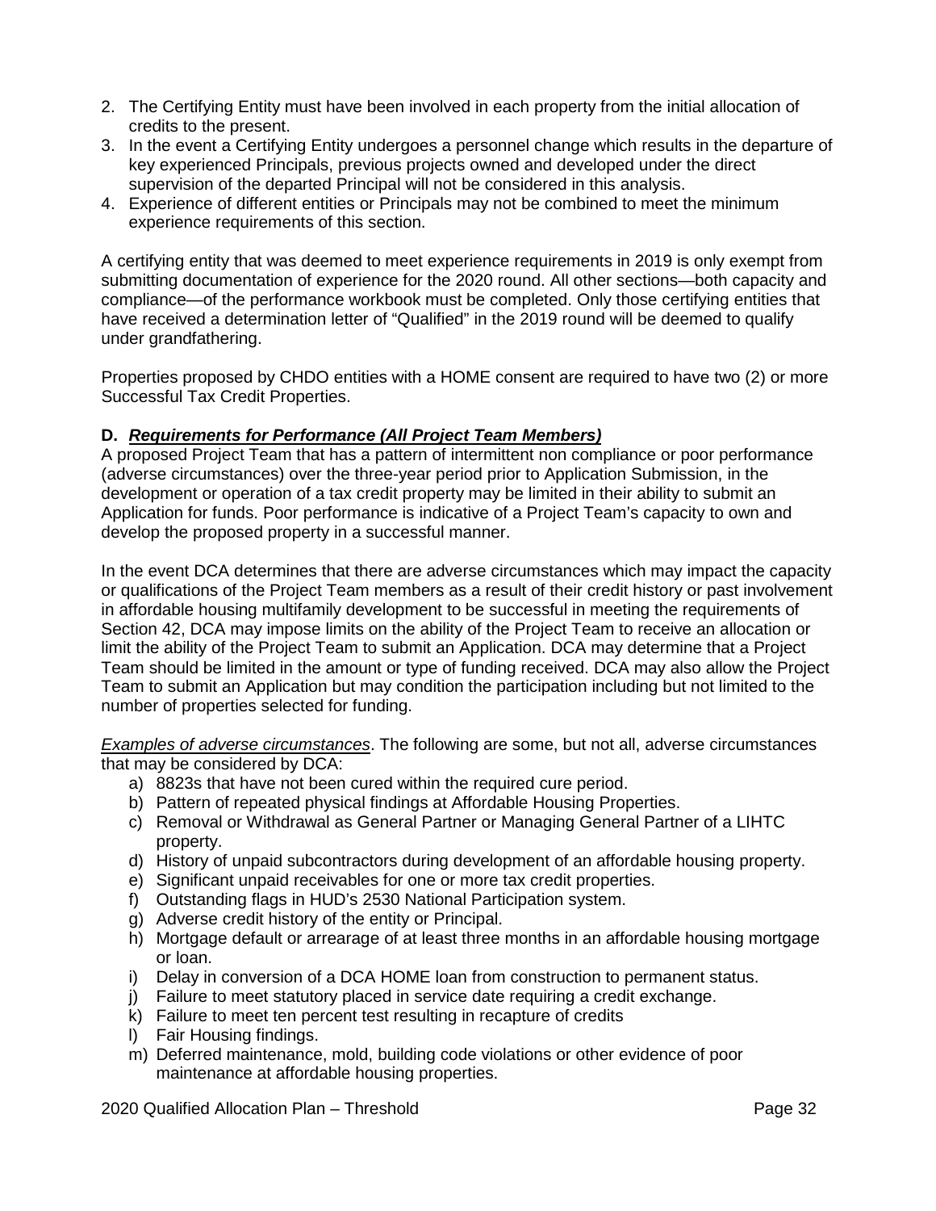2. The Certifying Entity must have been involved in each property from the initial allocation of credits to the present.
3. In the event a Certifying Entity undergoes a personnel change which results in the departure of key experienced Principals, previous projects owned and developed under the direct supervision of the departed Principal will not be considered in this analysis.
4. Experience of different entities or Principals may not be combined to meet the minimum experience requirements of this section.

A certifying entity that was deemed to meet experience requirements in 2019 is only exempt from submitting documentation of experience for the 2020 round. All other sections—both capacity and compliance—of the performance workbook must be completed. Only those certifying entities that have received a determination letter of "Qualified" in the 2019 round will be deemed to qualify under grandfathering.

Properties proposed by CHDO entities with a HOME consent are required to have two (2) or more Successful Tax Credit Properties.

**D. *Requirements for Performance (All Project Team Members)***

A proposed Project Team that has a pattern of intermittent non compliance or poor performance (adverse circumstances) over the three-year period prior to Application Submission, in the development or operation of a tax credit property may be limited in their ability to submit an Application for funds. Poor performance is indicative of a Project Team's capacity to own and develop the proposed property in a successful manner.

In the event DCA determines that there are adverse circumstances which may impact the capacity or qualifications of the Project Team members as a result of their credit history or past involvement in affordable housing multifamily development to be successful in meeting the requirements of Section 42, DCA may impose limits on the ability of the Project Team to receive an allocation or limit the ability of the Project Team to submit an Application. DCA may determine that a Project Team should be limited in the amount or type of funding received. DCA may also allow the Project Team to submit an Application but may condition the participation including but not limited to the number of properties selected for funding.

*Examples of adverse circumstances*. The following are some, but not all, adverse circumstances that may be considered by DCA:

a) 8823s that have not been cured within the required cure period.
b) Pattern of repeated physical findings at Affordable Housing Properties.
c) Removal or Withdrawal as General Partner or Managing General Partner of a LIHTC property.
d) History of unpaid subcontractors during development of an affordable housing property.
e) Significant unpaid receivables for one or more tax credit properties.
f) Outstanding flags in HUD's 2530 National Participation system.
g) Adverse credit history of the entity or Principal.
h) Mortgage default or arrearage of at least three months in an affordable housing mortgage or loan.
i) Delay in conversion of a DCA HOME loan from construction to permanent status.
j) Failure to meet statutory placed in service date requiring a credit exchange.
k) Failure to meet ten percent test resulting in recapture of credits
l) Fair Housing findings.
m) Deferred maintenance, mold, building code violations or other evidence of poor maintenance at affordable housing properties.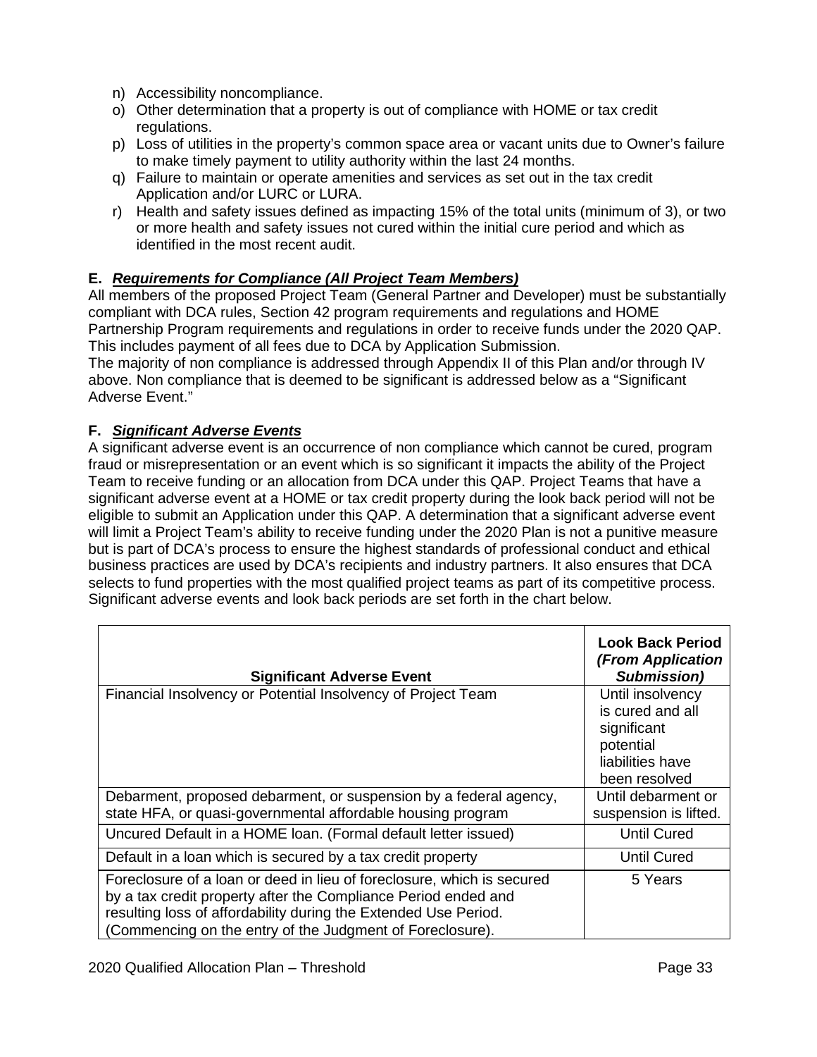n) Accessibility noncompliance.
o) Other determination that a property is out of compliance with HOME or tax credit regulations.
p) Loss of utilities in the property's common space area or vacant units due to Owner's failure to make timely payment to utility authority within the last 24 months.
q) Failure to maintain or operate amenities and services as set out in the tax credit Application and/or LURC or LURA.
r) Health and safety issues defined as impacting 15% of the total units (minimum of 3), or two or more health and safety issues not cured within the initial cure period and which as identified in the most recent audit.

**E. *Requirements for Compliance (All Project Team Members)***

All members of the proposed Project Team (General Partner and Developer) must be substantially compliant with DCA rules, Section 42 program requirements and regulations and HOME Partnership Program requirements and regulations in order to receive funds under the 2020 QAP. This includes payment of all fees due to DCA by Application Submission.

The majority of non compliance is addressed through Appendix II of this Plan and/or through IV above. Non compliance that is deemed to be significant is addressed below as a "Significant Adverse Event."

**F. *Significant Adverse Events***

A significant adverse event is an occurrence of non compliance which cannot be cured, program fraud or misrepresentation or an event which is so significant it impacts the ability of the Project Team to receive funding or an allocation from DCA under this QAP. Project Teams that have a significant adverse event at a HOME or tax credit property during the look back period will not be eligible to submit an Application under this QAP. A determination that a significant adverse event will limit a Project Team's ability to receive funding under the 2020 Plan is not a punitive measure but is part of DCA's process to ensure the highest standards of professional conduct and ethical business practices are used by DCA's recipients and industry partners. It also ensures that DCA selects to fund properties with the most qualified project teams as part of its competitive process. Significant adverse events and look back periods are set forth in the chart below.

| **Significant Adverse Event** | **Look Back Period *(From Application Submission)*** |
|---|---|
| Financial Insolvency or Potential Insolvency of Project Team | Until insolvency is cured and all significant potential liabilities have been resolved |
| Debarment, proposed debarment, or suspension by a federal agency, state HFA, or quasi-governmental affordable housing program | Until debarment or suspension is lifted. |
| Uncured Default in a HOME loan. (Formal default letter issued) | Until Cured |
| Default in a loan which is secured by a tax credit property | Until Cured |
| Foreclosure of a loan or deed in lieu of foreclosure, which is secured by a tax credit property after the Compliance Period ended and resulting loss of affordability during the Extended Use Period. (Commencing on the entry of the Judgment of Foreclosure). | 5 Years |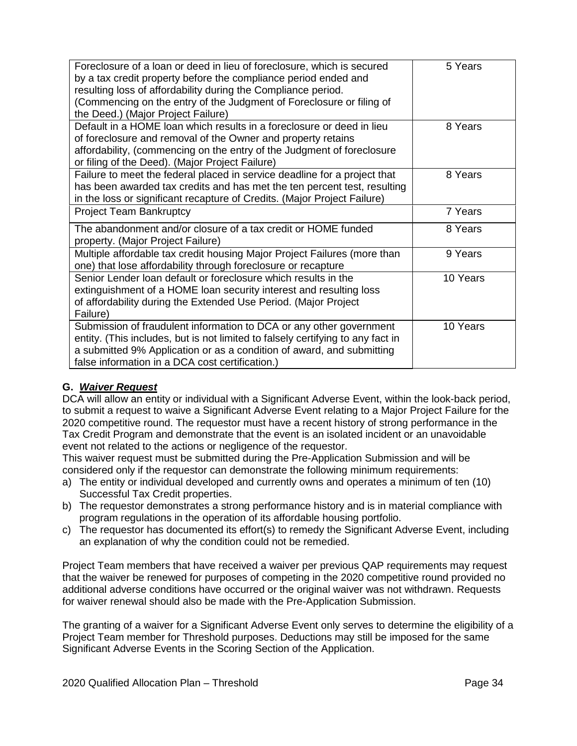| | |
|---|---|
| Foreclosure of a loan or deed in lieu of foreclosure, which is secured by a tax credit property before the compliance period ended and resulting loss of affordability during the Compliance period. (Commencing on the entry of the Judgment of Foreclosure or filing of the Deed.) (Major Project Failure) | 5 Years |
| Default in a HOME loan which results in a foreclosure or deed in lieu of foreclosure and removal of the Owner and property retains affordability, (commencing on the entry of the Judgment of foreclosure or filing of the Deed). (Major Project Failure) | 8 Years |
| Failure to meet the federal placed in service deadline for a project that has been awarded tax credits and has met the ten percent test, resulting in the loss or significant recapture of Credits. (Major Project Failure) | 8 Years |
| Project Team Bankruptcy | 7 Years |
| The abandonment and/or closure of a tax credit or HOME funded property. (Major Project Failure) | 8 Years |
| Multiple affordable tax credit housing Major Project Failures (more than one) that lose affordability through foreclosure or recapture | 9 Years |
| Senior Lender loan default or foreclosure which results in the extinguishment of a HOME loan security interest and resulting loss of affordability during the Extended Use Period. (Major Project Failure) | 10 Years |
| Submission of fraudulent information to DCA or any other government entity. (This includes, but is not limited to falsely certifying to any fact in a submitted 9% Application or as a condition of award, and submitting false information in a DCA cost certification.) | 10 Years |

## G. ***Waiver Request***

DCA will allow an entity or individual with a Significant Adverse Event, within the look-back period, to submit a request to waive a Significant Adverse Event relating to a Major Project Failure for the 2020 competitive round. The requestor must have a recent history of strong performance in the Tax Credit Program and demonstrate that the event is an isolated incident or an unavoidable event not related to the actions or negligence of the requestor.

This waiver request must be submitted during the Pre-Application Submission and will be considered only if the requestor can demonstrate the following minimum requirements:

a) The entity or individual developed and currently owns and operates a minimum of ten (10) Successful Tax Credit properties.
b) The requestor demonstrates a strong performance history and is in material compliance with program regulations in the operation of its affordable housing portfolio.
c) The requestor has documented its effort(s) to remedy the Significant Adverse Event, including an explanation of why the condition could not be remedied.

Project Team members that have received a waiver per previous QAP requirements may request that the waiver be renewed for purposes of competing in the 2020 competitive round provided no additional adverse conditions have occurred or the original waiver was not withdrawn. Requests for waiver renewal should also be made with the Pre-Application Submission.

The granting of a waiver for a Significant Adverse Event only serves to determine the eligibility of a Project Team member for Threshold purposes. Deductions may still be imposed for the same Significant Adverse Events in the Scoring Section of the Application.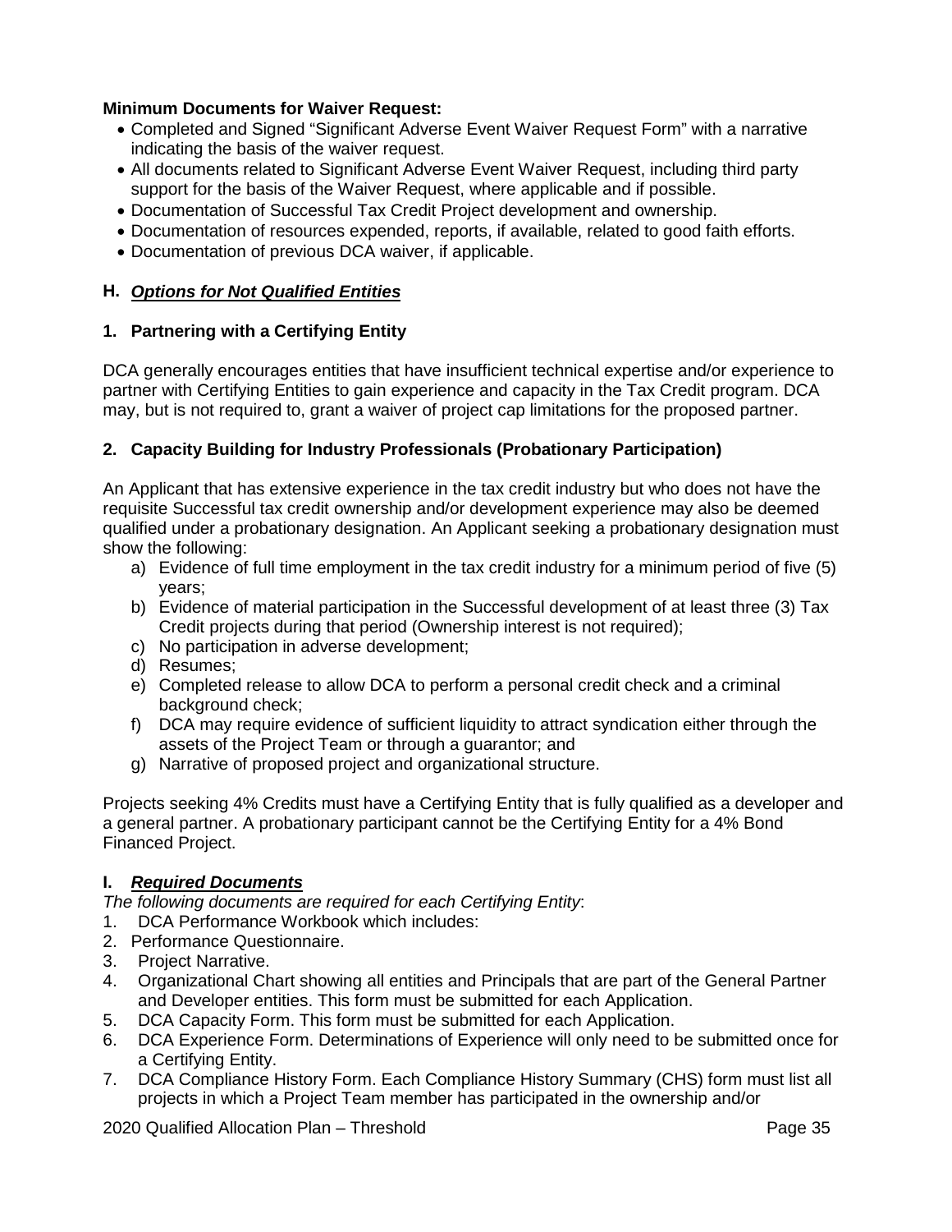**Minimum Documents for Waiver Request:**

- Completed and Signed "Significant Adverse Event Waiver Request Form" with a narrative indicating the basis of the waiver request.
- All documents related to Significant Adverse Event Waiver Request, including third party support for the basis of the Waiver Request, where applicable and if possible.
- Documentation of Successful Tax Credit Project development and ownership.
- Documentation of resources expended, reports, if available, related to good faith efforts.
- Documentation of previous DCA waiver, if applicable.

## H. *Options for Not Qualified Entities*

### 1. Partnering with a Certifying Entity

DCA generally encourages entities that have insufficient technical expertise and/or experience to partner with Certifying Entities to gain experience and capacity in the Tax Credit program. DCA may, but is not required to, grant a waiver of project cap limitations for the proposed partner.

### 2. Capacity Building for Industry Professionals (Probationary Participation)

An Applicant that has extensive experience in the tax credit industry but who does not have the requisite Successful tax credit ownership and/or development experience may also be deemed qualified under a probationary designation. An Applicant seeking a probationary designation must show the following:

a) Evidence of full time employment in the tax credit industry for a minimum period of five (5) years;
b) Evidence of material participation in the Successful development of at least three (3) Tax Credit projects during that period (Ownership interest is not required);
c) No participation in adverse development;
d) Resumes;
e) Completed release to allow DCA to perform a personal credit check and a criminal background check;
f) DCA may require evidence of sufficient liquidity to attract syndication either through the assets of the Project Team or through a guarantor; and
g) Narrative of proposed project and organizational structure.

Projects seeking 4% Credits must have a Certifying Entity that is fully qualified as a developer and a general partner. A probationary participant cannot be the Certifying Entity for a 4% Bond Financed Project.

## I. *Required Documents*

*The following documents are required for each Certifying Entity*:

1. DCA Performance Workbook which includes:
2. Performance Questionnaire.
3. Project Narrative.
4. Organizational Chart showing all entities and Principals that are part of the General Partner and Developer entities. This form must be submitted for each Application.
5. DCA Capacity Form. This form must be submitted for each Application.
6. DCA Experience Form. Determinations of Experience will only need to be submitted once for a Certifying Entity.
7. DCA Compliance History Form. Each Compliance History Summary (CHS) form must list all projects in which a Project Team member has participated in the ownership and/or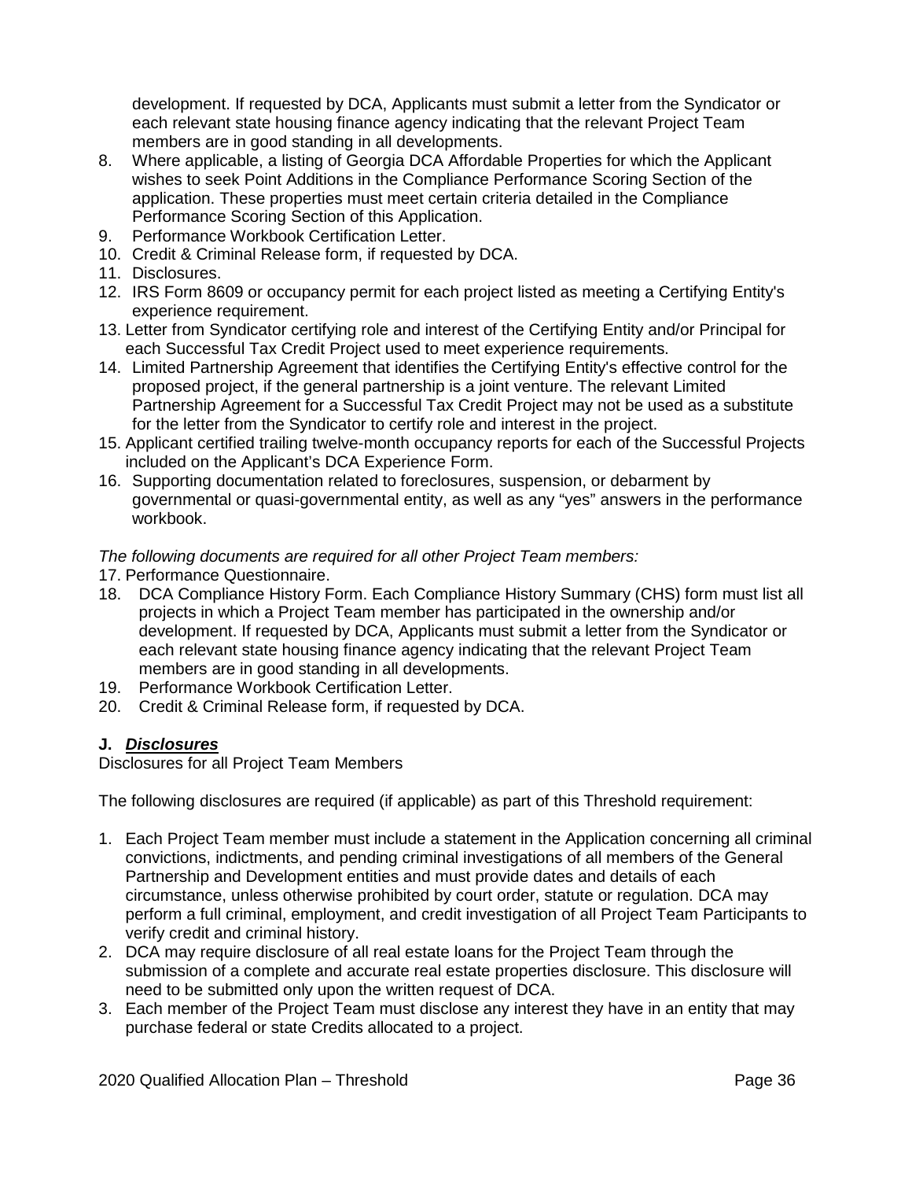development. If requested by DCA, Applicants must submit a letter from the Syndicator or each relevant state housing finance agency indicating that the relevant Project Team members are in good standing in all developments.

8. Where applicable, a listing of Georgia DCA Affordable Properties for which the Applicant wishes to seek Point Additions in the Compliance Performance Scoring Section of the application. These properties must meet certain criteria detailed in the Compliance Performance Scoring Section of this Application.
9. Performance Workbook Certification Letter.
10. Credit & Criminal Release form, if requested by DCA.
11. Disclosures.
12. IRS Form 8609 or occupancy permit for each project listed as meeting a Certifying Entity's experience requirement.
13. Letter from Syndicator certifying role and interest of the Certifying Entity and/or Principal for each Successful Tax Credit Project used to meet experience requirements.
14. Limited Partnership Agreement that identifies the Certifying Entity's effective control for the proposed project, if the general partnership is a joint venture. The relevant Limited Partnership Agreement for a Successful Tax Credit Project may not be used as a substitute for the letter from the Syndicator to certify role and interest in the project.
15. Applicant certified trailing twelve-month occupancy reports for each of the Successful Projects included on the Applicant's DCA Experience Form.
16. Supporting documentation related to foreclosures, suspension, or debarment by governmental or quasi-governmental entity, as well as any "yes" answers in the performance workbook.

*The following documents are required for all other Project Team members:*

17. Performance Questionnaire.
18. DCA Compliance History Form. Each Compliance History Summary (CHS) form must list all projects in which a Project Team member has participated in the ownership and/or development. If requested by DCA, Applicants must submit a letter from the Syndicator or each relevant state housing finance agency indicating that the relevant Project Team members are in good standing in all developments.
19. Performance Workbook Certification Letter.
20. Credit & Criminal Release form, if requested by DCA.

### J. ***Disclosures***

Disclosures for all Project Team Members

The following disclosures are required (if applicable) as part of this Threshold requirement:

1. Each Project Team member must include a statement in the Application concerning all criminal convictions, indictments, and pending criminal investigations of all members of the General Partnership and Development entities and must provide dates and details of each circumstance, unless otherwise prohibited by court order, statute or regulation. DCA may perform a full criminal, employment, and credit investigation of all Project Team Participants to verify credit and criminal history.
2. DCA may require disclosure of all real estate loans for the Project Team through the submission of a complete and accurate real estate properties disclosure. This disclosure will need to be submitted only upon the written request of DCA.
3. Each member of the Project Team must disclose any interest they have in an entity that may purchase federal or state Credits allocated to a project.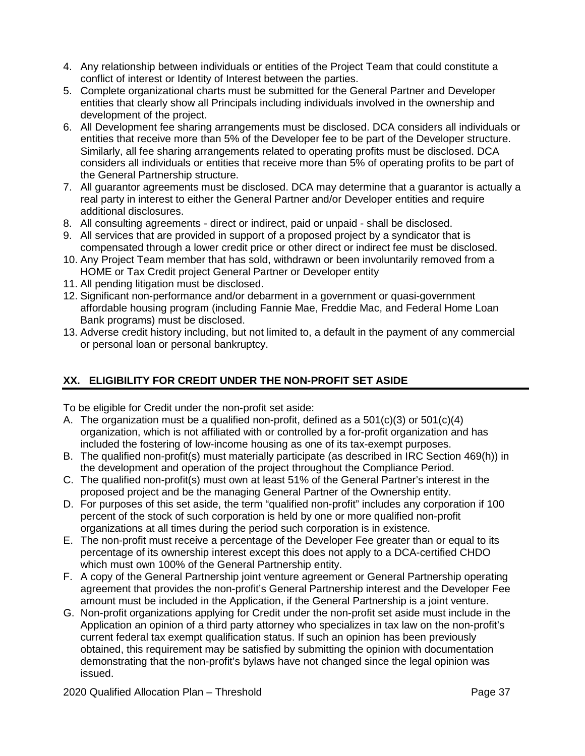4. Any relationship between individuals or entities of the Project Team that could constitute a conflict of interest or Identity of Interest between the parties.
5. Complete organizational charts must be submitted for the General Partner and Developer entities that clearly show all Principals including individuals involved in the ownership and development of the project.
6. All Development fee sharing arrangements must be disclosed. DCA considers all individuals or entities that receive more than 5% of the Developer fee to be part of the Developer structure. Similarly, all fee sharing arrangements related to operating profits must be disclosed. DCA considers all individuals or entities that receive more than 5% of operating profits to be part of the General Partnership structure.
7. All guarantor agreements must be disclosed. DCA may determine that a guarantor is actually a real party in interest to either the General Partner and/or Developer entities and require additional disclosures.
8. All consulting agreements - direct or indirect, paid or unpaid - shall be disclosed.
9. All services that are provided in support of a proposed project by a syndicator that is compensated through a lower credit price or other direct or indirect fee must be disclosed.
10. Any Project Team member that has sold, withdrawn or been involuntarily removed from a HOME or Tax Credit project General Partner or Developer entity
11. All pending litigation must be disclosed.
12. Significant non-performance and/or debarment in a government or quasi-government affordable housing program (including Fannie Mae, Freddie Mac, and Federal Home Loan Bank programs) must be disclosed.
13. Adverse credit history including, but not limited to, a default in the payment of any commercial or personal loan or personal bankruptcy.

## XX. ELIGIBILITY FOR CREDIT UNDER THE NON-PROFIT SET ASIDE

To be eligible for Credit under the non-profit set aside:

A. The organization must be a qualified non-profit, defined as a 501(c)(3) or 501(c)(4) organization, which is not affiliated with or controlled by a for-profit organization and has included the fostering of low-income housing as one of its tax-exempt purposes.
B. The qualified non-profit(s) must materially participate (as described in IRC Section 469(h)) in the development and operation of the project throughout the Compliance Period.
C. The qualified non-profit(s) must own at least 51% of the General Partner's interest in the proposed project and be the managing General Partner of the Ownership entity.
D. For purposes of this set aside, the term "qualified non-profit" includes any corporation if 100 percent of the stock of such corporation is held by one or more qualified non-profit organizations at all times during the period such corporation is in existence.
E. The non-profit must receive a percentage of the Developer Fee greater than or equal to its percentage of its ownership interest except this does not apply to a DCA-certified CHDO which must own 100% of the General Partnership entity.
F. A copy of the General Partnership joint venture agreement or General Partnership operating agreement that provides the non-profit's General Partnership interest and the Developer Fee amount must be included in the Application, if the General Partnership is a joint venture.
G. Non-profit organizations applying for Credit under the non-profit set aside must include in the Application an opinion of a third party attorney who specializes in tax law on the non-profit's current federal tax exempt qualification status. If such an opinion has been previously obtained, this requirement may be satisfied by submitting the opinion with documentation demonstrating that the non-profit's bylaws have not changed since the legal opinion was issued.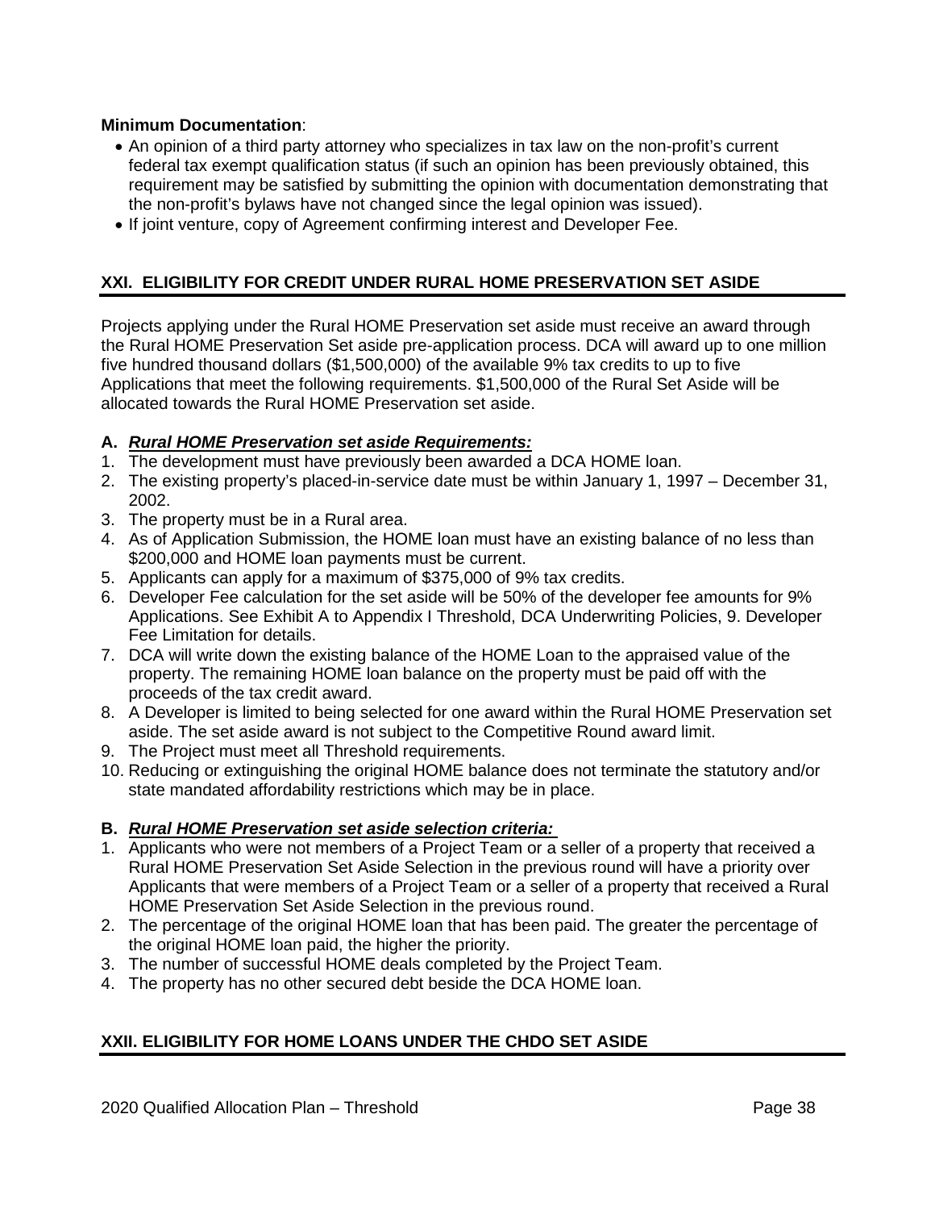**Minimum Documentation**:

- An opinion of a third party attorney who specializes in tax law on the non-profit's current federal tax exempt qualification status (if such an opinion has been previously obtained, this requirement may be satisfied by submitting the opinion with documentation demonstrating that the non-profit's bylaws have not changed since the legal opinion was issued).
- If joint venture, copy of Agreement confirming interest and Developer Fee.

## XXI. ELIGIBILITY FOR CREDIT UNDER RURAL HOME PRESERVATION SET ASIDE

Projects applying under the Rural HOME Preservation set aside must receive an award through the Rural HOME Preservation Set aside pre-application process. DCA will award up to one million five hundred thousand dollars ($1,500,000) of the available 9% tax credits to up to five Applications that meet the following requirements. $1,500,000 of the Rural Set Aside will be allocated towards the Rural HOME Preservation set aside.

**A. _Rural HOME Preservation set aside Requirements:_**

1. The development must have previously been awarded a DCA HOME loan.
2. The existing property's placed-in-service date must be within January 1, 1997 – December 31, 2002.
3. The property must be in a Rural area.
4. As of Application Submission, the HOME loan must have an existing balance of no less than $200,000 and HOME loan payments must be current.
5. Applicants can apply for a maximum of $375,000 of 9% tax credits.
6. Developer Fee calculation for the set aside will be 50% of the developer fee amounts for 9% Applications. See Exhibit A to Appendix I Threshold, DCA Underwriting Policies, 9. Developer Fee Limitation for details.
7. DCA will write down the existing balance of the HOME Loan to the appraised value of the property. The remaining HOME loan balance on the property must be paid off with the proceeds of the tax credit award.
8. A Developer is limited to being selected for one award within the Rural HOME Preservation set aside. The set aside award is not subject to the Competitive Round award limit.
9. The Project must meet all Threshold requirements.
10. Reducing or extinguishing the original HOME balance does not terminate the statutory and/or state mandated affordability restrictions which may be in place.

**B. _Rural HOME Preservation set aside selection criteria:_**

1. Applicants who were not members of a Project Team or a seller of a property that received a Rural HOME Preservation Set Aside Selection in the previous round will have a priority over Applicants that were members of a Project Team or a seller of a property that received a Rural HOME Preservation Set Aside Selection in the previous round.
2. The percentage of the original HOME loan that has been paid. The greater the percentage of the original HOME loan paid, the higher the priority.
3. The number of successful HOME deals completed by the Project Team.
4. The property has no other secured debt beside the DCA HOME loan.

## XXII. ELIGIBILITY FOR HOME LOANS UNDER THE CHDO SET ASIDE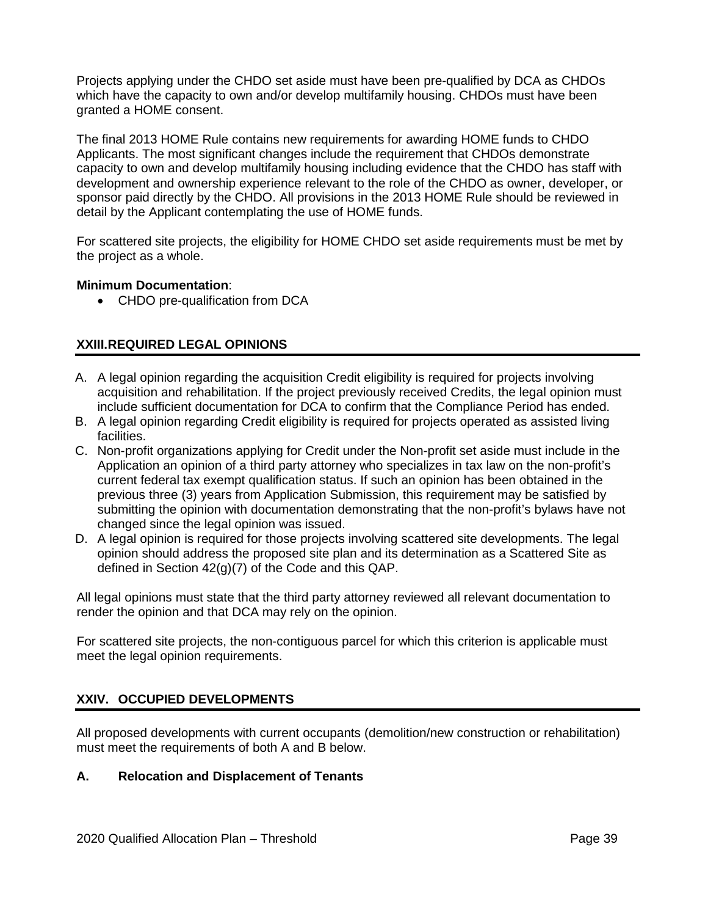Projects applying under the CHDO set aside must have been pre-qualified by DCA as CHDOs which have the capacity to own and/or develop multifamily housing. CHDOs must have been granted a HOME consent.

The final 2013 HOME Rule contains new requirements for awarding HOME funds to CHDO Applicants. The most significant changes include the requirement that CHDOs demonstrate capacity to own and develop multifamily housing including evidence that the CHDO has staff with development and ownership experience relevant to the role of the CHDO as owner, developer, or sponsor paid directly by the CHDO. All provisions in the 2013 HOME Rule should be reviewed in detail by the Applicant contemplating the use of HOME funds.

For scattered site projects, the eligibility for HOME CHDO set aside requirements must be met by the project as a whole.

**Minimum Documentation**:

- CHDO pre-qualification from DCA

## XXIII.REQUIRED LEGAL OPINIONS

A. A legal opinion regarding the acquisition Credit eligibility is required for projects involving acquisition and rehabilitation. If the project previously received Credits, the legal opinion must include sufficient documentation for DCA to confirm that the Compliance Period has ended.

B. A legal opinion regarding Credit eligibility is required for projects operated as assisted living facilities.

C. Non-profit organizations applying for Credit under the Non-profit set aside must include in the Application an opinion of a third party attorney who specializes in tax law on the non-profit's current federal tax exempt qualification status. If such an opinion has been obtained in the previous three (3) years from Application Submission, this requirement may be satisfied by submitting the opinion with documentation demonstrating that the non-profit's bylaws have not changed since the legal opinion was issued.

D. A legal opinion is required for those projects involving scattered site developments. The legal opinion should address the proposed site plan and its determination as a Scattered Site as defined in Section 42(g)(7) of the Code and this QAP.

All legal opinions must state that the third party attorney reviewed all relevant documentation to render the opinion and that DCA may rely on the opinion.

For scattered site projects, the non-contiguous parcel for which this criterion is applicable must meet the legal opinion requirements.

## XXIV. OCCUPIED DEVELOPMENTS

All proposed developments with current occupants (demolition/new construction or rehabilitation) must meet the requirements of both A and B below.

### A. Relocation and Displacement of Tenants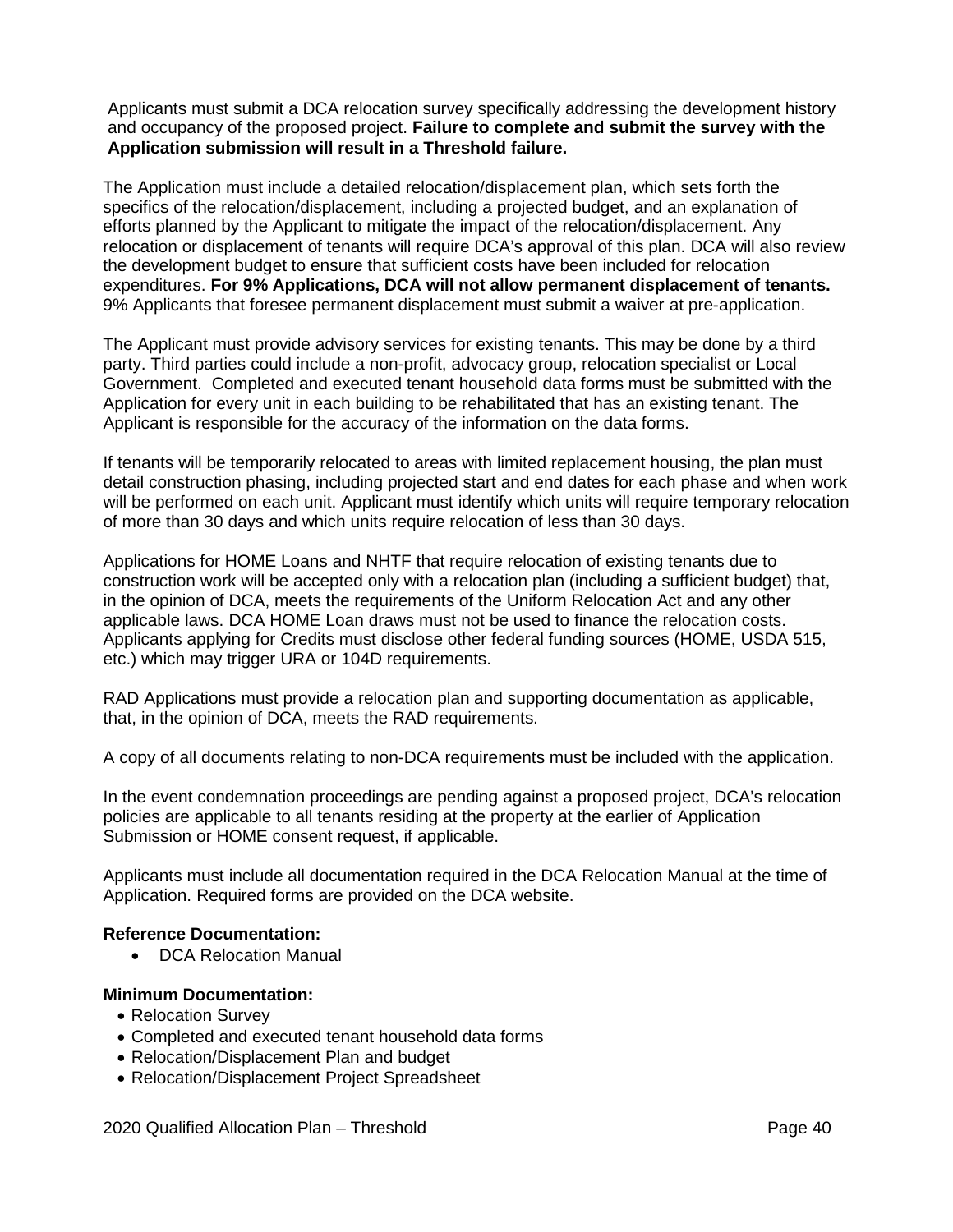Applicants must submit a DCA relocation survey specifically addressing the development history and occupancy of the proposed project. **Failure to complete and submit the survey with the Application submission will result in a Threshold failure.**

The Application must include a detailed relocation/displacement plan, which sets forth the specifics of the relocation/displacement, including a projected budget, and an explanation of efforts planned by the Applicant to mitigate the impact of the relocation/displacement. Any relocation or displacement of tenants will require DCA's approval of this plan. DCA will also review the development budget to ensure that sufficient costs have been included for relocation expenditures. **For 9% Applications, DCA will not allow permanent displacement of tenants.** 9% Applicants that foresee permanent displacement must submit a waiver at pre-application.

The Applicant must provide advisory services for existing tenants. This may be done by a third party. Third parties could include a non-profit, advocacy group, relocation specialist or Local Government. Completed and executed tenant household data forms must be submitted with the Application for every unit in each building to be rehabilitated that has an existing tenant. The Applicant is responsible for the accuracy of the information on the data forms.

If tenants will be temporarily relocated to areas with limited replacement housing, the plan must detail construction phasing, including projected start and end dates for each phase and when work will be performed on each unit. Applicant must identify which units will require temporary relocation of more than 30 days and which units require relocation of less than 30 days.

Applications for HOME Loans and NHTF that require relocation of existing tenants due to construction work will be accepted only with a relocation plan (including a sufficient budget) that, in the opinion of DCA, meets the requirements of the Uniform Relocation Act and any other applicable laws. DCA HOME Loan draws must not be used to finance the relocation costs. Applicants applying for Credits must disclose other federal funding sources (HOME, USDA 515, etc.) which may trigger URA or 104D requirements.

RAD Applications must provide a relocation plan and supporting documentation as applicable, that, in the opinion of DCA, meets the RAD requirements.

A copy of all documents relating to non-DCA requirements must be included with the application.

In the event condemnation proceedings are pending against a proposed project, DCA's relocation policies are applicable to all tenants residing at the property at the earlier of Application Submission or HOME consent request, if applicable.

Applicants must include all documentation required in the DCA Relocation Manual at the time of Application. Required forms are provided on the DCA website.

**Reference Documentation:**

- DCA Relocation Manual

**Minimum Documentation:**

- Relocation Survey
- Completed and executed tenant household data forms
- Relocation/Displacement Plan and budget
- Relocation/Displacement Project Spreadsheet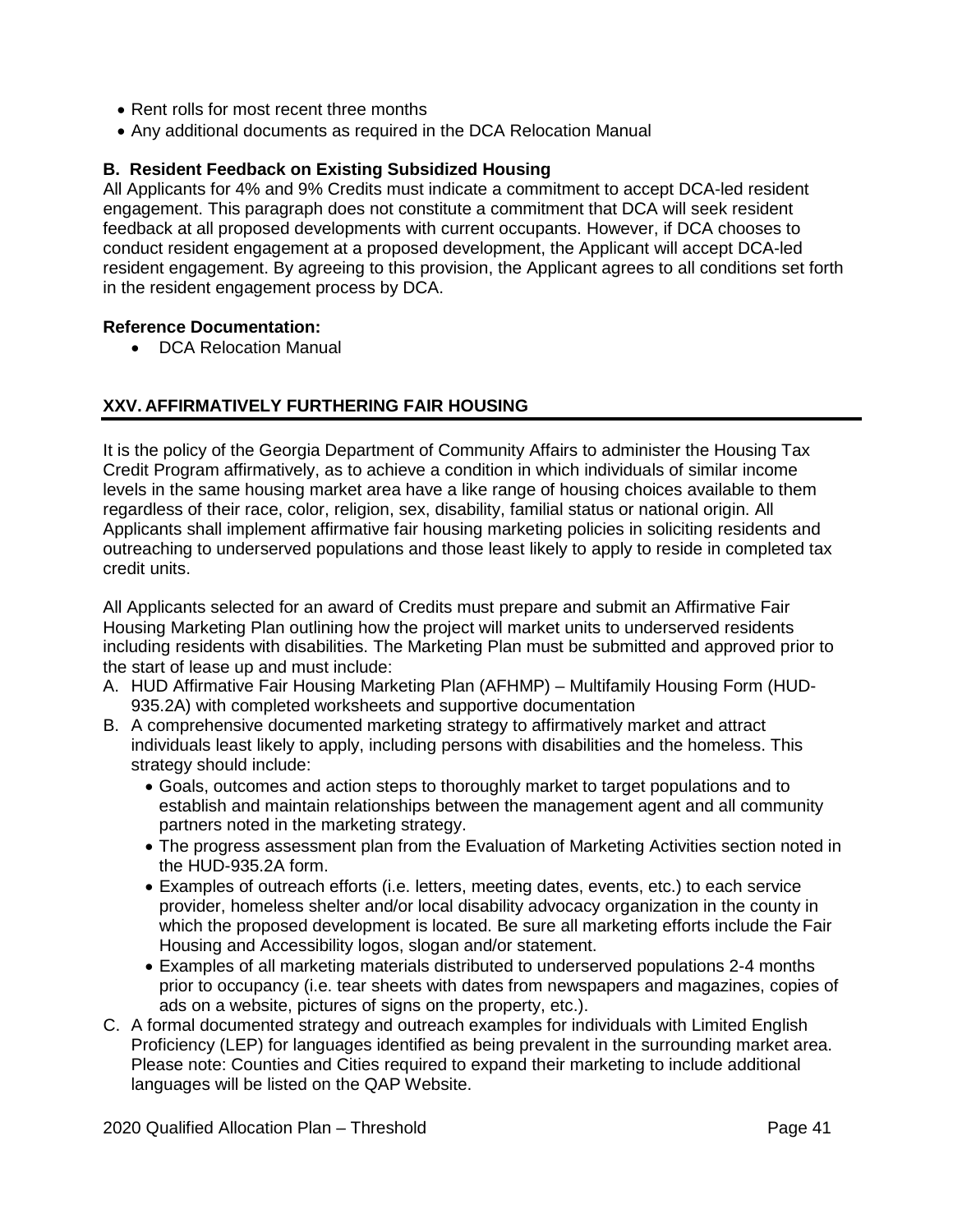- Rent rolls for most recent three months
- Any additional documents as required in the DCA Relocation Manual

**B. Resident Feedback on Existing Subsidized Housing**

All Applicants for 4% and 9% Credits must indicate a commitment to accept DCA-led resident engagement. This paragraph does not constitute a commitment that DCA will seek resident feedback at all proposed developments with current occupants. However, if DCA chooses to conduct resident engagement at a proposed development, the Applicant will accept DCA-led resident engagement. By agreeing to this provision, the Applicant agrees to all conditions set forth in the resident engagement process by DCA.

**Reference Documentation:**

- DCA Relocation Manual

## XXV. AFFIRMATIVELY FURTHERING FAIR HOUSING

It is the policy of the Georgia Department of Community Affairs to administer the Housing Tax Credit Program affirmatively, as to achieve a condition in which individuals of similar income levels in the same housing market area have a like range of housing choices available to them regardless of their race, color, religion, sex, disability, familial status or national origin. All Applicants shall implement affirmative fair housing marketing policies in soliciting residents and outreaching to underserved populations and those least likely to apply to reside in completed tax credit units.

All Applicants selected for an award of Credits must prepare and submit an Affirmative Fair Housing Marketing Plan outlining how the project will market units to underserved residents including residents with disabilities. The Marketing Plan must be submitted and approved prior to the start of lease up and must include:

A. HUD Affirmative Fair Housing Marketing Plan (AFHMP) – Multifamily Housing Form (HUD-935.2A) with completed worksheets and supportive documentation

B. A comprehensive documented marketing strategy to affirmatively market and attract individuals least likely to apply, including persons with disabilities and the homeless. This strategy should include:
   - Goals, outcomes and action steps to thoroughly market to target populations and to establish and maintain relationships between the management agent and all community partners noted in the marketing strategy.
   - The progress assessment plan from the Evaluation of Marketing Activities section noted in the HUD-935.2A form.
   - Examples of outreach efforts (i.e. letters, meeting dates, events, etc.) to each service provider, homeless shelter and/or local disability advocacy organization in the county in which the proposed development is located. Be sure all marketing efforts include the Fair Housing and Accessibility logos, slogan and/or statement.
   - Examples of all marketing materials distributed to underserved populations 2-4 months prior to occupancy (i.e. tear sheets with dates from newspapers and magazines, copies of ads on a website, pictures of signs on the property, etc.).

C. A formal documented strategy and outreach examples for individuals with Limited English Proficiency (LEP) for languages identified as being prevalent in the surrounding market area. Please note: Counties and Cities required to expand their marketing to include additional languages will be listed on the QAP Website.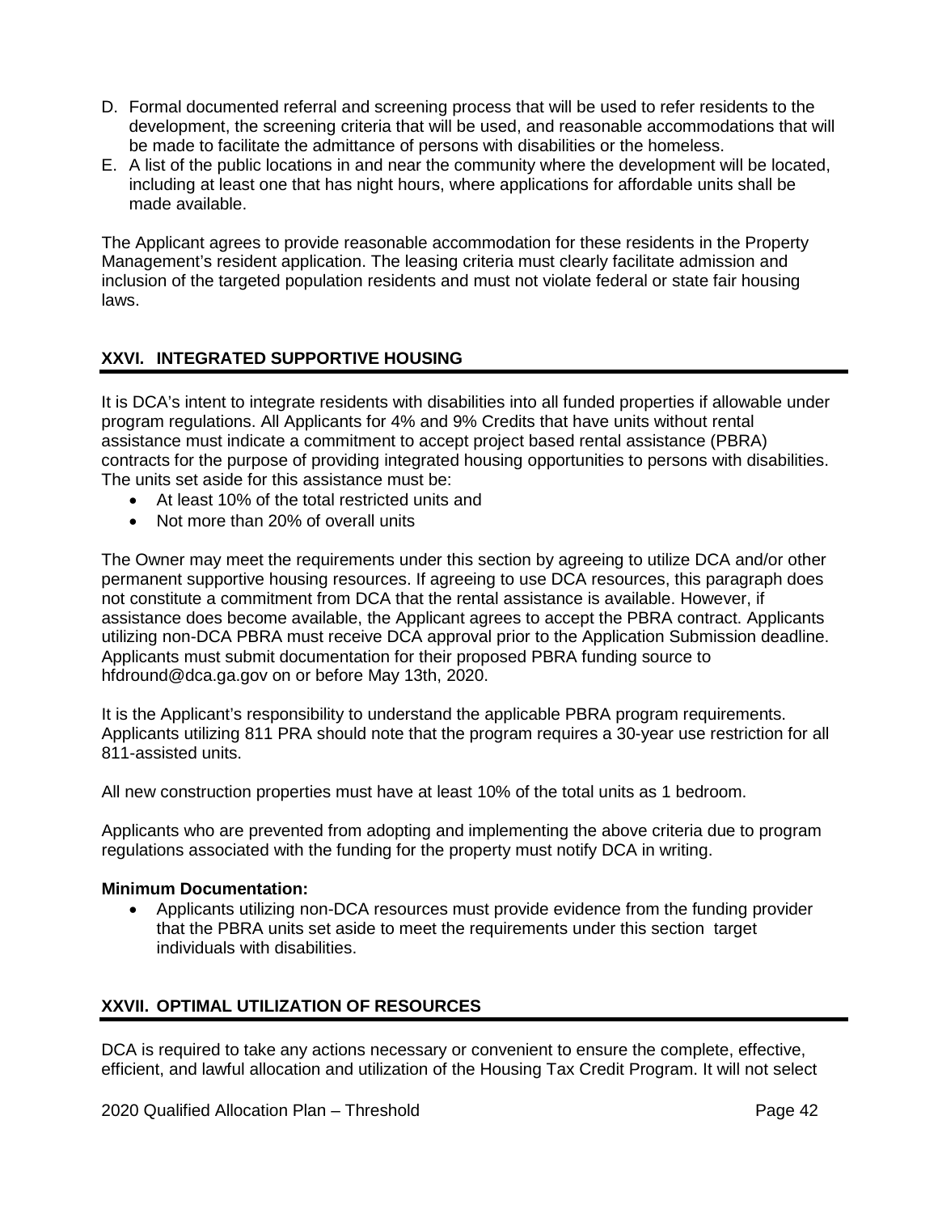D. Formal documented referral and screening process that will be used to refer residents to the development, the screening criteria that will be used, and reasonable accommodations that will be made to facilitate the admittance of persons with disabilities or the homeless.
E. A list of the public locations in and near the community where the development will be located, including at least one that has night hours, where applications for affordable units shall be made available.

The Applicant agrees to provide reasonable accommodation for these residents in the Property Management's resident application. The leasing criteria must clearly facilitate admission and inclusion of the targeted population residents and must not violate federal or state fair housing laws.

## XXVI. INTEGRATED SUPPORTIVE HOUSING

It is DCA's intent to integrate residents with disabilities into all funded properties if allowable under program regulations. All Applicants for 4% and 9% Credits that have units without rental assistance must indicate a commitment to accept project based rental assistance (PBRA) contracts for the purpose of providing integrated housing opportunities to persons with disabilities. The units set aside for this assistance must be:

- At least 10% of the total restricted units and
- Not more than 20% of overall units

The Owner may meet the requirements under this section by agreeing to utilize DCA and/or other permanent supportive housing resources. If agreeing to use DCA resources, this paragraph does not constitute a commitment from DCA that the rental assistance is available. However, if assistance does become available, the Applicant agrees to accept the PBRA contract. Applicants utilizing non-DCA PBRA must receive DCA approval prior to the Application Submission deadline. Applicants must submit documentation for their proposed PBRA funding source to hfdround@dca.ga.gov on or before May 13th, 2020.

It is the Applicant's responsibility to understand the applicable PBRA program requirements. Applicants utilizing 811 PRA should note that the program requires a 30-year use restriction for all 811-assisted units.

All new construction properties must have at least 10% of the total units as 1 bedroom.

Applicants who are prevented from adopting and implementing the above criteria due to program regulations associated with the funding for the property must notify DCA in writing.

**Minimum Documentation:**

- Applicants utilizing non-DCA resources must provide evidence from the funding provider that the PBRA units set aside to meet the requirements under this section target individuals with disabilities.

## XXVII. OPTIMAL UTILIZATION OF RESOURCES

DCA is required to take any actions necessary or convenient to ensure the complete, effective, efficient, and lawful allocation and utilization of the Housing Tax Credit Program. It will not select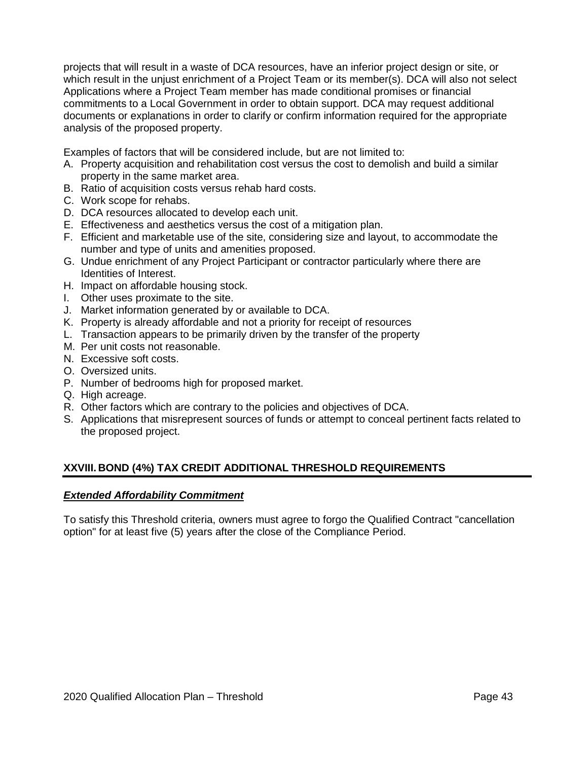projects that will result in a waste of DCA resources, have an inferior project design or site, or which result in the unjust enrichment of a Project Team or its member(s). DCA will also not select Applications where a Project Team member has made conditional promises or financial commitments to a Local Government in order to obtain support. DCA may request additional documents or explanations in order to clarify or confirm information required for the appropriate analysis of the proposed property.

Examples of factors that will be considered include, but are not limited to:

A. Property acquisition and rehabilitation cost versus the cost to demolish and build a similar property in the same market area.
B. Ratio of acquisition costs versus rehab hard costs.
C. Work scope for rehabs.
D. DCA resources allocated to develop each unit.
E. Effectiveness and aesthetics versus the cost of a mitigation plan.
F. Efficient and marketable use of the site, considering size and layout, to accommodate the number and type of units and amenities proposed.
G. Undue enrichment of any Project Participant or contractor particularly where there are Identities of Interest.
H. Impact on affordable housing stock.
I. Other uses proximate to the site.
J. Market information generated by or available to DCA.
K. Property is already affordable and not a priority for receipt of resources
L. Transaction appears to be primarily driven by the transfer of the property
M. Per unit costs not reasonable.
N. Excessive soft costs.
O. Oversized units.
P. Number of bedrooms high for proposed market.
Q. High acreage.
R. Other factors which are contrary to the policies and objectives of DCA.
S. Applications that misrepresent sources of funds or attempt to conceal pertinent facts related to the proposed project.

## XXVIII. BOND (4%) TAX CREDIT ADDITIONAL THRESHOLD REQUIREMENTS

***Extended Affordability Commitment***

To satisfy this Threshold criteria, owners must agree to forgo the Qualified Contract "cancellation option" for at least five (5) years after the close of the Compliance Period.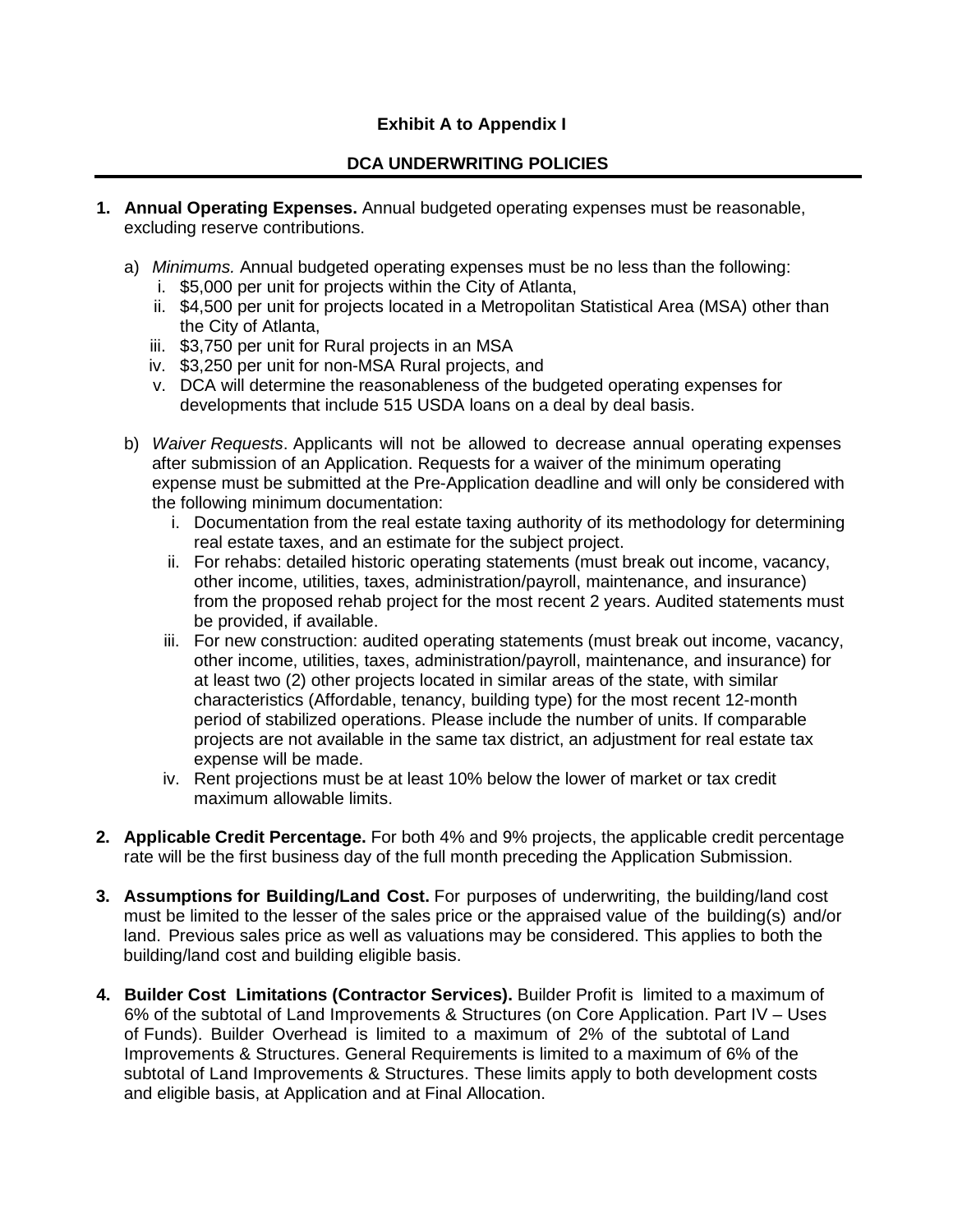**Exhibit A to Appendix I**

## DCA UNDERWRITING POLICIES

1. **Annual Operating Expenses.** Annual budgeted operating expenses must be reasonable, excluding reserve contributions.

   a) *Minimums.* Annual budgeted operating expenses must be no less than the following:
      i. $5,000 per unit for projects within the City of Atlanta,
      ii. $4,500 per unit for projects located in a Metropolitan Statistical Area (MSA) other than the City of Atlanta,
      iii. $3,750 per unit for Rural projects in an MSA
      iv. $3,250 per unit for non-MSA Rural projects, and
      v. DCA will determine the reasonableness of the budgeted operating expenses for developments that include 515 USDA loans on a deal by deal basis.

   b) *Waiver Requests*. Applicants will not be allowed to decrease annual operating expenses after submission of an Application. Requests for a waiver of the minimum operating expense must be submitted at the Pre-Application deadline and will only be considered with the following minimum documentation:
      i. Documentation from the real estate taxing authority of its methodology for determining real estate taxes, and an estimate for the subject project.
      ii. For rehabs: detailed historic operating statements (must break out income, vacancy, other income, utilities, taxes, administration/payroll, maintenance, and insurance) from the proposed rehab project for the most recent 2 years. Audited statements must be provided, if available.
      iii. For new construction: audited operating statements (must break out income, vacancy, other income, utilities, taxes, administration/payroll, maintenance, and insurance) for at least two (2) other projects located in similar areas of the state, with similar characteristics (Affordable, tenancy, building type) for the most recent 12-month period of stabilized operations. Please include the number of units. If comparable projects are not available in the same tax district, an adjustment for real estate tax expense will be made.
      iv. Rent projections must be at least 10% below the lower of market or tax credit maximum allowable limits.

2. **Applicable Credit Percentage.** For both 4% and 9% projects, the applicable credit percentage rate will be the first business day of the full month preceding the Application Submission.

3. **Assumptions for Building/Land Cost.** For purposes of underwriting, the building/land cost must be limited to the lesser of the sales price or the appraised value of the building(s) and/or land. Previous sales price as well as valuations may be considered. This applies to both the building/land cost and building eligible basis.

4. **Builder Cost Limitations (Contractor Services).** Builder Profit is limited to a maximum of 6% of the subtotal of Land Improvements & Structures (on Core Application. Part IV – Uses of Funds). Builder Overhead is limited to a maximum of 2% of the subtotal of Land Improvements & Structures. General Requirements is limited to a maximum of 6% of the subtotal of Land Improvements & Structures. These limits apply to both development costs and eligible basis, at Application and at Final Allocation.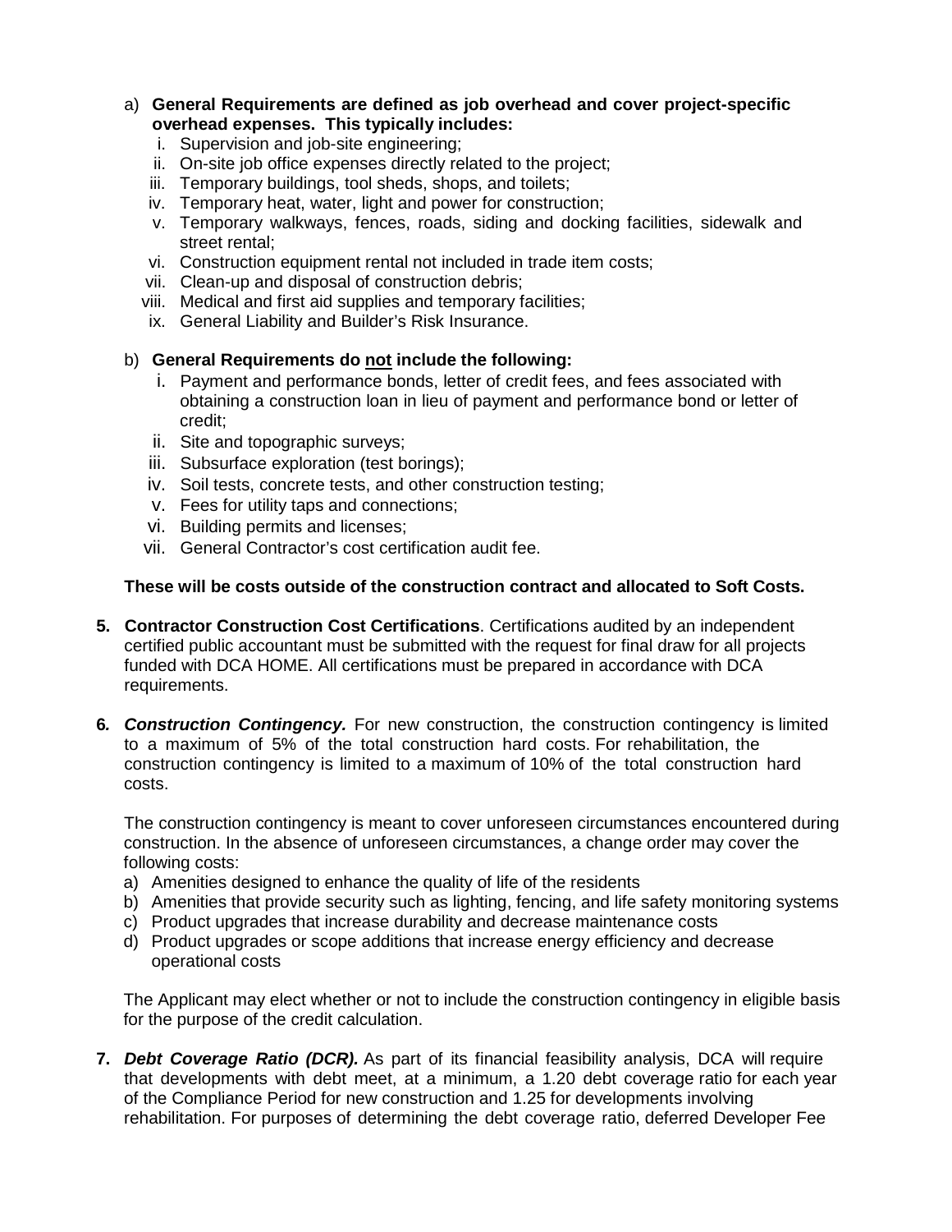a) **General Requirements are defined as job overhead and cover project-specific overhead expenses. This typically includes:**
   i. Supervision and job-site engineering;
   ii. On-site job office expenses directly related to the project;
   iii. Temporary buildings, tool sheds, shops, and toilets;
   iv. Temporary heat, water, light and power for construction;
   v. Temporary walkways, fences, roads, siding and docking facilities, sidewalk and street rental;
   vi. Construction equipment rental not included in trade item costs;
   vii. Clean-up and disposal of construction debris;
   viii. Medical and first aid supplies and temporary facilities;
   ix. General Liability and Builder's Risk Insurance.

b) **General Requirements do <u>not</u> include the following:**
   i. Payment and performance bonds, letter of credit fees, and fees associated with obtaining a construction loan in lieu of payment and performance bond or letter of credit;
   ii. Site and topographic surveys;
   iii. Subsurface exploration (test borings);
   iv. Soil tests, concrete tests, and other construction testing;
   v. Fees for utility taps and connections;
   vi. Building permits and licenses;
   vii. General Contractor's cost certification audit fee.

**These will be costs outside of the construction contract and allocated to Soft Costs.**

5. **Contractor Construction Cost Certifications**. Certifications audited by an independent certified public accountant must be submitted with the request for final draw for all projects funded with DCA HOME. All certifications must be prepared in accordance with DCA requirements.

6. ***Construction Contingency.*** For new construction, the construction contingency is limited to a maximum of 5% of the total construction hard costs. For rehabilitation, the construction contingency is limited to a maximum of 10% of the total construction hard costs.

   The construction contingency is meant to cover unforeseen circumstances encountered during construction. In the absence of unforeseen circumstances, a change order may cover the following costs:
   a) Amenities designed to enhance the quality of life of the residents
   b) Amenities that provide security such as lighting, fencing, and life safety monitoring systems
   c) Product upgrades that increase durability and decrease maintenance costs
   d) Product upgrades or scope additions that increase energy efficiency and decrease operational costs

   The Applicant may elect whether or not to include the construction contingency in eligible basis for the purpose of the credit calculation.

7. ***Debt Coverage Ratio (DCR).*** As part of its financial feasibility analysis, DCA will require that developments with debt meet, at a minimum, a 1.20 debt coverage ratio for each year of the Compliance Period for new construction and 1.25 for developments involving rehabilitation. For purposes of determining the debt coverage ratio, deferred Developer Fee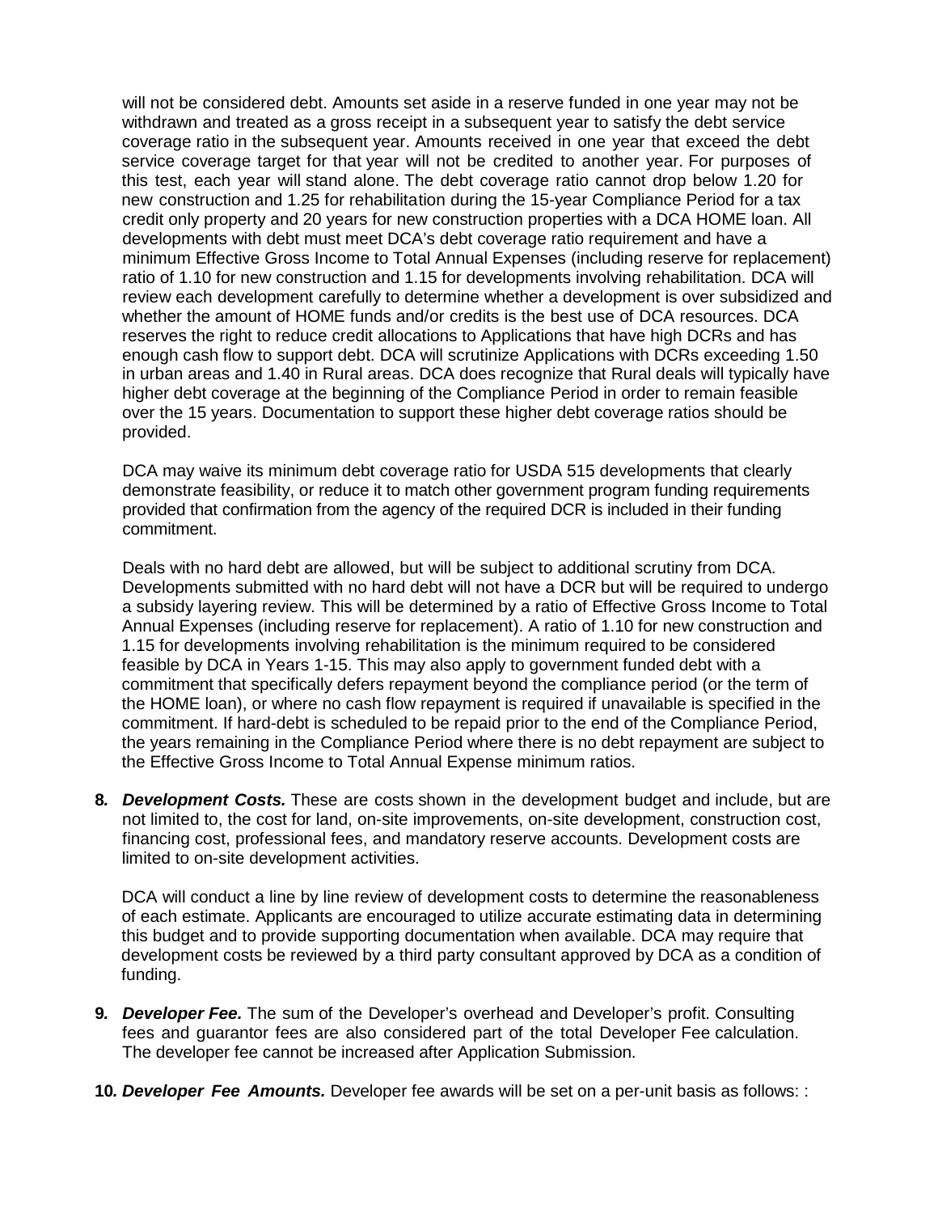will not be considered debt. Amounts set aside in a reserve funded in one year may not be withdrawn and treated as a gross receipt in a subsequent year to satisfy the debt service coverage ratio in the subsequent year. Amounts received in one year that exceed the debt service coverage target for that year will not be credited to another year. For purposes of this test, each year will stand alone. The debt coverage ratio cannot drop below 1.20 for new construction and 1.25 for rehabilitation during the 15-year Compliance Period for a tax credit only property and 20 years for new construction properties with a DCA HOME loan. All developments with debt must meet DCA's debt coverage ratio requirement and have a minimum Effective Gross Income to Total Annual Expenses (including reserve for replacement) ratio of 1.10 for new construction and 1.15 for developments involving rehabilitation. DCA will review each development carefully to determine whether a development is over subsidized and whether the amount of HOME funds and/or credits is the best use of DCA resources. DCA reserves the right to reduce credit allocations to Applications that have high DCRs and has enough cash flow to support debt. DCA will scrutinize Applications with DCRs exceeding 1.50 in urban areas and 1.40 in Rural areas. DCA does recognize that Rural deals will typically have higher debt coverage at the beginning of the Compliance Period in order to remain feasible over the 15 years. Documentation to support these higher debt coverage ratios should be provided.

DCA may waive its minimum debt coverage ratio for USDA 515 developments that clearly demonstrate feasibility, or reduce it to match other government program funding requirements provided that confirmation from the agency of the required DCR is included in their funding commitment.

Deals with no hard debt are allowed, but will be subject to additional scrutiny from DCA. Developments submitted with no hard debt will not have a DCR but will be required to undergo a subsidy layering review. This will be determined by a ratio of Effective Gross Income to Total Annual Expenses (including reserve for replacement). A ratio of 1.10 for new construction and 1.15 for developments involving rehabilitation is the minimum required to be considered feasible by DCA in Years 1-15. This may also apply to government funded debt with a commitment that specifically defers repayment beyond the compliance period (or the term of the HOME loan), or where no cash flow repayment is required if unavailable is specified in the commitment. If hard-debt is scheduled to be repaid prior to the end of the Compliance Period, the years remaining in the Compliance Period where there is no debt repayment are subject to the Effective Gross Income to Total Annual Expense minimum ratios.

**8.** ***Development Costs.*** These are costs shown in the development budget and include, but are not limited to, the cost for land, on-site improvements, on-site development, construction cost, financing cost, professional fees, and mandatory reserve accounts. Development costs are limited to on-site development activities.

DCA will conduct a line by line review of development costs to determine the reasonableness of each estimate. Applicants are encouraged to utilize accurate estimating data in determining this budget and to provide supporting documentation when available. DCA may require that development costs be reviewed by a third party consultant approved by DCA as a condition of funding.

**9.** ***Developer Fee.*** The sum of the Developer's overhead and Developer's profit. Consulting fees and guarantor fees are also considered part of the total Developer Fee calculation. The developer fee cannot be increased after Application Submission.

**10.** ***Developer Fee Amounts.*** Developer fee awards will be set on a per-unit basis as follows: :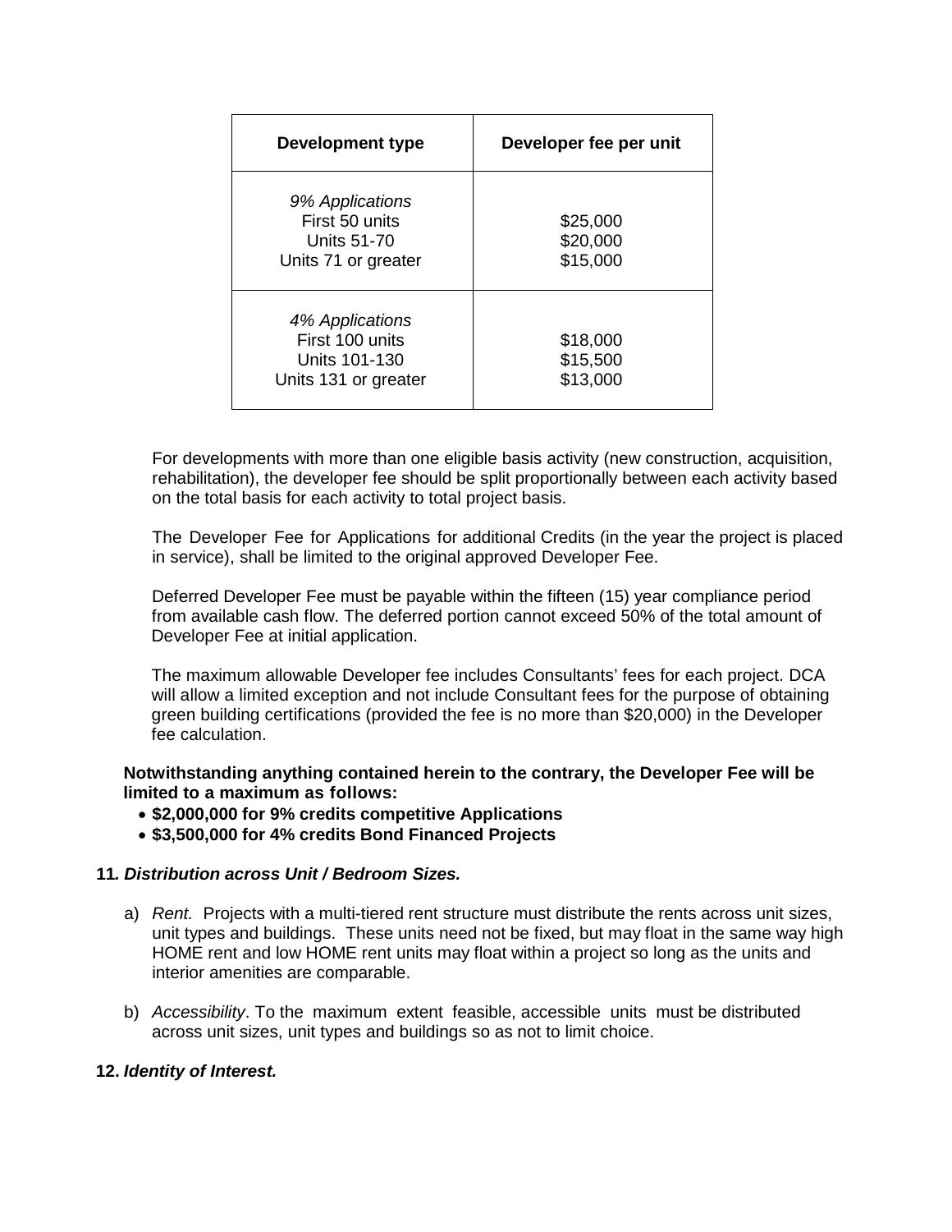| Development type | Developer fee per unit |
|---|---|
| *9% Applications*<br>First 50 units<br>Units 51-70<br>Units 71 or greater | <br>$25,000<br>$20,000<br>$15,000 |
| *4% Applications*<br>First 100 units<br>Units 101-130<br>Units 131 or greater | <br>$18,000<br>$15,500<br>$13,000 |

For developments with more than one eligible basis activity (new construction, acquisition, rehabilitation), the developer fee should be split proportionally between each activity based on the total basis for each activity to total project basis.

The Developer Fee for Applications for additional Credits (in the year the project is placed in service), shall be limited to the original approved Developer Fee.

Deferred Developer Fee must be payable within the fifteen (15) year compliance period from available cash flow. The deferred portion cannot exceed 50% of the total amount of Developer Fee at initial application.

The maximum allowable Developer fee includes Consultants' fees for each project. DCA will allow a limited exception and not include Consultant fees for the purpose of obtaining green building certifications (provided the fee is no more than $20,000) in the Developer fee calculation.

**Notwithstanding anything contained herein to the contrary, the Developer Fee will be limited to a maximum as follows:**

- **$2,000,000 for 9% credits competitive Applications**
- **$3,500,000 for 4% credits Bond Financed Projects**

**11. *Distribution across Unit / Bedroom Sizes.***

a) *Rent.* Projects with a multi-tiered rent structure must distribute the rents across unit sizes, unit types and buildings. These units need not be fixed, but may float in the same way high HOME rent and low HOME rent units may float within a project so long as the units and interior amenities are comparable.

b) *Accessibility*. To the maximum extent feasible, accessible units must be distributed across unit sizes, unit types and buildings so as not to limit choice.

**12. *Identity of Interest.***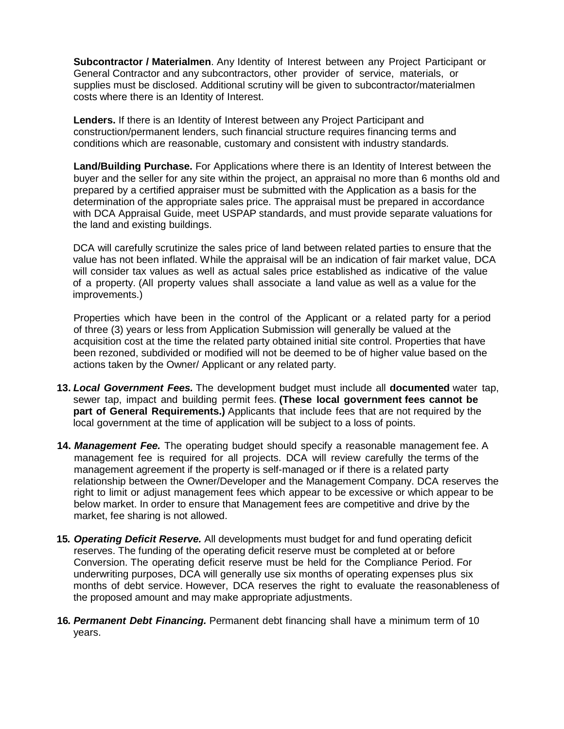**Subcontractor / Materialmen**. Any Identity of Interest between any Project Participant or General Contractor and any subcontractors, other provider of service, materials, or supplies must be disclosed. Additional scrutiny will be given to subcontractor/materialmen costs where there is an Identity of Interest.

**Lenders.** If there is an Identity of Interest between any Project Participant and construction/permanent lenders, such financial structure requires financing terms and conditions which are reasonable, customary and consistent with industry standards.

**Land/Building Purchase.** For Applications where there is an Identity of Interest between the buyer and the seller for any site within the project, an appraisal no more than 6 months old and prepared by a certified appraiser must be submitted with the Application as a basis for the determination of the appropriate sales price. The appraisal must be prepared in accordance with DCA Appraisal Guide, meet USPAP standards, and must provide separate valuations for the land and existing buildings.

DCA will carefully scrutinize the sales price of land between related parties to ensure that the value has not been inflated. While the appraisal will be an indication of fair market value, DCA will consider tax values as well as actual sales price established as indicative of the value of a property. (All property values shall associate a land value as well as a value for the improvements.)

Properties which have been in the control of the Applicant or a related party for a period of three (3) years or less from Application Submission will generally be valued at the acquisition cost at the time the related party obtained initial site control. Properties that have been rezoned, subdivided or modified will not be deemed to be of higher value based on the actions taken by the Owner/ Applicant or any related party.

**13.** ***Local Government Fees.*** The development budget must include all **documented** water tap, sewer tap, impact and building permit fees. **(These local government fees cannot be part of General Requirements.)** Applicants that include fees that are not required by the local government at the time of application will be subject to a loss of points.

**14.** ***Management Fee.*** The operating budget should specify a reasonable management fee. A management fee is required for all projects. DCA will review carefully the terms of the management agreement if the property is self-managed or if there is a related party relationship between the Owner/Developer and the Management Company. DCA reserves the right to limit or adjust management fees which appear to be excessive or which appear to be below market. In order to ensure that Management fees are competitive and drive by the market, fee sharing is not allowed.

**15.** ***Operating Deficit Reserve.*** All developments must budget for and fund operating deficit reserves. The funding of the operating deficit reserve must be completed at or before Conversion. The operating deficit reserve must be held for the Compliance Period. For underwriting purposes, DCA will generally use six months of operating expenses plus six months of debt service. However, DCA reserves the right to evaluate the reasonableness of the proposed amount and may make appropriate adjustments.

**16.** ***Permanent Debt Financing.*** Permanent debt financing shall have a minimum term of 10 years.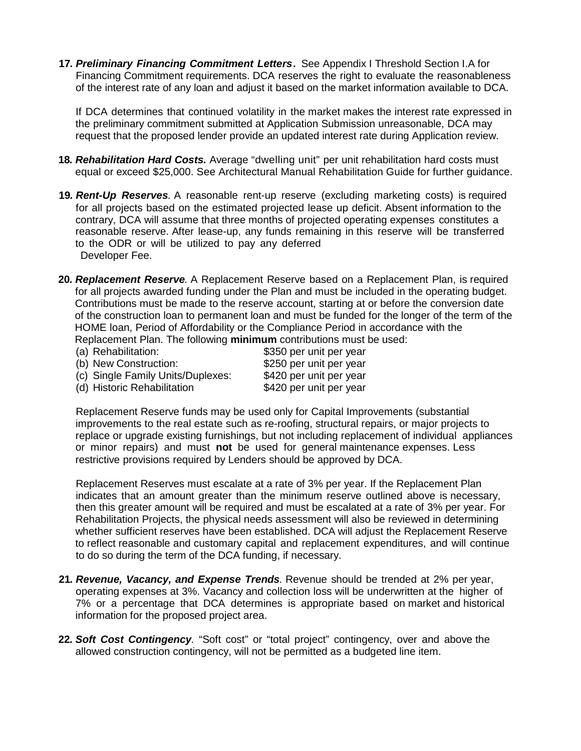17. ***Preliminary Financing Commitment Letters.*** See Appendix I Threshold Section I.A for Financing Commitment requirements. DCA reserves the right to evaluate the reasonableness of the interest rate of any loan and adjust it based on the market information available to DCA.

    If DCA determines that continued volatility in the market makes the interest rate expressed in the preliminary commitment submitted at Application Submission unreasonable, DCA may request that the proposed lender provide an updated interest rate during Application review.

18. ***Rehabilitation Hard Costs.*** Average "dwelling unit" per unit rehabilitation hard costs must equal or exceed $25,000. See Architectural Manual Rehabilitation Guide for further guidance.

19. ***Rent-Up Reserves.*** A reasonable rent-up reserve (excluding marketing costs) is required for all projects based on the estimated projected lease up deficit. Absent information to the contrary, DCA will assume that three months of projected operating expenses constitutes a reasonable reserve. After lease-up, any funds remaining in this reserve will be transferred to the ODR or will be utilized to pay any deferred Developer Fee.

20. ***Replacement Reserve.*** A Replacement Reserve based on a Replacement Plan, is required for all projects awarded funding under the Plan and must be included in the operating budget. Contributions must be made to the reserve account, starting at or before the conversion date of the construction loan to permanent loan and must be funded for the longer of the term of the HOME loan, Period of Affordability or the Compliance Period in accordance with the Replacement Plan. The following **minimum** contributions must be used:

    | | |
    |---|---|
    | (a) Rehabilitation: | $350 per unit per year |
    | (b) New Construction: | $250 per unit per year |
    | (c) Single Family Units/Duplexes: | $420 per unit per year |
    | (d) Historic Rehabilitation | $420 per unit per year |

    Replacement Reserve funds may be used only for Capital Improvements (substantial improvements to the real estate such as re-roofing, structural repairs, or major projects to replace or upgrade existing furnishings, but not including replacement of individual appliances or minor repairs) and must **not** be used for general maintenance expenses. Less restrictive provisions required by Lenders should be approved by DCA.

    Replacement Reserves must escalate at a rate of 3% per year. If the Replacement Plan indicates that an amount greater than the minimum reserve outlined above is necessary, then this greater amount will be required and must be escalated at a rate of 3% per year. For Rehabilitation Projects, the physical needs assessment will also be reviewed in determining whether sufficient reserves have been established. DCA will adjust the Replacement Reserve to reflect reasonable and customary capital and replacement expenditures, and will continue to do so during the term of the DCA funding, if necessary.

21. ***Revenue, Vacancy, and Expense Trends.*** Revenue should be trended at 2% per year, operating expenses at 3%. Vacancy and collection loss will be underwritten at the higher of 7% or a percentage that DCA determines is appropriate based on market and historical information for the proposed project area.

22. ***Soft Cost Contingency.*** "Soft cost" or "total project" contingency, over and above the allowed construction contingency, will not be permitted as a budgeted line item.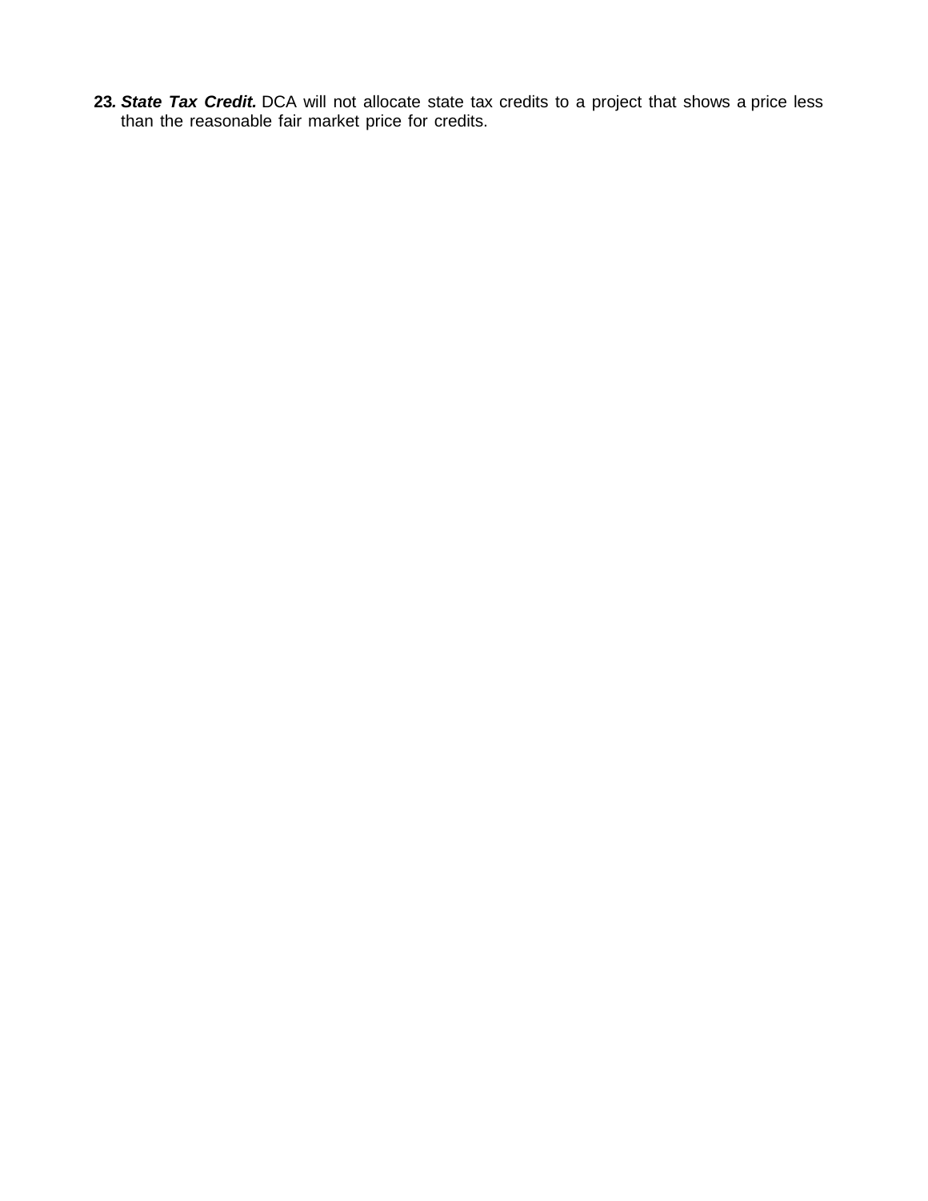23. ***State Tax Credit.*** DCA will not allocate state tax credits to a project that shows a price less than the reasonable fair market price for credits.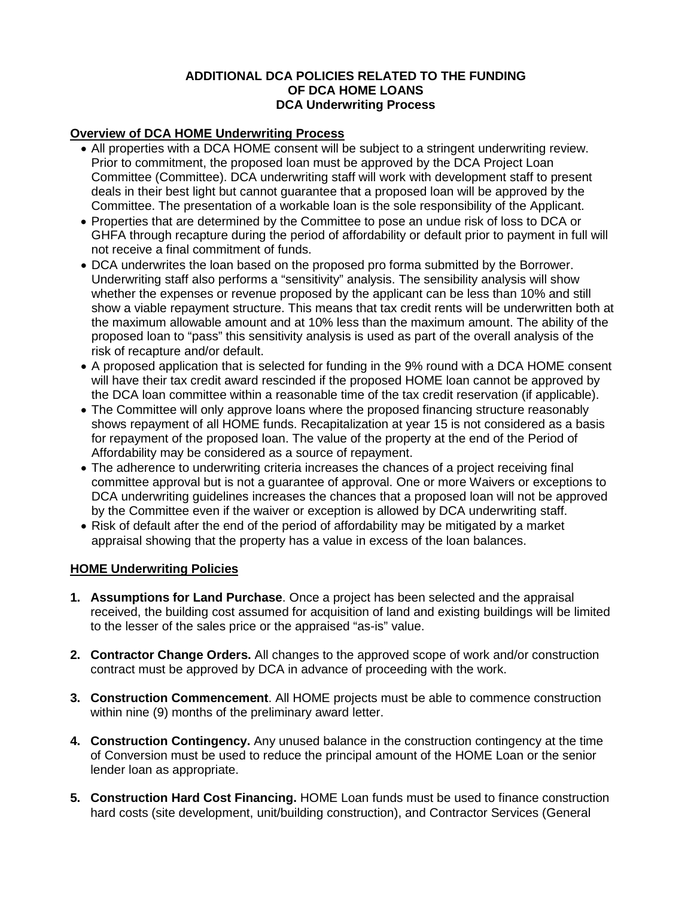**ADDITIONAL DCA POLICIES RELATED TO THE FUNDING OF DCA HOME LOANS**
**DCA Underwriting Process**

## Overview of DCA HOME Underwriting Process

- All properties with a DCA HOME consent will be subject to a stringent underwriting review. Prior to commitment, the proposed loan must be approved by the DCA Project Loan Committee (Committee). DCA underwriting staff will work with development staff to present deals in their best light but cannot guarantee that a proposed loan will be approved by the Committee. The presentation of a workable loan is the sole responsibility of the Applicant.
- Properties that are determined by the Committee to pose an undue risk of loss to DCA or GHFA through recapture during the period of affordability or default prior to payment in full will not receive a final commitment of funds.
- DCA underwrites the loan based on the proposed pro forma submitted by the Borrower. Underwriting staff also performs a "sensitivity" analysis. The sensibility analysis will show whether the expenses or revenue proposed by the applicant can be less than 10% and still show a viable repayment structure. This means that tax credit rents will be underwritten both at the maximum allowable amount and at 10% less than the maximum amount. The ability of the proposed loan to "pass" this sensitivity analysis is used as part of the overall analysis of the risk of recapture and/or default.
- A proposed application that is selected for funding in the 9% round with a DCA HOME consent will have their tax credit award rescinded if the proposed HOME loan cannot be approved by the DCA loan committee within a reasonable time of the tax credit reservation (if applicable).
- The Committee will only approve loans where the proposed financing structure reasonably shows repayment of all HOME funds. Recapitalization at year 15 is not considered as a basis for repayment of the proposed loan. The value of the property at the end of the Period of Affordability may be considered as a source of repayment.
- The adherence to underwriting criteria increases the chances of a project receiving final committee approval but is not a guarantee of approval. One or more Waivers or exceptions to DCA underwriting guidelines increases the chances that a proposed loan will not be approved by the Committee even if the waiver or exception is allowed by DCA underwriting staff.
- Risk of default after the end of the period of affordability may be mitigated by a market appraisal showing that the property has a value in excess of the loan balances.

## HOME Underwriting Policies

1. **Assumptions for Land Purchase**. Once a project has been selected and the appraisal received, the building cost assumed for acquisition of land and existing buildings will be limited to the lesser of the sales price or the appraised "as-is" value.

2. **Contractor Change Orders.** All changes to the approved scope of work and/or construction contract must be approved by DCA in advance of proceeding with the work.

3. **Construction Commencement**. All HOME projects must be able to commence construction within nine (9) months of the preliminary award letter.

4. **Construction Contingency.** Any unused balance in the construction contingency at the time of Conversion must be used to reduce the principal amount of the HOME Loan or the senior lender loan as appropriate.

5. **Construction Hard Cost Financing.** HOME Loan funds must be used to finance construction hard costs (site development, unit/building construction), and Contractor Services (General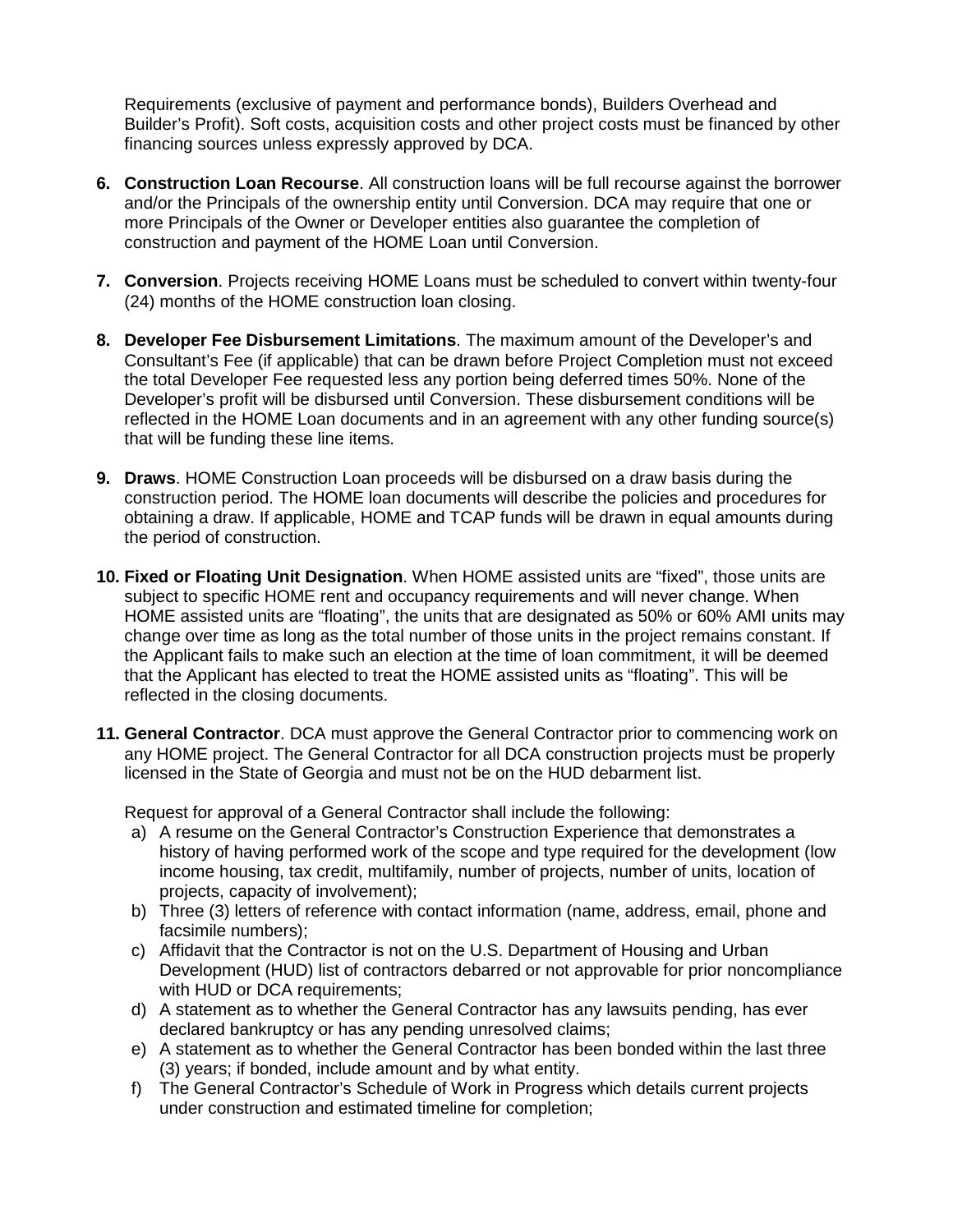Requirements (exclusive of payment and performance bonds), Builders Overhead and Builder's Profit). Soft costs, acquisition costs and other project costs must be financed by other financing sources unless expressly approved by DCA.

6. **Construction Loan Recourse**. All construction loans will be full recourse against the borrower and/or the Principals of the ownership entity until Conversion. DCA may require that one or more Principals of the Owner or Developer entities also guarantee the completion of construction and payment of the HOME Loan until Conversion.

7. **Conversion**. Projects receiving HOME Loans must be scheduled to convert within twenty-four (24) months of the HOME construction loan closing.

8. **Developer Fee Disbursement Limitations**. The maximum amount of the Developer's and Consultant's Fee (if applicable) that can be drawn before Project Completion must not exceed the total Developer Fee requested less any portion being deferred times 50%. None of the Developer's profit will be disbursed until Conversion. These disbursement conditions will be reflected in the HOME Loan documents and in an agreement with any other funding source(s) that will be funding these line items.

9. **Draws**. HOME Construction Loan proceeds will be disbursed on a draw basis during the construction period. The HOME loan documents will describe the policies and procedures for obtaining a draw. If applicable, HOME and TCAP funds will be drawn in equal amounts during the period of construction.

10. **Fixed or Floating Unit Designation**. When HOME assisted units are "fixed", those units are subject to specific HOME rent and occupancy requirements and will never change. When HOME assisted units are "floating", the units that are designated as 50% or 60% AMI units may change over time as long as the total number of those units in the project remains constant. If the Applicant fails to make such an election at the time of loan commitment, it will be deemed that the Applicant has elected to treat the HOME assisted units as "floating". This will be reflected in the closing documents.

11. **General Contractor**. DCA must approve the General Contractor prior to commencing work on any HOME project. The General Contractor for all DCA construction projects must be properly licensed in the State of Georgia and must not be on the HUD debarment list.

    Request for approval of a General Contractor shall include the following:

    a) A resume on the General Contractor's Construction Experience that demonstrates a history of having performed work of the scope and type required for the development (low income housing, tax credit, multifamily, number of projects, number of units, location of projects, capacity of involvement);
    b) Three (3) letters of reference with contact information (name, address, email, phone and facsimile numbers);
    c) Affidavit that the Contractor is not on the U.S. Department of Housing and Urban Development (HUD) list of contractors debarred or not approvable for prior noncompliance with HUD or DCA requirements;
    d) A statement as to whether the General Contractor has any lawsuits pending, has ever declared bankruptcy or has any pending unresolved claims;
    e) A statement as to whether the General Contractor has been bonded within the last three (3) years; if bonded, include amount and by what entity.
    f) The General Contractor's Schedule of Work in Progress which details current projects under construction and estimated timeline for completion;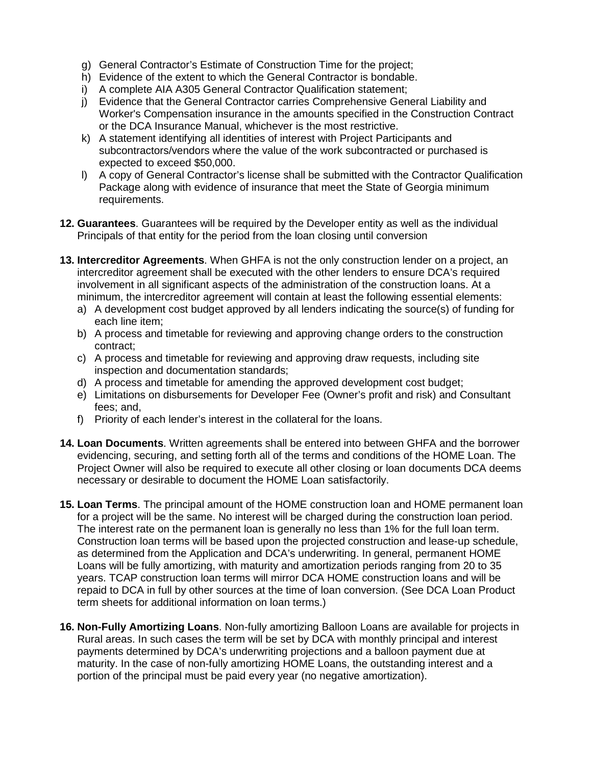g) General Contractor's Estimate of Construction Time for the project;
h) Evidence of the extent to which the General Contractor is bondable.
i) A complete AIA A305 General Contractor Qualification statement;
j) Evidence that the General Contractor carries Comprehensive General Liability and Worker's Compensation insurance in the amounts specified in the Construction Contract or the DCA Insurance Manual, whichever is the most restrictive.
k) A statement identifying all identities of interest with Project Participants and subcontractors/vendors where the value of the work subcontracted or purchased is expected to exceed $50,000.
l) A copy of General Contractor's license shall be submitted with the Contractor Qualification Package along with evidence of insurance that meet the State of Georgia minimum requirements.

**12. Guarantees**. Guarantees will be required by the Developer entity as well as the individual Principals of that entity for the period from the loan closing until conversion

**13. Intercreditor Agreements**. When GHFA is not the only construction lender on a project, an intercreditor agreement shall be executed with the other lenders to ensure DCA's required involvement in all significant aspects of the administration of the construction loans. At a minimum, the intercreditor agreement will contain at least the following essential elements:

a) A development cost budget approved by all lenders indicating the source(s) of funding for each line item;
b) A process and timetable for reviewing and approving change orders to the construction contract;
c) A process and timetable for reviewing and approving draw requests, including site inspection and documentation standards;
d) A process and timetable for amending the approved development cost budget;
e) Limitations on disbursements for Developer Fee (Owner's profit and risk) and Consultant fees; and,
f) Priority of each lender's interest in the collateral for the loans.

**14. Loan Documents**. Written agreements shall be entered into between GHFA and the borrower evidencing, securing, and setting forth all of the terms and conditions of the HOME Loan. The Project Owner will also be required to execute all other closing or loan documents DCA deems necessary or desirable to document the HOME Loan satisfactorily.

**15. Loan Terms**. The principal amount of the HOME construction loan and HOME permanent loan for a project will be the same. No interest will be charged during the construction loan period. The interest rate on the permanent loan is generally no less than 1% for the full loan term. Construction loan terms will be based upon the projected construction and lease-up schedule, as determined from the Application and DCA's underwriting. In general, permanent HOME Loans will be fully amortizing, with maturity and amortization periods ranging from 20 to 35 years. TCAP construction loan terms will mirror DCA HOME construction loans and will be repaid to DCA in full by other sources at the time of loan conversion. (See DCA Loan Product term sheets for additional information on loan terms.)

**16. Non-Fully Amortizing Loans**. Non-fully amortizing Balloon Loans are available for projects in Rural areas. In such cases the term will be set by DCA with monthly principal and interest payments determined by DCA's underwriting projections and a balloon payment due at maturity. In the case of non-fully amortizing HOME Loans, the outstanding interest and a portion of the principal must be paid every year (no negative amortization).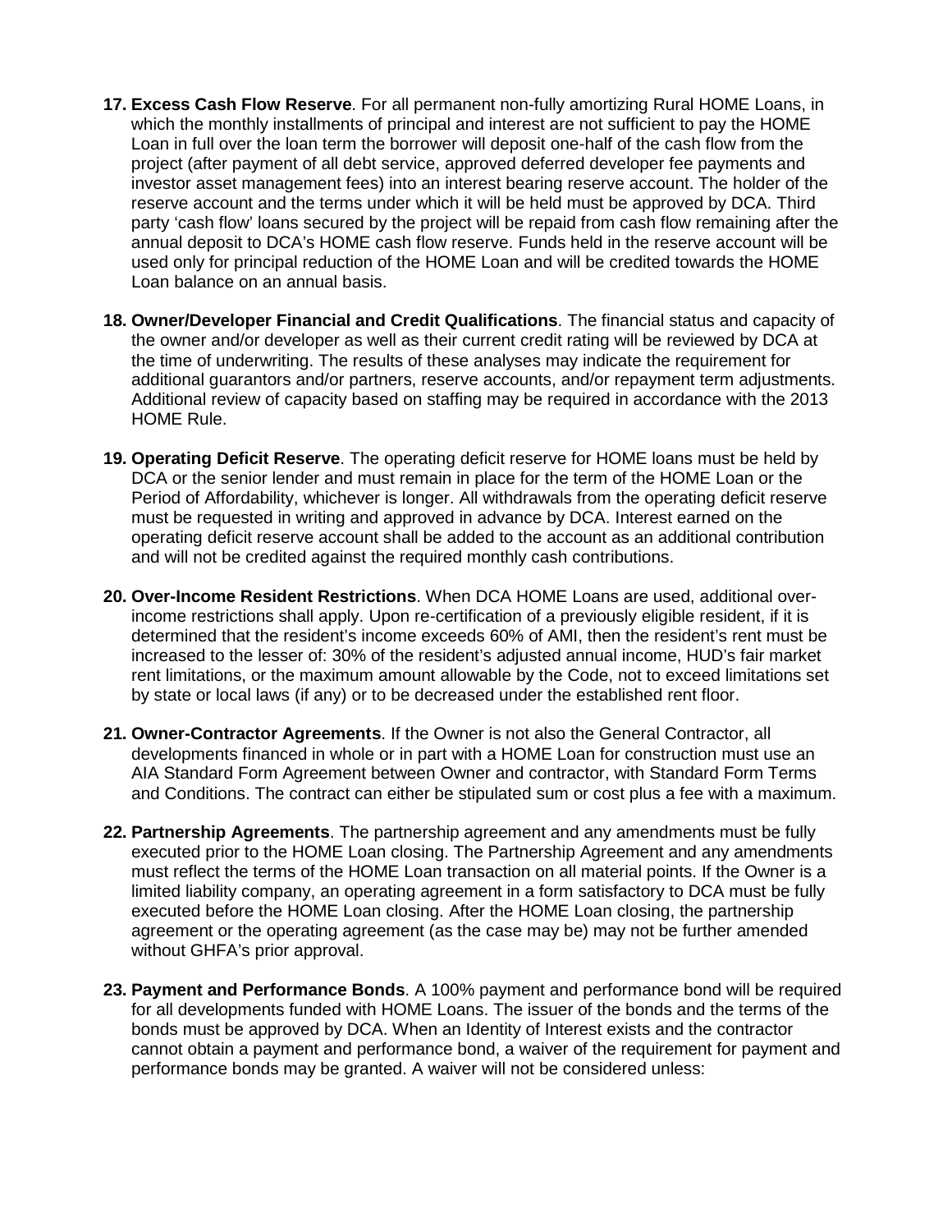17. **Excess Cash Flow Reserve**. For all permanent non-fully amortizing Rural HOME Loans, in which the monthly installments of principal and interest are not sufficient to pay the HOME Loan in full over the loan term the borrower will deposit one-half of the cash flow from the project (after payment of all debt service, approved deferred developer fee payments and investor asset management fees) into an interest bearing reserve account. The holder of the reserve account and the terms under which it will be held must be approved by DCA. Third party 'cash flow' loans secured by the project will be repaid from cash flow remaining after the annual deposit to DCA's HOME cash flow reserve. Funds held in the reserve account will be used only for principal reduction of the HOME Loan and will be credited towards the HOME Loan balance on an annual basis.

18. **Owner/Developer Financial and Credit Qualifications**. The financial status and capacity of the owner and/or developer as well as their current credit rating will be reviewed by DCA at the time of underwriting. The results of these analyses may indicate the requirement for additional guarantors and/or partners, reserve accounts, and/or repayment term adjustments. Additional review of capacity based on staffing may be required in accordance with the 2013 HOME Rule.

19. **Operating Deficit Reserve**. The operating deficit reserve for HOME loans must be held by DCA or the senior lender and must remain in place for the term of the HOME Loan or the Period of Affordability, whichever is longer. All withdrawals from the operating deficit reserve must be requested in writing and approved in advance by DCA. Interest earned on the operating deficit reserve account shall be added to the account as an additional contribution and will not be credited against the required monthly cash contributions.

20. **Over-Income Resident Restrictions**. When DCA HOME Loans are used, additional over-income restrictions shall apply. Upon re-certification of a previously eligible resident, if it is determined that the resident's income exceeds 60% of AMI, then the resident's rent must be increased to the lesser of: 30% of the resident's adjusted annual income, HUD's fair market rent limitations, or the maximum amount allowable by the Code, not to exceed limitations set by state or local laws (if any) or to be decreased under the established rent floor.

21. **Owner-Contractor Agreements**. If the Owner is not also the General Contractor, all developments financed in whole or in part with a HOME Loan for construction must use an AIA Standard Form Agreement between Owner and contractor, with Standard Form Terms and Conditions. The contract can either be stipulated sum or cost plus a fee with a maximum.

22. **Partnership Agreements**. The partnership agreement and any amendments must be fully executed prior to the HOME Loan closing. The Partnership Agreement and any amendments must reflect the terms of the HOME Loan transaction on all material points. If the Owner is a limited liability company, an operating agreement in a form satisfactory to DCA must be fully executed before the HOME Loan closing. After the HOME Loan closing, the partnership agreement or the operating agreement (as the case may be) may not be further amended without GHFA's prior approval.

23. **Payment and Performance Bonds**. A 100% payment and performance bond will be required for all developments funded with HOME Loans. The issuer of the bonds and the terms of the bonds must be approved by DCA. When an Identity of Interest exists and the contractor cannot obtain a payment and performance bond, a waiver of the requirement for payment and performance bonds may be granted. A waiver will not be considered unless: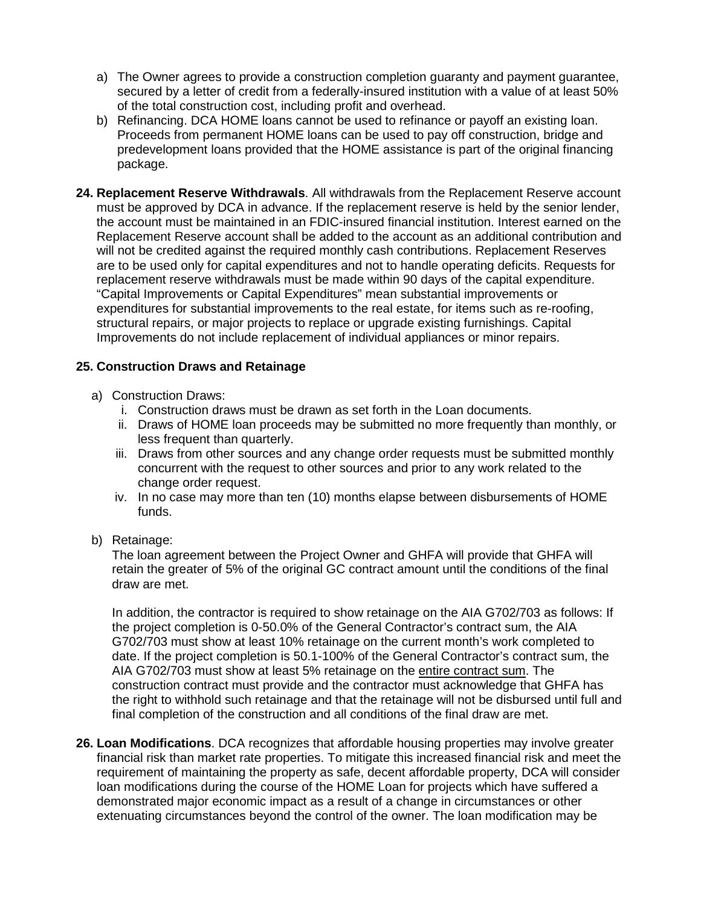a) The Owner agrees to provide a construction completion guaranty and payment guarantee, secured by a letter of credit from a federally-insured institution with a value of at least 50% of the total construction cost, including profit and overhead.
b) Refinancing. DCA HOME loans cannot be used to refinance or payoff an existing loan. Proceeds from permanent HOME loans can be used to pay off construction, bridge and predevelopment loans provided that the HOME assistance is part of the original financing package.

**24. Replacement Reserve Withdrawals**. All withdrawals from the Replacement Reserve account must be approved by DCA in advance. If the replacement reserve is held by the senior lender, the account must be maintained in an FDIC-insured financial institution. Interest earned on the Replacement Reserve account shall be added to the account as an additional contribution and will not be credited against the required monthly cash contributions. Replacement Reserves are to be used only for capital expenditures and not to handle operating deficits. Requests for replacement reserve withdrawals must be made within 90 days of the capital expenditure. "Capital Improvements or Capital Expenditures" mean substantial improvements or expenditures for substantial improvements to the real estate, for items such as re-roofing, structural repairs, or major projects to replace or upgrade existing furnishings. Capital Improvements do not include replacement of individual appliances or minor repairs.

**25. Construction Draws and Retainage**

a) Construction Draws:
   i. Construction draws must be drawn as set forth in the Loan documents.
   ii. Draws of HOME loan proceeds may be submitted no more frequently than monthly, or less frequent than quarterly.
   iii. Draws from other sources and any change order requests must be submitted monthly concurrent with the request to other sources and prior to any work related to the change order request.
   iv. In no case may more than ten (10) months elapse between disbursements of HOME funds.

b) Retainage:

   The loan agreement between the Project Owner and GHFA will provide that GHFA will retain the greater of 5% of the original GC contract amount until the conditions of the final draw are met.

   In addition, the contractor is required to show retainage on the AIA G702/703 as follows: If the project completion is 0-50.0% of the General Contractor's contract sum, the AIA G702/703 must show at least 10% retainage on the current month's work completed to date. If the project completion is 50.1-100% of the General Contractor's contract sum, the AIA G702/703 must show at least 5% retainage on the entire contract sum. The construction contract must provide and the contractor must acknowledge that GHFA has the right to withhold such retainage and that the retainage will not be disbursed until full and final completion of the construction and all conditions of the final draw are met.

**26. Loan Modifications**. DCA recognizes that affordable housing properties may involve greater financial risk than market rate properties. To mitigate this increased financial risk and meet the requirement of maintaining the property as safe, decent affordable property, DCA will consider loan modifications during the course of the HOME Loan for projects which have suffered a demonstrated major economic impact as a result of a change in circumstances or other extenuating circumstances beyond the control of the owner. The loan modification may be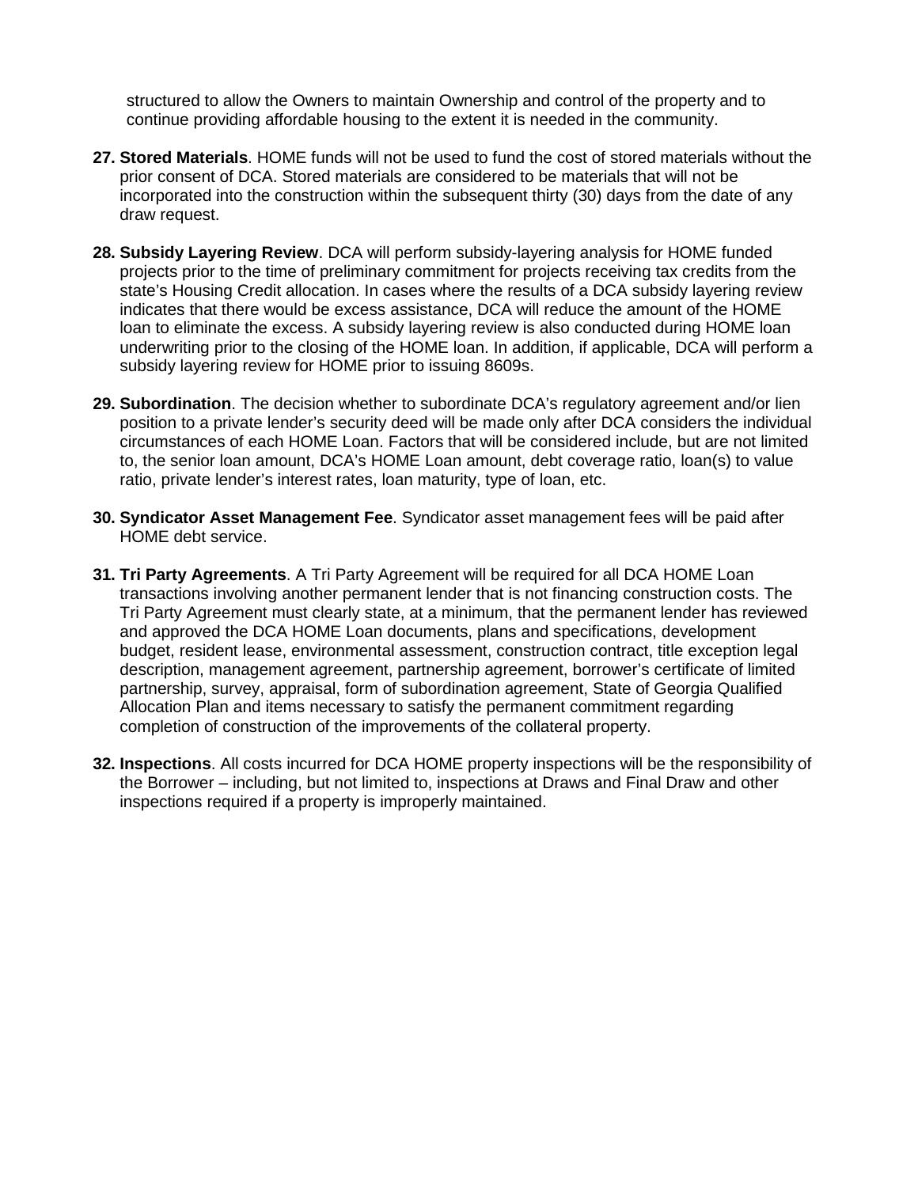structured to allow the Owners to maintain Ownership and control of the property and to continue providing affordable housing to the extent it is needed in the community.

27. **Stored Materials**. HOME funds will not be used to fund the cost of stored materials without the prior consent of DCA. Stored materials are considered to be materials that will not be incorporated into the construction within the subsequent thirty (30) days from the date of any draw request.

28. **Subsidy Layering Review**. DCA will perform subsidy-layering analysis for HOME funded projects prior to the time of preliminary commitment for projects receiving tax credits from the state's Housing Credit allocation. In cases where the results of a DCA subsidy layering review indicates that there would be excess assistance, DCA will reduce the amount of the HOME loan to eliminate the excess. A subsidy layering review is also conducted during HOME loan underwriting prior to the closing of the HOME loan. In addition, if applicable, DCA will perform a subsidy layering review for HOME prior to issuing 8609s.

29. **Subordination**. The decision whether to subordinate DCA's regulatory agreement and/or lien position to a private lender's security deed will be made only after DCA considers the individual circumstances of each HOME Loan. Factors that will be considered include, but are not limited to, the senior loan amount, DCA's HOME Loan amount, debt coverage ratio, loan(s) to value ratio, private lender's interest rates, loan maturity, type of loan, etc.

30. **Syndicator Asset Management Fee**. Syndicator asset management fees will be paid after HOME debt service.

31. **Tri Party Agreements**. A Tri Party Agreement will be required for all DCA HOME Loan transactions involving another permanent lender that is not financing construction costs. The Tri Party Agreement must clearly state, at a minimum, that the permanent lender has reviewed and approved the DCA HOME Loan documents, plans and specifications, development budget, resident lease, environmental assessment, construction contract, title exception legal description, management agreement, partnership agreement, borrower's certificate of limited partnership, survey, appraisal, form of subordination agreement, State of Georgia Qualified Allocation Plan and items necessary to satisfy the permanent commitment regarding completion of construction of the improvements of the collateral property.

32. **Inspections**. All costs incurred for DCA HOME property inspections will be the responsibility of the Borrower – including, but not limited to, inspections at Draws and Final Draw and other inspections required if a property is improperly maintained.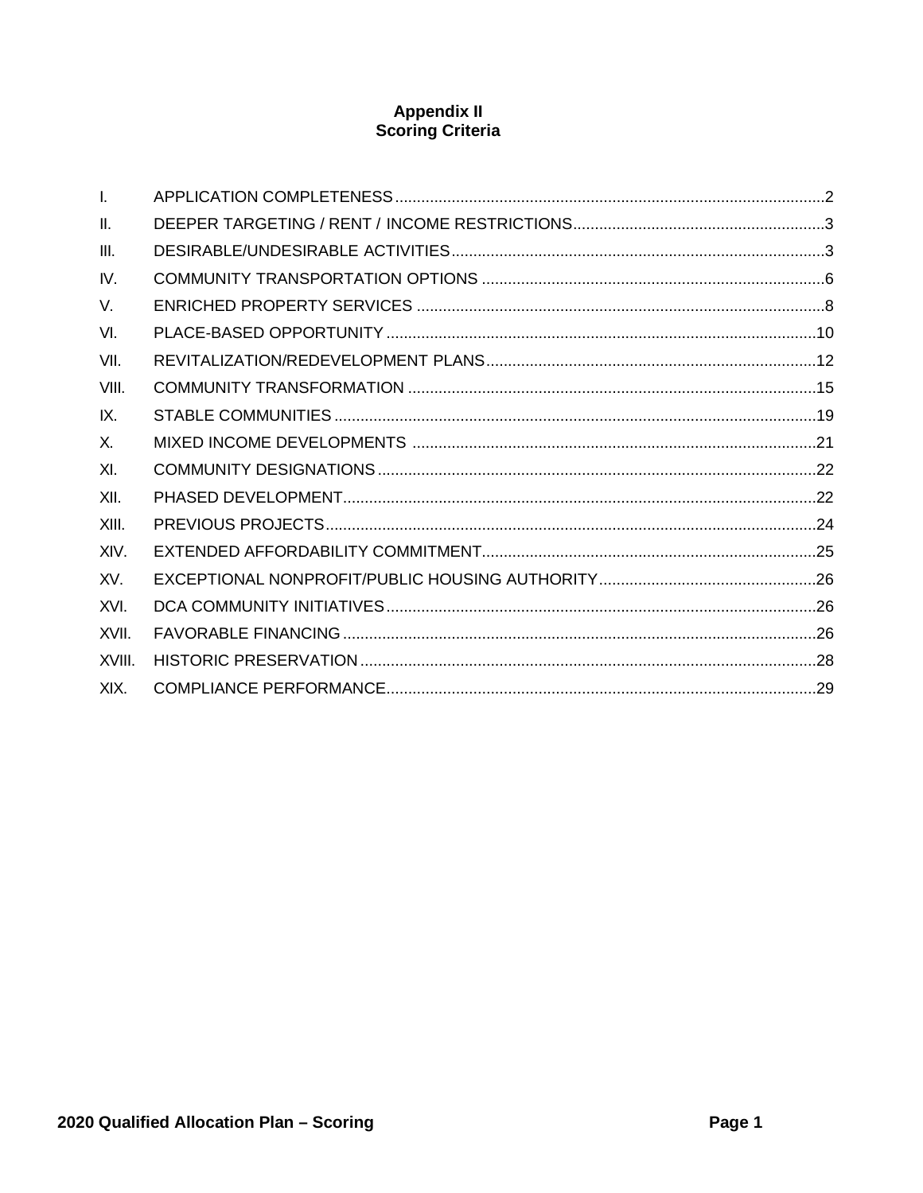# Appendix II
## Scoring Criteria

| | | |
|---|---|---|
| I. | APPLICATION COMPLETENESS | 2 |
| II. | DEEPER TARGETING / RENT / INCOME RESTRICTIONS | 3 |
| III. | DESIRABLE/UNDESIRABLE ACTIVITIES | 3 |
| IV. | COMMUNITY TRANSPORTATION OPTIONS | 6 |
| V. | ENRICHED PROPERTY SERVICES | 8 |
| VI. | PLACE-BASED OPPORTUNITY | 10 |
| VII. | REVITALIZATION/REDEVELOPMENT PLANS | 12 |
| VIII. | COMMUNITY TRANSFORMATION | 15 |
| IX. | STABLE COMMUNITIES | 19 |
| X. | MIXED INCOME DEVELOPMENTS | 21 |
| XI. | COMMUNITY DESIGNATIONS | 22 |
| XII. | PHASED DEVELOPMENT | 22 |
| XIII. | PREVIOUS PROJECTS | 24 |
| XIV. | EXTENDED AFFORDABILITY COMMITMENT | 25 |
| XV. | EXCEPTIONAL NONPROFIT/PUBLIC HOUSING AUTHORITY | 26 |
| XVI. | DCA COMMUNITY INITIATIVES | 26 |
| XVII. | FAVORABLE FINANCING | 26 |
| XVIII. | HISTORIC PRESERVATION | 28 |
| XIX. | COMPLIANCE PERFORMANCE | 29 |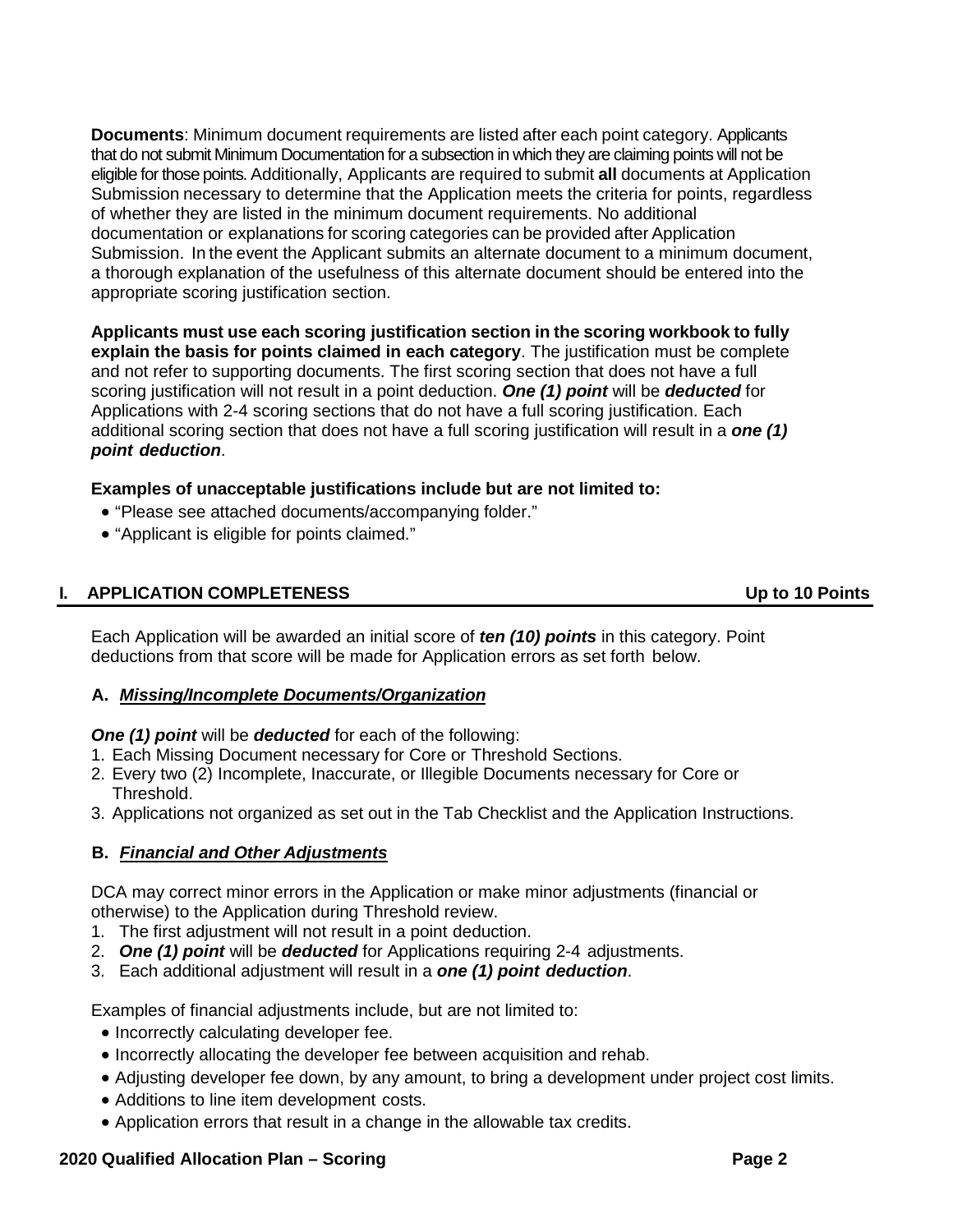**Documents**: Minimum document requirements are listed after each point category. Applicants that do not submit Minimum Documentation for a subsection in which they are claiming points will not be eligible for those points. Additionally, Applicants are required to submit **all** documents at Application Submission necessary to determine that the Application meets the criteria for points, regardless of whether they are listed in the minimum document requirements. No additional documentation or explanations for scoring categories can be provided after Application Submission. In the event the Applicant submits an alternate document to a minimum document, a thorough explanation of the usefulness of this alternate document should be entered into the appropriate scoring justification section.

**Applicants must use each scoring justification section in the scoring workbook to fully explain the basis for points claimed in each category**. The justification must be complete and not refer to supporting documents. The first scoring section that does not have a full scoring justification will not result in a point deduction. ***One (1) point*** will be ***deducted*** for Applications with 2-4 scoring sections that do not have a full scoring justification. Each additional scoring section that does not have a full scoring justification will result in a ***one (1) point deduction***.

**Examples of unacceptable justifications include but are not limited to:**

- "Please see attached documents/accompanying folder."
- "Applicant is eligible for points claimed."

## I. APPLICATION COMPLETENESS — Up to 10 Points

Each Application will be awarded an initial score of ***ten (10) points*** in this category. Point deductions from that score will be made for Application errors as set forth below.

### A. *Missing/Incomplete Documents/Organization*

***One (1) point*** will be ***deducted*** for each of the following:

1. Each Missing Document necessary for Core or Threshold Sections.
2. Every two (2) Incomplete, Inaccurate, or Illegible Documents necessary for Core or Threshold.
3. Applications not organized as set out in the Tab Checklist and the Application Instructions.

### B. *Financial and Other Adjustments*

DCA may correct minor errors in the Application or make minor adjustments (financial or otherwise) to the Application during Threshold review.

1. The first adjustment will not result in a point deduction.
2. ***One (1) point*** will be ***deducted*** for Applications requiring 2-4 adjustments.
3. Each additional adjustment will result in a ***one (1) point deduction***.

Examples of financial adjustments include, but are not limited to:

- Incorrectly calculating developer fee.
- Incorrectly allocating the developer fee between acquisition and rehab.
- Adjusting developer fee down, by any amount, to bring a development under project cost limits.
- Additions to line item development costs.
- Application errors that result in a change in the allowable tax credits.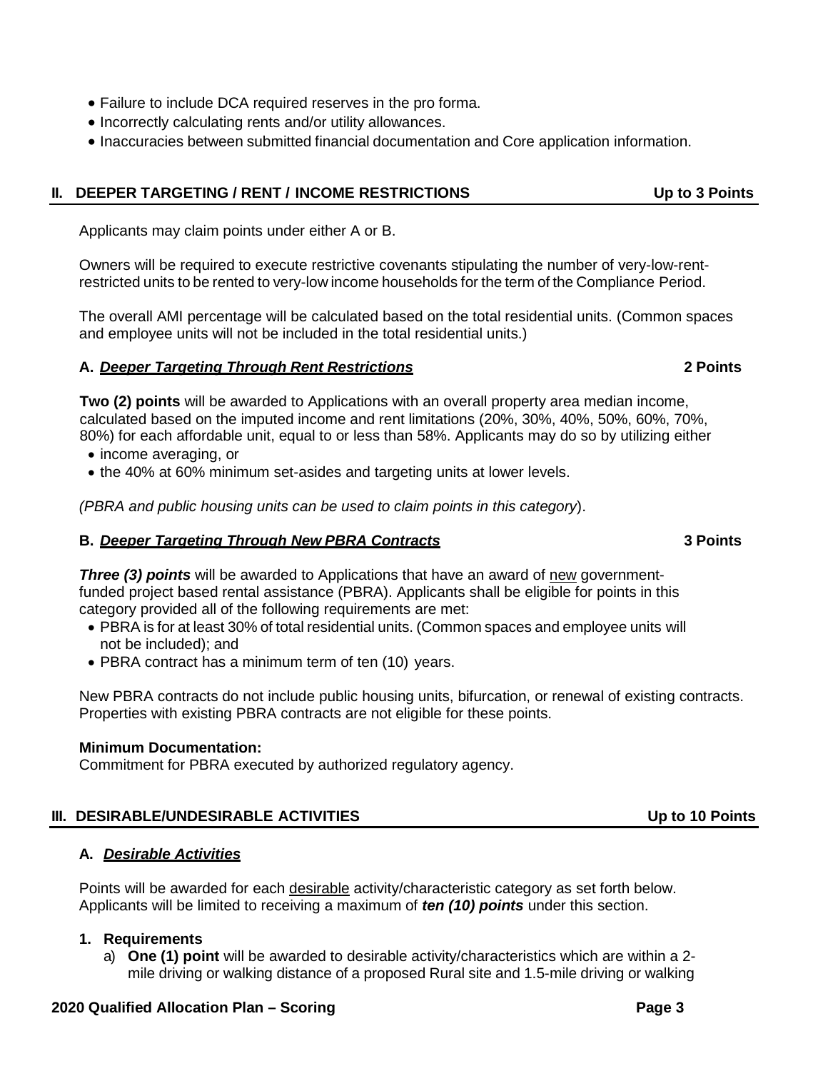- Failure to include DCA required reserves in the pro forma.
- Incorrectly calculating rents and/or utility allowances.
- Inaccuracies between submitted financial documentation and Core application information.

## II. DEEPER TARGETING / RENT / INCOME RESTRICTIONS — Up to 3 Points

Applicants may claim points under either A or B.

Owners will be required to execute restrictive covenants stipulating the number of very-low-rent-restricted units to be rented to very-low income households for the term of the Compliance Period.

The overall AMI percentage will be calculated based on the total residential units. (Common spaces and employee units will not be included in the total residential units.)

### A. *Deeper Targeting Through Rent Restrictions* — 2 Points

**Two (2) points** will be awarded to Applications with an overall property area median income, calculated based on the imputed income and rent limitations (20%, 30%, 40%, 50%, 60%, 70%, 80%) for each affordable unit, equal to or less than 58%. Applicants may do so by utilizing either

- income averaging, or
- the 40% at 60% minimum set-asides and targeting units at lower levels.

*(PBRA and public housing units can be used to claim points in this category*).

### B. *Deeper Targeting Through New PBRA Contracts* — 3 Points

***Three (3) points*** will be awarded to Applications that have an award of new government-funded project based rental assistance (PBRA). Applicants shall be eligible for points in this category provided all of the following requirements are met:

- PBRA is for at least 30% of total residential units. (Common spaces and employee units will not be included); and
- PBRA contract has a minimum term of ten (10) years.

New PBRA contracts do not include public housing units, bifurcation, or renewal of existing contracts. Properties with existing PBRA contracts are not eligible for these points.

**Minimum Documentation:**
Commitment for PBRA executed by authorized regulatory agency.

## III. DESIRABLE/UNDESIRABLE ACTIVITIES — Up to 10 Points

### A. *Desirable Activities*

Points will be awarded for each desirable activity/characteristic category as set forth below. Applicants will be limited to receiving a maximum of ***ten (10) points*** under this section.

**1. Requirements**

a) **One (1) point** will be awarded to desirable activity/characteristics which are within a 2-mile driving or walking distance of a proposed Rural site and 1.5-mile driving or walking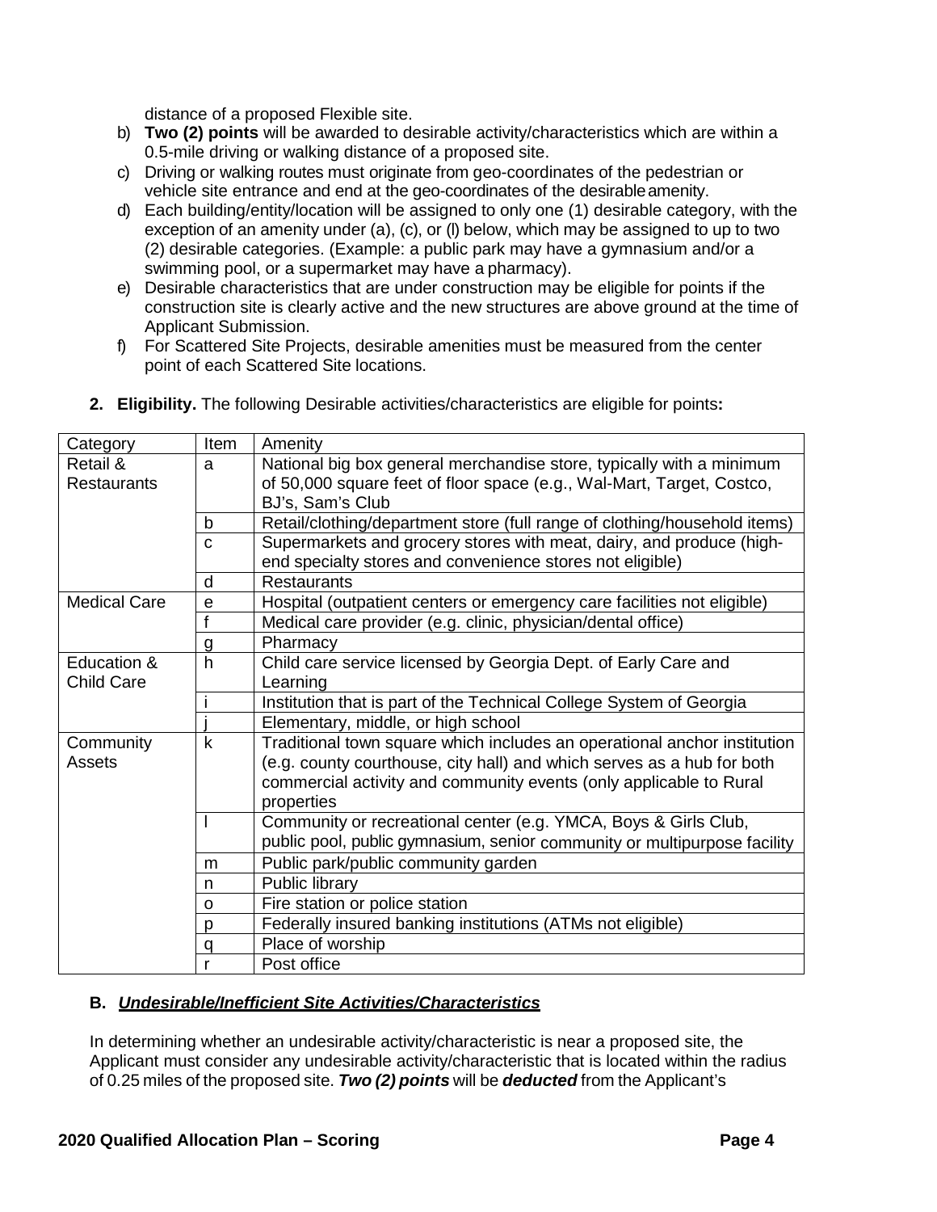distance of a proposed Flexible site.

b) **Two (2) points** will be awarded to desirable activity/characteristics which are within a 0.5-mile driving or walking distance of a proposed site.

c) Driving or walking routes must originate from geo-coordinates of the pedestrian or vehicle site entrance and end at the geo-coordinates of the desirable amenity.

d) Each building/entity/location will be assigned to only one (1) desirable category, with the exception of an amenity under (a), (c), or (l) below, which may be assigned to up to two (2) desirable categories. (Example: a public park may have a gymnasium and/or a swimming pool, or a supermarket may have a pharmacy).

e) Desirable characteristics that are under construction may be eligible for points if the construction site is clearly active and the new structures are above ground at the time of Applicant Submission.

f) For Scattered Site Projects, desirable amenities must be measured from the center point of each Scattered Site locations.

2. **Eligibility.** The following Desirable activities/characteristics are eligible for points**:**

| Category | Item | Amenity |
|---|---|---|
| Retail & Restaurants | a | National big box general merchandise store, typically with a minimum of 50,000 square feet of floor space (e.g., Wal-Mart, Target, Costco, BJ's, Sam's Club |
| | b | Retail/clothing/department store (full range of clothing/household items) |
| | c | Supermarkets and grocery stores with meat, dairy, and produce (high-end specialty stores and convenience stores not eligible) |
| | d | Restaurants |
| Medical Care | e | Hospital (outpatient centers or emergency care facilities not eligible) |
| | f | Medical care provider (e.g. clinic, physician/dental office) |
| | g | Pharmacy |
| Education & Child Care | h | Child care service licensed by Georgia Dept. of Early Care and Learning |
| | i | Institution that is part of the Technical College System of Georgia |
| | j | Elementary, middle, or high school |
| Community Assets | k | Traditional town square which includes an operational anchor institution (e.g. county courthouse, city hall) and which serves as a hub for both commercial activity and community events (only applicable to Rural properties |
| | l | Community or recreational center (e.g. YMCA, Boys & Girls Club, public pool, public gymnasium, senior community or multipurpose facility |
| | m | Public park/public community garden |
| | n | Public library |
| | o | Fire station or police station |
| | p | Federally insured banking institutions (ATMs not eligible) |
| | q | Place of worship |
| | r | Post office |

### B. ***Undesirable/Inefficient Site Activities/Characteristics***

In determining whether an undesirable activity/characteristic is near a proposed site, the Applicant must consider any undesirable activity/characteristic that is located within the radius of 0.25 miles of the proposed site. ***Two (2) points*** will be ***deducted*** from the Applicant's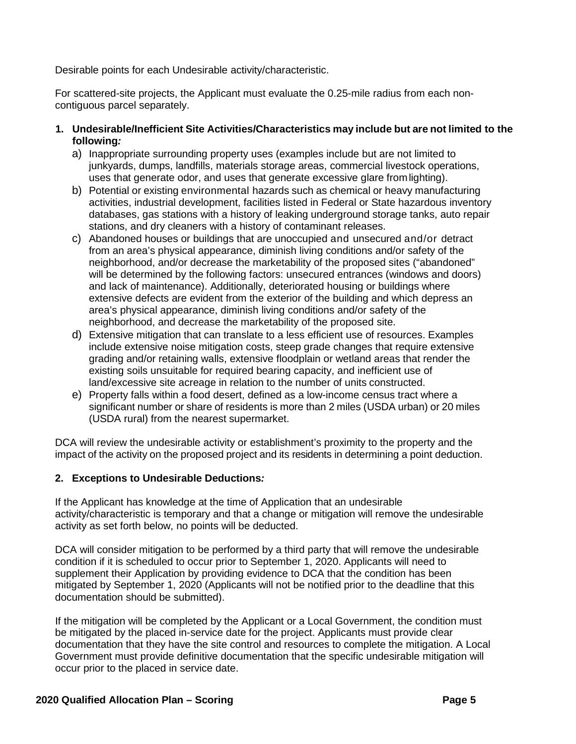Desirable points for each Undesirable activity/characteristic.

For scattered-site projects, the Applicant must evaluate the 0.25-mile radius from each non-contiguous parcel separately.

**1. Undesirable/Inefficient Site Activities/Characteristics may include but are not limited to the following*:***

a) Inappropriate surrounding property uses (examples include but are not limited to junkyards, dumps, landfills, materials storage areas, commercial livestock operations, uses that generate odor, and uses that generate excessive glare from lighting).

b) Potential or existing environmental hazards such as chemical or heavy manufacturing activities, industrial development, facilities listed in Federal or State hazardous inventory databases, gas stations with a history of leaking underground storage tanks, auto repair stations, and dry cleaners with a history of contaminant releases.

c) Abandoned houses or buildings that are unoccupied and unsecured and/or detract from an area's physical appearance, diminish living conditions and/or safety of the neighborhood, and/or decrease the marketability of the proposed sites ("abandoned" will be determined by the following factors: unsecured entrances (windows and doors) and lack of maintenance). Additionally, deteriorated housing or buildings where extensive defects are evident from the exterior of the building and which depress an area's physical appearance, diminish living conditions and/or safety of the neighborhood, and decrease the marketability of the proposed site.

d) Extensive mitigation that can translate to a less efficient use of resources. Examples include extensive noise mitigation costs, steep grade changes that require extensive grading and/or retaining walls, extensive floodplain or wetland areas that render the existing soils unsuitable for required bearing capacity, and inefficient use of land/excessive site acreage in relation to the number of units constructed.

e) Property falls within a food desert, defined as a low-income census tract where a significant number or share of residents is more than 2 miles (USDA urban) or 20 miles (USDA rural) from the nearest supermarket.

DCA will review the undesirable activity or establishment's proximity to the property and the impact of the activity on the proposed project and its residents in determining a point deduction.

**2. Exceptions to Undesirable Deductions*:***

If the Applicant has knowledge at the time of Application that an undesirable activity/characteristic is temporary and that a change or mitigation will remove the undesirable activity as set forth below, no points will be deducted.

DCA will consider mitigation to be performed by a third party that will remove the undesirable condition if it is scheduled to occur prior to September 1, 2020. Applicants will need to supplement their Application by providing evidence to DCA that the condition has been mitigated by September 1, 2020 (Applicants will not be notified prior to the deadline that this documentation should be submitted).

If the mitigation will be completed by the Applicant or a Local Government, the condition must be mitigated by the placed in-service date for the project. Applicants must provide clear documentation that they have the site control and resources to complete the mitigation. A Local Government must provide definitive documentation that the specific undesirable mitigation will occur prior to the placed in service date.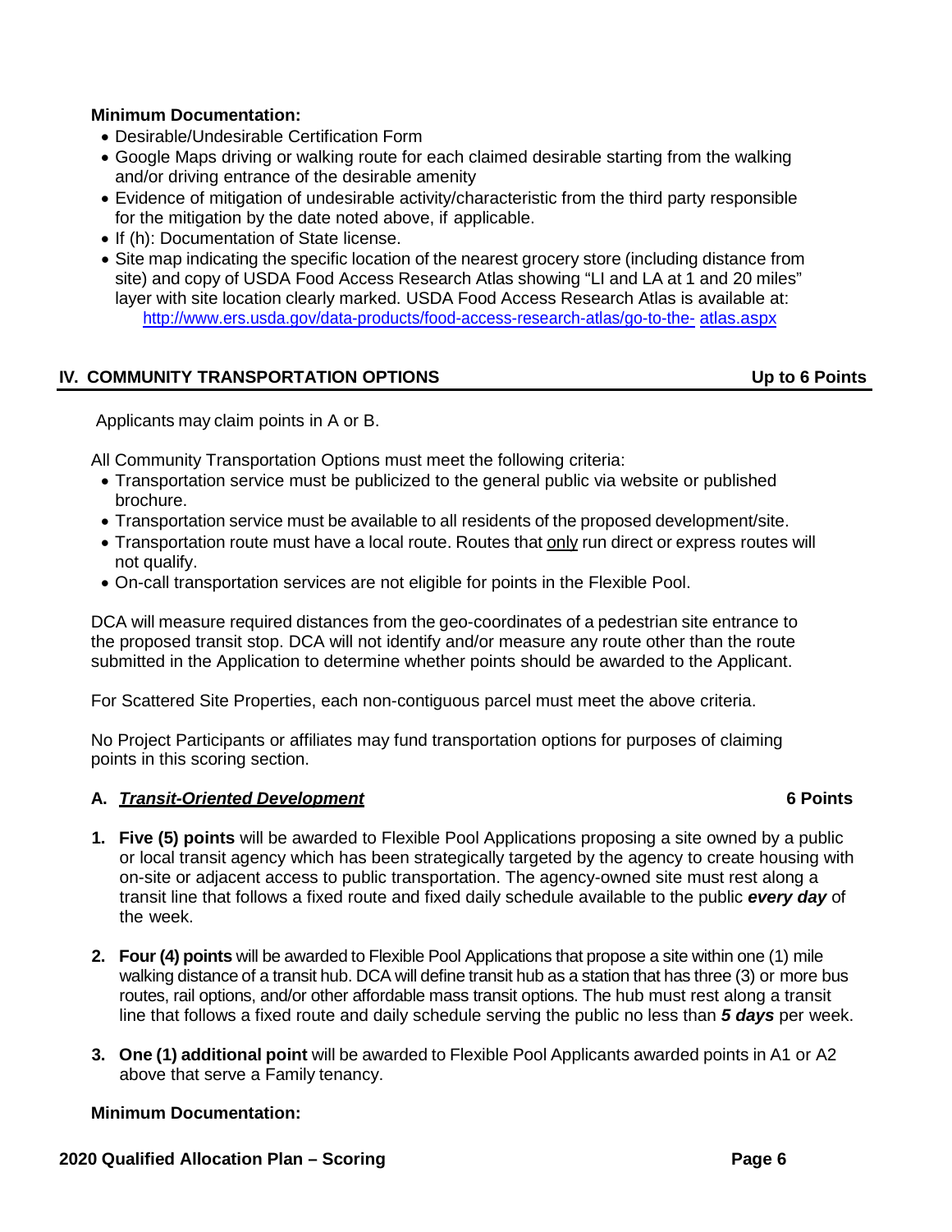**Minimum Documentation:**

- Desirable/Undesirable Certification Form
- Google Maps driving or walking route for each claimed desirable starting from the walking and/or driving entrance of the desirable amenity
- Evidence of mitigation of undesirable activity/characteristic from the third party responsible for the mitigation by the date noted above, if applicable.
- If (h): Documentation of State license.
- Site map indicating the specific location of the nearest grocery store (including distance from site) and copy of USDA Food Access Research Atlas showing "LI and LA at 1 and 20 miles" layer with site location clearly marked. USDA Food Access Research Atlas is available at: http://www.ers.usda.gov/data-products/food-access-research-atlas/go-to-the- atlas.aspx

## IV. COMMUNITY TRANSPORTATION OPTIONS — Up to 6 Points

Applicants may claim points in A or B.

All Community Transportation Options must meet the following criteria:

- Transportation service must be publicized to the general public via website or published brochure.
- Transportation service must be available to all residents of the proposed development/site.
- Transportation route must have a local route. Routes that only run direct or express routes will not qualify.
- On-call transportation services are not eligible for points in the Flexible Pool.

DCA will measure required distances from the geo-coordinates of a pedestrian site entrance to the proposed transit stop. DCA will not identify and/or measure any route other than the route submitted in the Application to determine whether points should be awarded to the Applicant.

For Scattered Site Properties, each non-contiguous parcel must meet the above criteria.

No Project Participants or affiliates may fund transportation options for purposes of claiming points in this scoring section.

### A. ***Transit-Oriented Development*** — 6 Points

1. **Five (5) points** will be awarded to Flexible Pool Applications proposing a site owned by a public or local transit agency which has been strategically targeted by the agency to create housing with on-site or adjacent access to public transportation. The agency-owned site must rest along a transit line that follows a fixed route and fixed daily schedule available to the public ***every day*** of the week.

2. **Four (4) points** will be awarded to Flexible Pool Applications that propose a site within one (1) mile walking distance of a transit hub. DCA will define transit hub as a station that has three (3) or more bus routes, rail options, and/or other affordable mass transit options. The hub must rest along a transit line that follows a fixed route and daily schedule serving the public no less than ***5 days*** per week.

3. **One (1) additional point** will be awarded to Flexible Pool Applicants awarded points in A1 or A2 above that serve a Family tenancy.

**Minimum Documentation:**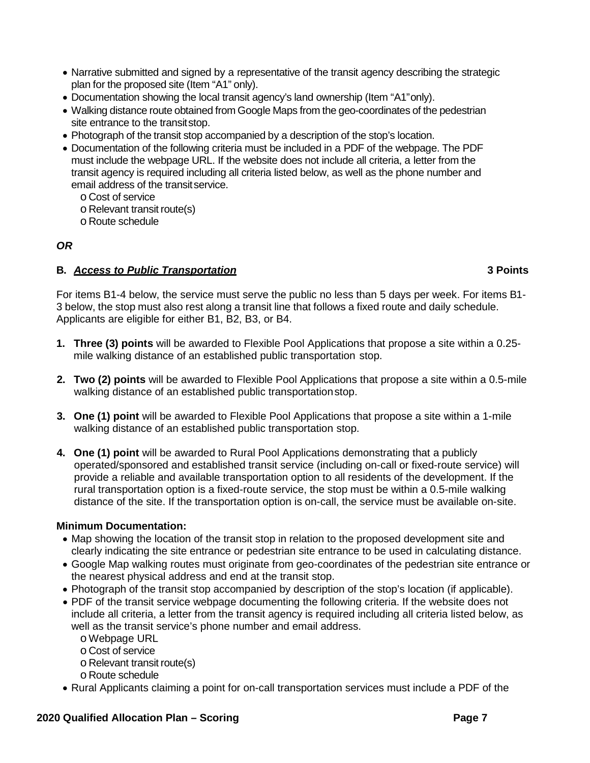- Narrative submitted and signed by a representative of the transit agency describing the strategic plan for the proposed site (Item "A1" only).
- Documentation showing the local transit agency's land ownership (Item "A1" only).
- Walking distance route obtained from Google Maps from the geo-coordinates of the pedestrian site entrance to the transit stop.
- Photograph of the transit stop accompanied by a description of the stop's location.
- Documentation of the following criteria must be included in a PDF of the webpage. The PDF must include the webpage URL. If the website does not include all criteria, a letter from the transit agency is required including all criteria listed below, as well as the phone number and email address of the transit service.
  - Cost of service
  - Relevant transit route(s)
  - Route schedule

***OR***

**B. *Access to Public Transportation*** **3 Points**

For items B1-4 below, the service must serve the public no less than 5 days per week. For items B1-3 below, the stop must also rest along a transit line that follows a fixed route and daily schedule. Applicants are eligible for either B1, B2, B3, or B4.

1. **Three (3) points** will be awarded to Flexible Pool Applications that propose a site within a 0.25-mile walking distance of an established public transportation stop.

2. **Two (2) points** will be awarded to Flexible Pool Applications that propose a site within a 0.5-mile walking distance of an established public transportation stop.

3. **One (1) point** will be awarded to Flexible Pool Applications that propose a site within a 1-mile walking distance of an established public transportation stop.

4. **One (1) point** will be awarded to Rural Pool Applications demonstrating that a publicly operated/sponsored and established transit service (including on-call or fixed-route service) will provide a reliable and available transportation option to all residents of the development. If the rural transportation option is a fixed-route service, the stop must be within a 0.5-mile walking distance of the site. If the transportation option is on-call, the service must be available on-site.

**Minimum Documentation:**

- Map showing the location of the transit stop in relation to the proposed development site and clearly indicating the site entrance or pedestrian site entrance to be used in calculating distance.
- Google Map walking routes must originate from geo-coordinates of the pedestrian site entrance or the nearest physical address and end at the transit stop.
- Photograph of the transit stop accompanied by description of the stop's location (if applicable).
- PDF of the transit service webpage documenting the following criteria. If the website does not include all criteria, a letter from the transit agency is required including all criteria listed below, as well as the transit service's phone number and email address.
  - Webpage URL
  - Cost of service
  - Relevant transit route(s)
  - Route schedule
- Rural Applicants claiming a point for on-call transportation services must include a PDF of the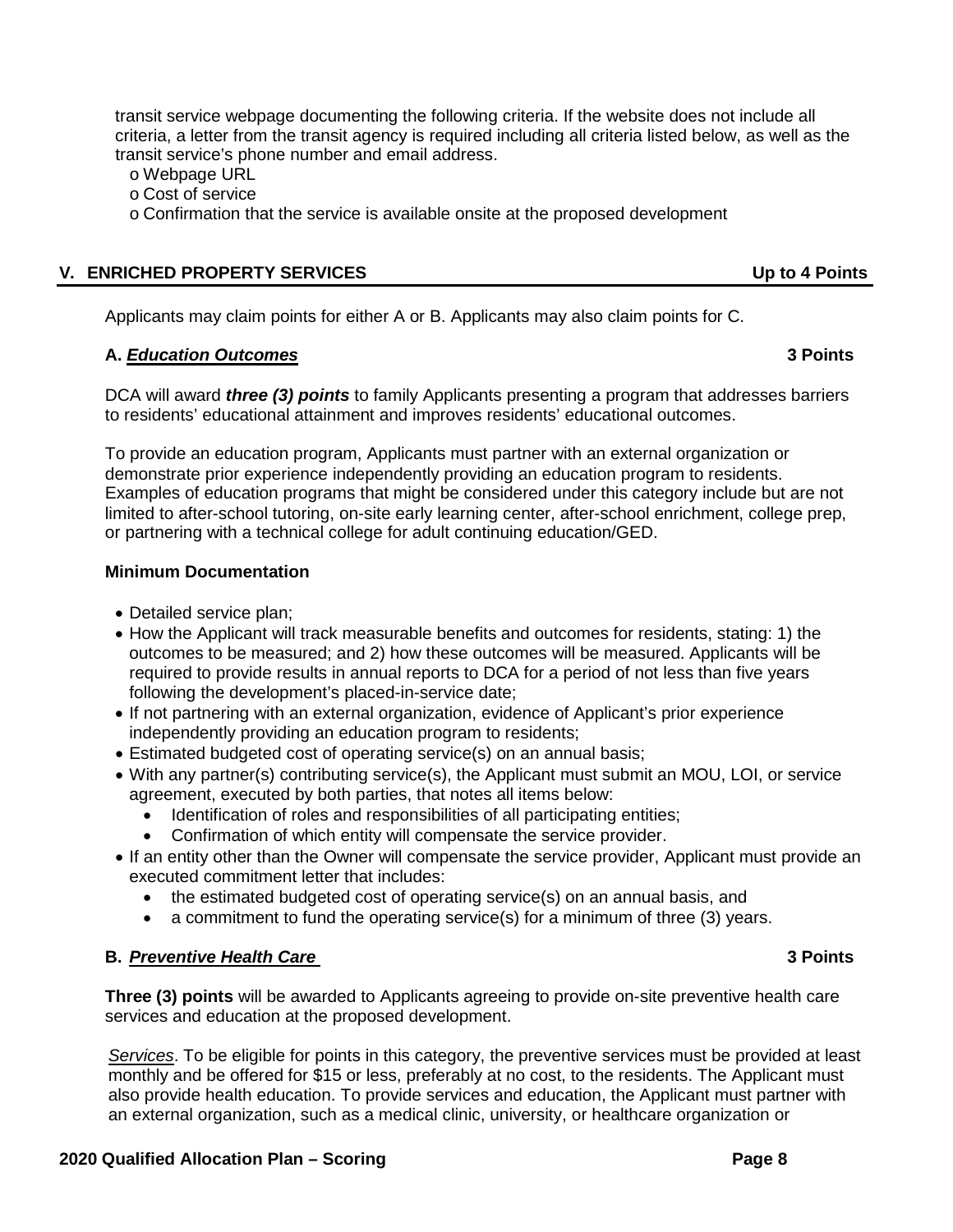transit service webpage documenting the following criteria. If the website does not include all criteria, a letter from the transit agency is required including all criteria listed below, as well as the transit service's phone number and email address.

- o Webpage URL
- o Cost of service
- o Confirmation that the service is available onsite at the proposed development

## V. ENRICHED PROPERTY SERVICES — Up to 4 Points

Applicants may claim points for either A or B. Applicants may also claim points for C.

### A. ***Education Outcomes*** — 3 Points

DCA will award ***three (3) points*** to family Applicants presenting a program that addresses barriers to residents' educational attainment and improves residents' educational outcomes.

To provide an education program, Applicants must partner with an external organization or demonstrate prior experience independently providing an education program to residents. Examples of education programs that might be considered under this category include but are not limited to after-school tutoring, on-site early learning center, after-school enrichment, college prep, or partnering with a technical college for adult continuing education/GED.

**Minimum Documentation**

- Detailed service plan;
- How the Applicant will track measurable benefits and outcomes for residents, stating: 1) the outcomes to be measured; and 2) how these outcomes will be measured. Applicants will be required to provide results in annual reports to DCA for a period of not less than five years following the development's placed-in-service date;
- If not partnering with an external organization, evidence of Applicant's prior experience independently providing an education program to residents;
- Estimated budgeted cost of operating service(s) on an annual basis;
- With any partner(s) contributing service(s), the Applicant must submit an MOU, LOI, or service agreement, executed by both parties, that notes all items below:
  - Identification of roles and responsibilities of all participating entities;
  - Confirmation of which entity will compensate the service provider.
- If an entity other than the Owner will compensate the service provider, Applicant must provide an executed commitment letter that includes:
  - the estimated budgeted cost of operating service(s) on an annual basis, and
  - a commitment to fund the operating service(s) for a minimum of three (3) years.

### B. ***Preventive Health Care*** — 3 Points

**Three (3) points** will be awarded to Applicants agreeing to provide on-site preventive health care services and education at the proposed development.

*Services*. To be eligible for points in this category, the preventive services must be provided at least monthly and be offered for $15 or less, preferably at no cost, to the residents. The Applicant must also provide health education. To provide services and education, the Applicant must partner with an external organization, such as a medical clinic, university, or healthcare organization or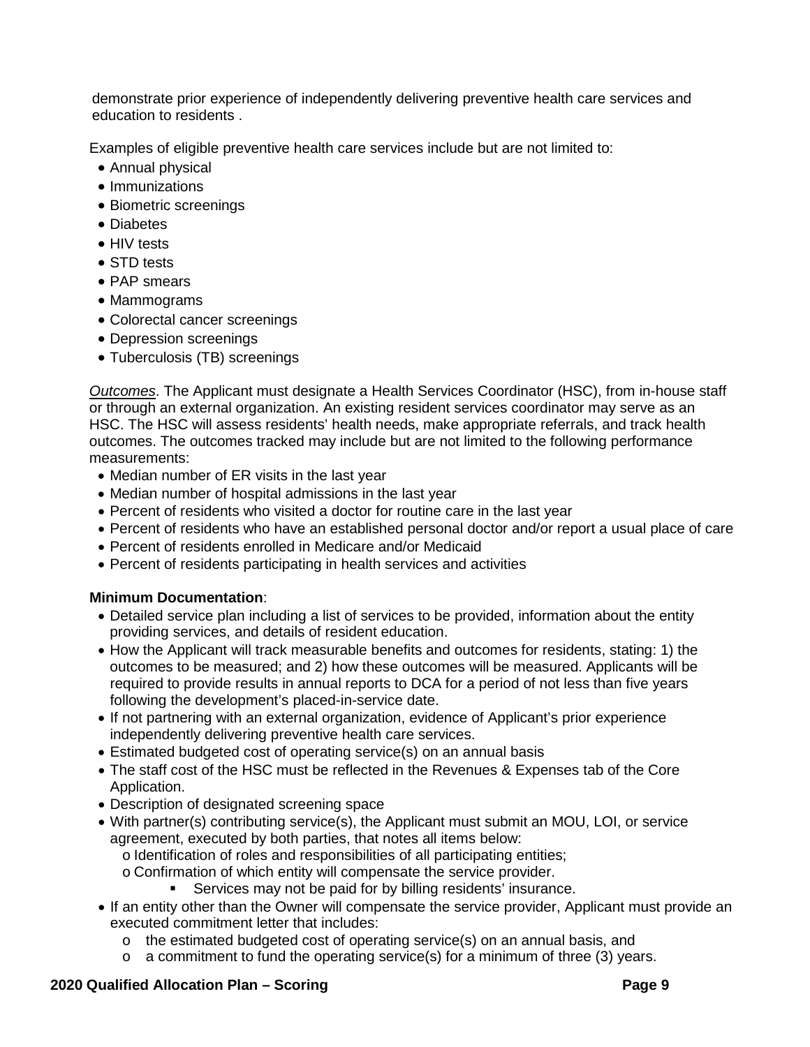demonstrate prior experience of independently delivering preventive health care services and education to residents .

Examples of eligible preventive health care services include but are not limited to:

- Annual physical
- Immunizations
- Biometric screenings
- Diabetes
- HIV tests
- STD tests
- PAP smears
- Mammograms
- Colorectal cancer screenings
- Depression screenings
- Tuberculosis (TB) screenings

*Outcomes*. The Applicant must designate a Health Services Coordinator (HSC), from in-house staff or through an external organization. An existing resident services coordinator may serve as an HSC. The HSC will assess residents' health needs, make appropriate referrals, and track health outcomes. The outcomes tracked may include but are not limited to the following performance measurements:

- Median number of ER visits in the last year
- Median number of hospital admissions in the last year
- Percent of residents who visited a doctor for routine care in the last year
- Percent of residents who have an established personal doctor and/or report a usual place of care
- Percent of residents enrolled in Medicare and/or Medicaid
- Percent of residents participating in health services and activities

**Minimum Documentation**:

- Detailed service plan including a list of services to be provided, information about the entity providing services, and details of resident education.
- How the Applicant will track measurable benefits and outcomes for residents, stating: 1) the outcomes to be measured; and 2) how these outcomes will be measured. Applicants will be required to provide results in annual reports to DCA for a period of not less than five years following the development's placed-in-service date.
- If not partnering with an external organization, evidence of Applicant's prior experience independently delivering preventive health care services.
- Estimated budgeted cost of operating service(s) on an annual basis
- The staff cost of the HSC must be reflected in the Revenues & Expenses tab of the Core Application.
- Description of designated screening space
- With partner(s) contributing service(s), the Applicant must submit an MOU, LOI, or service agreement, executed by both parties, that notes all items below:
  - Identification of roles and responsibilities of all participating entities;
  - Confirmation of which entity will compensate the service provider.
    - Services may not be paid for by billing residents' insurance.
- If an entity other than the Owner will compensate the service provider, Applicant must provide an executed commitment letter that includes:
  - the estimated budgeted cost of operating service(s) on an annual basis, and
  - a commitment to fund the operating service(s) for a minimum of three (3) years.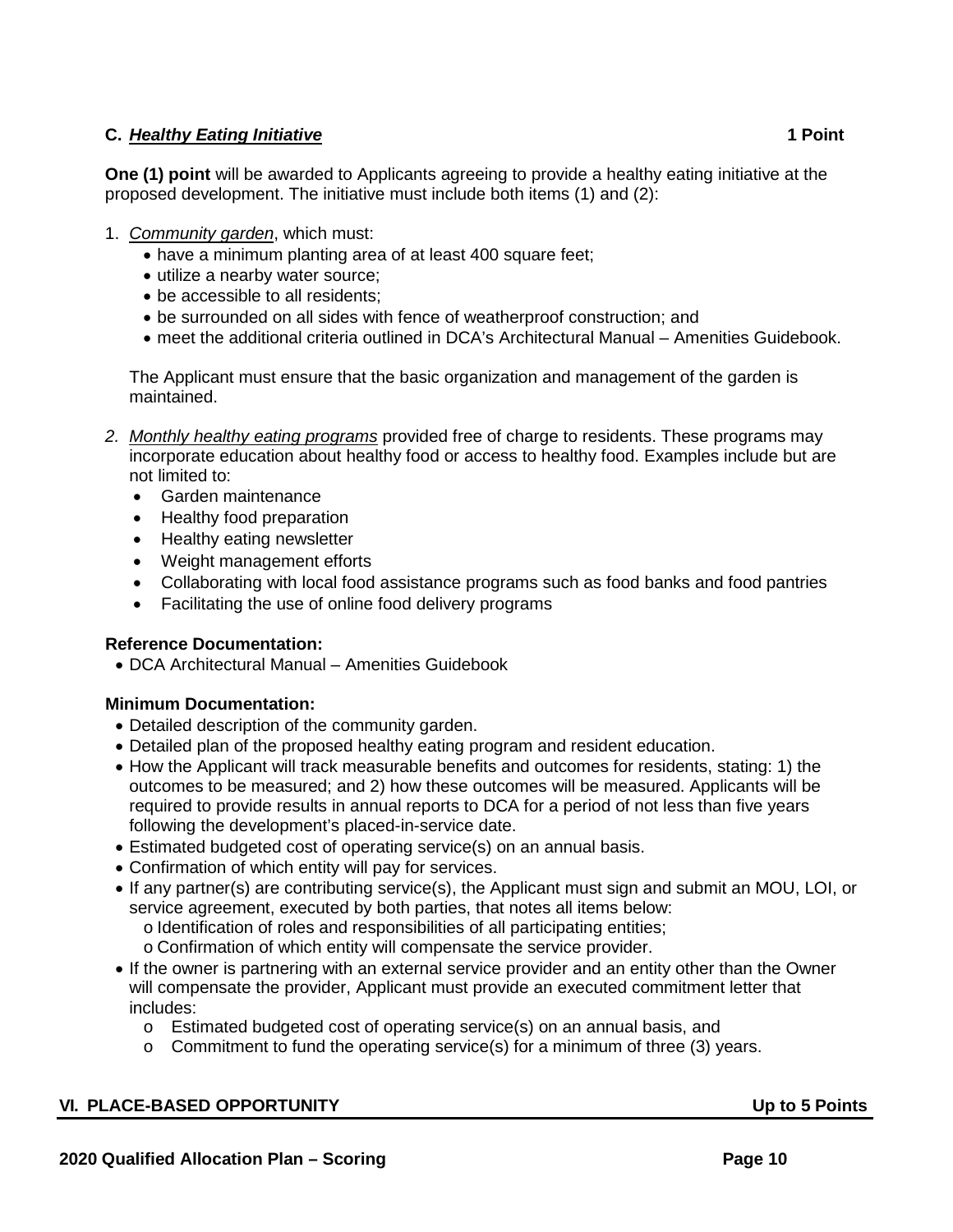### C. ***Healthy Eating Initiative*** **1 Point**

**One (1) point** will be awarded to Applicants agreeing to provide a healthy eating initiative at the proposed development. The initiative must include both items (1) and (2):

1. *Community garden*, which must:
   - have a minimum planting area of at least 400 square feet;
   - utilize a nearby water source;
   - be accessible to all residents;
   - be surrounded on all sides with fence of weatherproof construction; and
   - meet the additional criteria outlined in DCA's Architectural Manual – Amenities Guidebook.

   The Applicant must ensure that the basic organization and management of the garden is maintained.

2. *Monthly healthy eating programs* provided free of charge to residents. These programs may incorporate education about healthy food or access to healthy food. Examples include but are not limited to:
   - Garden maintenance
   - Healthy food preparation
   - Healthy eating newsletter
   - Weight management efforts
   - Collaborating with local food assistance programs such as food banks and food pantries
   - Facilitating the use of online food delivery programs

**Reference Documentation:**

- DCA Architectural Manual – Amenities Guidebook

**Minimum Documentation:**

- Detailed description of the community garden.
- Detailed plan of the proposed healthy eating program and resident education.
- How the Applicant will track measurable benefits and outcomes for residents, stating: 1) the outcomes to be measured; and 2) how these outcomes will be measured. Applicants will be required to provide results in annual reports to DCA for a period of not less than five years following the development's placed-in-service date.
- Estimated budgeted cost of operating service(s) on an annual basis.
- Confirmation of which entity will pay for services.
- If any partner(s) are contributing service(s), the Applicant must sign and submit an MOU, LOI, or service agreement, executed by both parties, that notes all items below:
  - Identification of roles and responsibilities of all participating entities;
  - Confirmation of which entity will compensate the service provider.
- If the owner is partnering with an external service provider and an entity other than the Owner will compensate the provider, Applicant must provide an executed commitment letter that includes:
  - Estimated budgeted cost of operating service(s) on an annual basis, and
  - Commitment to fund the operating service(s) for a minimum of three (3) years.

## VI. PLACE-BASED OPPORTUNITY **Up to 5 Points**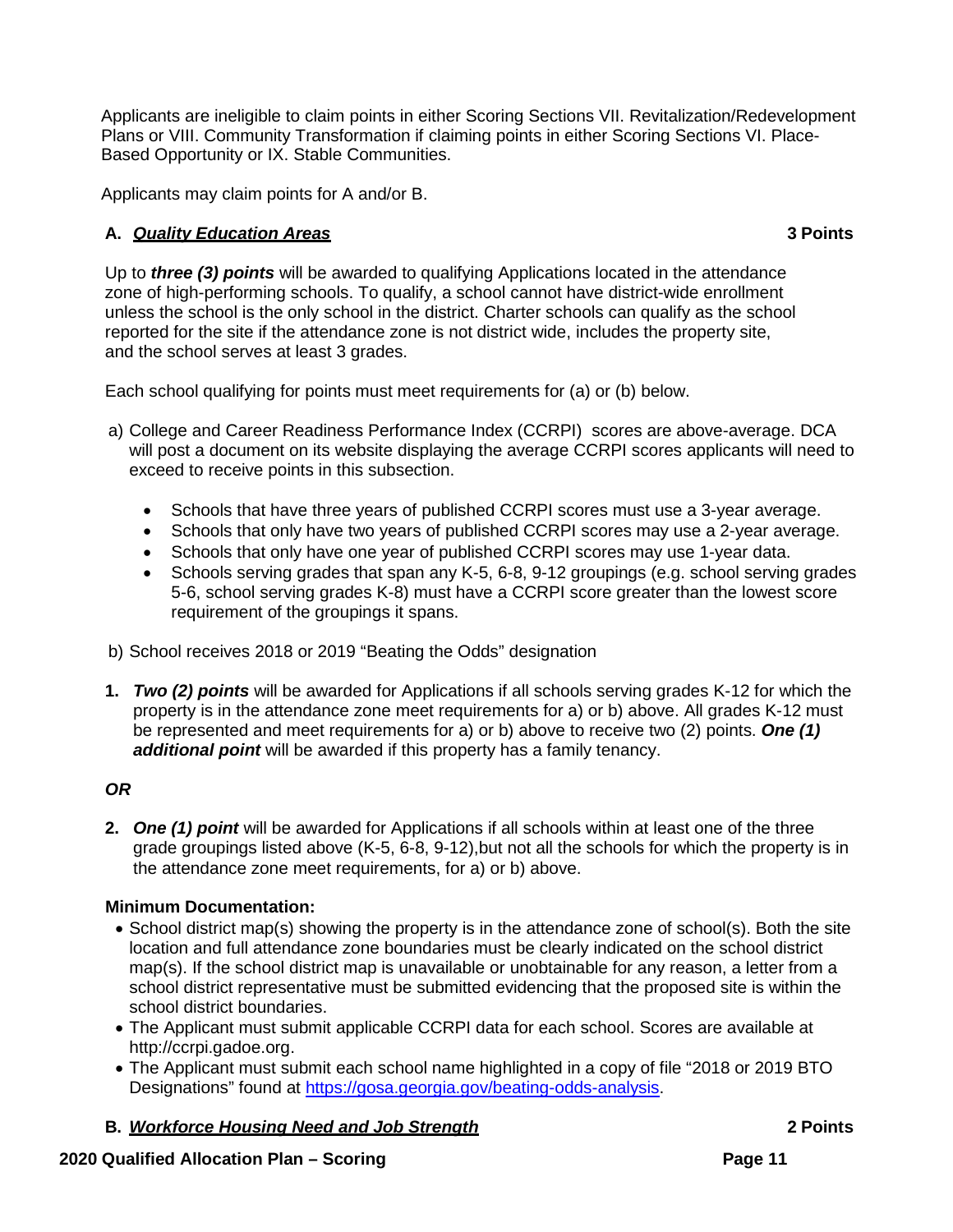Applicants are ineligible to claim points in either Scoring Sections VII. Revitalization/Redevelopment Plans or VIII. Community Transformation if claiming points in either Scoring Sections VI. Place-Based Opportunity or IX. Stable Communities.

Applicants may claim points for A and/or B.

**A. *Quality Education Areas*** **3 Points**

Up to ***three (3) points*** will be awarded to qualifying Applications located in the attendance zone of high-performing schools. To qualify, a school cannot have district-wide enrollment unless the school is the only school in the district. Charter schools can qualify as the school reported for the site if the attendance zone is not district wide, includes the property site, and the school serves at least 3 grades.

Each school qualifying for points must meet requirements for (a) or (b) below.

a) College and Career Readiness Performance Index (CCRPI) scores are above-average. DCA will post a document on its website displaying the average CCRPI scores applicants will need to exceed to receive points in this subsection.

- Schools that have three years of published CCRPI scores must use a 3-year average.
- Schools that only have two years of published CCRPI scores may use a 2-year average.
- Schools that only have one year of published CCRPI scores may use 1-year data.
- Schools serving grades that span any K-5, 6-8, 9-12 groupings (e.g. school serving grades 5-6, school serving grades K-8) must have a CCRPI score greater than the lowest score requirement of the groupings it spans.

b) School receives 2018 or 2019 "Beating the Odds" designation

1. ***Two (2) points*** will be awarded for Applications if all schools serving grades K-12 for which the property is in the attendance zone meet requirements for a) or b) above. All grades K-12 must be represented and meet requirements for a) or b) above to receive two (2) points. ***One (1) additional point*** will be awarded if this property has a family tenancy.

***OR***

2. ***One (1) point*** will be awarded for Applications if all schools within at least one of the three grade groupings listed above (K-5, 6-8, 9-12),but not all the schools for which the property is in the attendance zone meet requirements, for a) or b) above.

**Minimum Documentation:**

- School district map(s) showing the property is in the attendance zone of school(s). Both the site location and full attendance zone boundaries must be clearly indicated on the school district map(s). If the school district map is unavailable or unobtainable for any reason, a letter from a school district representative must be submitted evidencing that the proposed site is within the school district boundaries.
- The Applicant must submit applicable CCRPI data for each school. Scores are available at http://ccrpi.gadoe.org.
- The Applicant must submit each school name highlighted in a copy of file "2018 or 2019 BTO Designations" found at https://gosa.georgia.gov/beating-odds-analysis.

**B. *Workforce Housing Need and Job Strength*** **2 Points**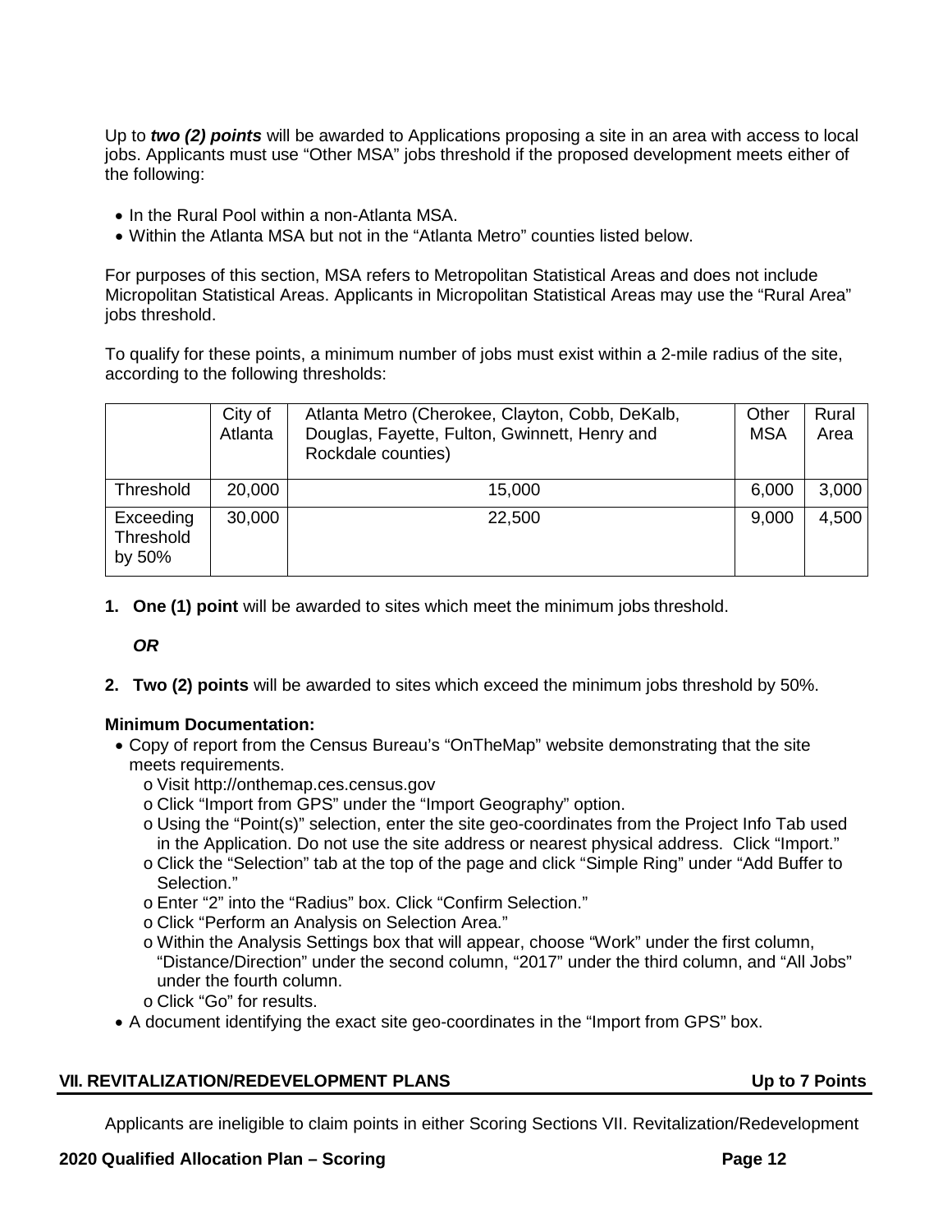Up to ***two (2) points*** will be awarded to Applications proposing a site in an area with access to local jobs. Applicants must use "Other MSA" jobs threshold if the proposed development meets either of the following:

- In the Rural Pool within a non-Atlanta MSA.
- Within the Atlanta MSA but not in the "Atlanta Metro" counties listed below.

For purposes of this section, MSA refers to Metropolitan Statistical Areas and does not include Micropolitan Statistical Areas. Applicants in Micropolitan Statistical Areas may use the "Rural Area" jobs threshold.

To qualify for these points, a minimum number of jobs must exist within a 2-mile radius of the site, according to the following thresholds:

| | City of Atlanta | Atlanta Metro (Cherokee, Clayton, Cobb, DeKalb, Douglas, Fayette, Fulton, Gwinnett, Henry and Rockdale counties) | Other MSA | Rural Area |
|---|---|---|---|---|
| Threshold | 20,000 | 15,000 | 6,000 | 3,000 |
| Exceeding Threshold by 50% | 30,000 | 22,500 | 9,000 | 4,500 |

1. **One (1) point** will be awarded to sites which meet the minimum jobs threshold.

   ***OR***

2. **Two (2) points** will be awarded to sites which exceed the minimum jobs threshold by 50%.

**Minimum Documentation:**

- Copy of report from the Census Bureau's "OnTheMap" website demonstrating that the site meets requirements.
  - o Visit http://onthemap.ces.census.gov
  - o Click "Import from GPS" under the "Import Geography" option.
  - o Using the "Point(s)" selection, enter the site geo-coordinates from the Project Info Tab used in the Application. Do not use the site address or nearest physical address. Click "Import."
  - o Click the "Selection" tab at the top of the page and click "Simple Ring" under "Add Buffer to Selection."
  - o Enter "2" into the "Radius" box. Click "Confirm Selection."
  - o Click "Perform an Analysis on Selection Area."
  - o Within the Analysis Settings box that will appear, choose "Work" under the first column, "Distance/Direction" under the second column, "2017" under the third column, and "All Jobs" under the fourth column.
  - o Click "Go" for results.
- A document identifying the exact site geo-coordinates in the "Import from GPS" box.

## VII. REVITALIZATION/REDEVELOPMENT PLANS — Up to 7 Points

Applicants are ineligible to claim points in either Scoring Sections VII. Revitalization/Redevelopment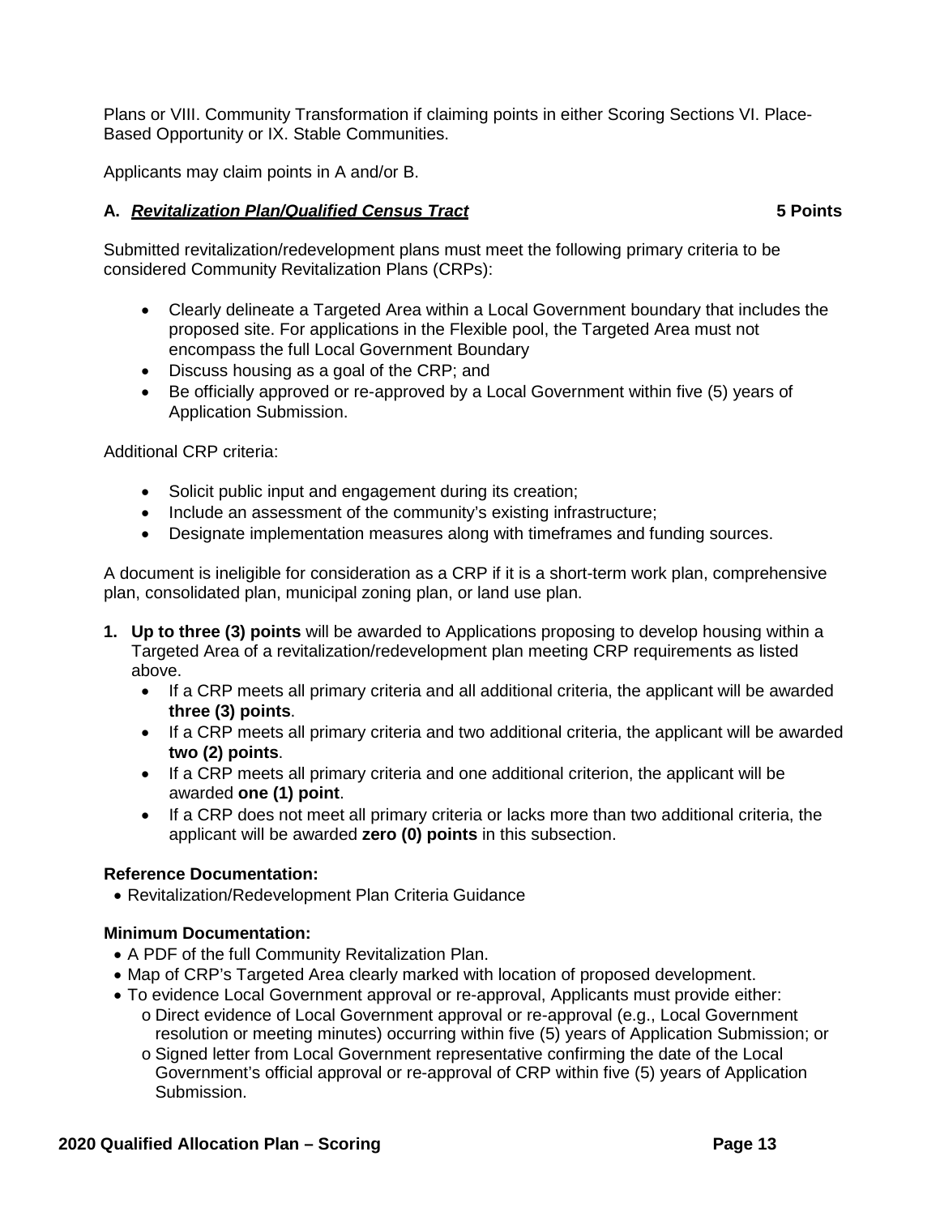Plans or VIII. Community Transformation if claiming points in either Scoring Sections VI. Place-Based Opportunity or IX. Stable Communities.

Applicants may claim points in A and/or B.

**A. *Revitalization Plan/Qualified Census Tract*** **5 Points**

Submitted revitalization/redevelopment plans must meet the following primary criteria to be considered Community Revitalization Plans (CRPs):

- Clearly delineate a Targeted Area within a Local Government boundary that includes the proposed site. For applications in the Flexible pool, the Targeted Area must not encompass the full Local Government Boundary
- Discuss housing as a goal of the CRP; and
- Be officially approved or re-approved by a Local Government within five (5) years of Application Submission.

Additional CRP criteria:

- Solicit public input and engagement during its creation;
- Include an assessment of the community's existing infrastructure;
- Designate implementation measures along with timeframes and funding sources.

A document is ineligible for consideration as a CRP if it is a short-term work plan, comprehensive plan, consolidated plan, municipal zoning plan, or land use plan.

1. **Up to three (3) points** will be awarded to Applications proposing to develop housing within a Targeted Area of a revitalization/redevelopment plan meeting CRP requirements as listed above.
    - If a CRP meets all primary criteria and all additional criteria, the applicant will be awarded **three (3) points**.
    - If a CRP meets all primary criteria and two additional criteria, the applicant will be awarded **two (2) points**.
    - If a CRP meets all primary criteria and one additional criterion, the applicant will be awarded **one (1) point**.
    - If a CRP does not meet all primary criteria or lacks more than two additional criteria, the applicant will be awarded **zero (0) points** in this subsection.

**Reference Documentation:**

- Revitalization/Redevelopment Plan Criteria Guidance

**Minimum Documentation:**

- A PDF of the full Community Revitalization Plan.
- Map of CRP's Targeted Area clearly marked with location of proposed development.
- To evidence Local Government approval or re-approval, Applicants must provide either:
    - Direct evidence of Local Government approval or re-approval (e.g., Local Government resolution or meeting minutes) occurring within five (5) years of Application Submission; or
    - Signed letter from Local Government representative confirming the date of the Local Government's official approval or re-approval of CRP within five (5) years of Application Submission.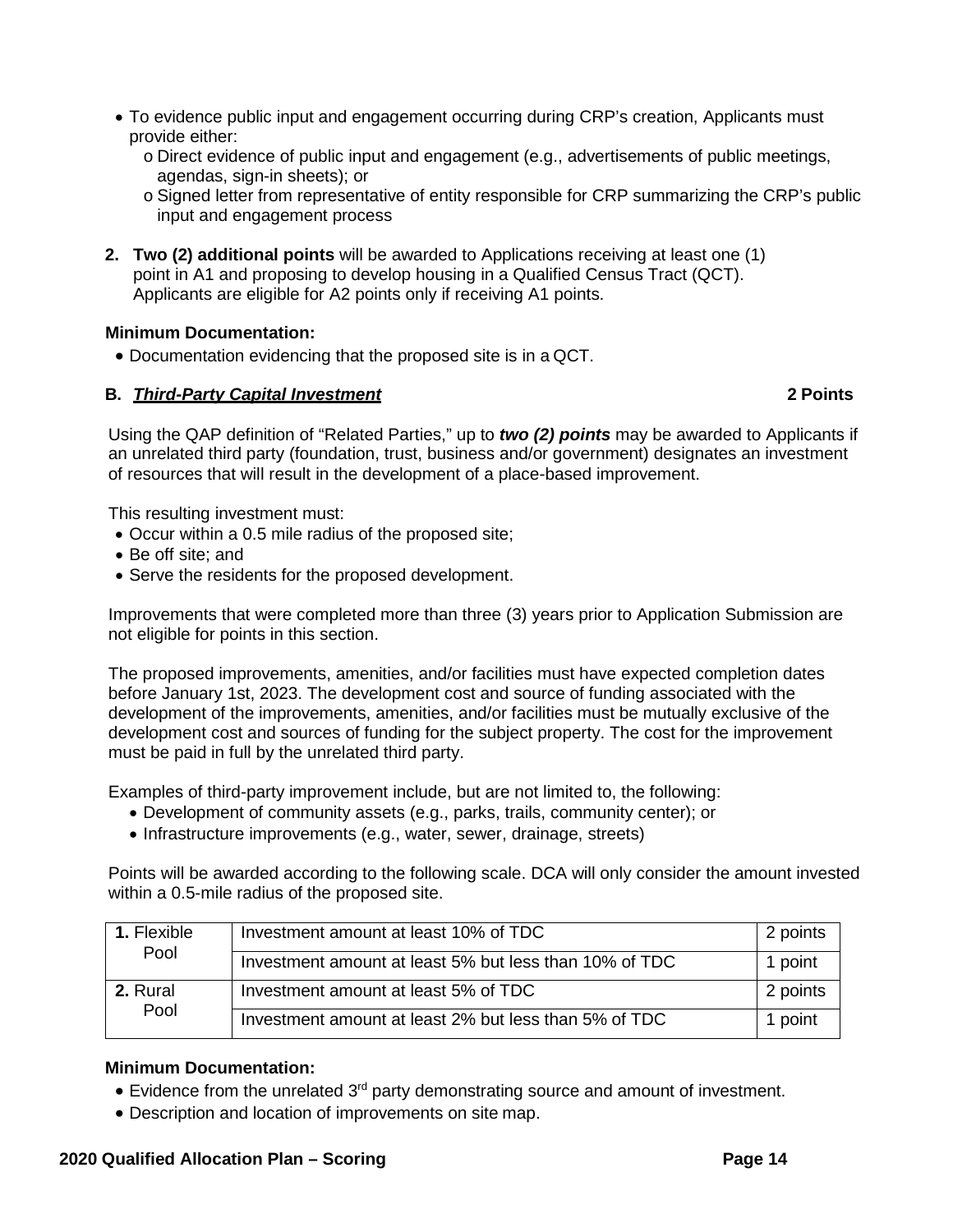- To evidence public input and engagement occurring during CRP's creation, Applicants must provide either:
  - Direct evidence of public input and engagement (e.g., advertisements of public meetings, agendas, sign-in sheets); or
  - Signed letter from representative of entity responsible for CRP summarizing the CRP's public input and engagement process

2. **Two (2) additional points** will be awarded to Applications receiving at least one (1) point in A1 and proposing to develop housing in a Qualified Census Tract (QCT). Applicants are eligible for A2 points only if receiving A1 points.

**Minimum Documentation:**

- Documentation evidencing that the proposed site is in a QCT.

**B. *Third-Party Capital Investment*** **2 Points**

Using the QAP definition of "Related Parties," up to ***two (2) points*** may be awarded to Applicants if an unrelated third party (foundation, trust, business and/or government) designates an investment of resources that will result in the development of a place-based improvement.

This resulting investment must:

- Occur within a 0.5 mile radius of the proposed site;
- Be off site; and
- Serve the residents for the proposed development.

Improvements that were completed more than three (3) years prior to Application Submission are not eligible for points in this section.

The proposed improvements, amenities, and/or facilities must have expected completion dates before January 1st, 2023. The development cost and source of funding associated with the development of the improvements, amenities, and/or facilities must be mutually exclusive of the development cost and sources of funding for the subject property. The cost for the improvement must be paid in full by the unrelated third party.

Examples of third-party improvement include, but are not limited to, the following:

- Development of community assets (e.g., parks, trails, community center); or
- Infrastructure improvements (e.g., water, sewer, drainage, streets)

Points will be awarded according to the following scale. DCA will only consider the amount invested within a 0.5-mile radius of the proposed site.

| | | |
|---|---|---|
| **1.** Flexible Pool | Investment amount at least 10% of TDC | 2 points |
| | Investment amount at least 5% but less than 10% of TDC | 1 point |
| **2.** Rural Pool | Investment amount at least 5% of TDC | 2 points |
| | Investment amount at least 2% but less than 5% of TDC | 1 point |

**Minimum Documentation:**

- Evidence from the unrelated 3rd party demonstrating source and amount of investment.
- Description and location of improvements on site map.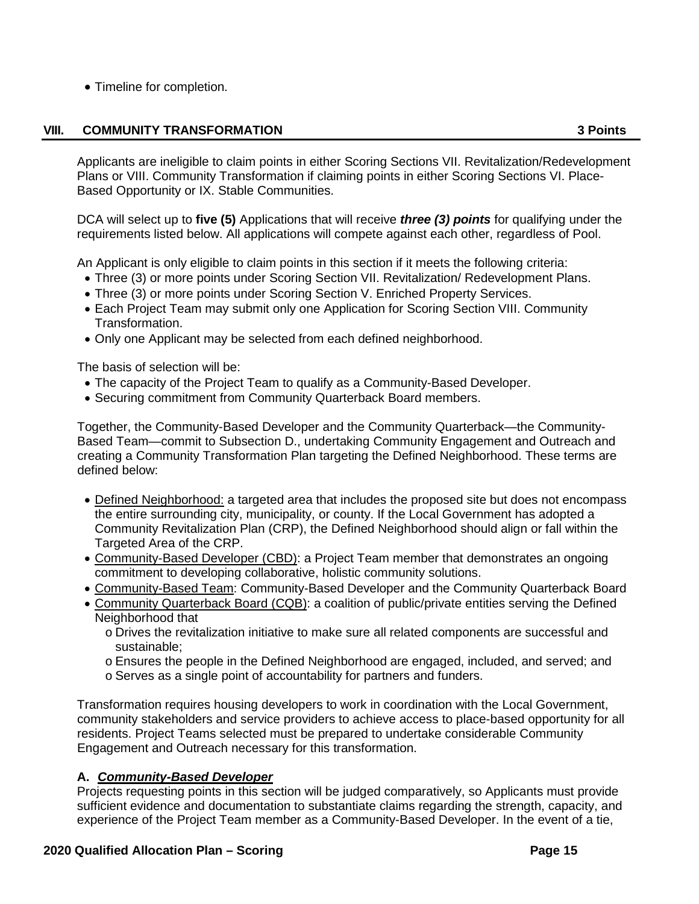- Timeline for completion.

## VIII. COMMUNITY TRANSFORMATION 3 Points

Applicants are ineligible to claim points in either Scoring Sections VII. Revitalization/Redevelopment Plans or VIII. Community Transformation if claiming points in either Scoring Sections VI. Place-Based Opportunity or IX. Stable Communities.

DCA will select up to **five (5)** Applications that will receive ***three (3) points*** for qualifying under the requirements listed below. All applications will compete against each other, regardless of Pool.

An Applicant is only eligible to claim points in this section if it meets the following criteria:

- Three (3) or more points under Scoring Section VII. Revitalization/ Redevelopment Plans.
- Three (3) or more points under Scoring Section V. Enriched Property Services.
- Each Project Team may submit only one Application for Scoring Section VIII. Community Transformation.
- Only one Applicant may be selected from each defined neighborhood.

The basis of selection will be:

- The capacity of the Project Team to qualify as a Community-Based Developer.
- Securing commitment from Community Quarterback Board members.

Together, the Community-Based Developer and the Community Quarterback—the Community-Based Team—commit to Subsection D., undertaking Community Engagement and Outreach and creating a Community Transformation Plan targeting the Defined Neighborhood. These terms are defined below:

- Defined Neighborhood: a targeted area that includes the proposed site but does not encompass the entire surrounding city, municipality, or county. If the Local Government has adopted a Community Revitalization Plan (CRP), the Defined Neighborhood should align or fall within the Targeted Area of the CRP.
- Community-Based Developer (CBD): a Project Team member that demonstrates an ongoing commitment to developing collaborative, holistic community solutions.
- Community-Based Team: Community-Based Developer and the Community Quarterback Board
- Community Quarterback Board (CQB): a coalition of public/private entities serving the Defined Neighborhood that
  - Drives the revitalization initiative to make sure all related components are successful and sustainable;
  - Ensures the people in the Defined Neighborhood are engaged, included, and served; and
  - Serves as a single point of accountability for partners and funders.

Transformation requires housing developers to work in coordination with the Local Government, community stakeholders and service providers to achieve access to place-based opportunity for all residents. Project Teams selected must be prepared to undertake considerable Community Engagement and Outreach necessary for this transformation.

### A. ***Community-Based Developer***

Projects requesting points in this section will be judged comparatively, so Applicants must provide sufficient evidence and documentation to substantiate claims regarding the strength, capacity, and experience of the Project Team member as a Community-Based Developer. In the event of a tie,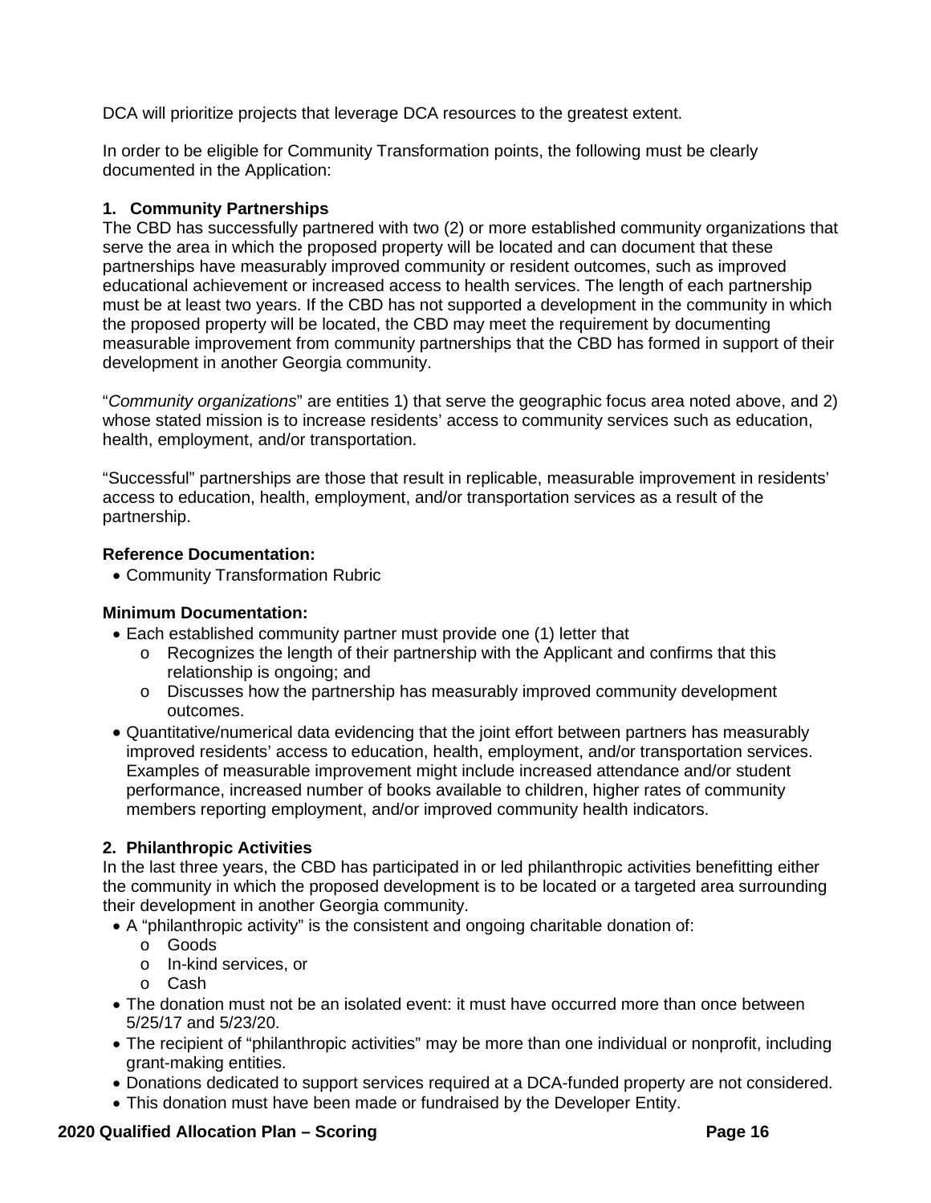DCA will prioritize projects that leverage DCA resources to the greatest extent.

In order to be eligible for Community Transformation points, the following must be clearly documented in the Application:

**1. Community Partnerships**

The CBD has successfully partnered with two (2) or more established community organizations that serve the area in which the proposed property will be located and can document that these partnerships have measurably improved community or resident outcomes, such as improved educational achievement or increased access to health services. The length of each partnership must be at least two years. If the CBD has not supported a development in the community in which the proposed property will be located, the CBD may meet the requirement by documenting measurable improvement from community partnerships that the CBD has formed in support of their development in another Georgia community.

"*Community organizations*" are entities 1) that serve the geographic focus area noted above, and 2) whose stated mission is to increase residents' access to community services such as education, health, employment, and/or transportation.

"Successful" partnerships are those that result in replicable, measurable improvement in residents' access to education, health, employment, and/or transportation services as a result of the partnership.

**Reference Documentation:**

- Community Transformation Rubric

**Minimum Documentation:**

- Each established community partner must provide one (1) letter that
  - Recognizes the length of their partnership with the Applicant and confirms that this relationship is ongoing; and
  - Discusses how the partnership has measurably improved community development outcomes.
- Quantitative/numerical data evidencing that the joint effort between partners has measurably improved residents' access to education, health, employment, and/or transportation services. Examples of measurable improvement might include increased attendance and/or student performance, increased number of books available to children, higher rates of community members reporting employment, and/or improved community health indicators.

**2. Philanthropic Activities**

In the last three years, the CBD has participated in or led philanthropic activities benefitting either the community in which the proposed development is to be located or a targeted area surrounding their development in another Georgia community.

- A "philanthropic activity" is the consistent and ongoing charitable donation of:
  - Goods
  - In-kind services, or
  - Cash
- The donation must not be an isolated event: it must have occurred more than once between 5/25/17 and 5/23/20.
- The recipient of "philanthropic activities" may be more than one individual or nonprofit, including grant-making entities.
- Donations dedicated to support services required at a DCA-funded property are not considered.
- This donation must have been made or fundraised by the Developer Entity.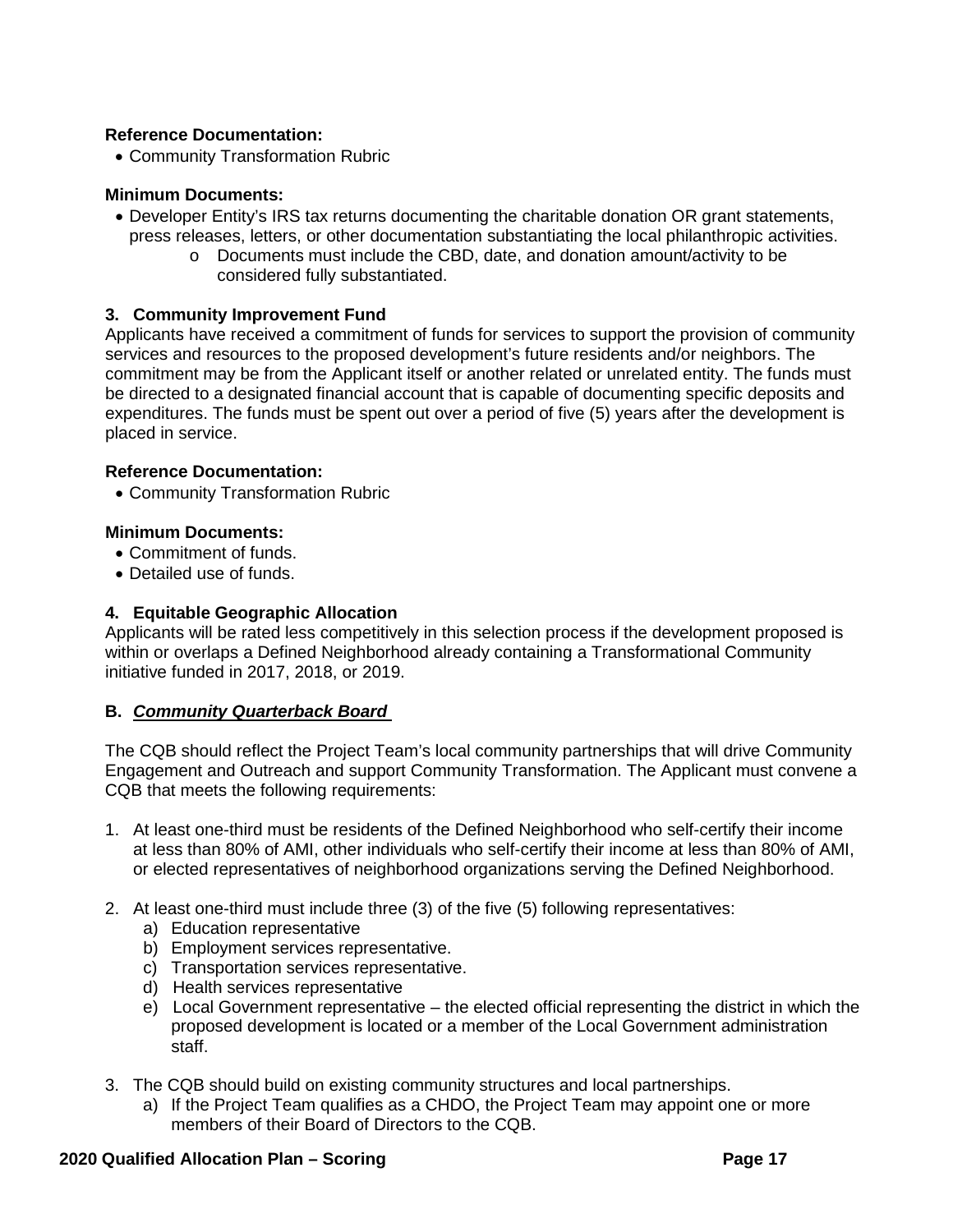**Reference Documentation:**

- Community Transformation Rubric

**Minimum Documents:**

- Developer Entity's IRS tax returns documenting the charitable donation OR grant statements, press releases, letters, or other documentation substantiating the local philanthropic activities.
    - o Documents must include the CBD, date, and donation amount/activity to be considered fully substantiated.

**3. Community Improvement Fund**

Applicants have received a commitment of funds for services to support the provision of community services and resources to the proposed development's future residents and/or neighbors. The commitment may be from the Applicant itself or another related or unrelated entity. The funds must be directed to a designated financial account that is capable of documenting specific deposits and expenditures. The funds must be spent out over a period of five (5) years after the development is placed in service.

**Reference Documentation:**

- Community Transformation Rubric

**Minimum Documents:**

- Commitment of funds.
- Detailed use of funds.

**4. Equitable Geographic Allocation**

Applicants will be rated less competitively in this selection process if the development proposed is within or overlaps a Defined Neighborhood already containing a Transformational Community initiative funded in 2017, 2018, or 2019.

**B. _Community Quarterback Board_**

The CQB should reflect the Project Team's local community partnerships that will drive Community Engagement and Outreach and support Community Transformation. The Applicant must convene a CQB that meets the following requirements:

1. At least one-third must be residents of the Defined Neighborhood who self-certify their income at less than 80% of AMI, other individuals who self-certify their income at less than 80% of AMI, or elected representatives of neighborhood organizations serving the Defined Neighborhood.
2. At least one-third must include three (3) of the five (5) following representatives:
    a) Education representative
    b) Employment services representative.
    c) Transportation services representative.
    d) Health services representative
    e) Local Government representative – the elected official representing the district in which the proposed development is located or a member of the Local Government administration staff.
3. The CQB should build on existing community structures and local partnerships.
    a) If the Project Team qualifies as a CHDO, the Project Team may appoint one or more members of their Board of Directors to the CQB.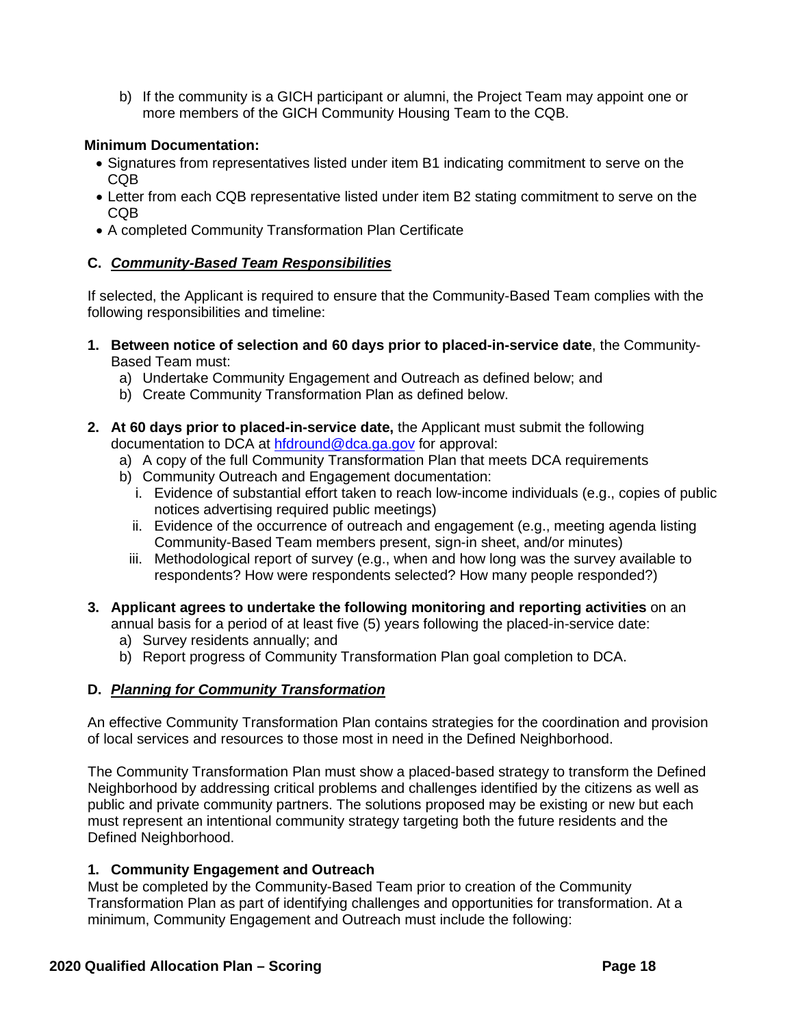b) If the community is a GICH participant or alumni, the Project Team may appoint one or more members of the GICH Community Housing Team to the CQB.

**Minimum Documentation:**

- Signatures from representatives listed under item B1 indicating commitment to serve on the CQB
- Letter from each CQB representative listed under item B2 stating commitment to serve on the CQB
- A completed Community Transformation Plan Certificate

### C. ***Community-Based Team Responsibilities***

If selected, the Applicant is required to ensure that the Community-Based Team complies with the following responsibilities and timeline:

1. **Between notice of selection and 60 days prior to placed-in-service date**, the Community-Based Team must:
   a) Undertake Community Engagement and Outreach as defined below; and
   b) Create Community Transformation Plan as defined below.

2. **At 60 days prior to placed-in-service date,** the Applicant must submit the following documentation to DCA at hfdround@dca.ga.gov for approval:
   a) A copy of the full Community Transformation Plan that meets DCA requirements
   b) Community Outreach and Engagement documentation:
      i. Evidence of substantial effort taken to reach low-income individuals (e.g., copies of public notices advertising required public meetings)
      ii. Evidence of the occurrence of outreach and engagement (e.g., meeting agenda listing Community-Based Team members present, sign-in sheet, and/or minutes)
      iii. Methodological report of survey (e.g., when and how long was the survey available to respondents? How were respondents selected? How many people responded?)

3. **Applicant agrees to undertake the following monitoring and reporting activities** on an annual basis for a period of at least five (5) years following the placed-in-service date:
   a) Survey residents annually; and
   b) Report progress of Community Transformation Plan goal completion to DCA.

### D. ***Planning for Community Transformation***

An effective Community Transformation Plan contains strategies for the coordination and provision of local services and resources to those most in need in the Defined Neighborhood.

The Community Transformation Plan must show a placed-based strategy to transform the Defined Neighborhood by addressing critical problems and challenges identified by the citizens as well as public and private community partners. The solutions proposed may be existing or new but each must represent an intentional community strategy targeting both the future residents and the Defined Neighborhood.

#### 1. Community Engagement and Outreach

Must be completed by the Community-Based Team prior to creation of the Community Transformation Plan as part of identifying challenges and opportunities for transformation. At a minimum, Community Engagement and Outreach must include the following: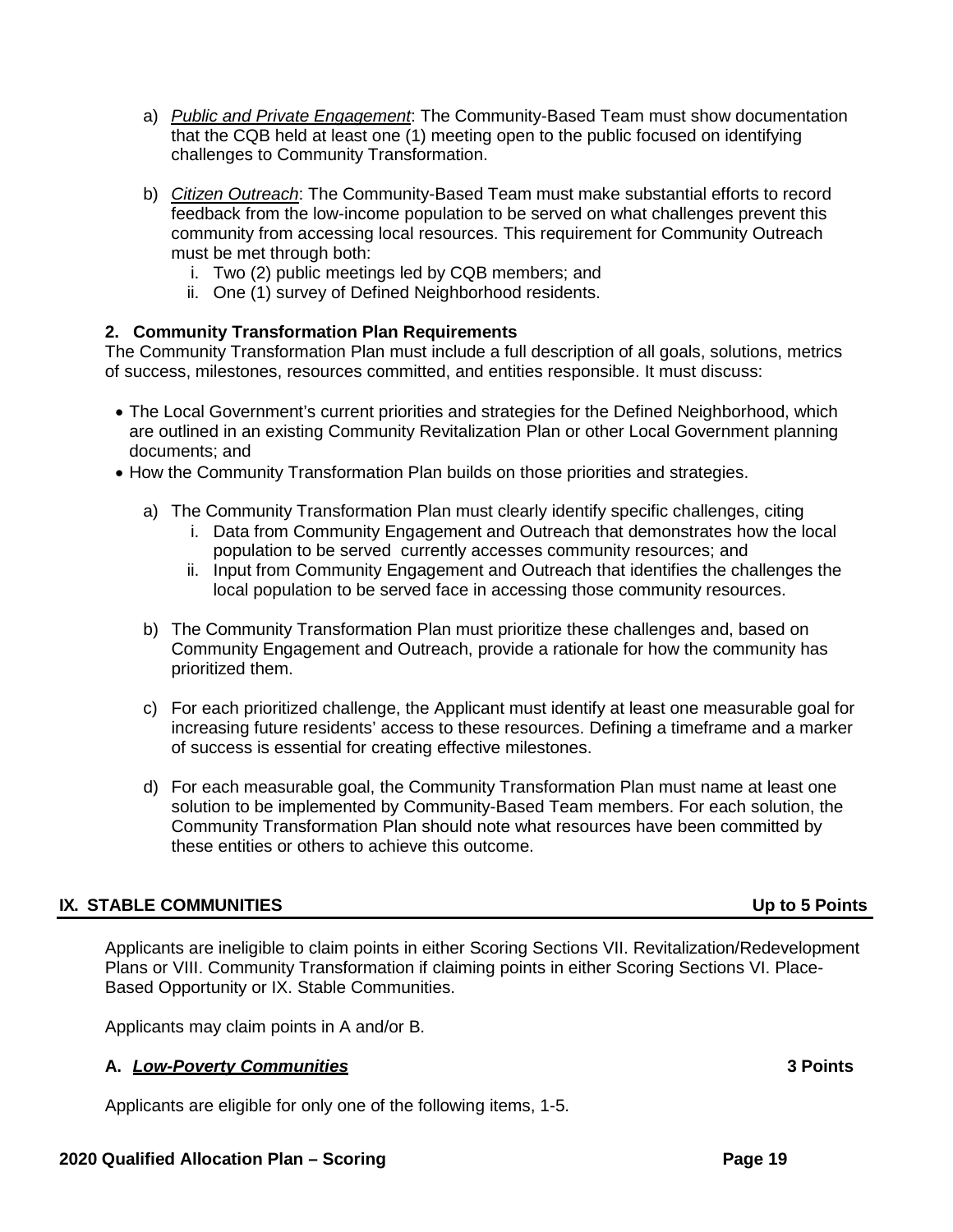a) *Public and Private Engagement*: The Community-Based Team must show documentation that the CQB held at least one (1) meeting open to the public focused on identifying challenges to Community Transformation.

b) *Citizen Outreach*: The Community-Based Team must make substantial efforts to record feedback from the low-income population to be served on what challenges prevent this community from accessing local resources. This requirement for Community Outreach must be met through both:
   i. Two (2) public meetings led by CQB members; and
   ii. One (1) survey of Defined Neighborhood residents.

**2. Community Transformation Plan Requirements**

The Community Transformation Plan must include a full description of all goals, solutions, metrics of success, milestones, resources committed, and entities responsible. It must discuss:

- The Local Government's current priorities and strategies for the Defined Neighborhood, which are outlined in an existing Community Revitalization Plan or other Local Government planning documents; and
- How the Community Transformation Plan builds on those priorities and strategies.

a) The Community Transformation Plan must clearly identify specific challenges, citing
   i. Data from Community Engagement and Outreach that demonstrates how the local population to be served currently accesses community resources; and
   ii. Input from Community Engagement and Outreach that identifies the challenges the local population to be served face in accessing those community resources.

b) The Community Transformation Plan must prioritize these challenges and, based on Community Engagement and Outreach, provide a rationale for how the community has prioritized them.

c) For each prioritized challenge, the Applicant must identify at least one measurable goal for increasing future residents' access to these resources. Defining a timeframe and a marker of success is essential for creating effective milestones.

d) For each measurable goal, the Community Transformation Plan must name at least one solution to be implemented by Community-Based Team members. For each solution, the Community Transformation Plan should note what resources have been committed by these entities or others to achieve this outcome.

## IX. STABLE COMMUNITIES — Up to 5 Points

Applicants are ineligible to claim points in either Scoring Sections VII. Revitalization/Redevelopment Plans or VIII. Community Transformation if claiming points in either Scoring Sections VI. Place-Based Opportunity or IX. Stable Communities.

Applicants may claim points in A and/or B.

### A. *Low-Poverty Communities* — 3 Points

Applicants are eligible for only one of the following items, 1-5.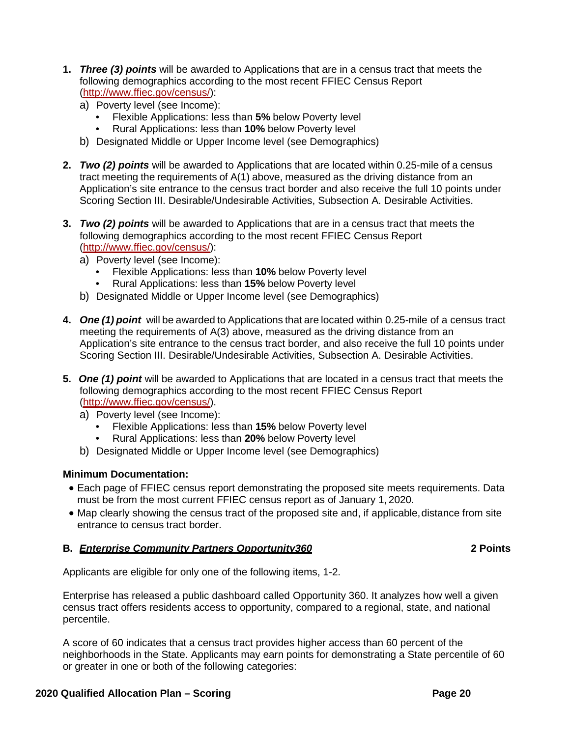1. ***Three (3) points*** will be awarded to Applications that are in a census tract that meets the following demographics according to the most recent FFIEC Census Report (http://www.ffiec.gov/census/):
   a) Poverty level (see Income):
      - Flexible Applications: less than **5%** below Poverty level
      - Rural Applications: less than **10%** below Poverty level
   
   b) Designated Middle or Upper Income level (see Demographics)

2. ***Two (2) points*** will be awarded to Applications that are located within 0.25-mile of a census tract meeting the requirements of A(1) above, measured as the driving distance from an Application's site entrance to the census tract border and also receive the full 10 points under Scoring Section III. Desirable/Undesirable Activities, Subsection A. Desirable Activities.

3. ***Two (2) points*** will be awarded to Applications that are in a census tract that meets the following demographics according to the most recent FFIEC Census Report (http://www.ffiec.gov/census/):
   a) Poverty level (see Income):
      - Flexible Applications: less than **10%** below Poverty level
      - Rural Applications: less than **15%** below Poverty level
   
   b) Designated Middle or Upper Income level (see Demographics)

4. ***One (1) point*** will be awarded to Applications that are located within 0.25-mile of a census tract meeting the requirements of A(3) above, measured as the driving distance from an Application's site entrance to the census tract border, and also receive the full 10 points under Scoring Section III. Desirable/Undesirable Activities, Subsection A. Desirable Activities.

5. ***One (1) point*** will be awarded to Applications that are located in a census tract that meets the following demographics according to the most recent FFIEC Census Report (http://www.ffiec.gov/census/).
   a) Poverty level (see Income):
      - Flexible Applications: less than **15%** below Poverty level
      - Rural Applications: less than **20%** below Poverty level
   
   b) Designated Middle or Upper Income level (see Demographics)

**Minimum Documentation:**

- Each page of FFIEC census report demonstrating the proposed site meets requirements. Data must be from the most current FFIEC census report as of January 1, 2020.
- Map clearly showing the census tract of the proposed site and, if applicable, distance from site entrance to census tract border.

### B. ***Enterprise Community Partners Opportunity360*** — 2 Points

Applicants are eligible for only one of the following items, 1-2.

Enterprise has released a public dashboard called Opportunity 360. It analyzes how well a given census tract offers residents access to opportunity, compared to a regional, state, and national percentile.

A score of 60 indicates that a census tract provides higher access than 60 percent of the neighborhoods in the State. Applicants may earn points for demonstrating a State percentile of 60 or greater in one or both of the following categories: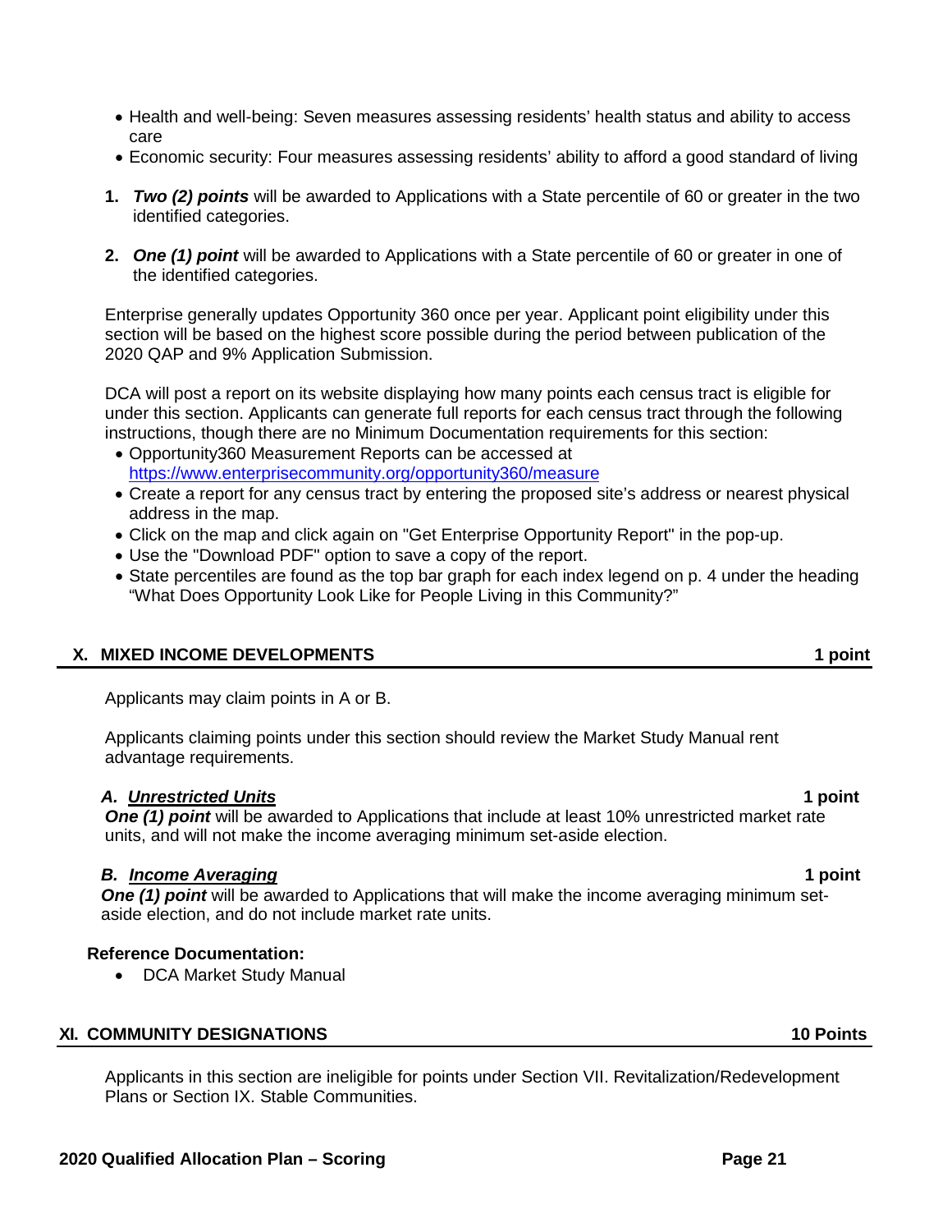- Health and well-being: Seven measures assessing residents' health status and ability to access care
- Economic security: Four measures assessing residents' ability to afford a good standard of living

1. ***Two (2) points*** will be awarded to Applications with a State percentile of 60 or greater in the two identified categories.

2. ***One (1) point*** will be awarded to Applications with a State percentile of 60 or greater in one of the identified categories.

Enterprise generally updates Opportunity 360 once per year. Applicant point eligibility under this section will be based on the highest score possible during the period between publication of the 2020 QAP and 9% Application Submission.

DCA will post a report on its website displaying how many points each census tract is eligible for under this section. Applicants can generate full reports for each census tract through the following instructions, though there are no Minimum Documentation requirements for this section:

- Opportunity360 Measurement Reports can be accessed at https://www.enterprisecommunity.org/opportunity360/measure
- Create a report for any census tract by entering the proposed site's address or nearest physical address in the map.
- Click on the map and click again on "Get Enterprise Opportunity Report" in the pop-up.
- Use the "Download PDF" option to save a copy of the report.
- State percentiles are found as the top bar graph for each index legend on p. 4 under the heading "What Does Opportunity Look Like for People Living in this Community?"

## X. MIXED INCOME DEVELOPMENTS — 1 point

Applicants may claim points in A or B.

Applicants claiming points under this section should review the Market Study Manual rent advantage requirements.

### *A. Unrestricted Units* — 1 point

***One (1) point*** will be awarded to Applications that include at least 10% unrestricted market rate units, and will not make the income averaging minimum set-aside election.

### *B. Income Averaging* — 1 point

***One (1) point*** will be awarded to Applications that will make the income averaging minimum set-aside election, and do not include market rate units.

**Reference Documentation:**

- DCA Market Study Manual

## XI. COMMUNITY DESIGNATIONS — 10 Points

Applicants in this section are ineligible for points under Section VII. Revitalization/Redevelopment Plans or Section IX. Stable Communities.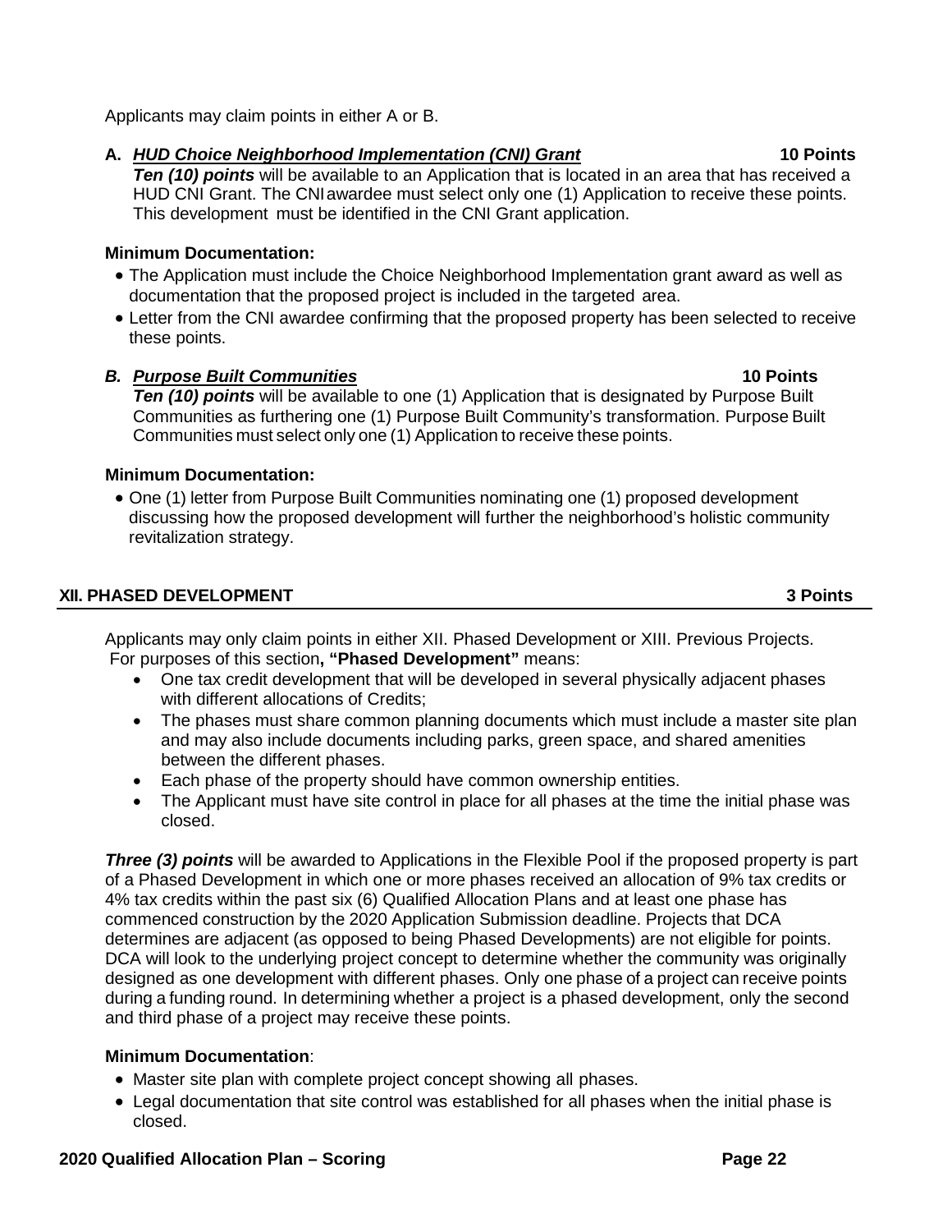Applicants may claim points in either A or B.

**A.** ***HUD Choice Neighborhood Implementation (CNI) Grant*** **10 Points**

***Ten (10) points*** will be available to an Application that is located in an area that has received a HUD CNI Grant. The CNI awardee must select only one (1) Application to receive these points. This development must be identified in the CNI Grant application.

**Minimum Documentation:**

- The Application must include the Choice Neighborhood Implementation grant award as well as documentation that the proposed project is included in the targeted area.
- Letter from the CNI awardee confirming that the proposed property has been selected to receive these points.

***B. Purpose Built Communities*** **10 Points**

***Ten (10) points*** will be available to one (1) Application that is designated by Purpose Built Communities as furthering one (1) Purpose Built Community's transformation. Purpose Built Communities must select only one (1) Application to receive these points.

**Minimum Documentation:**

- One (1) letter from Purpose Built Communities nominating one (1) proposed development discussing how the proposed development will further the neighborhood's holistic community revitalization strategy.

## XII. PHASED DEVELOPMENT 3 Points

Applicants may only claim points in either XII. Phased Development or XIII. Previous Projects. For purposes of this section**, "Phased Development"** means:

- One tax credit development that will be developed in several physically adjacent phases with different allocations of Credits;
- The phases must share common planning documents which must include a master site plan and may also include documents including parks, green space, and shared amenities between the different phases.
- Each phase of the property should have common ownership entities.
- The Applicant must have site control in place for all phases at the time the initial phase was closed.

***Three (3) points*** will be awarded to Applications in the Flexible Pool if the proposed property is part of a Phased Development in which one or more phases received an allocation of 9% tax credits or 4% tax credits within the past six (6) Qualified Allocation Plans and at least one phase has commenced construction by the 2020 Application Submission deadline. Projects that DCA determines are adjacent (as opposed to being Phased Developments) are not eligible for points. DCA will look to the underlying project concept to determine whether the community was originally designed as one development with different phases. Only one phase of a project can receive points during a funding round. In determining whether a project is a phased development, only the second and third phase of a project may receive these points.

**Minimum Documentation**:

- Master site plan with complete project concept showing all phases.
- Legal documentation that site control was established for all phases when the initial phase is closed.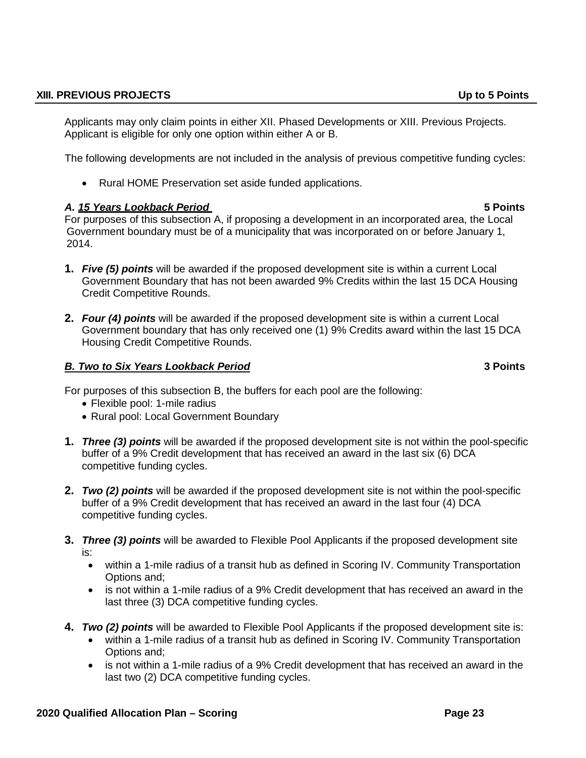## XIII. PREVIOUS PROJECTS — Up to 5 Points

Applicants may only claim points in either XII. Phased Developments or XIII. Previous Projects. Applicant is eligible for only one option within either A or B.

The following developments are not included in the analysis of previous competitive funding cycles:

- Rural HOME Preservation set aside funded applications.

### *A. 15 Years Lookback Period* — 5 Points

For purposes of this subsection A, if proposing a development in an incorporated area, the Local Government boundary must be of a municipality that was incorporated on or before January 1, 2014.

1. ***Five (5) points*** will be awarded if the proposed development site is within a current Local Government Boundary that has not been awarded 9% Credits within the last 15 DCA Housing Credit Competitive Rounds.

2. ***Four (4) points*** will be awarded if the proposed development site is within a current Local Government boundary that has only received one (1) 9% Credits award within the last 15 DCA Housing Credit Competitive Rounds.

### *B. Two to Six Years Lookback Period* — 3 Points

For purposes of this subsection B, the buffers for each pool are the following:

- Flexible pool: 1-mile radius
- Rural pool: Local Government Boundary

1. ***Three (3) points*** will be awarded if the proposed development site is not within the pool-specific buffer of a 9% Credit development that has received an award in the last six (6) DCA competitive funding cycles.

2. ***Two (2) points*** will be awarded if the proposed development site is not within the pool-specific buffer of a 9% Credit development that has received an award in the last four (4) DCA competitive funding cycles.

3. ***Three (3) points*** will be awarded to Flexible Pool Applicants if the proposed development site is:
   - within a 1-mile radius of a transit hub as defined in Scoring IV. Community Transportation Options and;
   - is not within a 1-mile radius of a 9% Credit development that has received an award in the last three (3) DCA competitive funding cycles.

4. ***Two (2) points*** will be awarded to Flexible Pool Applicants if the proposed development site is:
   - within a 1-mile radius of a transit hub as defined in Scoring IV. Community Transportation Options and;
   - is not within a 1-mile radius of a 9% Credit development that has received an award in the last two (2) DCA competitive funding cycles.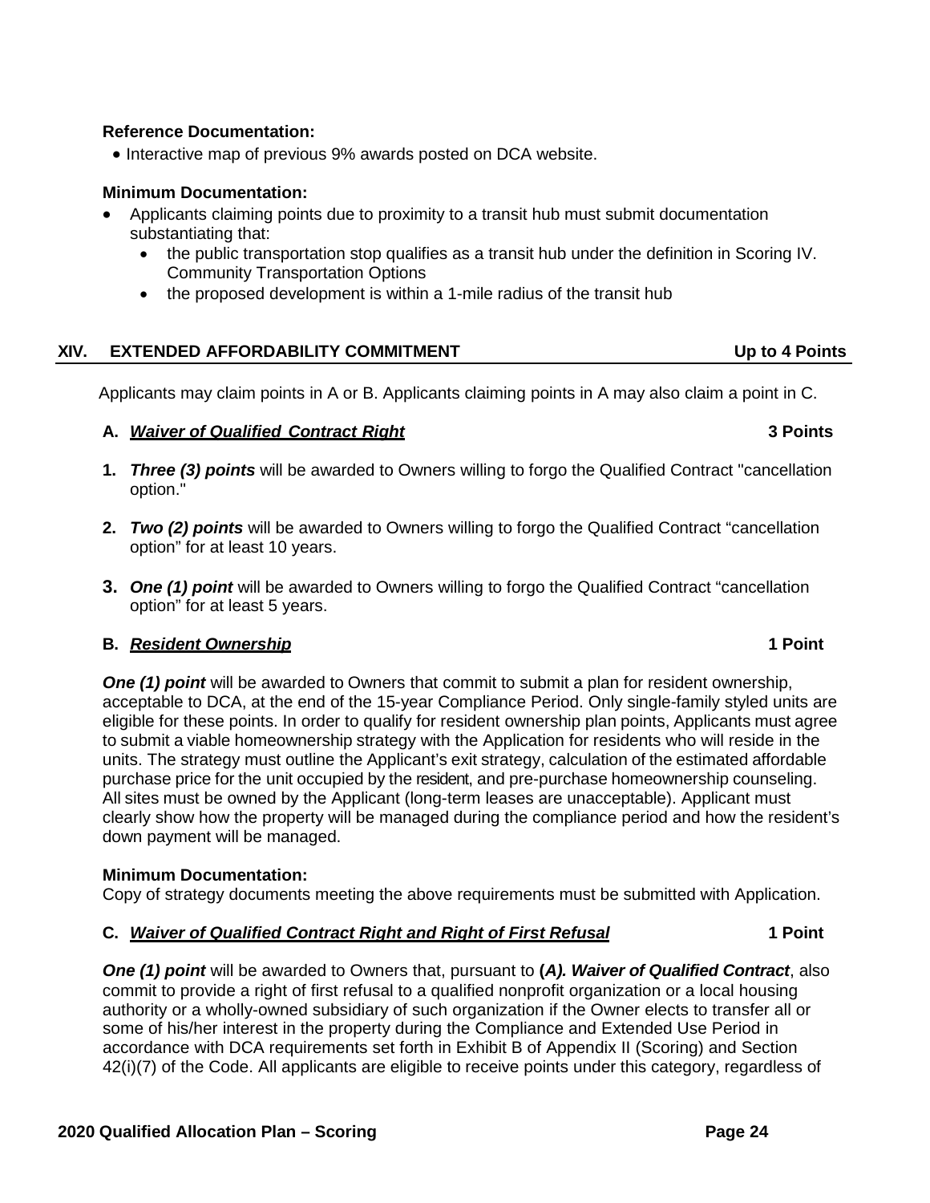**Reference Documentation:**

- Interactive map of previous 9% awards posted on DCA website.

**Minimum Documentation:**

- Applicants claiming points due to proximity to a transit hub must submit documentation substantiating that:
  - the public transportation stop qualifies as a transit hub under the definition in Scoring IV. Community Transportation Options
  - the proposed development is within a 1-mile radius of the transit hub

## XIV. EXTENDED AFFORDABILITY COMMITMENT — Up to 4 Points

Applicants may claim points in A or B. Applicants claiming points in A may also claim a point in C.

### A. *Waiver of Qualified Contract Right* — 3 Points

1. ***Three (3) points*** will be awarded to Owners willing to forgo the Qualified Contract "cancellation option."

2. ***Two (2) points*** will be awarded to Owners willing to forgo the Qualified Contract "cancellation option" for at least 10 years.

3. ***One (1) point*** will be awarded to Owners willing to forgo the Qualified Contract "cancellation option" for at least 5 years.

### B. *Resident Ownership* — 1 Point

***One (1) point*** will be awarded to Owners that commit to submit a plan for resident ownership, acceptable to DCA, at the end of the 15-year Compliance Period. Only single-family styled units are eligible for these points. In order to qualify for resident ownership plan points, Applicants must agree to submit a viable homeownership strategy with the Application for residents who will reside in the units. The strategy must outline the Applicant's exit strategy, calculation of the estimated affordable purchase price for the unit occupied by the resident, and pre-purchase homeownership counseling. All sites must be owned by the Applicant (long-term leases are unacceptable). Applicant must clearly show how the property will be managed during the compliance period and how the resident's down payment will be managed.

**Minimum Documentation:**

Copy of strategy documents meeting the above requirements must be submitted with Application.

### C. *Waiver of Qualified Contract Right and Right of First Refusal* — 1 Point

***One (1) point*** will be awarded to Owners that, pursuant to **(*A). Waiver of Qualified Contract***, also commit to provide a right of first refusal to a qualified nonprofit organization or a local housing authority or a wholly-owned subsidiary of such organization if the Owner elects to transfer all or some of his/her interest in the property during the Compliance and Extended Use Period in accordance with DCA requirements set forth in Exhibit B of Appendix II (Scoring) and Section 42(i)(7) of the Code. All applicants are eligible to receive points under this category, regardless of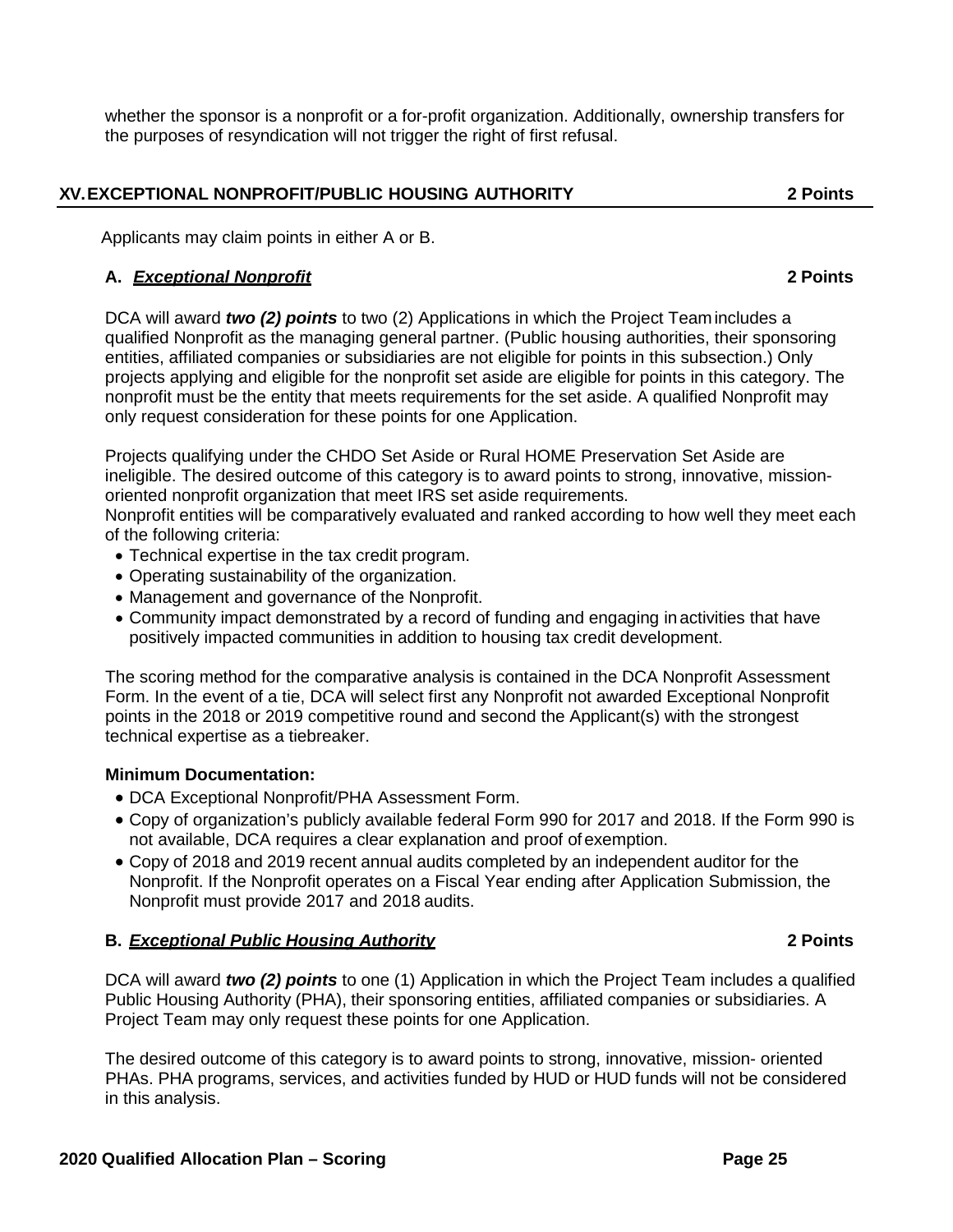whether the sponsor is a nonprofit or a for-profit organization. Additionally, ownership transfers for the purposes of resyndication will not trigger the right of first refusal.

## XV. EXCEPTIONAL NONPROFIT/PUBLIC HOUSING AUTHORITY 2 Points

Applicants may claim points in either A or B.

### A. ***Exceptional Nonprofit*** 2 Points

DCA will award ***two (2) points*** to two (2) Applications in which the Project Team includes a qualified Nonprofit as the managing general partner. (Public housing authorities, their sponsoring entities, affiliated companies or subsidiaries are not eligible for points in this subsection.) Only projects applying and eligible for the nonprofit set aside are eligible for points in this category. The nonprofit must be the entity that meets requirements for the set aside. A qualified Nonprofit may only request consideration for these points for one Application.

Projects qualifying under the CHDO Set Aside or Rural HOME Preservation Set Aside are ineligible. The desired outcome of this category is to award points to strong, innovative, mission-oriented nonprofit organization that meet IRS set aside requirements.
Nonprofit entities will be comparatively evaluated and ranked according to how well they meet each of the following criteria:

- Technical expertise in the tax credit program.
- Operating sustainability of the organization.
- Management and governance of the Nonprofit.
- Community impact demonstrated by a record of funding and engaging in activities that have positively impacted communities in addition to housing tax credit development.

The scoring method for the comparative analysis is contained in the DCA Nonprofit Assessment Form. In the event of a tie, DCA will select first any Nonprofit not awarded Exceptional Nonprofit points in the 2018 or 2019 competitive round and second the Applicant(s) with the strongest technical expertise as a tiebreaker.

**Minimum Documentation:**

- DCA Exceptional Nonprofit/PHA Assessment Form.
- Copy of organization's publicly available federal Form 990 for 2017 and 2018. If the Form 990 is not available, DCA requires a clear explanation and proof of exemption.
- Copy of 2018 and 2019 recent annual audits completed by an independent auditor for the Nonprofit. If the Nonprofit operates on a Fiscal Year ending after Application Submission, the Nonprofit must provide 2017 and 2018 audits.

### B. ***Exceptional Public Housing Authority*** 2 Points

DCA will award ***two (2) points*** to one (1) Application in which the Project Team includes a qualified Public Housing Authority (PHA), their sponsoring entities, affiliated companies or subsidiaries. A Project Team may only request these points for one Application.

The desired outcome of this category is to award points to strong, innovative, mission- oriented PHAs. PHA programs, services, and activities funded by HUD or HUD funds will not be considered in this analysis.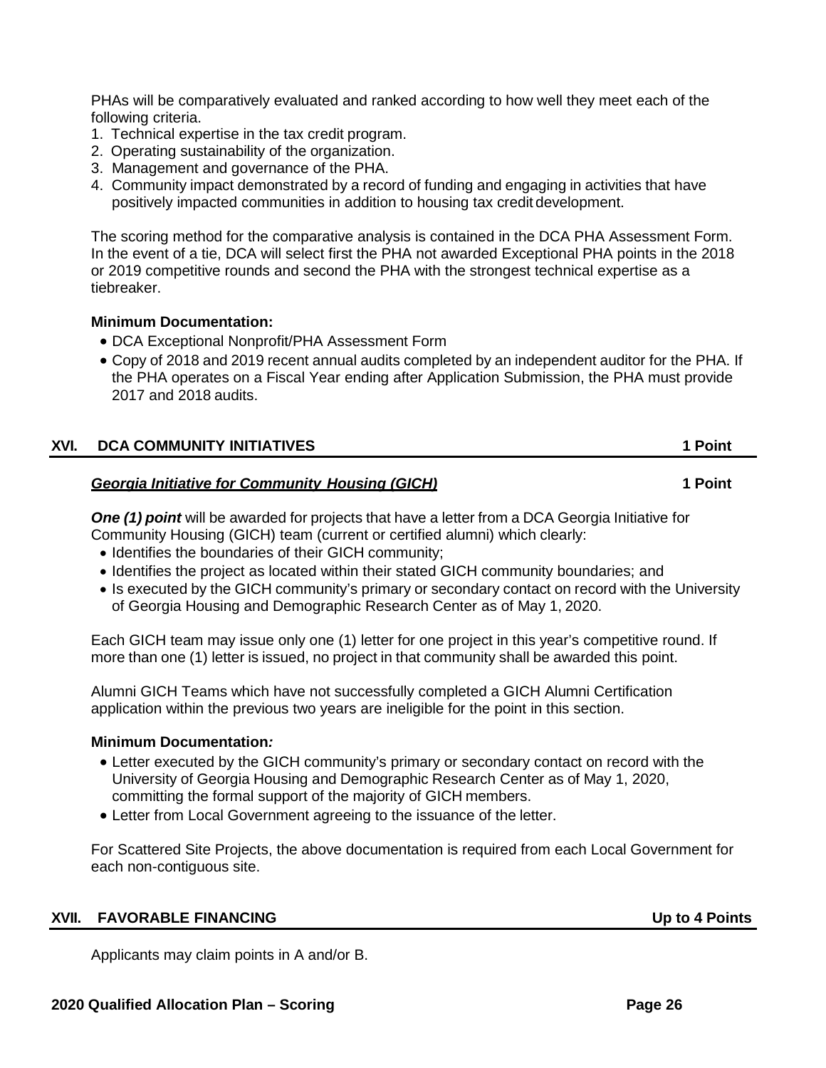PHAs will be comparatively evaluated and ranked according to how well they meet each of the following criteria.

1. Technical expertise in the tax credit program.
2. Operating sustainability of the organization.
3. Management and governance of the PHA.
4. Community impact demonstrated by a record of funding and engaging in activities that have positively impacted communities in addition to housing tax credit development.

The scoring method for the comparative analysis is contained in the DCA PHA Assessment Form. In the event of a tie, DCA will select first the PHA not awarded Exceptional PHA points in the 2018 or 2019 competitive rounds and second the PHA with the strongest technical expertise as a tiebreaker.

**Minimum Documentation:**

- DCA Exceptional Nonprofit/PHA Assessment Form
- Copy of 2018 and 2019 recent annual audits completed by an independent auditor for the PHA. If the PHA operates on a Fiscal Year ending after Application Submission, the PHA must provide 2017 and 2018 audits.

## XVI. DCA COMMUNITY INITIATIVES — 1 Point

### ***Georgia Initiative for Community Housing (GICH)*** — 1 Point

***One (1) point*** will be awarded for projects that have a letter from a DCA Georgia Initiative for Community Housing (GICH) team (current or certified alumni) which clearly:

- Identifies the boundaries of their GICH community;
- Identifies the project as located within their stated GICH community boundaries; and
- Is executed by the GICH community's primary or secondary contact on record with the University of Georgia Housing and Demographic Research Center as of May 1, 2020.

Each GICH team may issue only one (1) letter for one project in this year's competitive round. If more than one (1) letter is issued, no project in that community shall be awarded this point.

Alumni GICH Teams which have not successfully completed a GICH Alumni Certification application within the previous two years are ineligible for the point in this section.

**Minimum Documentation*:***

- Letter executed by the GICH community's primary or secondary contact on record with the University of Georgia Housing and Demographic Research Center as of May 1, 2020, committing the formal support of the majority of GICH members.
- Letter from Local Government agreeing to the issuance of the letter.

For Scattered Site Projects, the above documentation is required from each Local Government for each non-contiguous site.

## XVII. FAVORABLE FINANCING — Up to 4 Points

Applicants may claim points in A and/or B.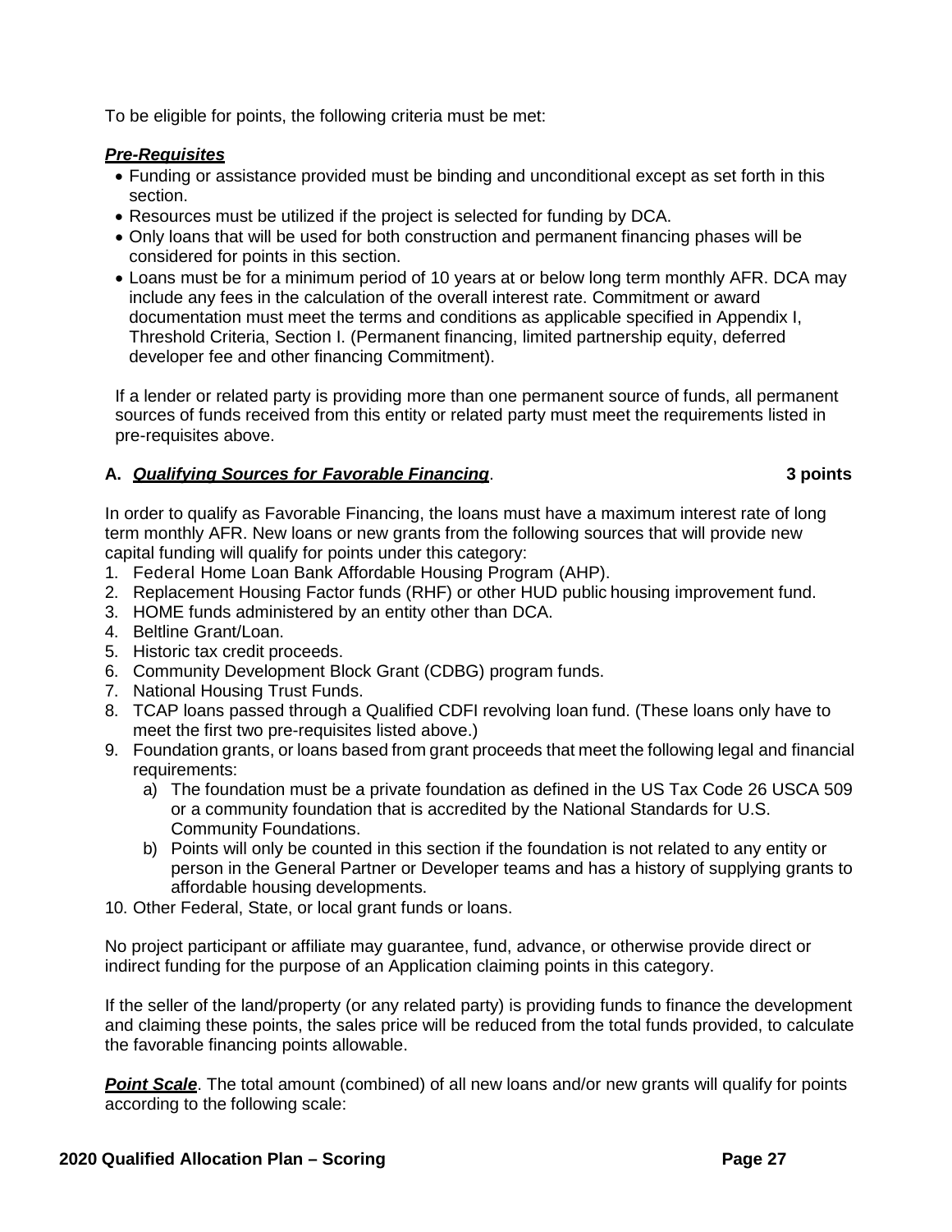To be eligible for points, the following criteria must be met:

***Pre-Requisites***

- Funding or assistance provided must be binding and unconditional except as set forth in this section.
- Resources must be utilized if the project is selected for funding by DCA.
- Only loans that will be used for both construction and permanent financing phases will be considered for points in this section.
- Loans must be for a minimum period of 10 years at or below long term monthly AFR. DCA may include any fees in the calculation of the overall interest rate. Commitment or award documentation must meet the terms and conditions as applicable specified in Appendix I, Threshold Criteria, Section I. (Permanent financing, limited partnership equity, deferred developer fee and other financing Commitment).

If a lender or related party is providing more than one permanent source of funds, all permanent sources of funds received from this entity or related party must meet the requirements listed in pre-requisites above.

**A. *Qualifying Sources for Favorable Financing*. 3 points**

In order to qualify as Favorable Financing, the loans must have a maximum interest rate of long term monthly AFR. New loans or new grants from the following sources that will provide new capital funding will qualify for points under this category:

1. Federal Home Loan Bank Affordable Housing Program (AHP).
2. Replacement Housing Factor funds (RHF) or other HUD public housing improvement fund.
3. HOME funds administered by an entity other than DCA.
4. Beltline Grant/Loan.
5. Historic tax credit proceeds.
6. Community Development Block Grant (CDBG) program funds.
7. National Housing Trust Funds.
8. TCAP loans passed through a Qualified CDFI revolving loan fund. (These loans only have to meet the first two pre-requisites listed above.)
9. Foundation grants, or loans based from grant proceeds that meet the following legal and financial requirements:
   a) The foundation must be a private foundation as defined in the US Tax Code 26 USCA 509 or a community foundation that is accredited by the National Standards for U.S. Community Foundations.
   b) Points will only be counted in this section if the foundation is not related to any entity or person in the General Partner or Developer teams and has a history of supplying grants to affordable housing developments.
10. Other Federal, State, or local grant funds or loans.

No project participant or affiliate may guarantee, fund, advance, or otherwise provide direct or indirect funding for the purpose of an Application claiming points in this category.

If the seller of the land/property (or any related party) is providing funds to finance the development and claiming these points, the sales price will be reduced from the total funds provided, to calculate the favorable financing points allowable.

***Point Scale***. The total amount (combined) of all new loans and/or new grants will qualify for points according to the following scale: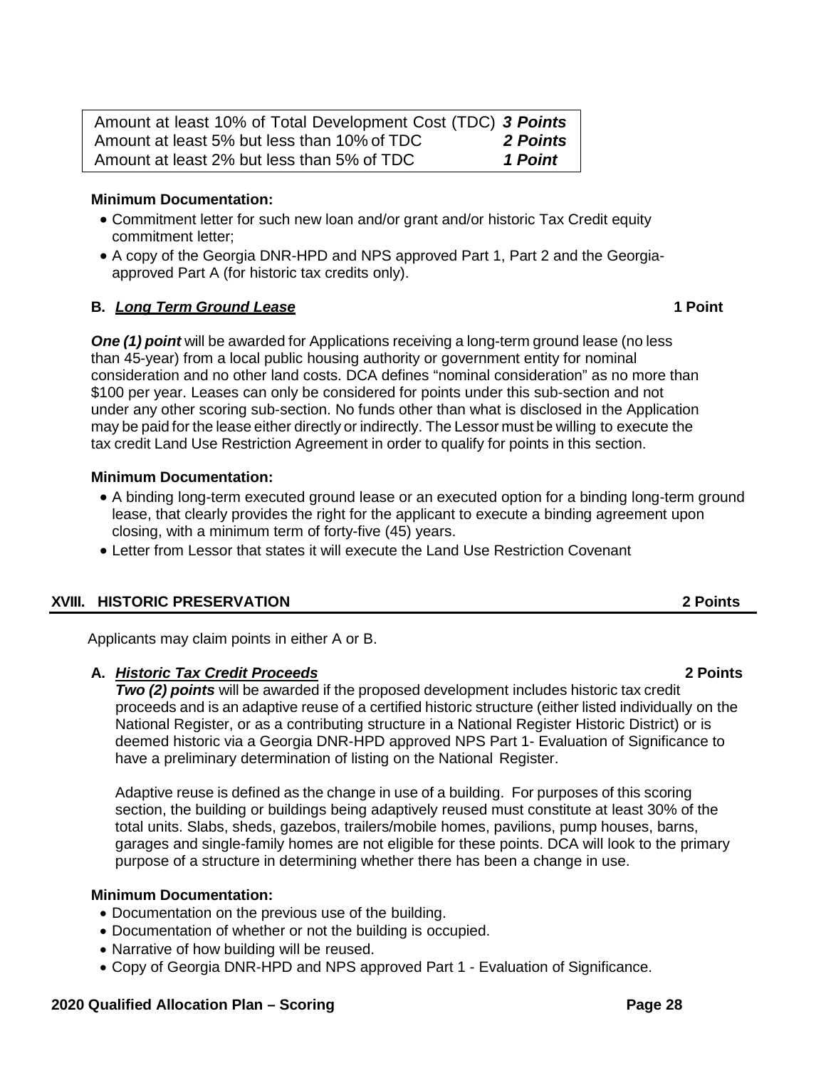| Amount at least 10% of Total Development Cost (TDC) | ***3 Points*** |
| --- | --- |
| Amount at least 5% but less than 10% of TDC | ***2 Points*** |
| Amount at least 2% but less than 5% of TDC | ***1 Point*** |

**Minimum Documentation:**

- Commitment letter for such new loan and/or grant and/or historic Tax Credit equity commitment letter;
- A copy of the Georgia DNR-HPD and NPS approved Part 1, Part 2 and the Georgia-approved Part A (for historic tax credits only).

**B. *Long Term Ground Lease*** **1 Point**

***One (1) point*** will be awarded for Applications receiving a long-term ground lease (no less than 45-year) from a local public housing authority or government entity for nominal consideration and no other land costs. DCA defines "nominal consideration" as no more than $100 per year. Leases can only be considered for points under this sub-section and not under any other scoring sub-section. No funds other than what is disclosed in the Application may be paid for the lease either directly or indirectly. The Lessor must be willing to execute the tax credit Land Use Restriction Agreement in order to qualify for points in this section.

**Minimum Documentation:**

- A binding long-term executed ground lease or an executed option for a binding long-term ground lease, that clearly provides the right for the applicant to execute a binding agreement upon closing, with a minimum term of forty-five (45) years.
- Letter from Lessor that states it will execute the Land Use Restriction Covenant

## XVIII. HISTORIC PRESERVATION 2 Points

Applicants may claim points in either A or B.

**A. *Historic Tax Credit Proceeds*** **2 Points**

***Two (2) points*** will be awarded if the proposed development includes historic tax credit proceeds and is an adaptive reuse of a certified historic structure (either listed individually on the National Register, or as a contributing structure in a National Register Historic District) or is deemed historic via a Georgia DNR-HPD approved NPS Part 1- Evaluation of Significance to have a preliminary determination of listing on the National Register.

Adaptive reuse is defined as the change in use of a building. For purposes of this scoring section, the building or buildings being adaptively reused must constitute at least 30% of the total units. Slabs, sheds, gazebos, trailers/mobile homes, pavilions, pump houses, barns, garages and single-family homes are not eligible for these points. DCA will look to the primary purpose of a structure in determining whether there has been a change in use.

**Minimum Documentation:**

- Documentation on the previous use of the building.
- Documentation of whether or not the building is occupied.
- Narrative of how building will be reused.
- Copy of Georgia DNR-HPD and NPS approved Part 1 - Evaluation of Significance.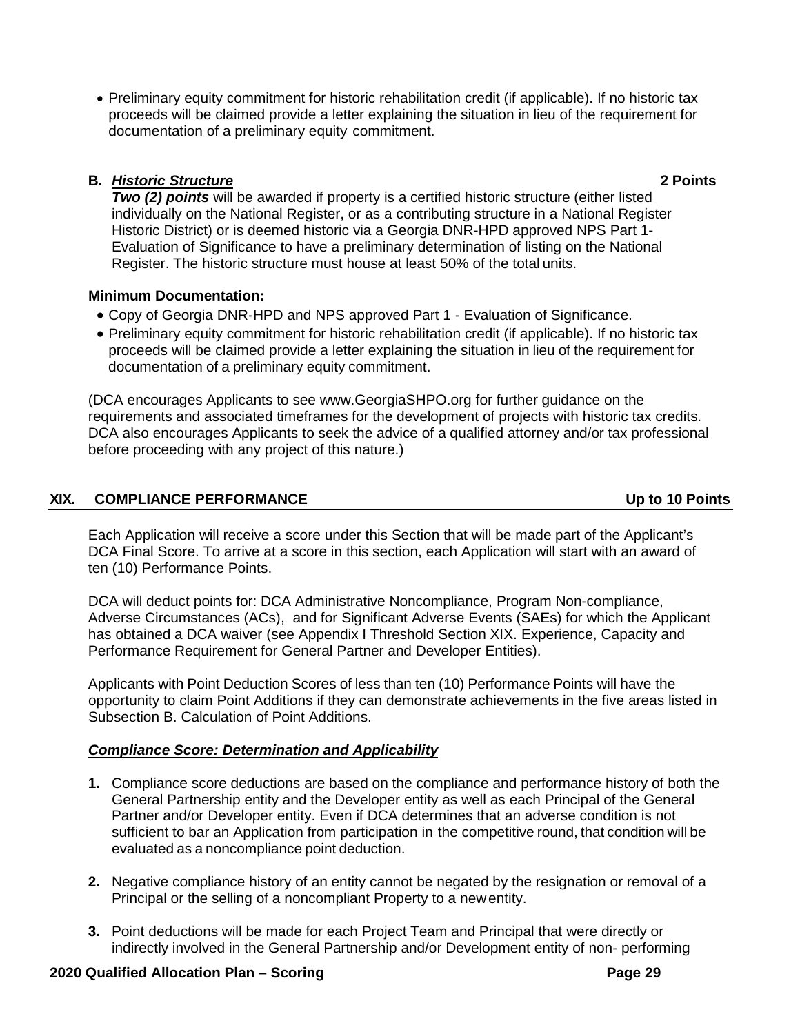- Preliminary equity commitment for historic rehabilitation credit (if applicable). If no historic tax proceeds will be claimed provide a letter explaining the situation in lieu of the requirement for documentation of a preliminary equity commitment.

**B. *Historic Structure*** **2 Points**

***Two (2) points*** will be awarded if property is a certified historic structure (either listed individually on the National Register, or as a contributing structure in a National Register Historic District) or is deemed historic via a Georgia DNR-HPD approved NPS Part 1-Evaluation of Significance to have a preliminary determination of listing on the National Register. The historic structure must house at least 50% of the total units.

**Minimum Documentation:**

- Copy of Georgia DNR-HPD and NPS approved Part 1 - Evaluation of Significance.
- Preliminary equity commitment for historic rehabilitation credit (if applicable). If no historic tax proceeds will be claimed provide a letter explaining the situation in lieu of the requirement for documentation of a preliminary equity commitment.

(DCA encourages Applicants to see www.GeorgiaSHPO.org for further guidance on the requirements and associated timeframes for the development of projects with historic tax credits. DCA also encourages Applicants to seek the advice of a qualified attorney and/or tax professional before proceeding with any project of this nature.)

## XIX. COMPLIANCE PERFORMANCE — Up to 10 Points

Each Application will receive a score under this Section that will be made part of the Applicant's DCA Final Score. To arrive at a score in this section, each Application will start with an award of ten (10) Performance Points.

DCA will deduct points for: DCA Administrative Noncompliance, Program Non-compliance, Adverse Circumstances (ACs), and for Significant Adverse Events (SAEs) for which the Applicant has obtained a DCA waiver (see Appendix I Threshold Section XIX. Experience, Capacity and Performance Requirement for General Partner and Developer Entities).

Applicants with Point Deduction Scores of less than ten (10) Performance Points will have the opportunity to claim Point Additions if they can demonstrate achievements in the five areas listed in Subsection B. Calculation of Point Additions.

***Compliance Score: Determination and Applicability***

1. Compliance score deductions are based on the compliance and performance history of both the General Partnership entity and the Developer entity as well as each Principal of the General Partner and/or Developer entity. Even if DCA determines that an adverse condition is not sufficient to bar an Application from participation in the competitive round, that condition will be evaluated as a noncompliance point deduction.
2. Negative compliance history of an entity cannot be negated by the resignation or removal of a Principal or the selling of a noncompliant Property to a new entity.
3. Point deductions will be made for each Project Team and Principal that were directly or indirectly involved in the General Partnership and/or Development entity of non- performing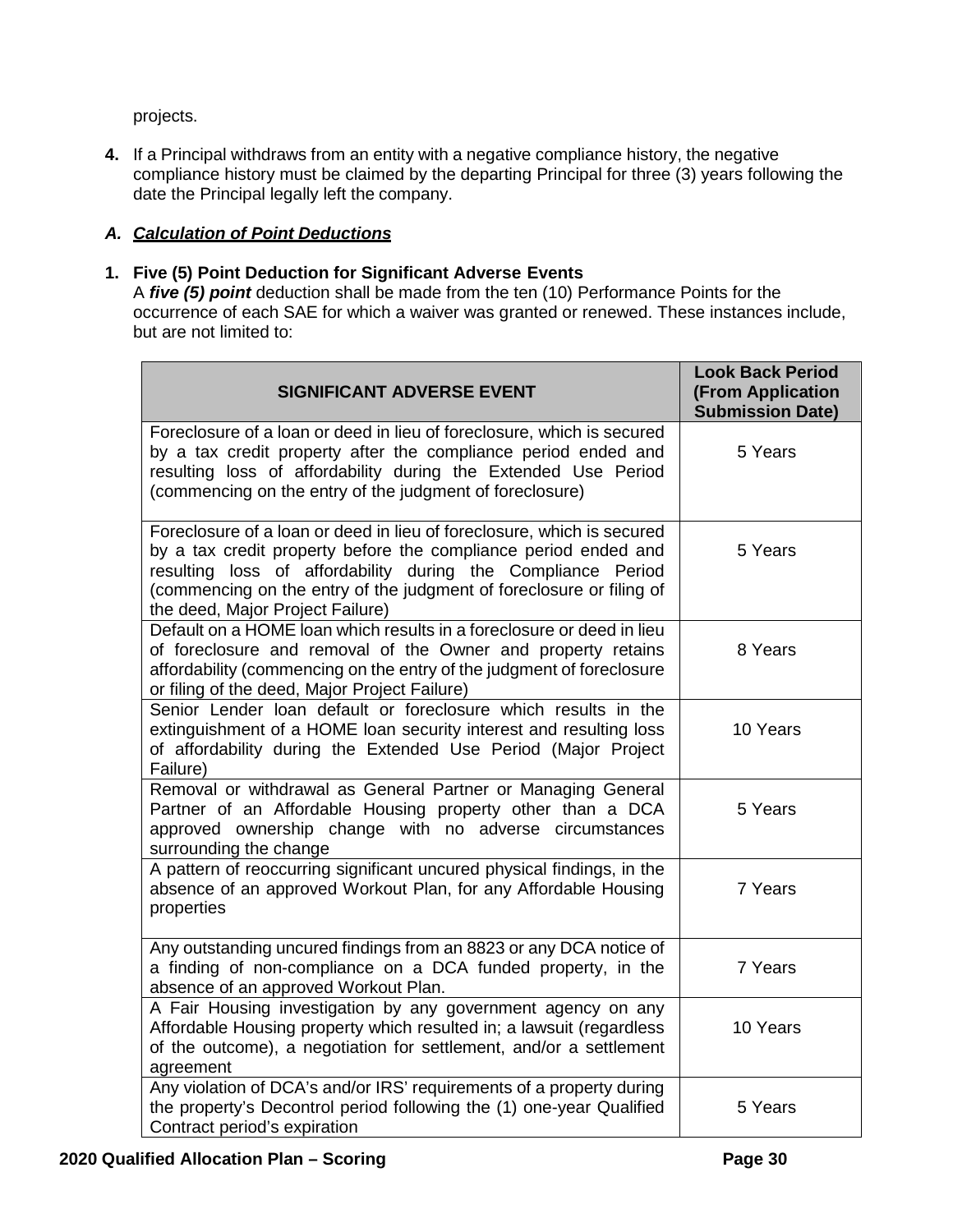projects.

**4.** If a Principal withdraws from an entity with a negative compliance history, the negative compliance history must be claimed by the departing Principal for three (3) years following the date the Principal legally left the company.

### *A. Calculation of Point Deductions*

**1. Five (5) Point Deduction for Significant Adverse Events**

A ***five (5) point*** deduction shall be made from the ten (10) Performance Points for the occurrence of each SAE for which a waiver was granted or renewed. These instances include, but are not limited to:

| SIGNIFICANT ADVERSE EVENT | Look Back Period (From Application Submission Date) |
|---|---|
| Foreclosure of a loan or deed in lieu of foreclosure, which is secured by a tax credit property after the compliance period ended and resulting loss of affordability during the Extended Use Period (commencing on the entry of the judgment of foreclosure) | 5 Years |
| Foreclosure of a loan or deed in lieu of foreclosure, which is secured by a tax credit property before the compliance period ended and resulting loss of affordability during the Compliance Period (commencing on the entry of the judgment of foreclosure or filing of the deed, Major Project Failure) | 5 Years |
| Default on a HOME loan which results in a foreclosure or deed in lieu of foreclosure and removal of the Owner and property retains affordability (commencing on the entry of the judgment of foreclosure or filing of the deed, Major Project Failure) | 8 Years |
| Senior Lender loan default or foreclosure which results in the extinguishment of a HOME loan security interest and resulting loss of affordability during the Extended Use Period (Major Project Failure) | 10 Years |
| Removal or withdrawal as General Partner or Managing General Partner of an Affordable Housing property other than a DCA approved ownership change with no adverse circumstances surrounding the change | 5 Years |
| A pattern of reoccurring significant uncured physical findings, in the absence of an approved Workout Plan, for any Affordable Housing properties | 7 Years |
| Any outstanding uncured findings from an 8823 or any DCA notice of a finding of non-compliance on a DCA funded property, in the absence of an approved Workout Plan. | 7 Years |
| A Fair Housing investigation by any government agency on any Affordable Housing property which resulted in; a lawsuit (regardless of the outcome), a negotiation for settlement, and/or a settlement agreement | 10 Years |
| Any violation of DCA's and/or IRS' requirements of a property during the property's Decontrol period following the (1) one-year Qualified Contract period's expiration | 5 Years |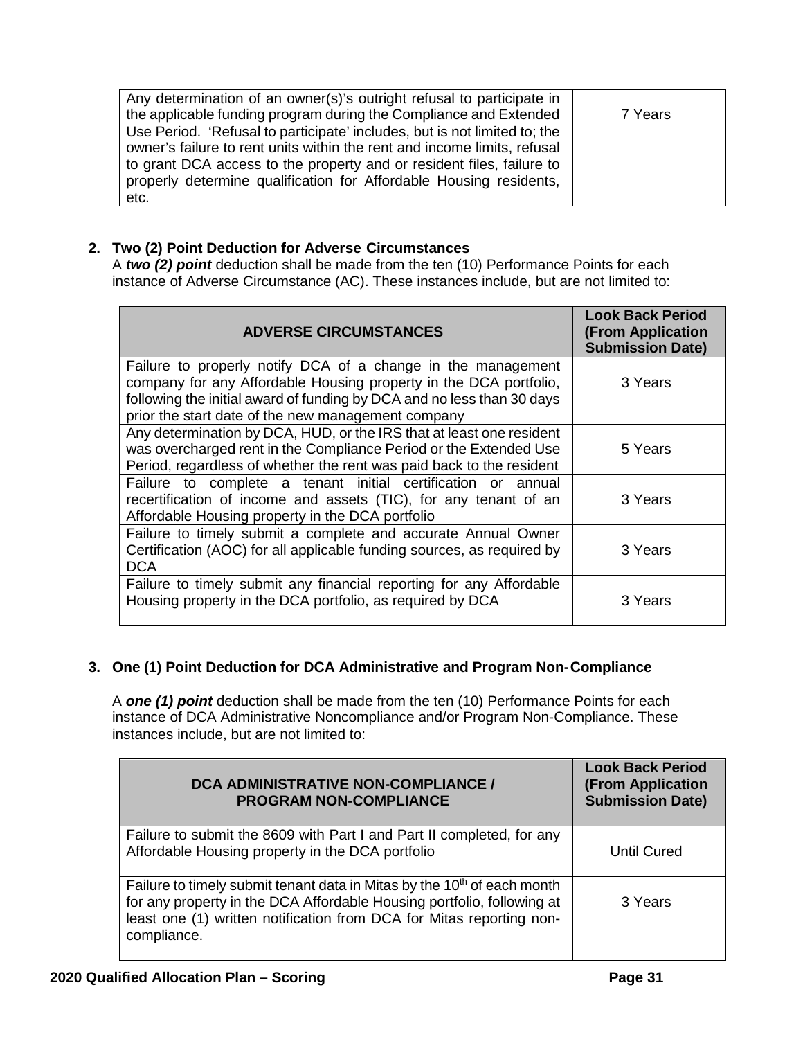| | |
|---|---|
| Any determination of an owner(s)'s outright refusal to participate in the applicable funding program during the Compliance and Extended Use Period. 'Refusal to participate' includes, but is not limited to; the owner's failure to rent units within the rent and income limits, refusal to grant DCA access to the property and or resident files, failure to properly determine qualification for Affordable Housing residents, etc. | 7 Years |

**2. Two (2) Point Deduction for Adverse Circumstances**

A ***two (2) point*** deduction shall be made from the ten (10) Performance Points for each instance of Adverse Circumstance (AC). These instances include, but are not limited to:

| ADVERSE CIRCUMSTANCES | Look Back Period (From Application Submission Date) |
|---|---|
| Failure to properly notify DCA of a change in the management company for any Affordable Housing property in the DCA portfolio, following the initial award of funding by DCA and no less than 30 days prior the start date of the new management company | 3 Years |
| Any determination by DCA, HUD, or the IRS that at least one resident was overcharged rent in the Compliance Period or the Extended Use Period, regardless of whether the rent was paid back to the resident | 5 Years |
| Failure to complete a tenant initial certification or annual recertification of income and assets (TIC), for any tenant of an Affordable Housing property in the DCA portfolio | 3 Years |
| Failure to timely submit a complete and accurate Annual Owner Certification (AOC) for all applicable funding sources, as required by DCA | 3 Years |
| Failure to timely submit any financial reporting for any Affordable Housing property in the DCA portfolio, as required by DCA | 3 Years |

**3. One (1) Point Deduction for DCA Administrative and Program Non-Compliance**

A ***one (1) point*** deduction shall be made from the ten (10) Performance Points for each instance of DCA Administrative Noncompliance and/or Program Non-Compliance. These instances include, but are not limited to:

| DCA ADMINISTRATIVE NON-COMPLIANCE / PROGRAM NON-COMPLIANCE | Look Back Period (From Application Submission Date) |
|---|---|
| Failure to submit the 8609 with Part I and Part II completed, for any Affordable Housing property in the DCA portfolio | Until Cured |
| Failure to timely submit tenant data in Mitas by the 10th of each month for any property in the DCA Affordable Housing portfolio, following at least one (1) written notification from DCA for Mitas reporting non-compliance. | 3 Years |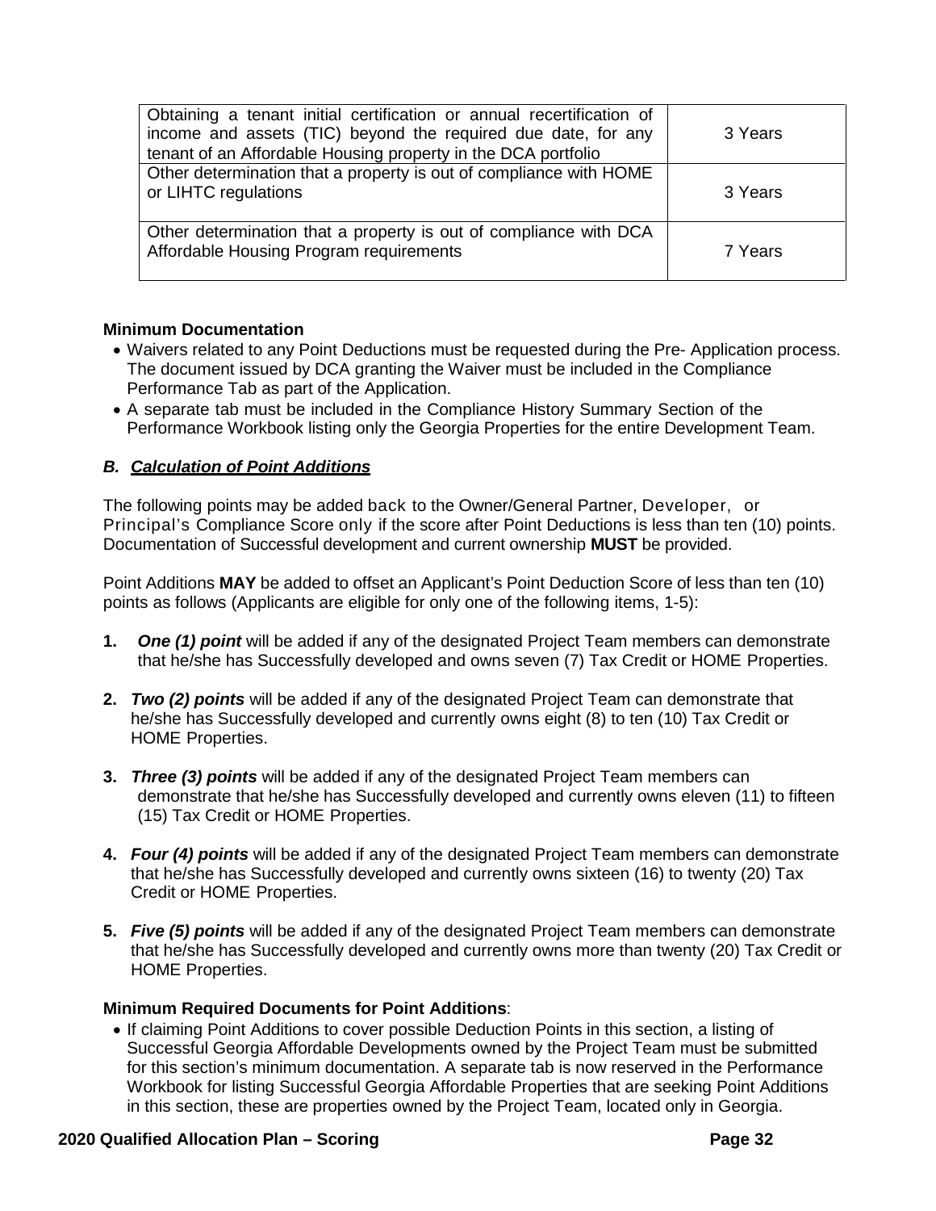| | |
|---|---|
| Obtaining a tenant initial certification or annual recertification of income and assets (TIC) beyond the required due date, for any tenant of an Affordable Housing property in the DCA portfolio | 3 Years |
| Other determination that a property is out of compliance with HOME or LIHTC regulations | 3 Years |
| Other determination that a property is out of compliance with DCA Affordable Housing Program requirements | 7 Years |

**Minimum Documentation**

- Waivers related to any Point Deductions must be requested during the Pre- Application process. The document issued by DCA granting the Waiver must be included in the Compliance Performance Tab as part of the Application.
- A separate tab must be included in the Compliance History Summary Section of the Performance Workbook listing only the Georgia Properties for the entire Development Team.

### *B. Calculation of Point Additions*

The following points may be added back to the Owner/General Partner, Developer, or Principal's Compliance Score only if the score after Point Deductions is less than ten (10) points. Documentation of Successful development and current ownership **MUST** be provided.

Point Additions **MAY** be added to offset an Applicant's Point Deduction Score of less than ten (10) points as follows (Applicants are eligible for only one of the following items, 1-5):

1. ***One (1) point*** will be added if any of the designated Project Team members can demonstrate that he/she has Successfully developed and owns seven (7) Tax Credit or HOME Properties.
2. ***Two (2) points*** will be added if any of the designated Project Team can demonstrate that he/she has Successfully developed and currently owns eight (8) to ten (10) Tax Credit or HOME Properties.
3. ***Three (3) points*** will be added if any of the designated Project Team members can demonstrate that he/she has Successfully developed and currently owns eleven (11) to fifteen (15) Tax Credit or HOME Properties.
4. ***Four (4) points*** will be added if any of the designated Project Team members can demonstrate that he/she has Successfully developed and currently owns sixteen (16) to twenty (20) Tax Credit or HOME Properties.
5. ***Five (5) points*** will be added if any of the designated Project Team members can demonstrate that he/she has Successfully developed and currently owns more than twenty (20) Tax Credit or HOME Properties.

**Minimum Required Documents for Point Additions**:

- If claiming Point Additions to cover possible Deduction Points in this section, a listing of Successful Georgia Affordable Developments owned by the Project Team must be submitted for this section's minimum documentation. A separate tab is now reserved in the Performance Workbook for listing Successful Georgia Affordable Properties that are seeking Point Additions in this section, these are properties owned by the Project Team, located only in Georgia.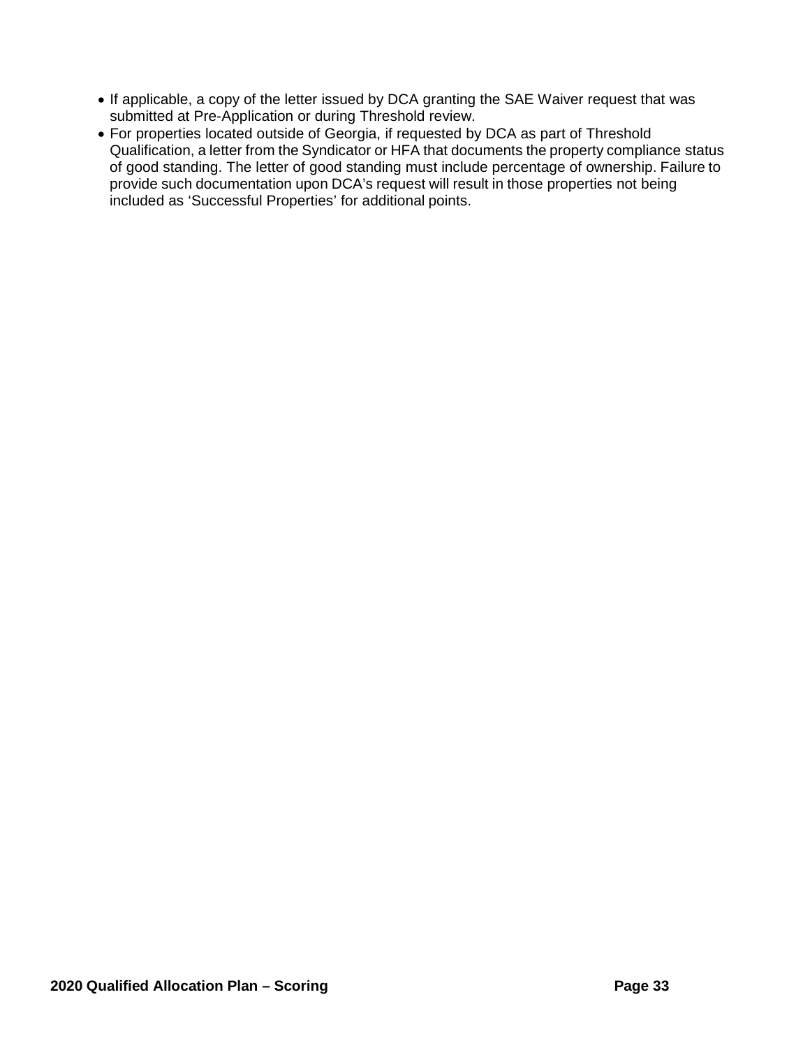- If applicable, a copy of the letter issued by DCA granting the SAE Waiver request that was submitted at Pre-Application or during Threshold review.
- For properties located outside of Georgia, if requested by DCA as part of Threshold Qualification, a letter from the Syndicator or HFA that documents the property compliance status of good standing. The letter of good standing must include percentage of ownership. Failure to provide such documentation upon DCA's request will result in those properties not being included as 'Successful Properties' for additional points.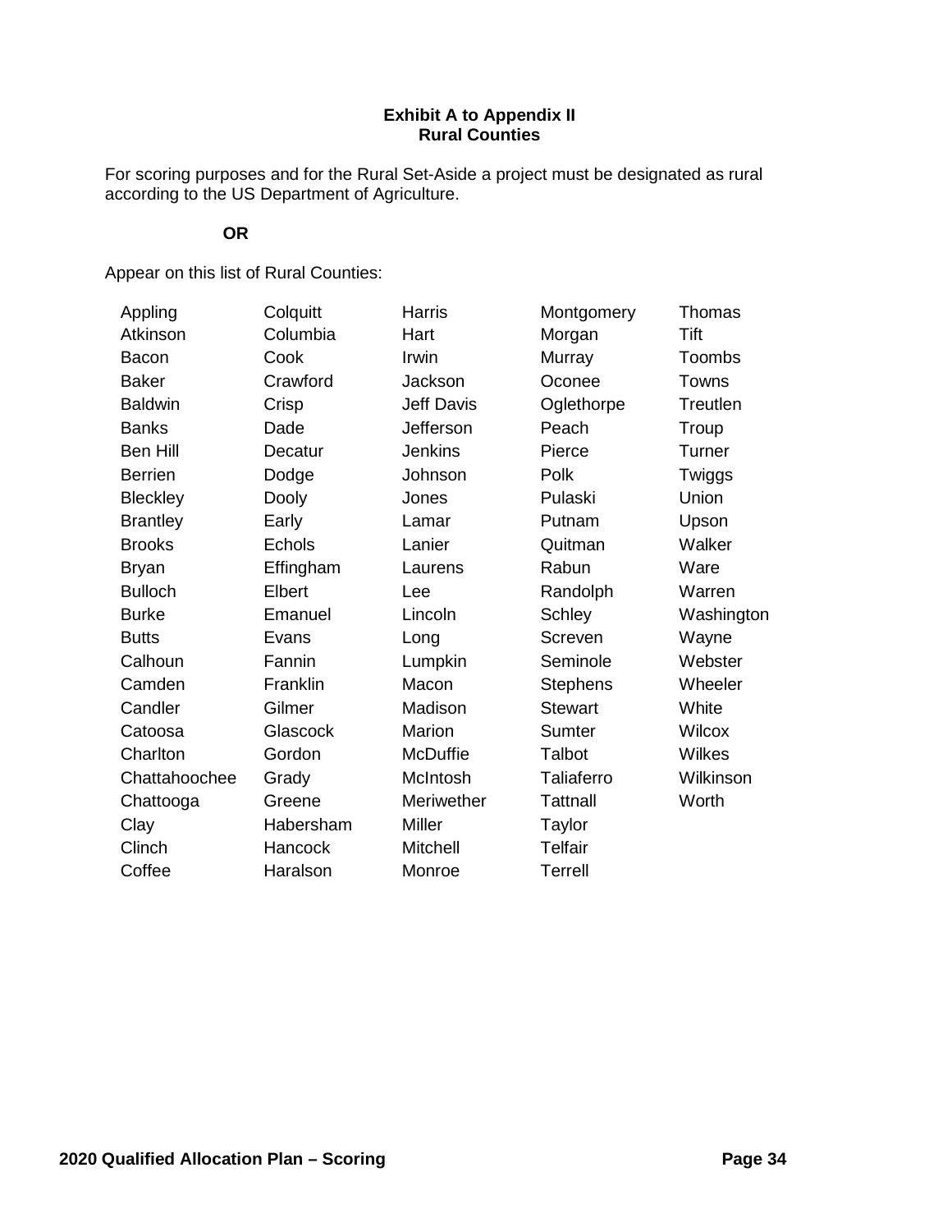**Exhibit A to Appendix II**
**Rural Counties**

For scoring purposes and for the Rural Set-Aside a project must be designated as rural according to the US Department of Agriculture.

**OR**

Appear on this list of Rural Counties:

| | | | | |
|---|---|---|---|---|
| Appling | Colquitt | Harris | Montgomery | Thomas |
| Atkinson | Columbia | Hart | Morgan | Tift |
| Bacon | Cook | Irwin | Murray | Toombs |
| Baker | Crawford | Jackson | Oconee | Towns |
| Baldwin | Crisp | Jeff Davis | Oglethorpe | Treutlen |
| Banks | Dade | Jefferson | Peach | Troup |
| Ben Hill | Decatur | Jenkins | Pierce | Turner |
| Berrien | Dodge | Johnson | Polk | Twiggs |
| Bleckley | Dooly | Jones | Pulaski | Union |
| Brantley | Early | Lamar | Putnam | Upson |
| Brooks | Echols | Lanier | Quitman | Walker |
| Bryan | Effingham | Laurens | Rabun | Ware |
| Bulloch | Elbert | Lee | Randolph | Warren |
| Burke | Emanuel | Lincoln | Schley | Washington |
| Butts | Evans | Long | Screven | Wayne |
| Calhoun | Fannin | Lumpkin | Seminole | Webster |
| Camden | Franklin | Macon | Stephens | Wheeler |
| Candler | Gilmer | Madison | Stewart | White |
| Catoosa | Glascock | Marion | Sumter | Wilcox |
| Charlton | Gordon | McDuffie | Talbot | Wilkes |
| Chattahoochee | Grady | McIntosh | Taliaferro | Wilkinson |
| Chattooga | Greene | Meriwether | Tattnall | Worth |
| Clay | Habersham | Miller | Taylor | |
| Clinch | Hancock | Mitchell | Telfair | |
| Coffee | Haralson | Monroe | Terrell | |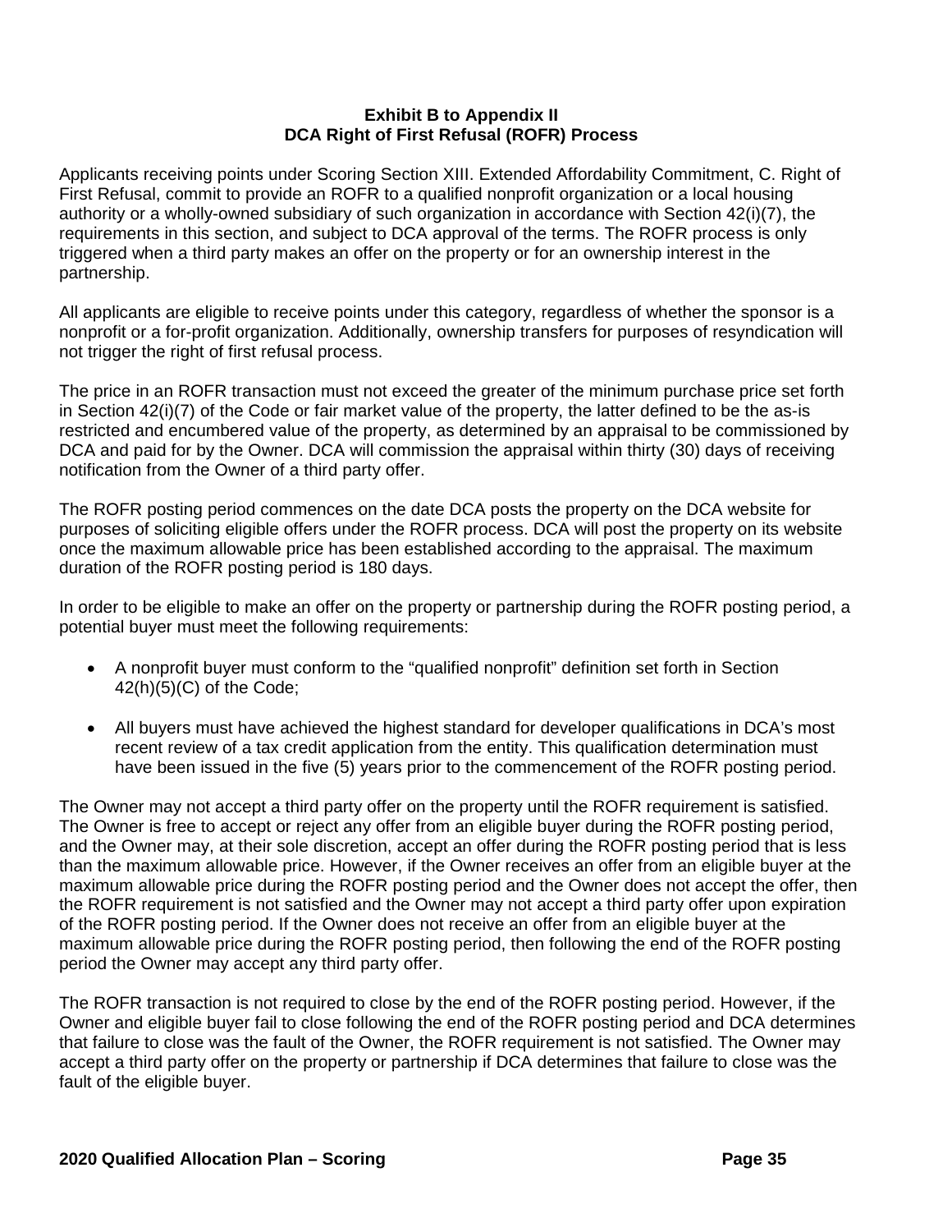## Exhibit B to Appendix II
## DCA Right of First Refusal (ROFR) Process

Applicants receiving points under Scoring Section XIII. Extended Affordability Commitment, C. Right of First Refusal, commit to provide an ROFR to a qualified nonprofit organization or a local housing authority or a wholly-owned subsidiary of such organization in accordance with Section 42(i)(7), the requirements in this section, and subject to DCA approval of the terms. The ROFR process is only triggered when a third party makes an offer on the property or for an ownership interest in the partnership.

All applicants are eligible to receive points under this category, regardless of whether the sponsor is a nonprofit or a for-profit organization. Additionally, ownership transfers for purposes of resyndication will not trigger the right of first refusal process.

The price in an ROFR transaction must not exceed the greater of the minimum purchase price set forth in Section 42(i)(7) of the Code or fair market value of the property, the latter defined to be the as-is restricted and encumbered value of the property, as determined by an appraisal to be commissioned by DCA and paid for by the Owner. DCA will commission the appraisal within thirty (30) days of receiving notification from the Owner of a third party offer.

The ROFR posting period commences on the date DCA posts the property on the DCA website for purposes of soliciting eligible offers under the ROFR process. DCA will post the property on its website once the maximum allowable price has been established according to the appraisal. The maximum duration of the ROFR posting period is 180 days.

In order to be eligible to make an offer on the property or partnership during the ROFR posting period, a potential buyer must meet the following requirements:

- A nonprofit buyer must conform to the "qualified nonprofit" definition set forth in Section 42(h)(5)(C) of the Code;
- All buyers must have achieved the highest standard for developer qualifications in DCA's most recent review of a tax credit application from the entity. This qualification determination must have been issued in the five (5) years prior to the commencement of the ROFR posting period.

The Owner may not accept a third party offer on the property until the ROFR requirement is satisfied. The Owner is free to accept or reject any offer from an eligible buyer during the ROFR posting period, and the Owner may, at their sole discretion, accept an offer during the ROFR posting period that is less than the maximum allowable price. However, if the Owner receives an offer from an eligible buyer at the maximum allowable price during the ROFR posting period and the Owner does not accept the offer, then the ROFR requirement is not satisfied and the Owner may not accept a third party offer upon expiration of the ROFR posting period. If the Owner does not receive an offer from an eligible buyer at the maximum allowable price during the ROFR posting period, then following the end of the ROFR posting period the Owner may accept any third party offer.

The ROFR transaction is not required to close by the end of the ROFR posting period. However, if the Owner and eligible buyer fail to close following the end of the ROFR posting period and DCA determines that failure to close was the fault of the Owner, the ROFR requirement is not satisfied. The Owner may accept a third party offer on the property or partnership if DCA determines that failure to close was the fault of the eligible buyer.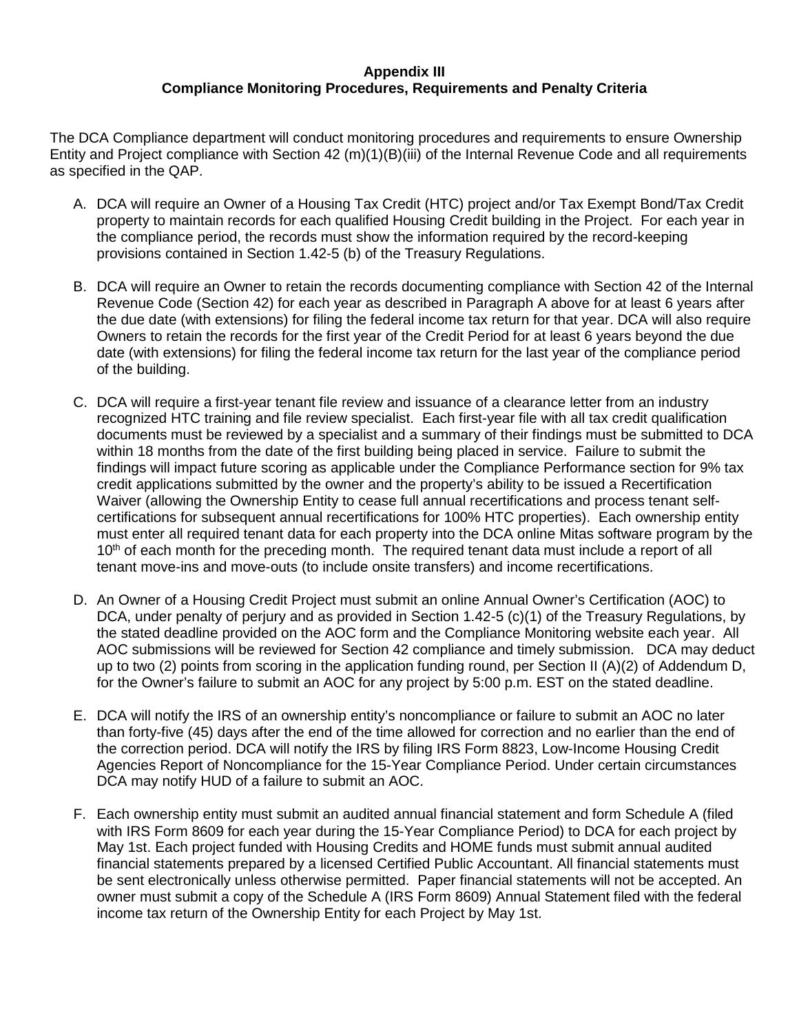# Appendix III
## Compliance Monitoring Procedures, Requirements and Penalty Criteria

The DCA Compliance department will conduct monitoring procedures and requirements to ensure Ownership Entity and Project compliance with Section 42 (m)(1)(B)(iii) of the Internal Revenue Code and all requirements as specified in the QAP.

A. DCA will require an Owner of a Housing Tax Credit (HTC) project and/or Tax Exempt Bond/Tax Credit property to maintain records for each qualified Housing Credit building in the Project. For each year in the compliance period, the records must show the information required by the record-keeping provisions contained in Section 1.42-5 (b) of the Treasury Regulations.

B. DCA will require an Owner to retain the records documenting compliance with Section 42 of the Internal Revenue Code (Section 42) for each year as described in Paragraph A above for at least 6 years after the due date (with extensions) for filing the federal income tax return for that year. DCA will also require Owners to retain the records for the first year of the Credit Period for at least 6 years beyond the due date (with extensions) for filing the federal income tax return for the last year of the compliance period of the building.

C. DCA will require a first-year tenant file review and issuance of a clearance letter from an industry recognized HTC training and file review specialist. Each first-year file with all tax credit qualification documents must be reviewed by a specialist and a summary of their findings must be submitted to DCA within 18 months from the date of the first building being placed in service. Failure to submit the findings will impact future scoring as applicable under the Compliance Performance section for 9% tax credit applications submitted by the owner and the property's ability to be issued a Recertification Waiver (allowing the Ownership Entity to cease full annual recertifications and process tenant self-certifications for subsequent annual recertifications for 100% HTC properties). Each ownership entity must enter all required tenant data for each property into the DCA online Mitas software program by the 10th of each month for the preceding month. The required tenant data must include a report of all tenant move-ins and move-outs (to include onsite transfers) and income recertifications.

D. An Owner of a Housing Credit Project must submit an online Annual Owner's Certification (AOC) to DCA, under penalty of perjury and as provided in Section 1.42-5 (c)(1) of the Treasury Regulations, by the stated deadline provided on the AOC form and the Compliance Monitoring website each year. All AOC submissions will be reviewed for Section 42 compliance and timely submission. DCA may deduct up to two (2) points from scoring in the application funding round, per Section II (A)(2) of Addendum D, for the Owner's failure to submit an AOC for any project by 5:00 p.m. EST on the stated deadline.

E. DCA will notify the IRS of an ownership entity's noncompliance or failure to submit an AOC no later than forty-five (45) days after the end of the time allowed for correction and no earlier than the end of the correction period. DCA will notify the IRS by filing IRS Form 8823, Low-Income Housing Credit Agencies Report of Noncompliance for the 15-Year Compliance Period. Under certain circumstances DCA may notify HUD of a failure to submit an AOC.

F. Each ownership entity must submit an audited annual financial statement and form Schedule A (filed with IRS Form 8609 for each year during the 15-Year Compliance Period) to DCA for each project by May 1st. Each project funded with Housing Credits and HOME funds must submit annual audited financial statements prepared by a licensed Certified Public Accountant. All financial statements must be sent electronically unless otherwise permitted. Paper financial statements will not be accepted. An owner must submit a copy of the Schedule A (IRS Form 8609) Annual Statement filed with the federal income tax return of the Ownership Entity for each Project by May 1st.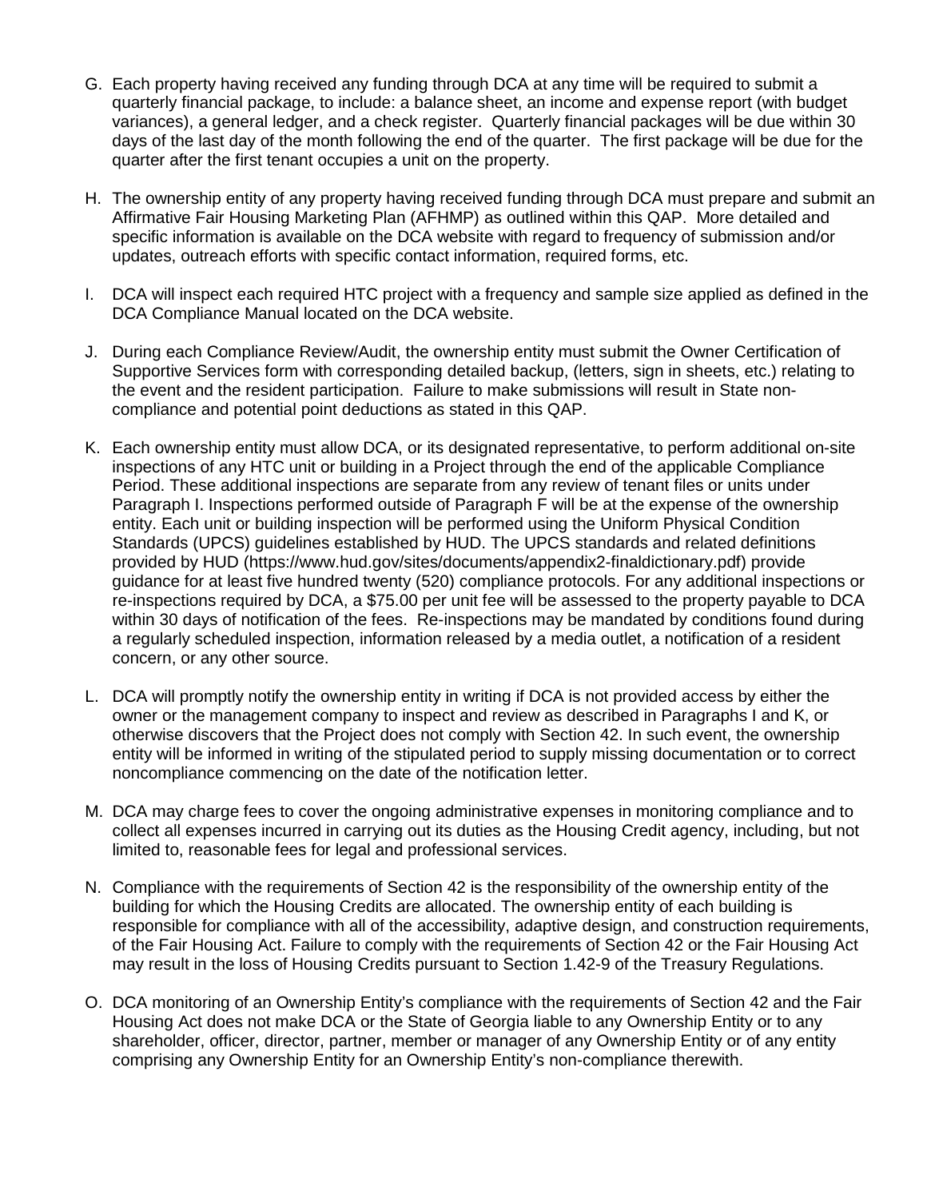G. Each property having received any funding through DCA at any time will be required to submit a quarterly financial package, to include: a balance sheet, an income and expense report (with budget variances), a general ledger, and a check register. Quarterly financial packages will be due within 30 days of the last day of the month following the end of the quarter. The first package will be due for the quarter after the first tenant occupies a unit on the property.

H. The ownership entity of any property having received funding through DCA must prepare and submit an Affirmative Fair Housing Marketing Plan (AFHMP) as outlined within this QAP. More detailed and specific information is available on the DCA website with regard to frequency of submission and/or updates, outreach efforts with specific contact information, required forms, etc.

I. DCA will inspect each required HTC project with a frequency and sample size applied as defined in the DCA Compliance Manual located on the DCA website.

J. During each Compliance Review/Audit, the ownership entity must submit the Owner Certification of Supportive Services form with corresponding detailed backup, (letters, sign in sheets, etc.) relating to the event and the resident participation. Failure to make submissions will result in State non-compliance and potential point deductions as stated in this QAP.

K. Each ownership entity must allow DCA, or its designated representative, to perform additional on-site inspections of any HTC unit or building in a Project through the end of the applicable Compliance Period. These additional inspections are separate from any review of tenant files or units under Paragraph I. Inspections performed outside of Paragraph F will be at the expense of the ownership entity. Each unit or building inspection will be performed using the Uniform Physical Condition Standards (UPCS) guidelines established by HUD. The UPCS standards and related definitions provided by HUD (https://www.hud.gov/sites/documents/appendix2-finaldictionary.pdf) provide guidance for at least five hundred twenty (520) compliance protocols. For any additional inspections or re-inspections required by DCA, a $75.00 per unit fee will be assessed to the property payable to DCA within 30 days of notification of the fees. Re-inspections may be mandated by conditions found during a regularly scheduled inspection, information released by a media outlet, a notification of a resident concern, or any other source.

L. DCA will promptly notify the ownership entity in writing if DCA is not provided access by either the owner or the management company to inspect and review as described in Paragraphs I and K, or otherwise discovers that the Project does not comply with Section 42. In such event, the ownership entity will be informed in writing of the stipulated period to supply missing documentation or to correct noncompliance commencing on the date of the notification letter.

M. DCA may charge fees to cover the ongoing administrative expenses in monitoring compliance and to collect all expenses incurred in carrying out its duties as the Housing Credit agency, including, but not limited to, reasonable fees for legal and professional services.

N. Compliance with the requirements of Section 42 is the responsibility of the ownership entity of the building for which the Housing Credits are allocated. The ownership entity of each building is responsible for compliance with all of the accessibility, adaptive design, and construction requirements, of the Fair Housing Act. Failure to comply with the requirements of Section 42 or the Fair Housing Act may result in the loss of Housing Credits pursuant to Section 1.42-9 of the Treasury Regulations.

O. DCA monitoring of an Ownership Entity's compliance with the requirements of Section 42 and the Fair Housing Act does not make DCA or the State of Georgia liable to any Ownership Entity or to any shareholder, officer, director, partner, member or manager of any Ownership Entity or of any entity comprising any Ownership Entity for an Ownership Entity's non-compliance therewith.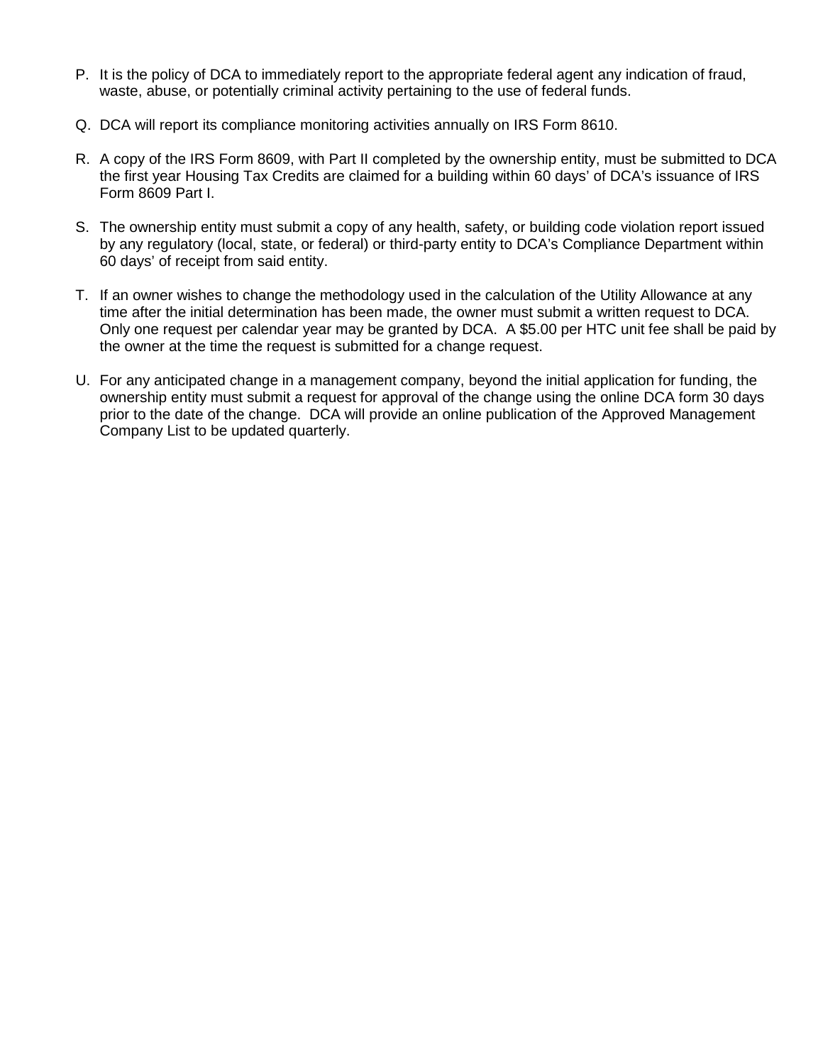P. It is the policy of DCA to immediately report to the appropriate federal agent any indication of fraud, waste, abuse, or potentially criminal activity pertaining to the use of federal funds.

Q. DCA will report its compliance monitoring activities annually on IRS Form 8610.

R. A copy of the IRS Form 8609, with Part II completed by the ownership entity, must be submitted to DCA the first year Housing Tax Credits are claimed for a building within 60 days' of DCA's issuance of IRS Form 8609 Part I.

S. The ownership entity must submit a copy of any health, safety, or building code violation report issued by any regulatory (local, state, or federal) or third-party entity to DCA's Compliance Department within 60 days' of receipt from said entity.

T. If an owner wishes to change the methodology used in the calculation of the Utility Allowance at any time after the initial determination has been made, the owner must submit a written request to DCA. Only one request per calendar year may be granted by DCA. A $5.00 per HTC unit fee shall be paid by the owner at the time the request is submitted for a change request.

U. For any anticipated change in a management company, beyond the initial application for funding, the ownership entity must submit a request for approval of the change using the online DCA form 30 days prior to the date of the change. DCA will provide an online publication of the Approved Management Company List to be updated quarterly.